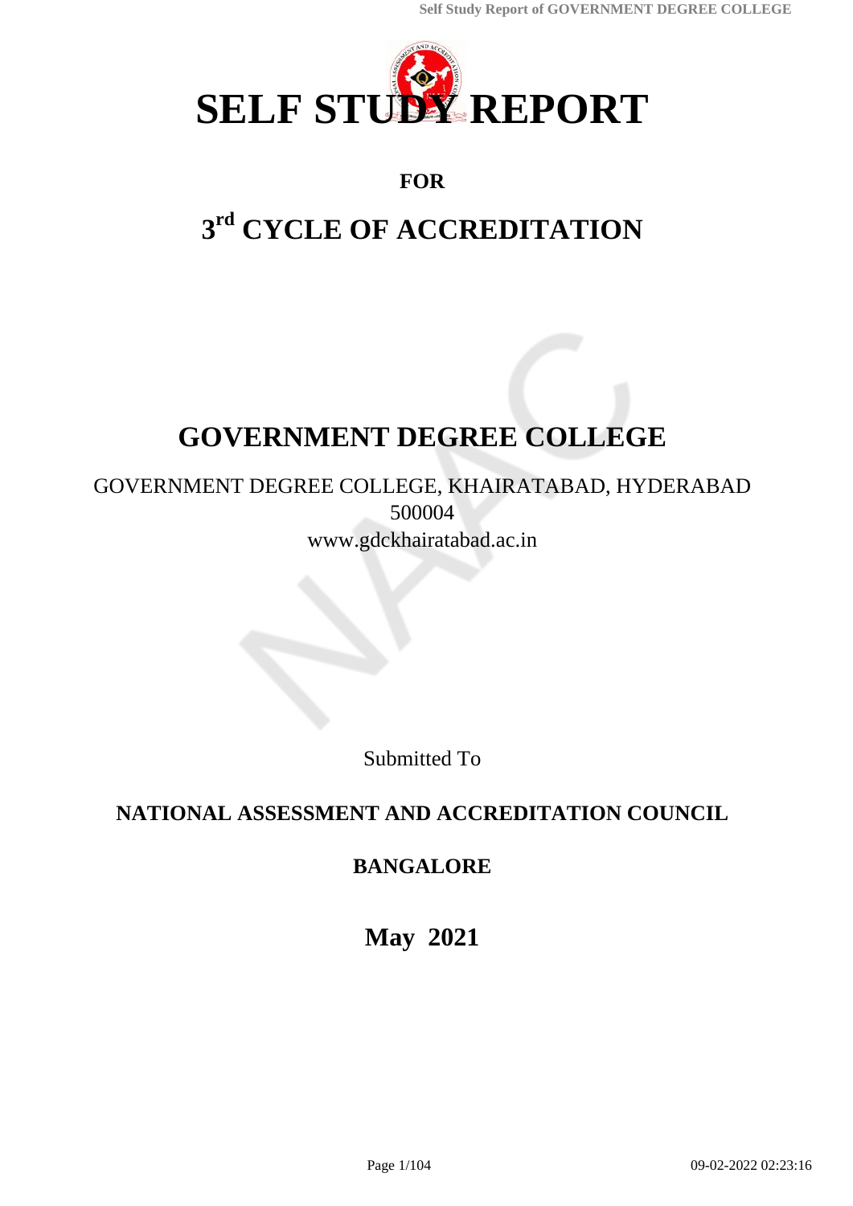# SELF STUDY REPORT

## FOR

# 3rd CYCLE OF ACCREDITATION

# GOVERNMENT DEGREE COLLEGE

GOVERNMENT DEGREE COLLEGE, KHAIRATABAD, HYDERABAD
500004
www.gdckhairatabad.ac.in

Submitted To

**NATIONAL ASSESSMENT AND ACCREDITATION COUNCIL**

**BANGALORE**

**May 2021**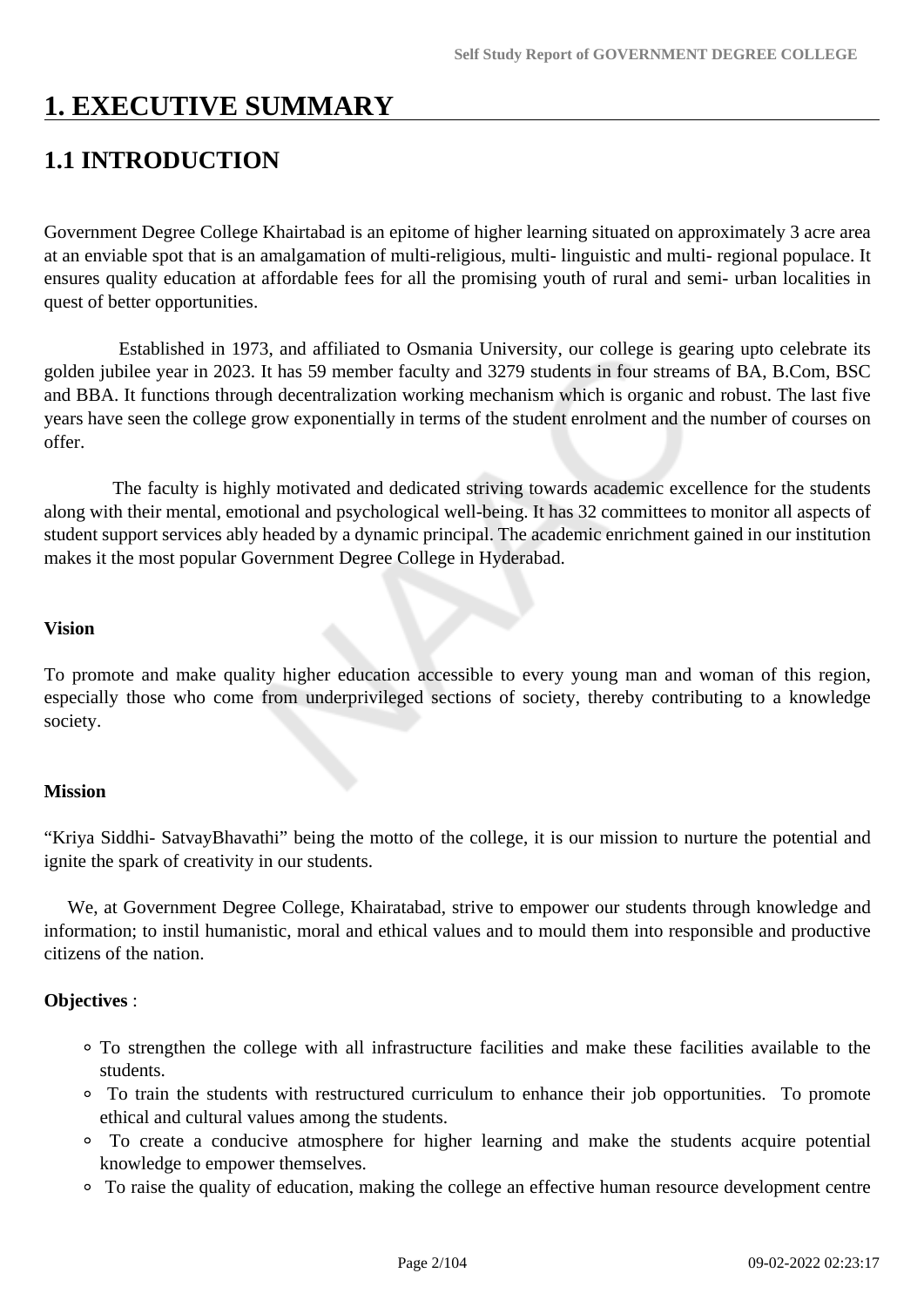# 1. EXECUTIVE SUMMARY

## 1.1 INTRODUCTION

Government Degree College Khairtabad is an epitome of higher learning situated on approximately 3 acre area at an enviable spot that is an amalgamation of multi-religious, multi- linguistic and multi- regional populace. It ensures quality education at affordable fees for all the promising youth of rural and semi- urban localities in quest of better opportunities.

Established in 1973, and affiliated to Osmania University, our college is gearing upto celebrate its golden jubilee year in 2023. It has 59 member faculty and 3279 students in four streams of BA, B.Com, BSC and BBA. It functions through decentralization working mechanism which is organic and robust. The last five years have seen the college grow exponentially in terms of the student enrolment and the number of courses on offer.

The faculty is highly motivated and dedicated striving towards academic excellence for the students along with their mental, emotional and psychological well-being. It has 32 committees to monitor all aspects of student support services ably headed by a dynamic principal. The academic enrichment gained in our institution makes it the most popular Government Degree College in Hyderabad.

**Vision**

To promote and make quality higher education accessible to every young man and woman of this region, especially those who come from underprivileged sections of society, thereby contributing to a knowledge society.

**Mission**

“Kriya Siddhi- SatvayBhavathi” being the motto of the college, it is our mission to nurture the potential and ignite the spark of creativity in our students.

We, at Government Degree College, Khairatabad, strive to empower our students through knowledge and information; to instil humanistic, moral and ethical values and to mould them into responsible and productive citizens of the nation.

**Objectives** :

- To strengthen the college with all infrastructure facilities and make these facilities available to the students.
- To train the students with restructured curriculum to enhance their job opportunities. To promote ethical and cultural values among the students.
- To create a conducive atmosphere for higher learning and make the students acquire potential knowledge to empower themselves.
- To raise the quality of education, making the college an effective human resource development centre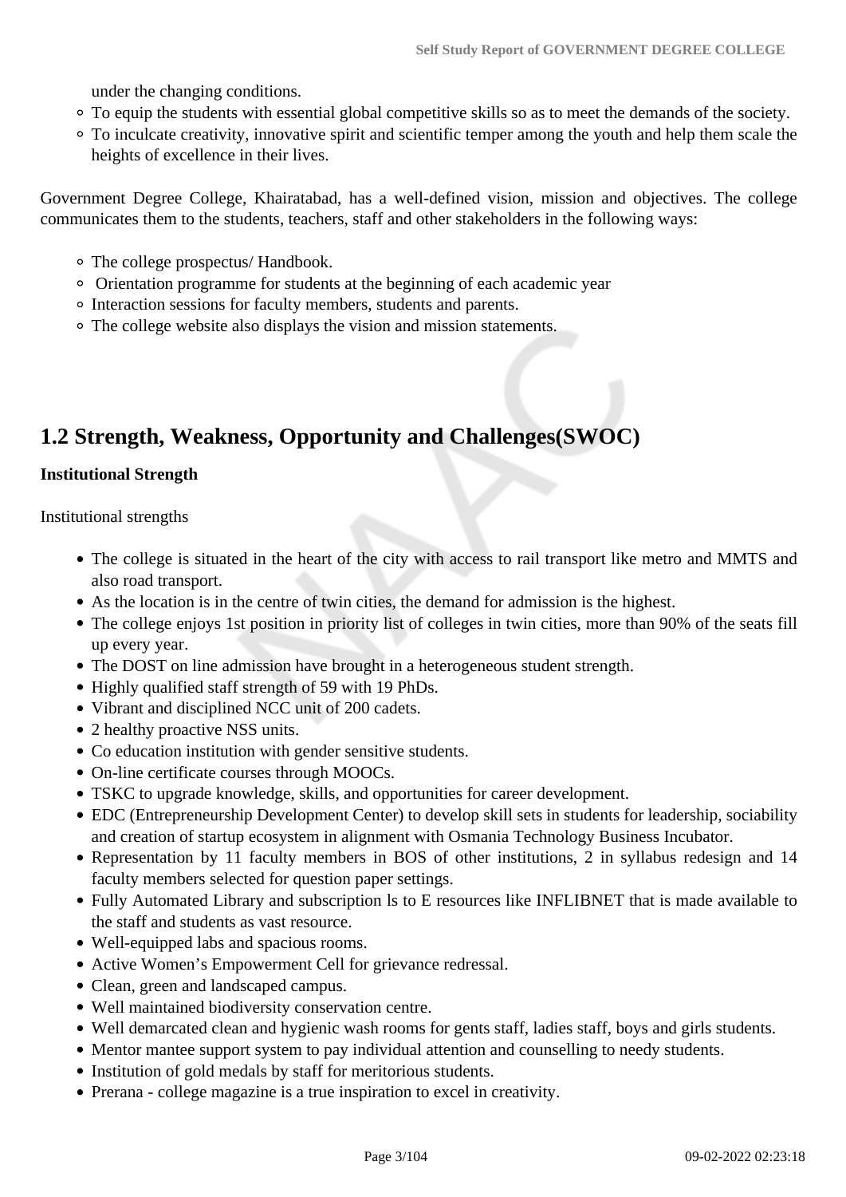under the changing conditions.

- To equip the students with essential global competitive skills so as to meet the demands of the society.
- To inculcate creativity, innovative spirit and scientific temper among the youth and help them scale the heights of excellence in their lives.

Government Degree College, Khairatabad, has a well-defined vision, mission and objectives. The college communicates them to the students, teachers, staff and other stakeholders in the following ways:

- The college prospectus/ Handbook.
- Orientation programme for students at the beginning of each academic year
- Interaction sessions for faculty members, students and parents.
- The college website also displays the vision and mission statements.

## 1.2 Strength, Weakness, Opportunity and Challenges(SWOC)

**Institutional Strength**

Institutional strengths

- The college is situated in the heart of the city with access to rail transport like metro and MMTS and also road transport.
- As the location is in the centre of twin cities, the demand for admission is the highest.
- The college enjoys 1st position in priority list of colleges in twin cities, more than 90% of the seats fill up every year.
- The DOST on line admission have brought in a heterogeneous student strength.
- Highly qualified staff strength of 59 with 19 PhDs.
- Vibrant and disciplined NCC unit of 200 cadets.
- 2 healthy proactive NSS units.
- Co education institution with gender sensitive students.
- On-line certificate courses through MOOCs.
- TSKC to upgrade knowledge, skills, and opportunities for career development.
- EDC (Entrepreneurship Development Center) to develop skill sets in students for leadership, sociability and creation of startup ecosystem in alignment with Osmania Technology Business Incubator.
- Representation by 11 faculty members in BOS of other institutions, 2 in syllabus redesign and 14 faculty members selected for question paper settings.
- Fully Automated Library and subscription ls to E resources like INFLIBNET that is made available to the staff and students as vast resource.
- Well-equipped labs and spacious rooms.
- Active Women's Empowerment Cell for grievance redressal.
- Clean, green and landscaped campus.
- Well maintained biodiversity conservation centre.
- Well demarcated clean and hygienic wash rooms for gents staff, ladies staff, boys and girls students.
- Mentor mantee support system to pay individual attention and counselling to needy students.
- Institution of gold medals by staff for meritorious students.
- Prerana - college magazine is a true inspiration to excel in creativity.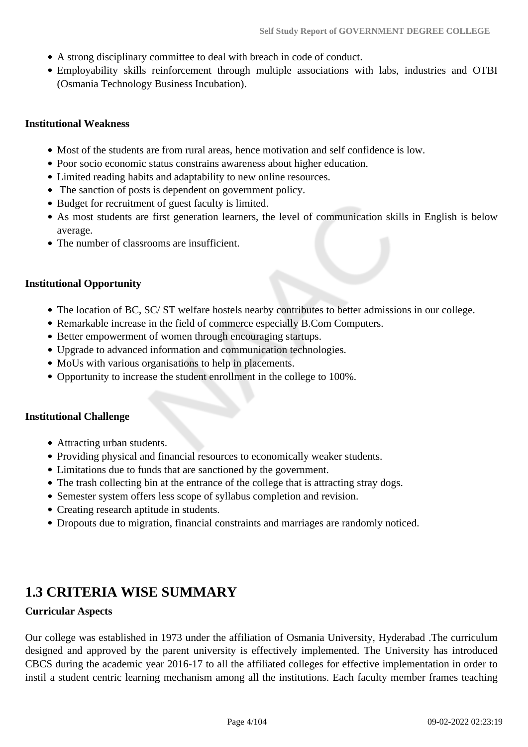- A strong disciplinary committee to deal with breach in code of conduct.
- Employability skills reinforcement through multiple associations with labs, industries and OTBI (Osmania Technology Business Incubation).

**Institutional Weakness**

- Most of the students are from rural areas, hence motivation and self confidence is low.
- Poor socio economic status constrains awareness about higher education.
- Limited reading habits and adaptability to new online resources.
- The sanction of posts is dependent on government policy.
- Budget for recruitment of guest faculty is limited.
- As most students are first generation learners, the level of communication skills in English is below average.
- The number of classrooms are insufficient.

**Institutional Opportunity**

- The location of BC, SC/ ST welfare hostels nearby contributes to better admissions in our college.
- Remarkable increase in the field of commerce especially B.Com Computers.
- Better empowerment of women through encouraging startups.
- Upgrade to advanced information and communication technologies.
- MoUs with various organisations to help in placements.
- Opportunity to increase the student enrollment in the college to 100%.

**Institutional Challenge**

- Attracting urban students.
- Providing physical and financial resources to economically weaker students.
- Limitations due to funds that are sanctioned by the government.
- The trash collecting bin at the entrance of the college that is attracting stray dogs.
- Semester system offers less scope of syllabus completion and revision.
- Creating research aptitude in students.
- Dropouts due to migration, financial constraints and marriages are randomly noticed.

## 1.3 CRITERIA WISE SUMMARY

**Curricular Aspects**

Our college was established in 1973 under the affiliation of Osmania University, Hyderabad .The curriculum designed and approved by the parent university is effectively implemented. The University has introduced CBCS during the academic year 2016-17 to all the affiliated colleges for effective implementation in order to instil a student centric learning mechanism among all the institutions. Each faculty member frames teaching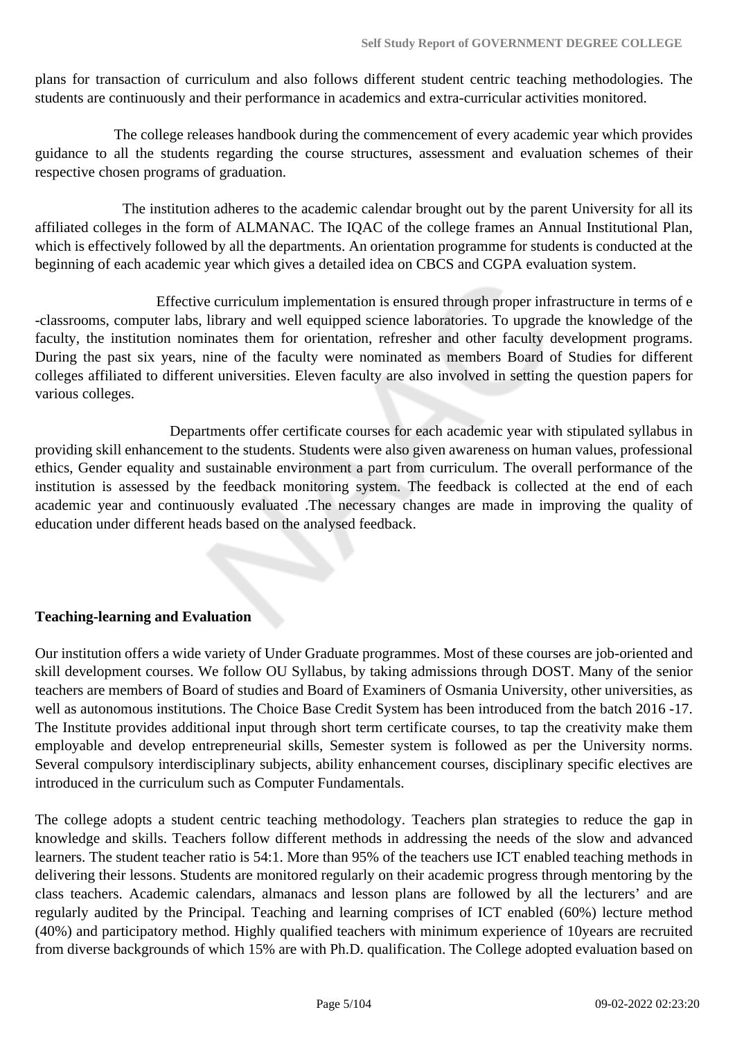plans for transaction of curriculum and also follows different student centric teaching methodologies. The students are continuously and their performance in academics and extra-curricular activities monitored.

The college releases handbook during the commencement of every academic year which provides guidance to all the students regarding the course structures, assessment and evaluation schemes of their respective chosen programs of graduation.

The institution adheres to the academic calendar brought out by the parent University for all its affiliated colleges in the form of ALMANAC. The IQAC of the college frames an Annual Institutional Plan, which is effectively followed by all the departments. An orientation programme for students is conducted at the beginning of each academic year which gives a detailed idea on CBCS and CGPA evaluation system.

Effective curriculum implementation is ensured through proper infrastructure in terms of e -classrooms, computer labs, library and well equipped science laboratories. To upgrade the knowledge of the faculty, the institution nominates them for orientation, refresher and other faculty development programs. During the past six years, nine of the faculty were nominated as members Board of Studies for different colleges affiliated to different universities. Eleven faculty are also involved in setting the question papers for various colleges.

Departments offer certificate courses for each academic year with stipulated syllabus in providing skill enhancement to the students. Students were also given awareness on human values, professional ethics, Gender equality and sustainable environment a part from curriculum. The overall performance of the institution is assessed by the feedback monitoring system. The feedback is collected at the end of each academic year and continuously evaluated .The necessary changes are made in improving the quality of education under different heads based on the analysed feedback.

**Teaching-learning and Evaluation**

Our institution offers a wide variety of Under Graduate programmes. Most of these courses are job-oriented and skill development courses. We follow OU Syllabus, by taking admissions through DOST. Many of the senior teachers are members of Board of studies and Board of Examiners of Osmania University, other universities, as well as autonomous institutions. The Choice Base Credit System has been introduced from the batch 2016 -17. The Institute provides additional input through short term certificate courses, to tap the creativity make them employable and develop entrepreneurial skills, Semester system is followed as per the University norms. Several compulsory interdisciplinary subjects, ability enhancement courses, disciplinary specific electives are introduced in the curriculum such as Computer Fundamentals.

The college adopts a student centric teaching methodology. Teachers plan strategies to reduce the gap in knowledge and skills. Teachers follow different methods in addressing the needs of the slow and advanced learners. The student teacher ratio is 54:1. More than 95% of the teachers use ICT enabled teaching methods in delivering their lessons. Students are monitored regularly on their academic progress through mentoring by the class teachers. Academic calendars, almanacs and lesson plans are followed by all the lecturers' and are regularly audited by the Principal. Teaching and learning comprises of ICT enabled (60%) lecture method (40%) and participatory method. Highly qualified teachers with minimum experience of 10years are recruited from diverse backgrounds of which 15% are with Ph.D. qualification. The College adopted evaluation based on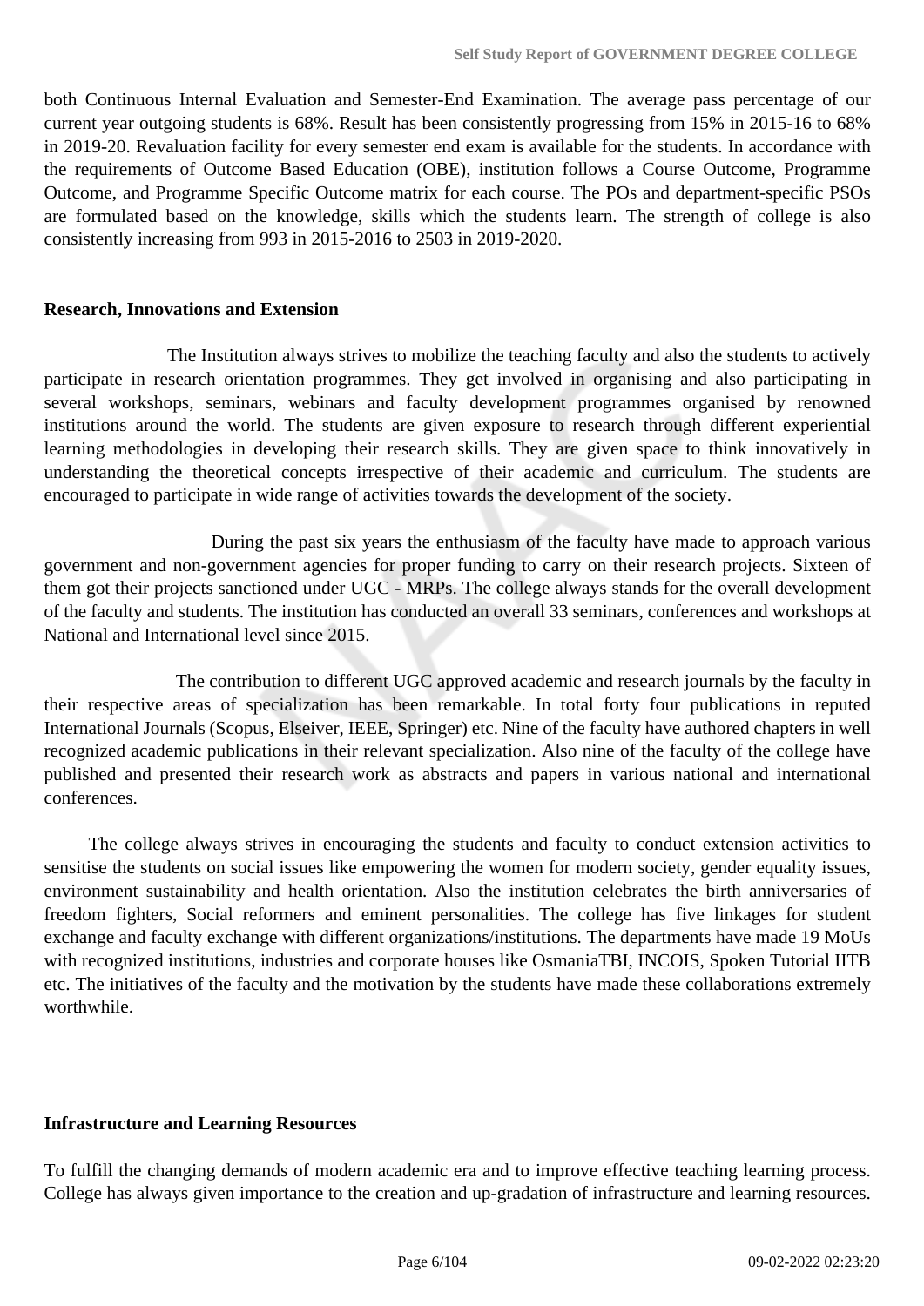both Continuous Internal Evaluation and Semester-End Examination. The average pass percentage of our current year outgoing students is 68%. Result has been consistently progressing from 15% in 2015-16 to 68% in 2019-20. Revaluation facility for every semester end exam is available for the students. In accordance with the requirements of Outcome Based Education (OBE), institution follows a Course Outcome, Programme Outcome, and Programme Specific Outcome matrix for each course. The POs and department-specific PSOs are formulated based on the knowledge, skills which the students learn. The strength of college is also consistently increasing from 993 in 2015-2016 to 2503 in 2019-2020.

**Research, Innovations and Extension**

The Institution always strives to mobilize the teaching faculty and also the students to actively participate in research orientation programmes. They get involved in organising and also participating in several workshops, seminars, webinars and faculty development programmes organised by renowned institutions around the world. The students are given exposure to research through different experiential learning methodologies in developing their research skills. They are given space to think innovatively in understanding the theoretical concepts irrespective of their academic and curriculum. The students are encouraged to participate in wide range of activities towards the development of the society.

During the past six years the enthusiasm of the faculty have made to approach various government and non-government agencies for proper funding to carry on their research projects. Sixteen of them got their projects sanctioned under UGC - MRPs. The college always stands for the overall development of the faculty and students. The institution has conducted an overall 33 seminars, conferences and workshops at National and International level since 2015.

The contribution to different UGC approved academic and research journals by the faculty in their respective areas of specialization has been remarkable. In total forty four publications in reputed International Journals (Scopus, Elseiver, IEEE, Springer) etc. Nine of the faculty have authored chapters in well recognized academic publications in their relevant specialization. Also nine of the faculty of the college have published and presented their research work as abstracts and papers in various national and international conferences.

The college always strives in encouraging the students and faculty to conduct extension activities to sensitise the students on social issues like empowering the women for modern society, gender equality issues, environment sustainability and health orientation. Also the institution celebrates the birth anniversaries of freedom fighters, Social reformers and eminent personalities. The college has five linkages for student exchange and faculty exchange with different organizations/institutions. The departments have made 19 MoUs with recognized institutions, industries and corporate houses like OsmaniaTBI, INCOIS, Spoken Tutorial IITB etc. The initiatives of the faculty and the motivation by the students have made these collaborations extremely worthwhile.

**Infrastructure and Learning Resources**

To fulfill the changing demands of modern academic era and to improve effective teaching learning process. College has always given importance to the creation and up-gradation of infrastructure and learning resources.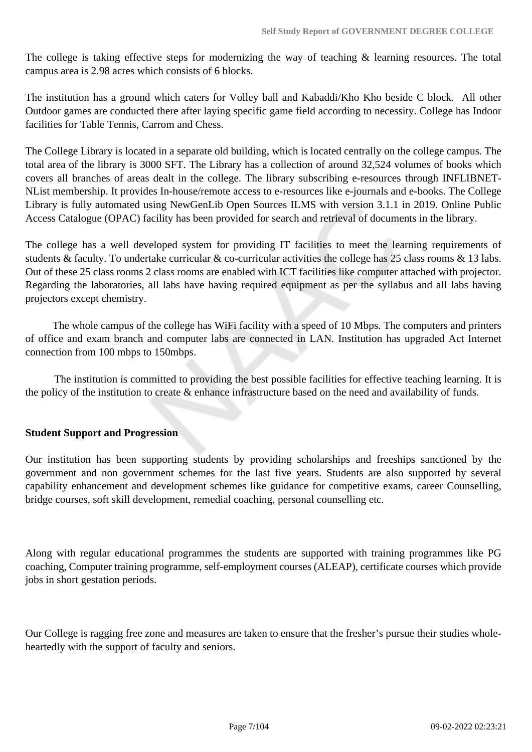The college is taking effective steps for modernizing the way of teaching & learning resources. The total campus area is 2.98 acres which consists of 6 blocks.

The institution has a ground which caters for Volley ball and Kabaddi/Kho Kho beside C block. All other Outdoor games are conducted there after laying specific game field according to necessity. College has Indoor facilities for Table Tennis, Carrom and Chess.

The College Library is located in a separate old building, which is located centrally on the college campus. The total area of the library is 3000 SFT. The Library has a collection of around 32,524 volumes of books which covers all branches of areas dealt in the college. The library subscribing e-resources through INFLIBNET-NList membership. It provides In-house/remote access to e-resources like e-journals and e-books. The College Library is fully automated using NewGenLib Open Sources ILMS with version 3.1.1 in 2019. Online Public Access Catalogue (OPAC) facility has been provided for search and retrieval of documents in the library.

The college has a well developed system for providing IT facilities to meet the learning requirements of students & faculty. To undertake curricular & co-curricular activities the college has 25 class rooms & 13 labs. Out of these 25 class rooms 2 class rooms are enabled with ICT facilities like computer attached with projector. Regarding the laboratories, all labs have having required equipment as per the syllabus and all labs having projectors except chemistry.

The whole campus of the college has WiFi facility with a speed of 10 Mbps. The computers and printers of office and exam branch and computer labs are connected in LAN. Institution has upgraded Act Internet connection from 100 mbps to 150mbps.

The institution is committed to providing the best possible facilities for effective teaching learning. It is the policy of the institution to create & enhance infrastructure based on the need and availability of funds.

**Student Support and Progression**

Our institution has been supporting students by providing scholarships and freeships sanctioned by the government and non government schemes for the last five years. Students are also supported by several capability enhancement and development schemes like guidance for competitive exams, career Counselling, bridge courses, soft skill development, remedial coaching, personal counselling etc.

Along with regular educational programmes the students are supported with training programmes like PG coaching, Computer training programme, self-employment courses (ALEAP), certificate courses which provide jobs in short gestation periods.

Our College is ragging free zone and measures are taken to ensure that the fresher's pursue their studies whole-heartedly with the support of faculty and seniors.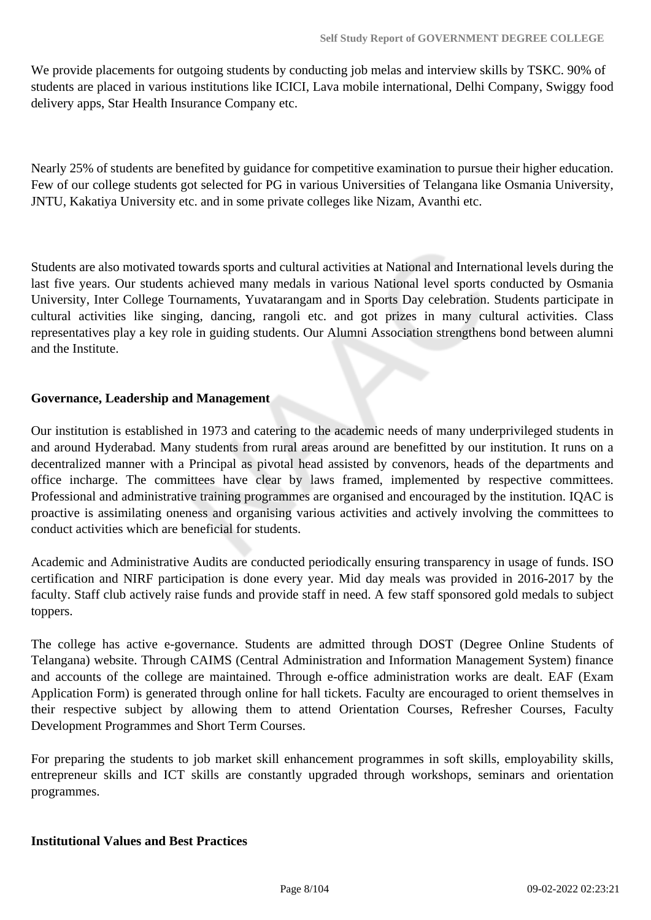We provide placements for outgoing students by conducting job melas and interview skills by TSKC. 90% of students are placed in various institutions like ICICI, Lava mobile international, Delhi Company, Swiggy food delivery apps, Star Health Insurance Company etc.

Nearly 25% of students are benefited by guidance for competitive examination to pursue their higher education. Few of our college students got selected for PG in various Universities of Telangana like Osmania University, JNTU, Kakatiya University etc. and in some private colleges like Nizam, Avanthi etc.

Students are also motivated towards sports and cultural activities at National and International levels during the last five years. Our students achieved many medals in various National level sports conducted by Osmania University, Inter College Tournaments, Yuvatarangam and in Sports Day celebration. Students participate in cultural activities like singing, dancing, rangoli etc. and got prizes in many cultural activities. Class representatives play a key role in guiding students. Our Alumni Association strengthens bond between alumni and the Institute.

**Governance, Leadership and Management**

Our institution is established in 1973 and catering to the academic needs of many underprivileged students in and around Hyderabad. Many students from rural areas around are benefitted by our institution. It runs on a decentralized manner with a Principal as pivotal head assisted by convenors, heads of the departments and office incharge. The committees have clear by laws framed, implemented by respective committees. Professional and administrative training programmes are organised and encouraged by the institution. IQAC is proactive is assimilating oneness and organising various activities and actively involving the committees to conduct activities which are beneficial for students.

Academic and Administrative Audits are conducted periodically ensuring transparency in usage of funds. ISO certification and NIRF participation is done every year. Mid day meals was provided in 2016-2017 by the faculty. Staff club actively raise funds and provide staff in need. A few staff sponsored gold medals to subject toppers.

The college has active e-governance. Students are admitted through DOST (Degree Online Students of Telangana) website. Through CAIMS (Central Administration and Information Management System) finance and accounts of the college are maintained. Through e-office administration works are dealt. EAF (Exam Application Form) is generated through online for hall tickets. Faculty are encouraged to orient themselves in their respective subject by allowing them to attend Orientation Courses, Refresher Courses, Faculty Development Programmes and Short Term Courses.

For preparing the students to job market skill enhancement programmes in soft skills, employability skills, entrepreneur skills and ICT skills are constantly upgraded through workshops, seminars and orientation programmes.

**Institutional Values and Best Practices**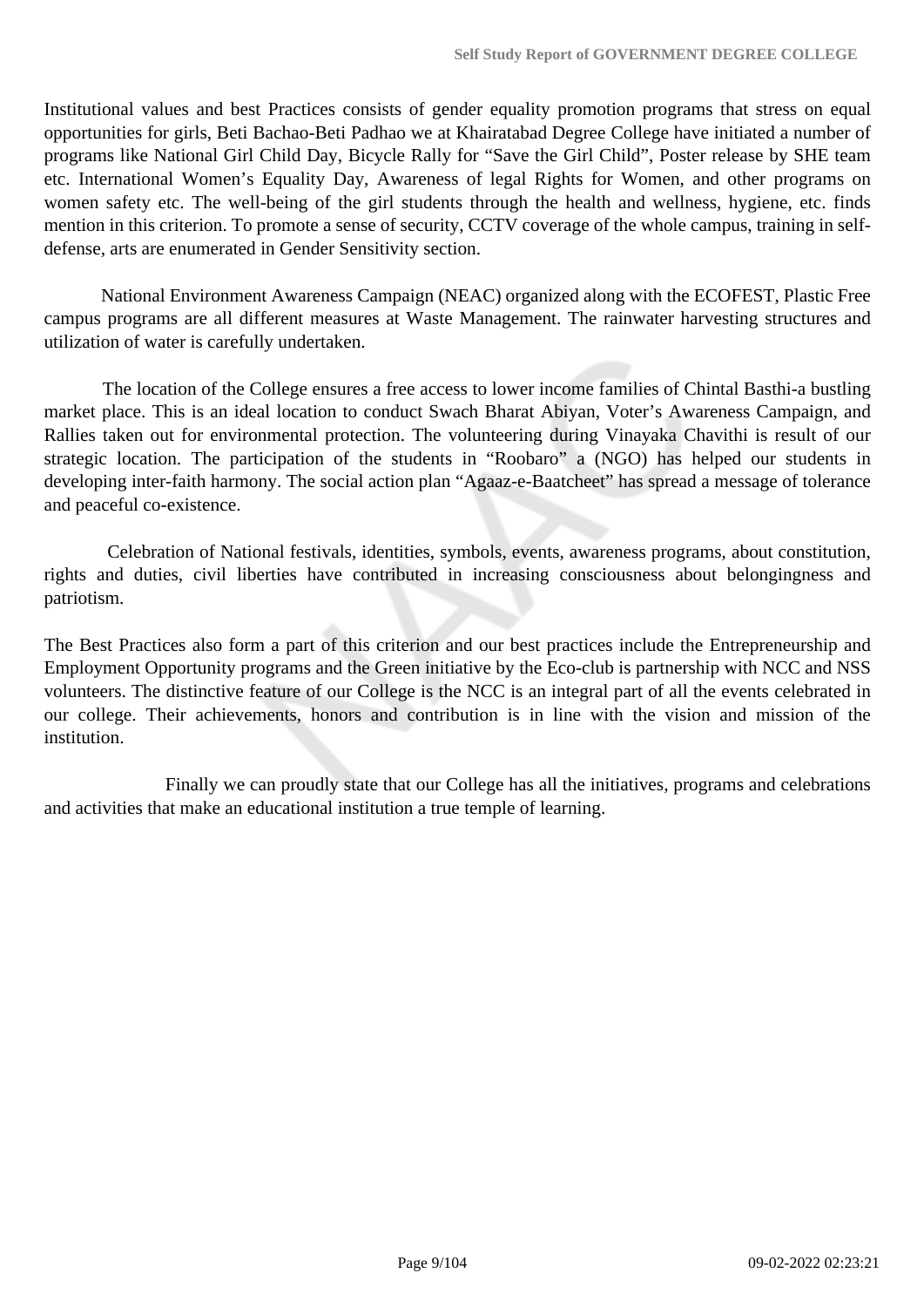Institutional values and best Practices consists of gender equality promotion programs that stress on equal opportunities for girls, Beti Bachao-Beti Padhao we at Khairatabad Degree College have initiated a number of programs like National Girl Child Day, Bicycle Rally for "Save the Girl Child", Poster release by SHE team etc. International Women's Equality Day, Awareness of legal Rights for Women, and other programs on women safety etc. The well-being of the girl students through the health and wellness, hygiene, etc. finds mention in this criterion. To promote a sense of security, CCTV coverage of the whole campus, training in self-defense, arts are enumerated in Gender Sensitivity section.

National Environment Awareness Campaign (NEAC) organized along with the ECOFEST, Plastic Free campus programs are all different measures at Waste Management. The rainwater harvesting structures and utilization of water is carefully undertaken.

The location of the College ensures a free access to lower income families of Chintal Basthi-a bustling market place. This is an ideal location to conduct Swach Bharat Abiyan, Voter's Awareness Campaign, and Rallies taken out for environmental protection. The volunteering during Vinayaka Chavithi is result of our strategic location. The participation of the students in "Roobaro" a (NGO) has helped our students in developing inter-faith harmony. The social action plan "Agaaz-e-Baatcheet" has spread a message of tolerance and peaceful co-existence.

Celebration of National festivals, identities, symbols, events, awareness programs, about constitution, rights and duties, civil liberties have contributed in increasing consciousness about belongingness and patriotism.

The Best Practices also form a part of this criterion and our best practices include the Entrepreneurship and Employment Opportunity programs and the Green initiative by the Eco-club is partnership with NCC and NSS volunteers. The distinctive feature of our College is the NCC is an integral part of all the events celebrated in our college. Their achievements, honors and contribution is in line with the vision and mission of the institution.

Finally we can proudly state that our College has all the initiatives, programs and celebrations and activities that make an educational institution a true temple of learning.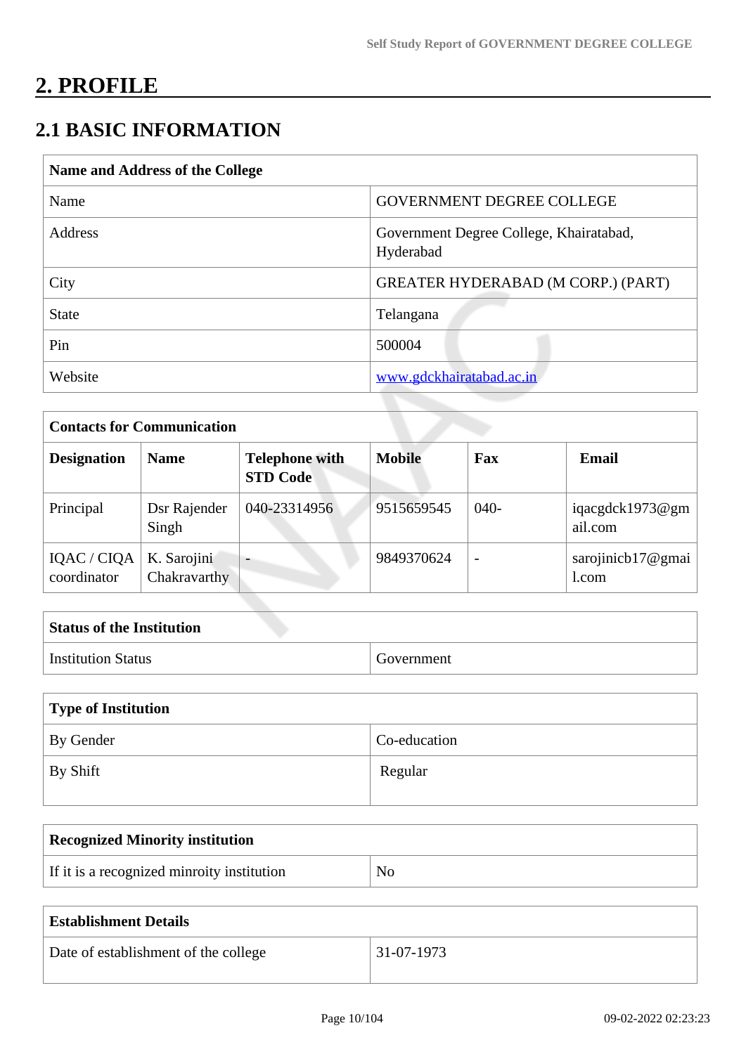# 2. PROFILE

## 2.1 BASIC INFORMATION

| Name and Address of the College | |
|---|---|
| Name | GOVERNMENT DEGREE COLLEGE |
| Address | Government Degree College, Khairatabad, Hyderabad |
| City | GREATER HYDERABAD (M CORP.) (PART) |
| State | Telangana |
| Pin | 500004 |
| Website | www.gdckhairatabad.ac.in |

| Contacts for Communication | | | | | |
|---|---|---|---|---|---|
| **Designation** | **Name** | **Telephone with STD Code** | **Mobile** | **Fax** | **Email** |
| Principal | Dsr Rajender Singh | 040-23314956 | 9515659545 | 040- | iqacgdck1973@gmail.com |
| IQAC / CIQA coordinator | K. Sarojini Chakravarthy | - | 9849370624 | - | sarojinicb17@gmail.com |

| Status of the Institution | |
|---|---|
| Institution Status | Government |

| Type of Institution | |
|---|---|
| By Gender | Co-education |
| By Shift | Regular |

| Recognized Minority institution | |
|---|---|
| If it is a recognized minroity institution | No |

| Establishment Details | |
|---|---|
| Date of establishment of the college | 31-07-1973 |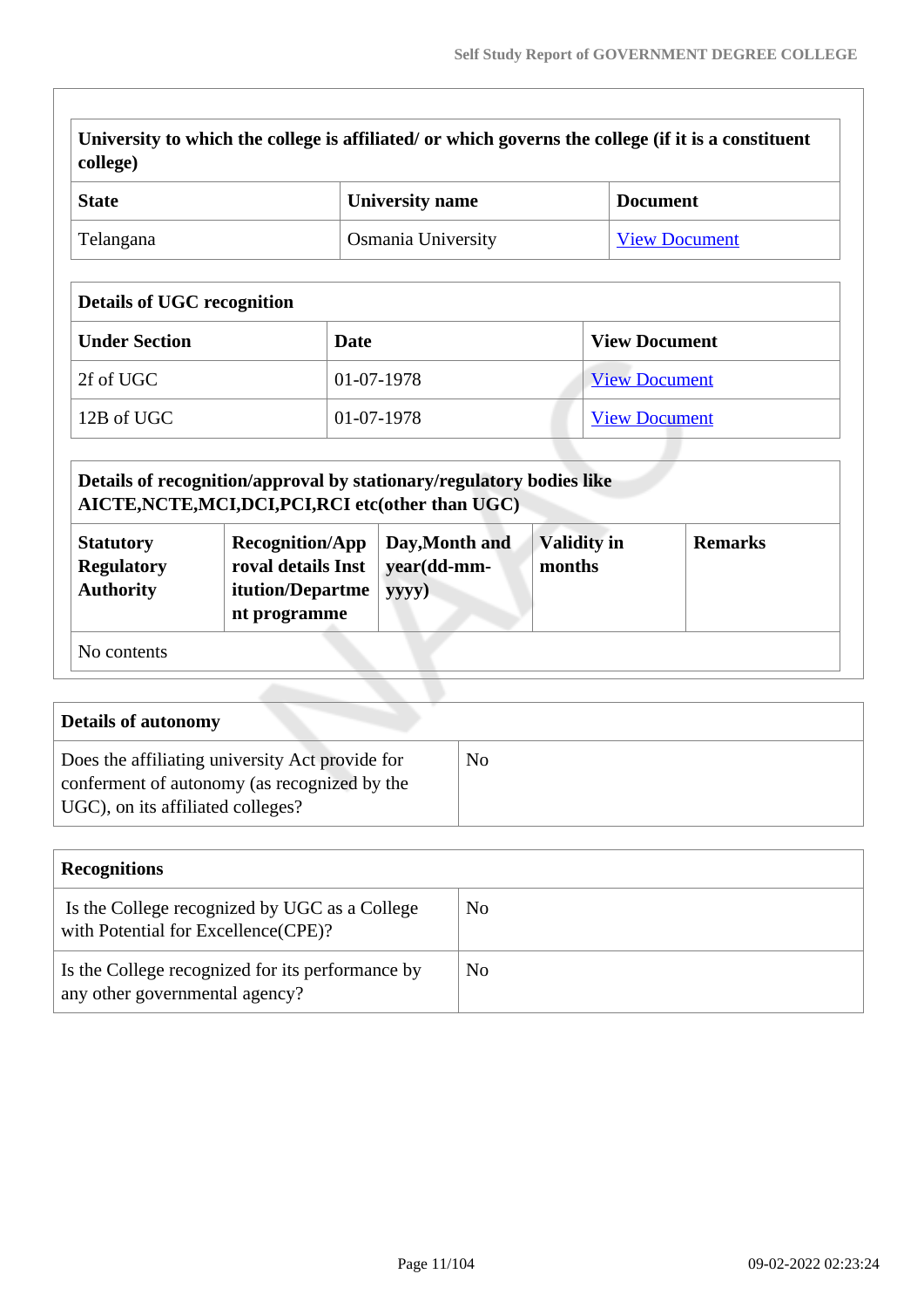| University to which the college is affiliated/ or which governs the college (if it is a constituent college) | | |
|---|---|---|
| **State** | **University name** | **Document** |
| Telangana | Osmania University | View Document |

| Details of UGC recognition | | |
|---|---|---|
| **Under Section** | **Date** | **View Document** |
| 2f of UGC | 01-07-1978 | View Document |
| 12B of UGC | 01-07-1978 | View Document |

| Details of recognition/approval by stationary/regulatory bodies like AICTE,NCTE,MCI,DCI,PCI,RCI etc(other than UGC) | | | | |
|---|---|---|---|---|
| **Statutory Regulatory Authority** | **Recognition/Approval details Institution/Department programme** | **Day,Month and year(dd-mm-yyyy)** | **Validity in months** | **Remarks** |
| No contents | | | | |

| Details of autonomy | |
|---|---|
| Does the affiliating university Act provide for conferment of autonomy (as recognized by the UGC), on its affiliated colleges? | No |

| Recognitions | |
|---|---|
| Is the College recognized by UGC as a College with Potential for Excellence(CPE)? | No |
| Is the College recognized for its performance by any other governmental agency? | No |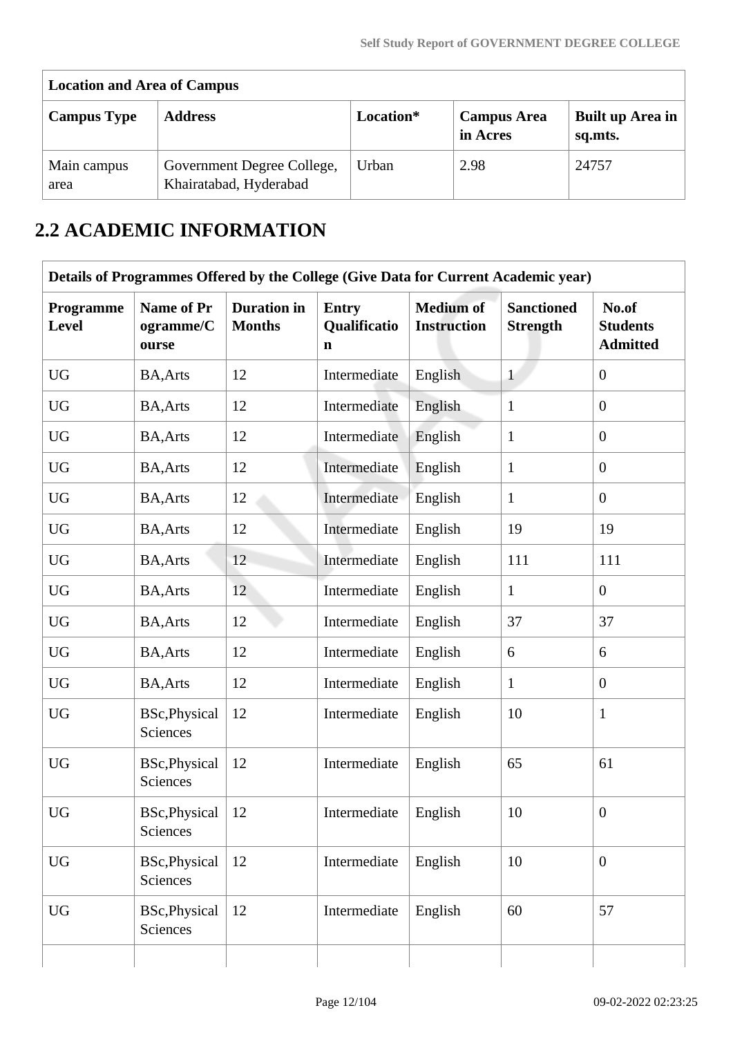| Location and Area of Campus | | | | |
|---|---|---|---|---|
| **Campus Type** | **Address** | **Location*** | **Campus Area in Acres** | **Built up Area in sq.mts.** |
| Main campus area | Government Degree College, Khairatabad, Hyderabad | Urban | 2.98 | 24757 |

## 2.2 ACADEMIC INFORMATION

| Details of Programmes Offered by the College (Give Data for Current Academic year) | | | | | | |
|---|---|---|---|---|---|---|
| **Programme Level** | **Name of Programme/Course** | **Duration in Months** | **Entry Qualification** | **Medium of Instruction** | **Sanctioned Strength** | **No.of Students Admitted** |
| UG | BA,Arts | 12 | Intermediate | English | 1 | 0 |
| UG | BA,Arts | 12 | Intermediate | English | 1 | 0 |
| UG | BA,Arts | 12 | Intermediate | English | 1 | 0 |
| UG | BA,Arts | 12 | Intermediate | English | 1 | 0 |
| UG | BA,Arts | 12 | Intermediate | English | 1 | 0 |
| UG | BA,Arts | 12 | Intermediate | English | 19 | 19 |
| UG | BA,Arts | 12 | Intermediate | English | 111 | 111 |
| UG | BA,Arts | 12 | Intermediate | English | 1 | 0 |
| UG | BA,Arts | 12 | Intermediate | English | 37 | 37 |
| UG | BA,Arts | 12 | Intermediate | English | 6 | 6 |
| UG | BA,Arts | 12 | Intermediate | English | 1 | 0 |
| UG | BSc,Physical Sciences | 12 | Intermediate | English | 10 | 1 |
| UG | BSc,Physical Sciences | 12 | Intermediate | English | 65 | 61 |
| UG | BSc,Physical Sciences | 12 | Intermediate | English | 10 | 0 |
| UG | BSc,Physical Sciences | 12 | Intermediate | English | 10 | 0 |
| UG | BSc,Physical Sciences | 12 | Intermediate | English | 60 | 57 |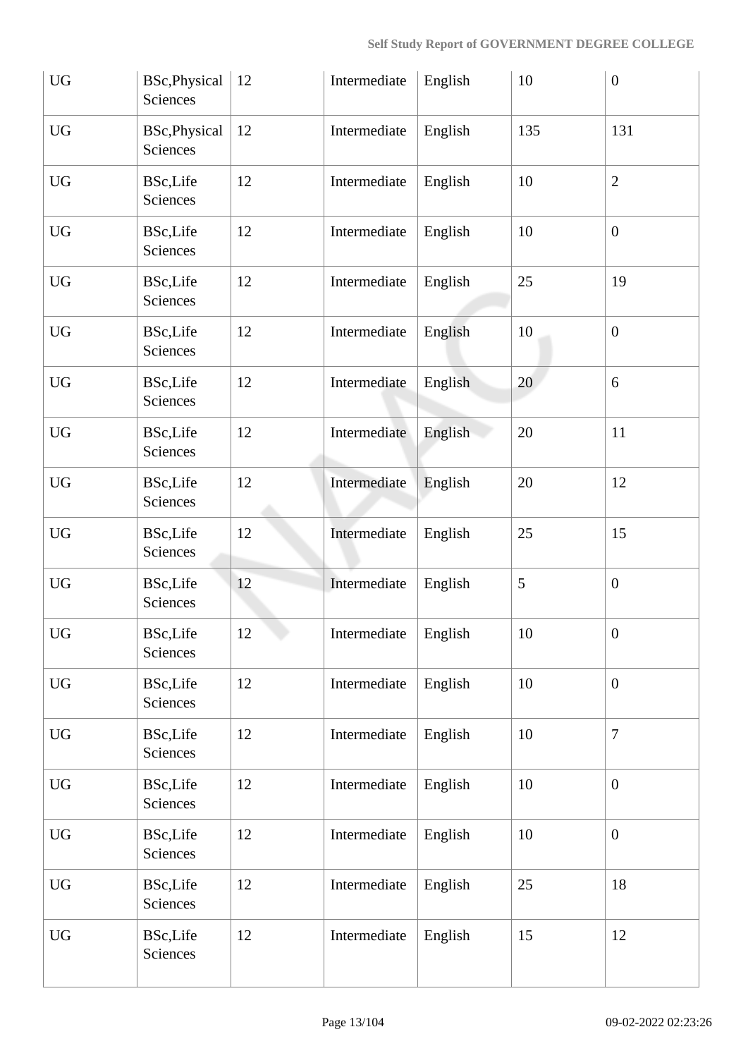| UG | BSc,Physical Sciences | 12 | Intermediate | English | 10 | 0 |
|---|---|---|---|---|---|---|
| UG | BSc,Physical Sciences | 12 | Intermediate | English | 135 | 131 |
| UG | BSc,Life Sciences | 12 | Intermediate | English | 10 | 2 |
| UG | BSc,Life Sciences | 12 | Intermediate | English | 10 | 0 |
| UG | BSc,Life Sciences | 12 | Intermediate | English | 25 | 19 |
| UG | BSc,Life Sciences | 12 | Intermediate | English | 10 | 0 |
| UG | BSc,Life Sciences | 12 | Intermediate | English | 20 | 6 |
| UG | BSc,Life Sciences | 12 | Intermediate | English | 20 | 11 |
| UG | BSc,Life Sciences | 12 | Intermediate | English | 20 | 12 |
| UG | BSc,Life Sciences | 12 | Intermediate | English | 25 | 15 |
| UG | BSc,Life Sciences | 12 | Intermediate | English | 5 | 0 |
| UG | BSc,Life Sciences | 12 | Intermediate | English | 10 | 0 |
| UG | BSc,Life Sciences | 12 | Intermediate | English | 10 | 0 |
| UG | BSc,Life Sciences | 12 | Intermediate | English | 10 | 7 |
| UG | BSc,Life Sciences | 12 | Intermediate | English | 10 | 0 |
| UG | BSc,Life Sciences | 12 | Intermediate | English | 10 | 0 |
| UG | BSc,Life Sciences | 12 | Intermediate | English | 25 | 18 |
| UG | BSc,Life Sciences | 12 | Intermediate | English | 15 | 12 |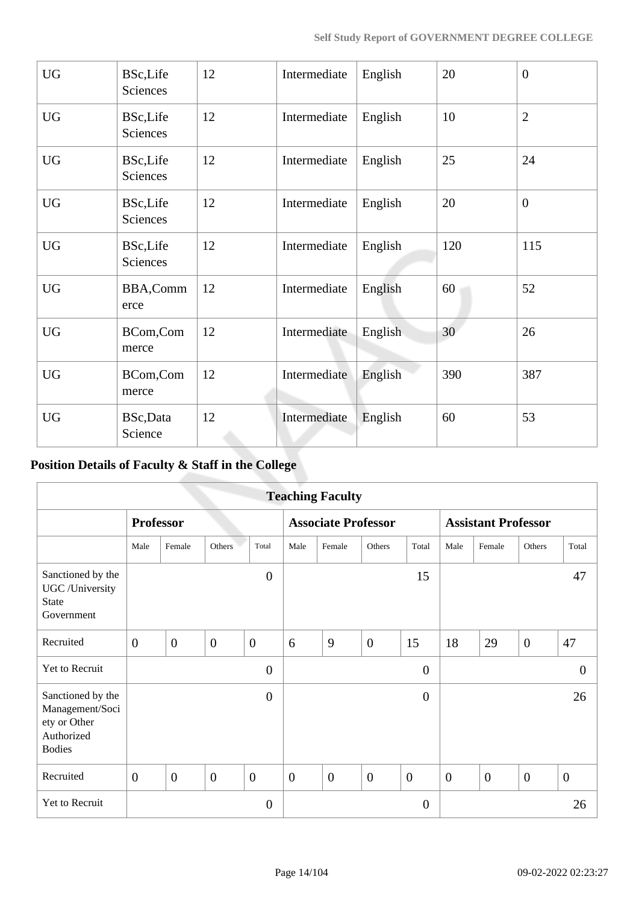| UG | BSc,Life Sciences | 12 | Intermediate | English | 20 | 0 |
|---|---|---|---|---|---|---|
| UG | BSc,Life Sciences | 12 | Intermediate | English | 10 | 2 |
| UG | BSc,Life Sciences | 12 | Intermediate | English | 25 | 24 |
| UG | BSc,Life Sciences | 12 | Intermediate | English | 20 | 0 |
| UG | BSc,Life Sciences | 12 | Intermediate | English | 120 | 115 |
| UG | BBA,Commerce | 12 | Intermediate | English | 60 | 52 |
| UG | BCom,Commerce | 12 | Intermediate | English | 30 | 26 |
| UG | BCom,Commerce | 12 | Intermediate | English | 390 | 387 |
| UG | BSc,Data Science | 12 | Intermediate | English | 60 | 53 |

## Position Details of Faculty & Staff in the College

| Teaching Faculty | | | | | | | | | | | | |
|---|---|---|---|---|---|---|---|---|---|---|---|---|
| | **Professor** | | | | **Associate Professor** | | | | **Assistant Professor** | | | |
| | Male | Female | Others | Total | Male | Female | Others | Total | Male | Female | Others | Total |
| Sanctioned by the UGC /University State Government | | | | 0 | | | | 15 | | | | 47 |
| Recruited | 0 | 0 | 0 | 0 | 6 | 9 | 0 | 15 | 18 | 29 | 0 | 47 |
| Yet to Recruit | | | | 0 | | | | 0 | | | | 0 |
| Sanctioned by the Management/Society or Other Authorized Bodies | | | | 0 | | | | 0 | | | | 26 |
| Recruited | 0 | 0 | 0 | 0 | 0 | 0 | 0 | 0 | 0 | 0 | 0 | 0 |
| Yet to Recruit | | | | 0 | | | | 0 | | | | 26 |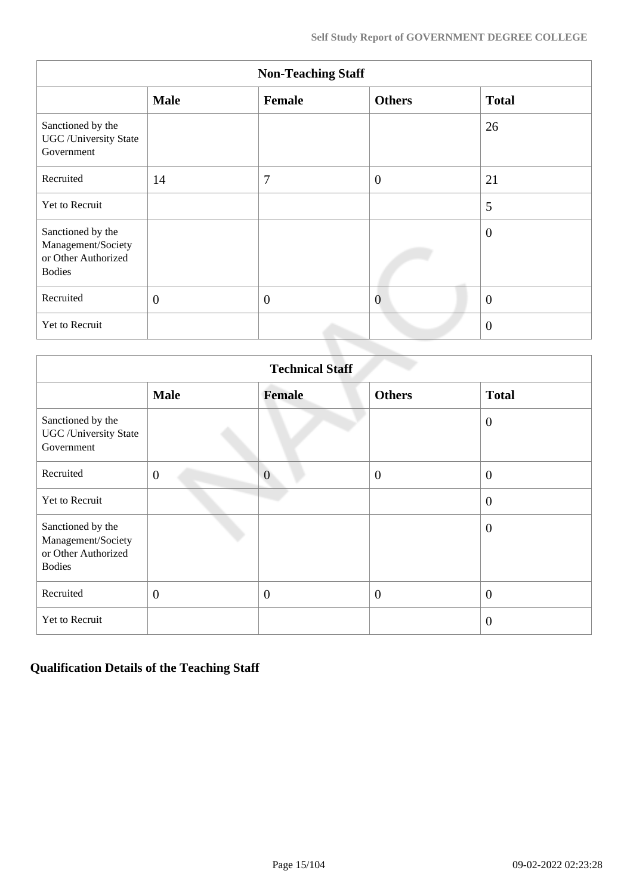| Non-Teaching Staff | | | | |
|---|---|---|---|---|
| | **Male** | **Female** | **Others** | **Total** |
| Sanctioned by the UGC /University State Government | | | | 26 |
| Recruited | 14 | 7 | 0 | 21 |
| Yet to Recruit | | | | 5 |
| Sanctioned by the Management/Society or Other Authorized Bodies | | | | 0 |
| Recruited | 0 | 0 | 0 | 0 |
| Yet to Recruit | | | | 0 |

| Technical Staff | | | | |
|---|---|---|---|---|
| | **Male** | **Female** | **Others** | **Total** |
| Sanctioned by the UGC /University State Government | | | | 0 |
| Recruited | 0 | 0 | 0 | 0 |
| Yet to Recruit | | | | 0 |
| Sanctioned by the Management/Society or Other Authorized Bodies | | | | 0 |
| Recruited | 0 | 0 | 0 | 0 |
| Yet to Recruit | | | | 0 |

## Qualification Details of the Teaching Staff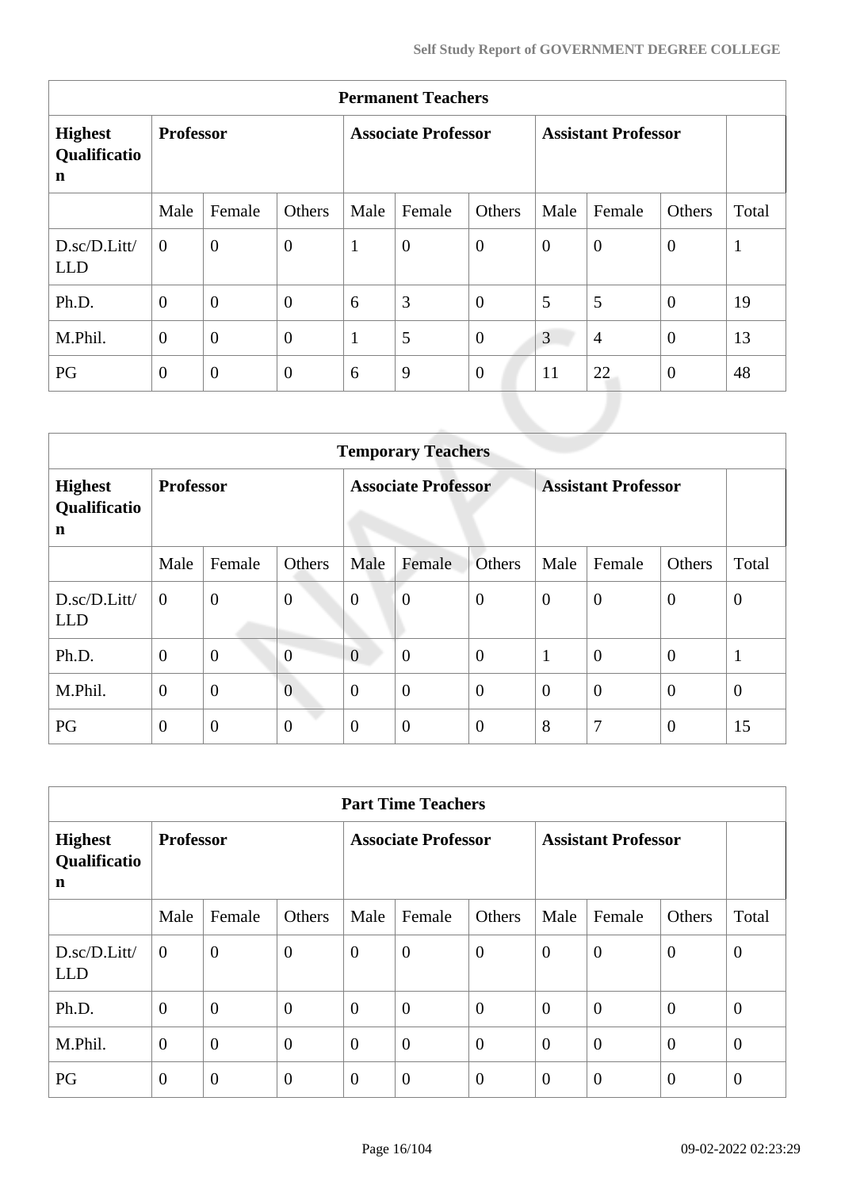| Permanent Teachers | | | | | | | | | | |
|---|---|---|---|---|---|---|---|---|---|---|
| **Highest Qualification** | **Professor** | | | **Associate Professor** | | | **Assistant Professor** | | | |
| | Male | Female | Others | Male | Female | Others | Male | Female | Others | Total |
| D.sc/D.Litt/LLD | 0 | 0 | 0 | 1 | 0 | 0 | 0 | 0 | 0 | 1 |
| Ph.D. | 0 | 0 | 0 | 6 | 3 | 0 | 5 | 5 | 0 | 19 |
| M.Phil. | 0 | 0 | 0 | 1 | 5 | 0 | 3 | 4 | 0 | 13 |
| PG | 0 | 0 | 0 | 6 | 9 | 0 | 11 | 22 | 0 | 48 |

| Temporary Teachers | | | | | | | | | | |
|---|---|---|---|---|---|---|---|---|---|---|
| **Highest Qualification** | **Professor** | | | **Associate Professor** | | | **Assistant Professor** | | | |
| | Male | Female | Others | Male | Female | Others | Male | Female | Others | Total |
| D.sc/D.Litt/LLD | 0 | 0 | 0 | 0 | 0 | 0 | 0 | 0 | 0 | 0 |
| Ph.D. | 0 | 0 | 0 | 0 | 0 | 0 | 1 | 0 | 0 | 1 |
| M.Phil. | 0 | 0 | 0 | 0 | 0 | 0 | 0 | 0 | 0 | 0 |
| PG | 0 | 0 | 0 | 0 | 0 | 0 | 8 | 7 | 0 | 15 |

| Part Time Teachers | | | | | | | | | | |
|---|---|---|---|---|---|---|---|---|---|---|
| **Highest Qualification** | **Professor** | | | **Associate Professor** | | | **Assistant Professor** | | | |
| | Male | Female | Others | Male | Female | Others | Male | Female | Others | Total |
| D.sc/D.Litt/LLD | 0 | 0 | 0 | 0 | 0 | 0 | 0 | 0 | 0 | 0 |
| Ph.D. | 0 | 0 | 0 | 0 | 0 | 0 | 0 | 0 | 0 | 0 |
| M.Phil. | 0 | 0 | 0 | 0 | 0 | 0 | 0 | 0 | 0 | 0 |
| PG | 0 | 0 | 0 | 0 | 0 | 0 | 0 | 0 | 0 | 0 |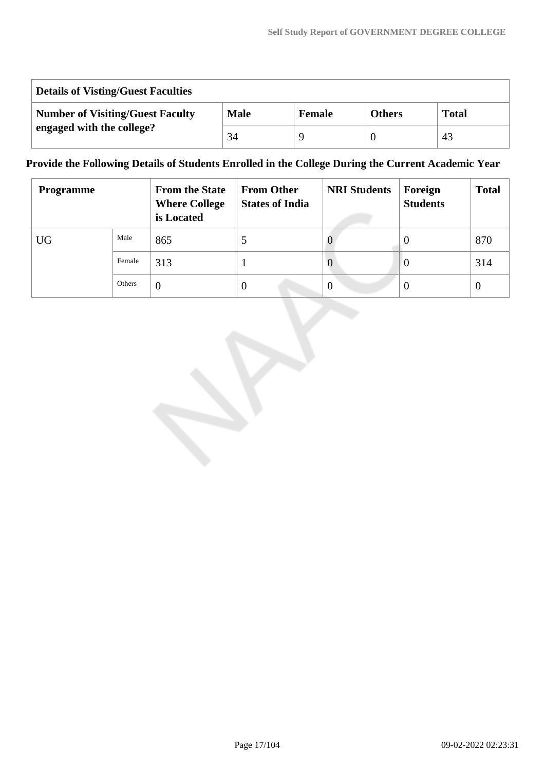| Details of Visting/Guest Faculties | | | | |
|---|---|---|---|---|
| **Number of Visiting/Guest Faculty engaged with the college?** | **Male** | **Female** | **Others** | **Total** |
| | 34 | 9 | 0 | 43 |

**Provide the Following Details of Students Enrolled in the College During the Current Academic Year**

| Programme | | From the State Where College is Located | From Other States of India | NRI Students | Foreign Students | Total |
|---|---|---|---|---|---|---|
| UG | Male | 865 | 5 | 0 | 0 | 870 |
| | Female | 313 | 1 | 0 | 0 | 314 |
| | Others | 0 | 0 | 0 | 0 | 0 |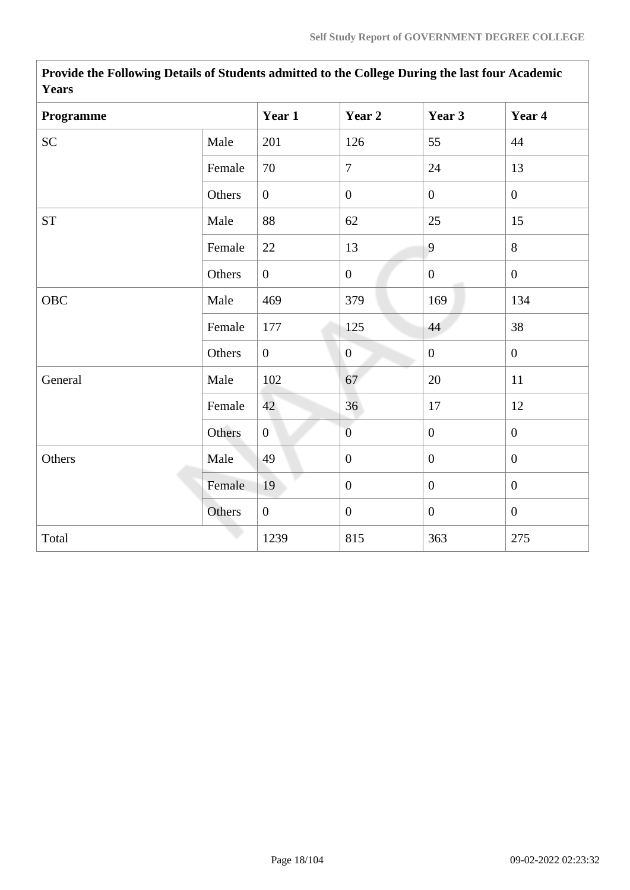| Provide the Following Details of Students admitted to the College During the last four Academic Years | | | | | |
|---|---|---|---|---|---|
| **Programme** | | **Year 1** | **Year 2** | **Year 3** | **Year 4** |
| SC | Male | 201 | 126 | 55 | 44 |
| | Female | 70 | 7 | 24 | 13 |
| | Others | 0 | 0 | 0 | 0 |
| ST | Male | 88 | 62 | 25 | 15 |
| | Female | 22 | 13 | 9 | 8 |
| | Others | 0 | 0 | 0 | 0 |
| OBC | Male | 469 | 379 | 169 | 134 |
| | Female | 177 | 125 | 44 | 38 |
| | Others | 0 | 0 | 0 | 0 |
| General | Male | 102 | 67 | 20 | 11 |
| | Female | 42 | 36 | 17 | 12 |
| | Others | 0 | 0 | 0 | 0 |
| Others | Male | 49 | 0 | 0 | 0 |
| | Female | 19 | 0 | 0 | 0 |
| | Others | 0 | 0 | 0 | 0 |
| Total | | 1239 | 815 | 363 | 275 |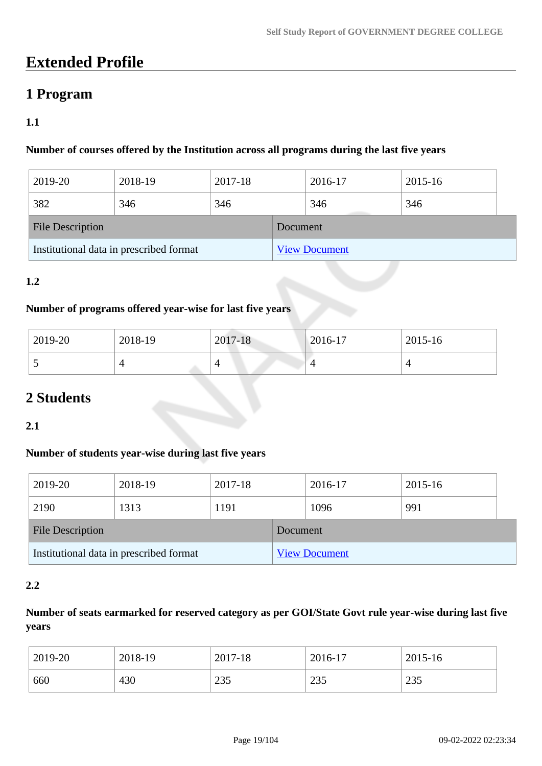# Extended Profile

## 1 Program

### 1.1

**Number of courses offered by the Institution across all programs during the last five years**

| 2019-20 | 2018-19 | 2017-18 | 2016-17 | 2015-16 |
|---|---|---|---|---|
| 382 | 346 | 346 | 346 | 346 |

| File Description | Document |
|---|---|
| Institutional data in prescribed format | View Document |

### 1.2

**Number of programs offered year-wise for last five years**

| 2019-20 | 2018-19 | 2017-18 | 2016-17 | 2015-16 |
|---|---|---|---|---|
| 5 | 4 | 4 | 4 | 4 |

## 2 Students

### 2.1

**Number of students year-wise during last five years**

| 2019-20 | 2018-19 | 2017-18 | 2016-17 | 2015-16 |
|---|---|---|---|---|
| 2190 | 1313 | 1191 | 1096 | 991 |

| File Description | Document |
|---|---|
| Institutional data in prescribed format | View Document |

### 2.2

**Number of seats earmarked for reserved category as per GOI/State Govt rule year-wise during last five years**

| 2019-20 | 2018-19 | 2017-18 | 2016-17 | 2015-16 |
|---|---|---|---|---|
| 660 | 430 | 235 | 235 | 235 |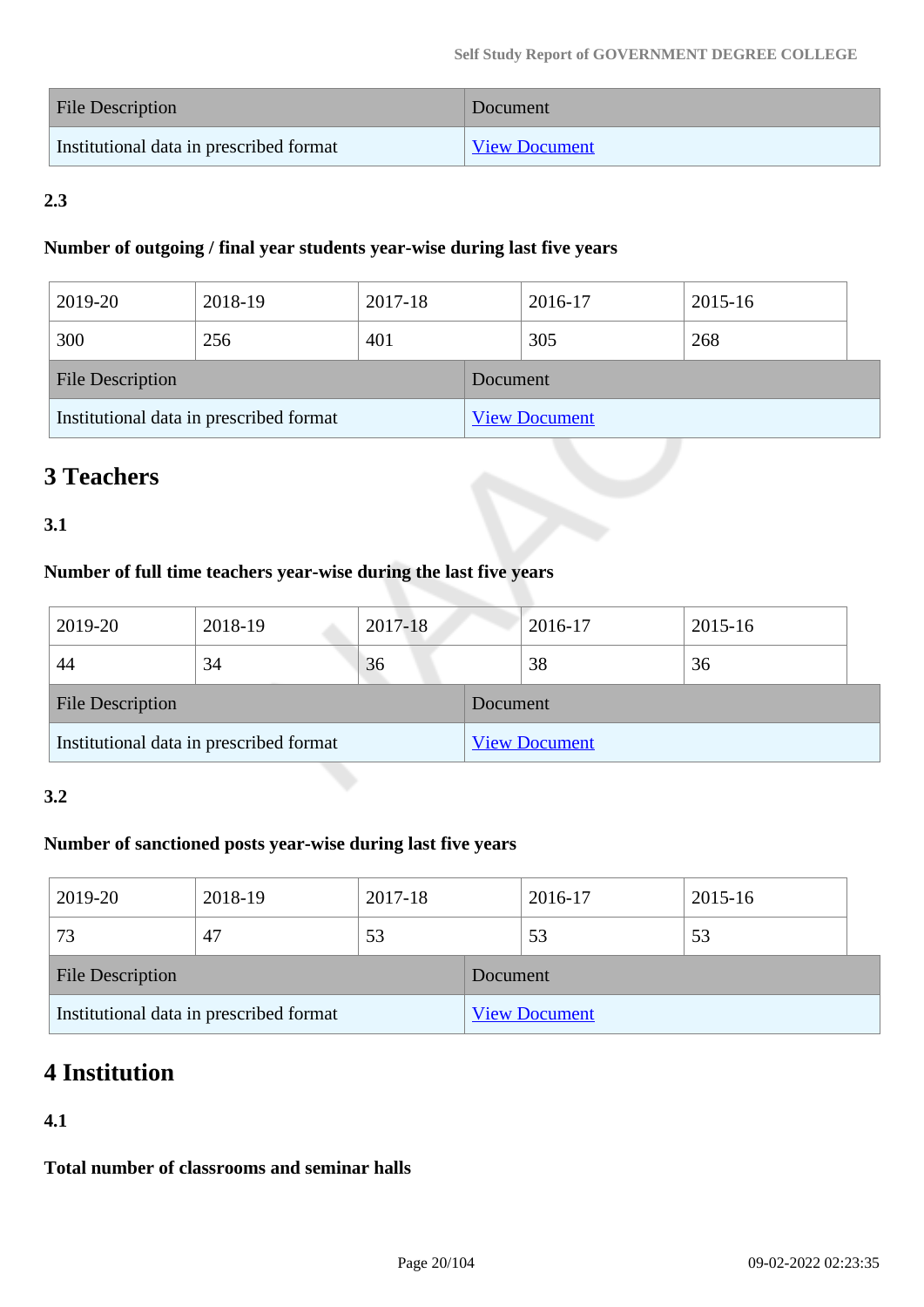| File Description | Document |
|---|---|
| Institutional data in prescribed format | View Document |

**2.3**

**Number of outgoing / final year students year-wise during last five years**

| 2019-20 | 2018-19 | 2017-18 | 2016-17 | 2015-16 |
|---|---|---|---|---|
| 300 | 256 | 401 | 305 | 268 |

| File Description | Document |
|---|---|
| Institutional data in prescribed format | View Document |

# 3 Teachers

**3.1**

**Number of full time teachers year-wise during the last five years**

| 2019-20 | 2018-19 | 2017-18 | 2016-17 | 2015-16 |
|---|---|---|---|---|
| 44 | 34 | 36 | 38 | 36 |

| File Description | Document |
|---|---|
| Institutional data in prescribed format | View Document |

**3.2**

**Number of sanctioned posts year-wise during last five years**

| 2019-20 | 2018-19 | 2017-18 | 2016-17 | 2015-16 |
|---|---|---|---|---|
| 73 | 47 | 53 | 53 | 53 |

| File Description | Document |
|---|---|
| Institutional data in prescribed format | View Document |

# 4 Institution

**4.1**

**Total number of classrooms and seminar halls**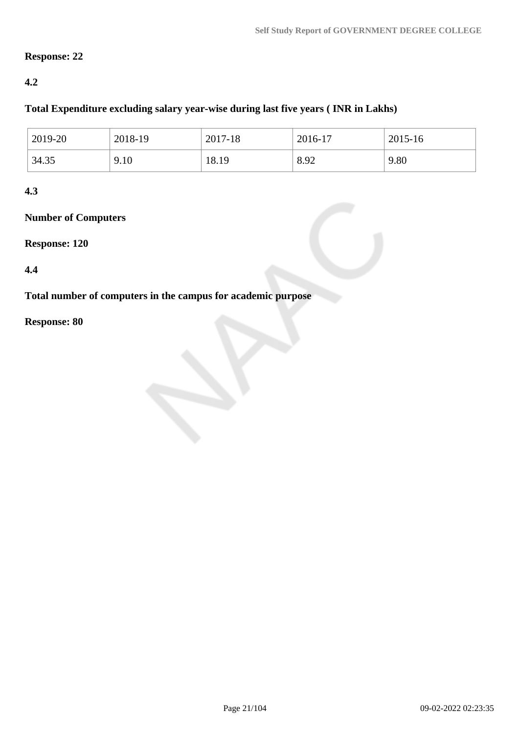**Response: 22**

**4.2**

**Total Expenditure excluding salary year-wise during last five years ( INR in Lakhs)**

| 2019-20 | 2018-19 | 2017-18 | 2016-17 | 2015-16 |
|---|---|---|---|---|
| 34.35 | 9.10 | 18.19 | 8.92 | 9.80 |

**4.3**

**Number of Computers**

**Response: 120**

**4.4**

**Total number of computers in the campus for academic purpose**

**Response: 80**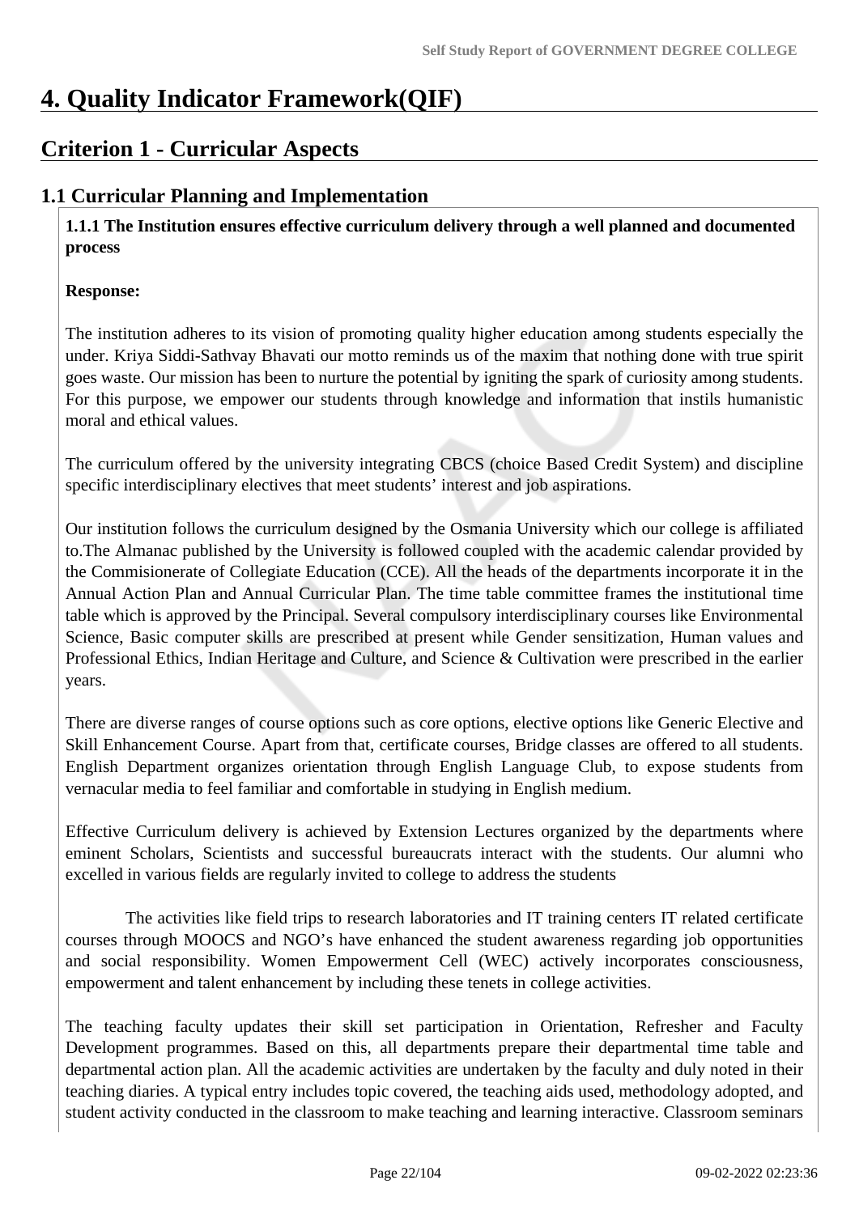# 4. Quality Indicator Framework(QIF)

## Criterion 1 - Curricular Aspects

### 1.1 Curricular Planning and Implementation

**1.1.1 The Institution ensures effective curriculum delivery through a well planned and documented process**

**Response:**

The institution adheres to its vision of promoting quality higher education among students especially the under. Kriya Siddi-Sathvay Bhavati our motto reminds us of the maxim that nothing done with true spirit goes waste. Our mission has been to nurture the potential by igniting the spark of curiosity among students. For this purpose, we empower our students through knowledge and information that instils humanistic moral and ethical values.

The curriculum offered by the university integrating CBCS (choice Based Credit System) and discipline specific interdisciplinary electives that meet students' interest and job aspirations.

Our institution follows the curriculum designed by the Osmania University which our college is affiliated to.The Almanac published by the University is followed coupled with the academic calendar provided by the Commisionerate of Collegiate Education (CCE). All the heads of the departments incorporate it in the Annual Action Plan and Annual Curricular Plan. The time table committee frames the institutional time table which is approved by the Principal. Several compulsory interdisciplinary courses like Environmental Science, Basic computer skills are prescribed at present while Gender sensitization, Human values and Professional Ethics, Indian Heritage and Culture, and Science & Cultivation were prescribed in the earlier years.

There are diverse ranges of course options such as core options, elective options like Generic Elective and Skill Enhancement Course. Apart from that, certificate courses, Bridge classes are offered to all students. English Department organizes orientation through English Language Club, to expose students from vernacular media to feel familiar and comfortable in studying in English medium.

Effective Curriculum delivery is achieved by Extension Lectures organized by the departments where eminent Scholars, Scientists and successful bureaucrats interact with the students. Our alumni who excelled in various fields are regularly invited to college to address the students

The activities like field trips to research laboratories and IT training centers IT related certificate courses through MOOCS and NGO's have enhanced the student awareness regarding job opportunities and social responsibility. Women Empowerment Cell (WEC) actively incorporates consciousness, empowerment and talent enhancement by including these tenets in college activities.

The teaching faculty updates their skill set participation in Orientation, Refresher and Faculty Development programmes. Based on this, all departments prepare their departmental time table and departmental action plan. All the academic activities are undertaken by the faculty and duly noted in their teaching diaries. A typical entry includes topic covered, the teaching aids used, methodology adopted, and student activity conducted in the classroom to make teaching and learning interactive. Classroom seminars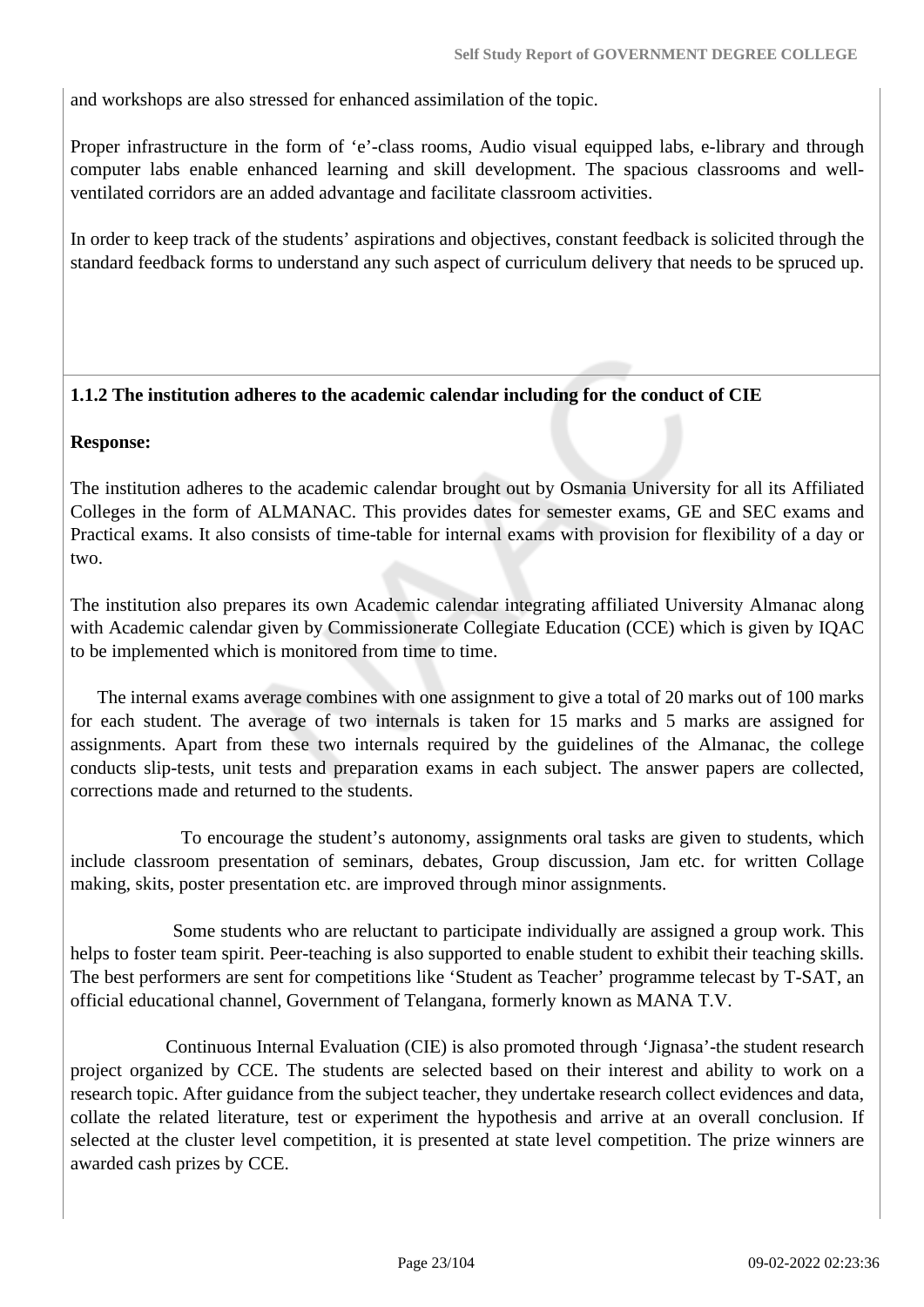and workshops are also stressed for enhanced assimilation of the topic.

Proper infrastructure in the form of ‘e’-class rooms, Audio visual equipped labs, e-library and through computer labs enable enhanced learning and skill development. The spacious classrooms and well-ventilated corridors are an added advantage and facilitate classroom activities.

In order to keep track of the students’ aspirations and objectives, constant feedback is solicited through the standard feedback forms to understand any such aspect of curriculum delivery that needs to be spruced up.

**1.1.2 The institution adheres to the academic calendar including for the conduct of CIE**

**Response:**

The institution adheres to the academic calendar brought out by Osmania University for all its Affiliated Colleges in the form of ALMANAC. This provides dates for semester exams, GE and SEC exams and Practical exams. It also consists of time-table for internal exams with provision for flexibility of a day or two.

The institution also prepares its own Academic calendar integrating affiliated University Almanac along with Academic calendar given by Commissionerate Collegiate Education (CCE) which is given by IQAC to be implemented which is monitored from time to time.

The internal exams average combines with one assignment to give a total of 20 marks out of 100 marks for each student. The average of two internals is taken for 15 marks and 5 marks are assigned for assignments. Apart from these two internals required by the guidelines of the Almanac, the college conducts slip-tests, unit tests and preparation exams in each subject. The answer papers are collected, corrections made and returned to the students.

To encourage the student’s autonomy, assignments oral tasks are given to students, which include classroom presentation of seminars, debates, Group discussion, Jam etc. for written Collage making, skits, poster presentation etc. are improved through minor assignments.

Some students who are reluctant to participate individually are assigned a group work. This helps to foster team spirit. Peer-teaching is also supported to enable student to exhibit their teaching skills. The best performers are sent for competitions like ‘Student as Teacher’ programme telecast by T-SAT, an official educational channel, Government of Telangana, formerly known as MANA T.V.

Continuous Internal Evaluation (CIE) is also promoted through ‘Jignasa’-the student research project organized by CCE. The students are selected based on their interest and ability to work on a research topic. After guidance from the subject teacher, they undertake research collect evidences and data, collate the related literature, test or experiment the hypothesis and arrive at an overall conclusion. If selected at the cluster level competition, it is presented at state level competition. The prize winners are awarded cash prizes by CCE.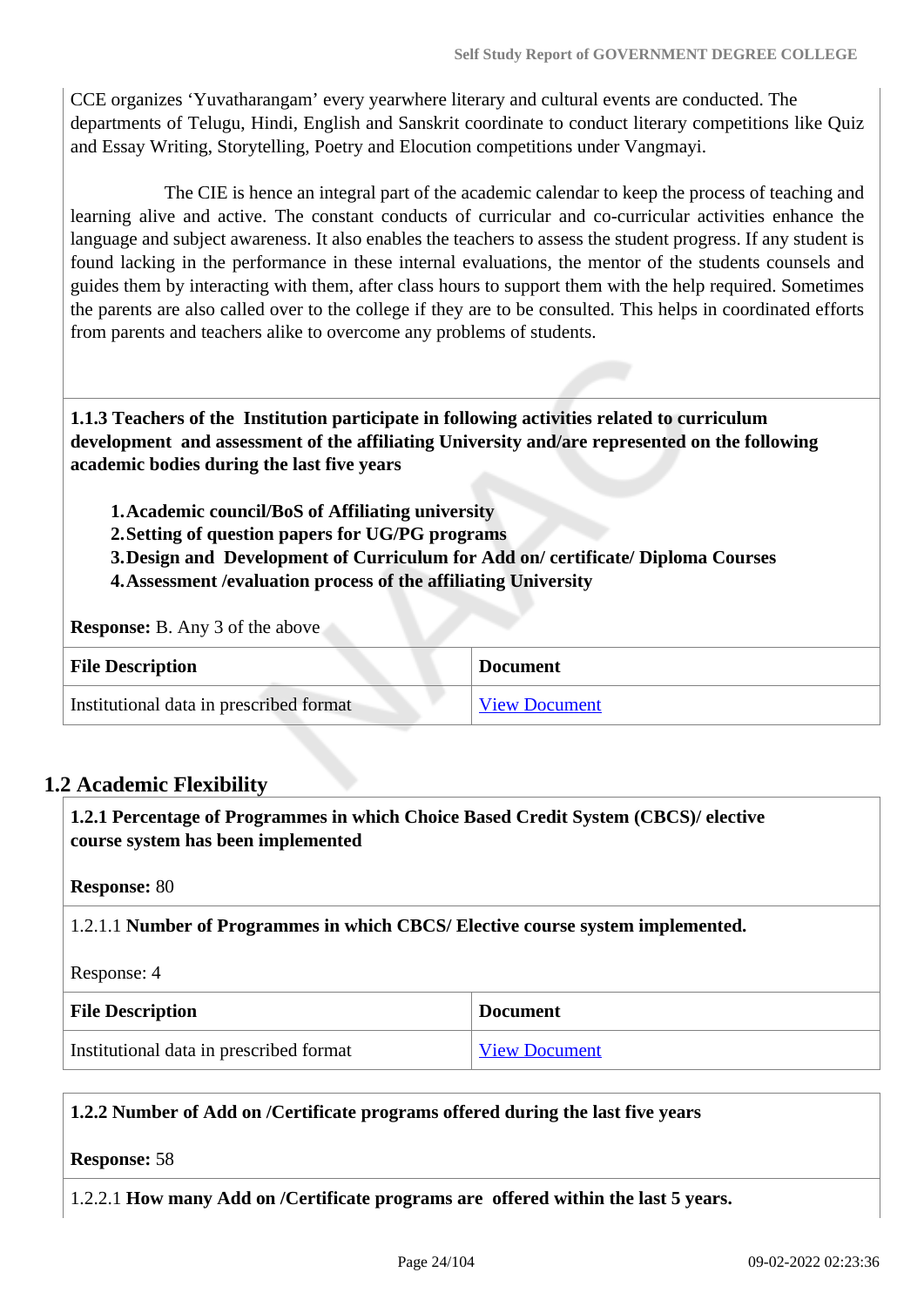CCE organizes 'Yuvatharangam' every yearwhere literary and cultural events are conducted. The departments of Telugu, Hindi, English and Sanskrit coordinate to conduct literary competitions like Quiz and Essay Writing, Storytelling, Poetry and Elocution competitions under Vangmayi.

The CIE is hence an integral part of the academic calendar to keep the process of teaching and learning alive and active. The constant conducts of curricular and co-curricular activities enhance the language and subject awareness. It also enables the teachers to assess the student progress. If any student is found lacking in the performance in these internal evaluations, the mentor of the students counsels and guides them by interacting with them, after class hours to support them with the help required. Sometimes the parents are also called over to the college if they are to be consulted. This helps in coordinated efforts from parents and teachers alike to overcome any problems of students.

**1.1.3 Teachers of the Institution participate in following activities related to curriculum development and assessment of the affiliating University and/are represented on the following academic bodies during the last five years**

1. **Academic council/BoS of Affiliating university**
2. **Setting of question papers for UG/PG programs**
3. **Design and Development of Curriculum for Add on/ certificate/ Diploma Courses**
4. **Assessment /evaluation process of the affiliating University**

**Response:** B. Any 3 of the above

| File Description | Document |
|---|---|
| Institutional data in prescribed format | View Document |

## 1.2 Academic Flexibility

**1.2.1 Percentage of Programmes in which Choice Based Credit System (CBCS)/ elective course system has been implemented**

**Response:** 80

1.2.1.1 **Number of Programmes in which CBCS/ Elective course system implemented.**

Response: 4

| File Description | Document |
|---|---|
| Institutional data in prescribed format | View Document |

**1.2.2 Number of Add on /Certificate programs offered during the last five years**

**Response:** 58

1.2.2.1 **How many Add on /Certificate programs are offered within the last 5 years.**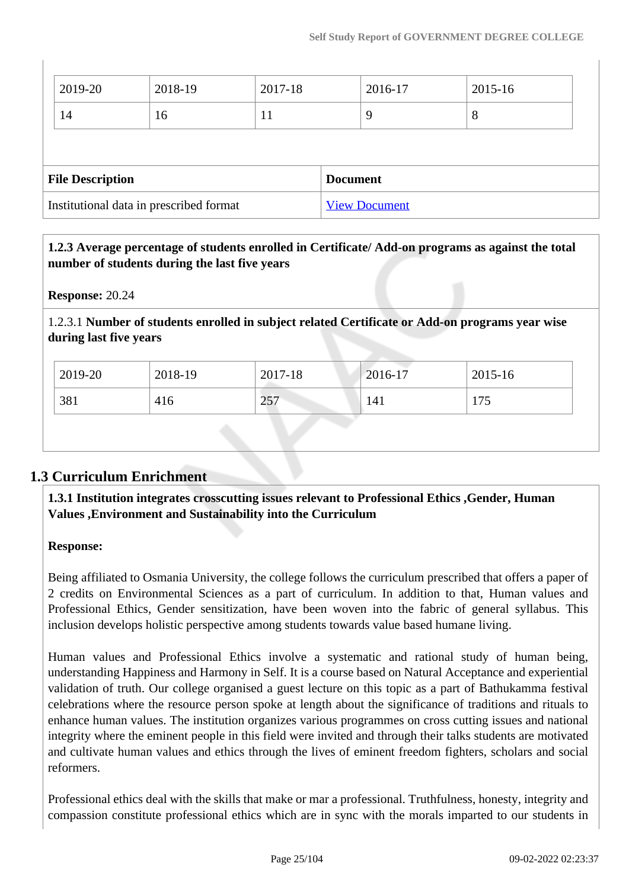| 2019-20 | 2018-19 | 2017-18 | 2016-17 | 2015-16 |
|---|---|---|---|---|
| 14 | 16 | 11 | 9 | 8 |

| File Description | Document |
|---|---|
| Institutional data in prescribed format | View Document |

**1.2.3 Average percentage of students enrolled in Certificate/ Add-on programs as against the total number of students during the last five years**

**Response:** 20.24

1.2.3.1 **Number of students enrolled in subject related Certificate or Add-on programs year wise during last five years**

| 2019-20 | 2018-19 | 2017-18 | 2016-17 | 2015-16 |
|---|---|---|---|---|
| 381 | 416 | 257 | 141 | 175 |

## 1.3 Curriculum Enrichment

**1.3.1 Institution integrates crosscutting issues relevant to Professional Ethics ,Gender, Human Values ,Environment and Sustainability into the Curriculum**

**Response:**

Being affiliated to Osmania University, the college follows the curriculum prescribed that offers a paper of 2 credits on Environmental Sciences as a part of curriculum. In addition to that, Human values and Professional Ethics, Gender sensitization, have been woven into the fabric of general syllabus. This inclusion develops holistic perspective among students towards value based humane living.

Human values and Professional Ethics involve a systematic and rational study of human being, understanding Happiness and Harmony in Self. It is a course based on Natural Acceptance and experiential validation of truth. Our college organised a guest lecture on this topic as a part of Bathukamma festival celebrations where the resource person spoke at length about the significance of traditions and rituals to enhance human values. The institution organizes various programmes on cross cutting issues and national integrity where the eminent people in this field were invited and through their talks students are motivated and cultivate human values and ethics through the lives of eminent freedom fighters, scholars and social reformers.

Professional ethics deal with the skills that make or mar a professional. Truthfulness, honesty, integrity and compassion constitute professional ethics which are in sync with the morals imparted to our students in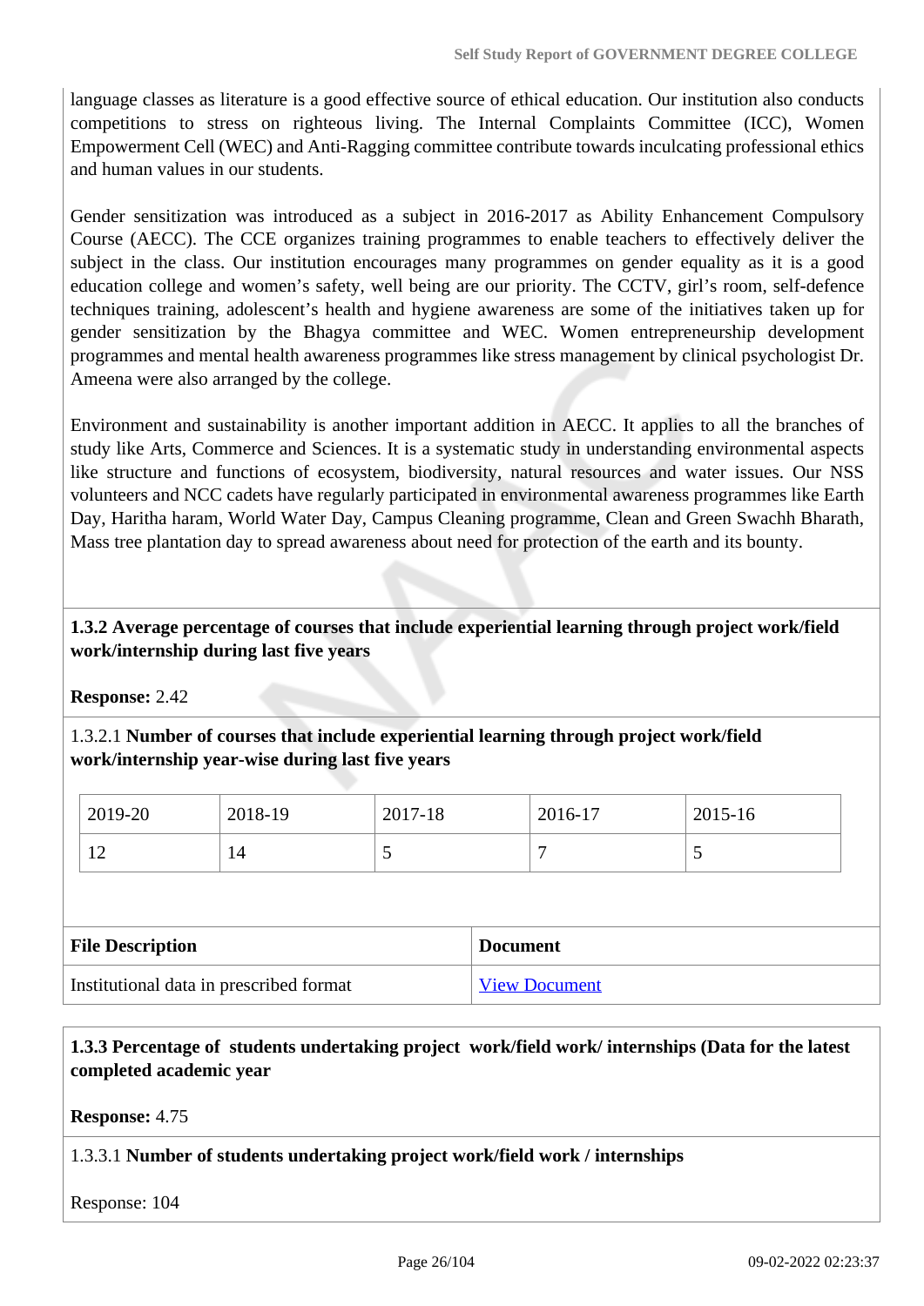language classes as literature is a good effective source of ethical education. Our institution also conducts competitions to stress on righteous living. The Internal Complaints Committee (ICC), Women Empowerment Cell (WEC) and Anti-Ragging committee contribute towards inculcating professional ethics and human values in our students.

Gender sensitization was introduced as a subject in 2016-2017 as Ability Enhancement Compulsory Course (AECC). The CCE organizes training programmes to enable teachers to effectively deliver the subject in the class. Our institution encourages many programmes on gender equality as it is a good education college and women's safety, well being are our priority. The CCTV, girl's room, self-defence techniques training, adolescent's health and hygiene awareness are some of the initiatives taken up for gender sensitization by the Bhagya committee and WEC. Women entrepreneurship development programmes and mental health awareness programmes like stress management by clinical psychologist Dr. Ameena were also arranged by the college.

Environment and sustainability is another important addition in AECC. It applies to all the branches of study like Arts, Commerce and Sciences. It is a systematic study in understanding environmental aspects like structure and functions of ecosystem, biodiversity, natural resources and water issues. Our NSS volunteers and NCC cadets have regularly participated in environmental awareness programmes like Earth Day, Haritha haram, World Water Day, Campus Cleaning programme, Clean and Green Swachh Bharath, Mass tree plantation day to spread awareness about need for protection of the earth and its bounty.

**1.3.2 Average percentage of courses that include experiential learning through project work/field work/internship during last five years**

**Response:** 2.42

1.3.2.1 **Number of courses that include experiential learning through project work/field work/internship year-wise during last five years**

| 2019-20 | 2018-19 | 2017-18 | 2016-17 | 2015-16 |
|---|---|---|---|---|
| 12 | 14 | 5 | 7 | 5 |

| File Description | Document |
|---|---|
| Institutional data in prescribed format | View Document |

**1.3.3 Percentage of students undertaking project work/field work/ internships (Data for the latest completed academic year**

**Response:** 4.75

1.3.3.1 **Number of students undertaking project work/field work / internships**

Response: 104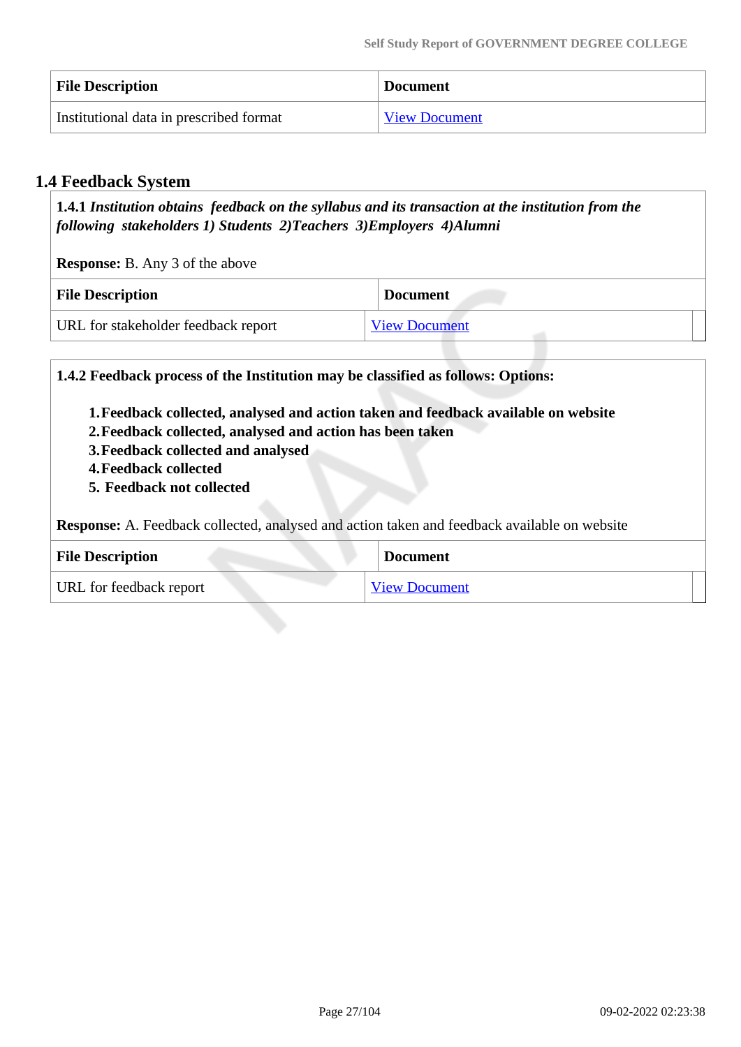| File Description | Document |
| --- | --- |
| Institutional data in prescribed format | View Document |

## 1.4 Feedback System

**1.4.1** ***Institution obtains feedback on the syllabus and its transaction at the institution from the following stakeholders 1) Students 2)Teachers 3)Employers 4)Alumni***

**Response:** B. Any 3 of the above

| File Description | Document |
| --- | --- |
| URL for stakeholder feedback report | View Document |

**1.4.2 Feedback process of the Institution may be classified as follows: Options:**

1. **Feedback collected, analysed and action taken and feedback available on website**
2. **Feedback collected, analysed and action has been taken**
3. **Feedback collected and analysed**
4. **Feedback collected**
5. **Feedback not collected**

**Response:** A. Feedback collected, analysed and action taken and feedback available on website

| File Description | Document |
| --- | --- |
| URL for feedback report | View Document |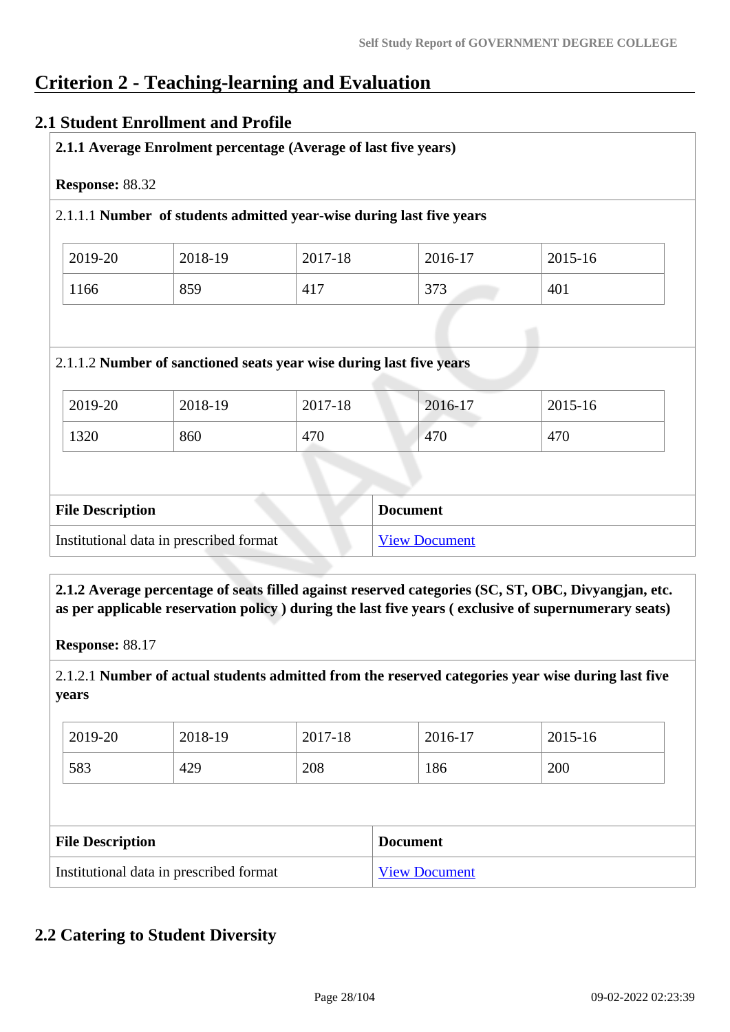# Criterion 2 - Teaching-learning and Evaluation

## 2.1 Student Enrollment and Profile

**2.1.1 Average Enrolment percentage (Average of last five years)**

**Response:** 88.32

2.1.1.1 **Number of students admitted year-wise during last five years**

| 2019-20 | 2018-19 | 2017-18 | 2016-17 | 2015-16 |
|---|---|---|---|---|
| 1166 | 859 | 417 | 373 | 401 |

2.1.1.2 **Number of sanctioned seats year wise during last five years**

| 2019-20 | 2018-19 | 2017-18 | 2016-17 | 2015-16 |
|---|---|---|---|---|
| 1320 | 860 | 470 | 470 | 470 |

| File Description | Document |
|---|---|
| Institutional data in prescribed format | View Document |

**2.1.2 Average percentage of seats filled against reserved categories (SC, ST, OBC, Divyangjan, etc. as per applicable reservation policy ) during the last five years ( exclusive of supernumerary seats)**

**Response:** 88.17

2.1.2.1 **Number of actual students admitted from the reserved categories year wise during last five years**

| 2019-20 | 2018-19 | 2017-18 | 2016-17 | 2015-16 |
|---|---|---|---|---|
| 583 | 429 | 208 | 186 | 200 |

| File Description | Document |
|---|---|
| Institutional data in prescribed format | View Document |

## 2.2 Catering to Student Diversity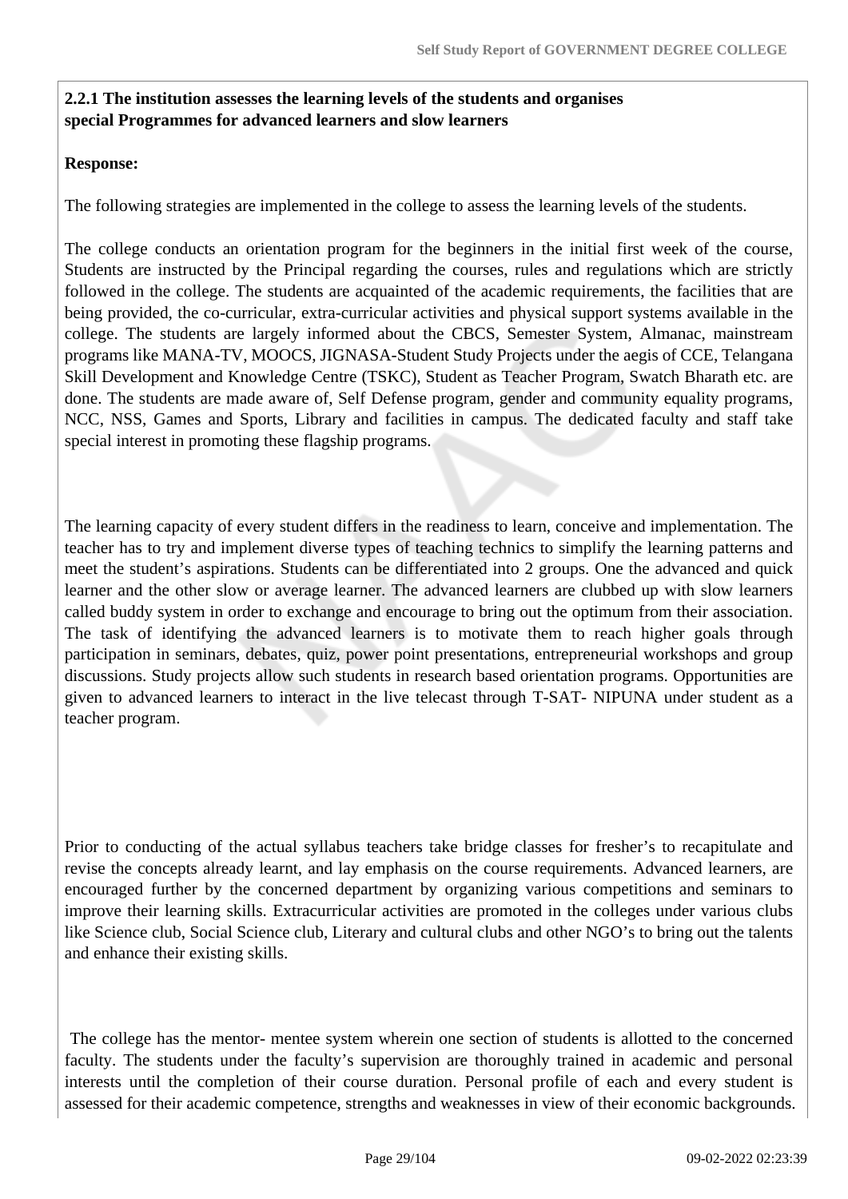**2.2.1 The institution assesses the learning levels of the students and organises special Programmes for advanced learners and slow learners**

**Response:**

The following strategies are implemented in the college to assess the learning levels of the students.

The college conducts an orientation program for the beginners in the initial first week of the course, Students are instructed by the Principal regarding the courses, rules and regulations which are strictly followed in the college. The students are acquainted of the academic requirements, the facilities that are being provided, the co-curricular, extra-curricular activities and physical support systems available in the college. The students are largely informed about the CBCS, Semester System, Almanac, mainstream programs like MANA-TV, MOOCS, JIGNASA-Student Study Projects under the aegis of CCE, Telangana Skill Development and Knowledge Centre (TSKC), Student as Teacher Program, Swatch Bharath etc. are done. The students are made aware of, Self Defense program, gender and community equality programs, NCC, NSS, Games and Sports, Library and facilities in campus. The dedicated faculty and staff take special interest in promoting these flagship programs.

The learning capacity of every student differs in the readiness to learn, conceive and implementation. The teacher has to try and implement diverse types of teaching technics to simplify the learning patterns and meet the student's aspirations. Students can be differentiated into 2 groups. One the advanced and quick learner and the other slow or average learner. The advanced learners are clubbed up with slow learners called buddy system in order to exchange and encourage to bring out the optimum from their association. The task of identifying the advanced learners is to motivate them to reach higher goals through participation in seminars, debates, quiz, power point presentations, entrepreneurial workshops and group discussions. Study projects allow such students in research based orientation programs. Opportunities are given to advanced learners to interact in the live telecast through T-SAT- NIPUNA under student as a teacher program.

Prior to conducting of the actual syllabus teachers take bridge classes for fresher's to recapitulate and revise the concepts already learnt, and lay emphasis on the course requirements. Advanced learners, are encouraged further by the concerned department by organizing various competitions and seminars to improve their learning skills. Extracurricular activities are promoted in the colleges under various clubs like Science club, Social Science club, Literary and cultural clubs and other NGO's to bring out the talents and enhance their existing skills.

The college has the mentor- mentee system wherein one section of students is allotted to the concerned faculty. The students under the faculty's supervision are thoroughly trained in academic and personal interests until the completion of their course duration. Personal profile of each and every student is assessed for their academic competence, strengths and weaknesses in view of their economic backgrounds.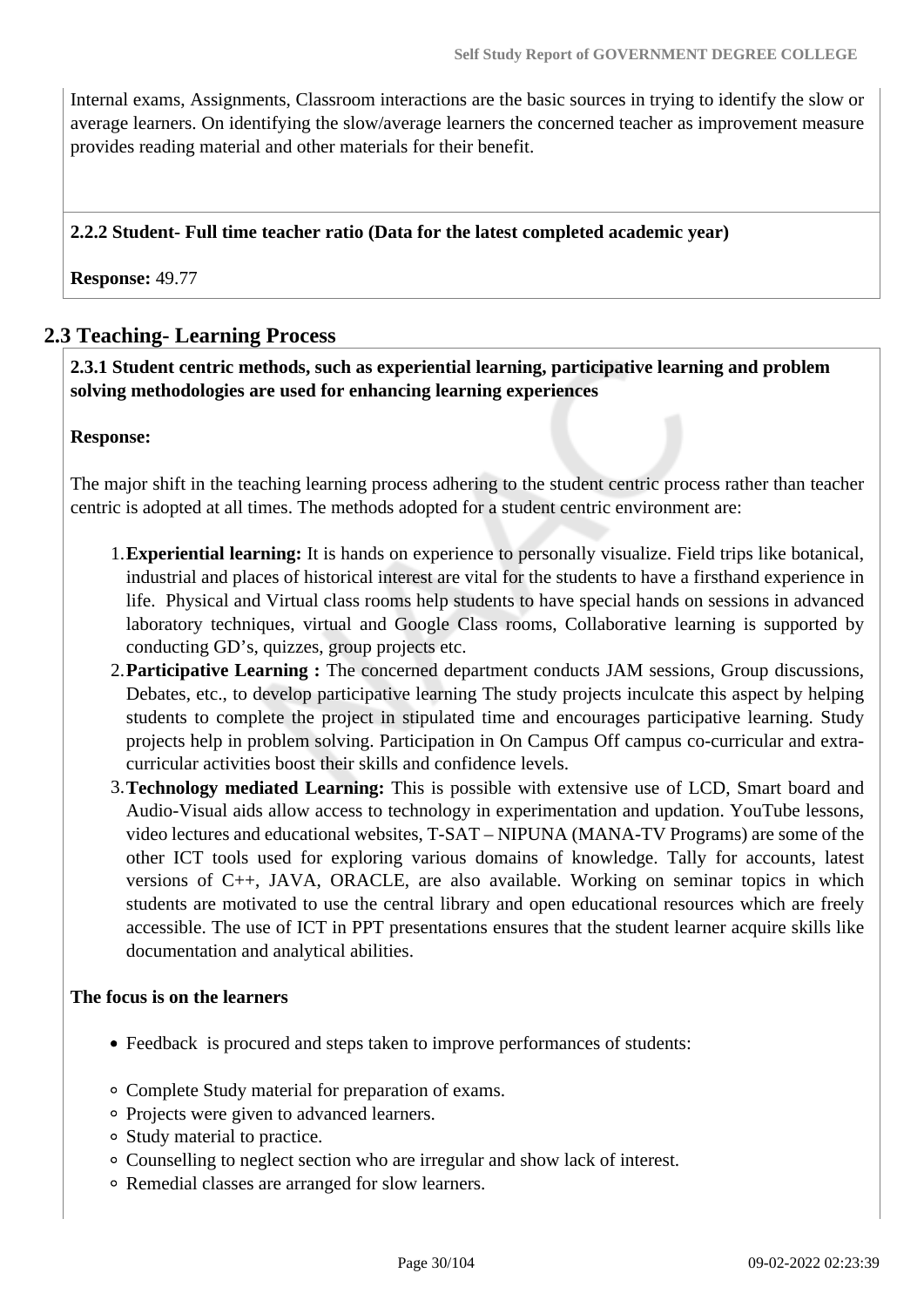Internal exams, Assignments, Classroom interactions are the basic sources in trying to identify the slow or average learners. On identifying the slow/average learners the concerned teacher as improvement measure provides reading material and other materials for their benefit.

**2.2.2 Student- Full time teacher ratio (Data for the latest completed academic year)**

**Response:** 49.77

## 2.3 Teaching- Learning Process

**2.3.1 Student centric methods, such as experiential learning, participative learning and problem solving methodologies are used for enhancing learning experiences**

**Response:**

The major shift in the teaching learning process adhering to the student centric process rather than teacher centric is adopted at all times. The methods adopted for a student centric environment are:

1. **Experiential learning:** It is hands on experience to personally visualize. Field trips like botanical, industrial and places of historical interest are vital for the students to have a firsthand experience in life. Physical and Virtual class rooms help students to have special hands on sessions in advanced laboratory techniques, virtual and Google Class rooms, Collaborative learning is supported by conducting GD's, quizzes, group projects etc.
2. **Participative Learning :** The concerned department conducts JAM sessions, Group discussions, Debates, etc., to develop participative learning The study projects inculcate this aspect by helping students to complete the project in stipulated time and encourages participative learning. Study projects help in problem solving. Participation in On Campus Off campus co-curricular and extra-curricular activities boost their skills and confidence levels.
3. **Technology mediated Learning:** This is possible with extensive use of LCD, Smart board and Audio-Visual aids allow access to technology in experimentation and updation. YouTube lessons, video lectures and educational websites, T-SAT – NIPUNA (MANA-TV Programs) are some of the other ICT tools used for exploring various domains of knowledge. Tally for accounts, latest versions of C++, JAVA, ORACLE, are also available. Working on seminar topics in which students are motivated to use the central library and open educational resources which are freely accessible. The use of ICT in PPT presentations ensures that the student learner acquire skills like documentation and analytical abilities.

**The focus is on the learners**

- Feedback is procured and steps taken to improve performances of students:
  - Complete Study material for preparation of exams.
  - Projects were given to advanced learners.
  - Study material to practice.
  - Counselling to neglect section who are irregular and show lack of interest.
  - Remedial classes are arranged for slow learners.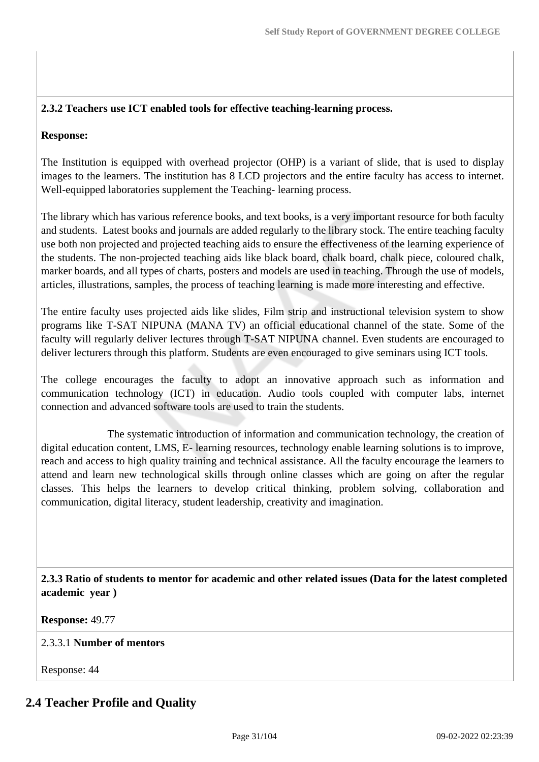**2.3.2 Teachers use ICT enabled tools for effective teaching-learning process.**

**Response:**

The Institution is equipped with overhead projector (OHP) is a variant of slide, that is used to display images to the learners. The institution has 8 LCD projectors and the entire faculty has access to internet. Well-equipped laboratories supplement the Teaching- learning process.

The library which has various reference books, and text books, is a very important resource for both faculty and students. Latest books and journals are added regularly to the library stock. The entire teaching faculty use both non projected and projected teaching aids to ensure the effectiveness of the learning experience of the students. The non-projected teaching aids like black board, chalk board, chalk piece, coloured chalk, marker boards, and all types of charts, posters and models are used in teaching. Through the use of models, articles, illustrations, samples, the process of teaching learning is made more interesting and effective.

The entire faculty uses projected aids like slides, Film strip and instructional television system to show programs like T-SAT NIPUNA (MANA TV) an official educational channel of the state. Some of the faculty will regularly deliver lectures through T-SAT NIPUNA channel. Even students are encouraged to deliver lecturers through this platform. Students are even encouraged to give seminars using ICT tools.

The college encourages the faculty to adopt an innovative approach such as information and communication technology (ICT) in education. Audio tools coupled with computer labs, internet connection and advanced software tools are used to train the students.

The systematic introduction of information and communication technology, the creation of digital education content, LMS, E- learning resources, technology enable learning solutions is to improve, reach and access to high quality training and technical assistance. All the faculty encourage the learners to attend and learn new technological skills through online classes which are going on after the regular classes. This helps the learners to develop critical thinking, problem solving, collaboration and communication, digital literacy, student leadership, creativity and imagination.

**2.3.3 Ratio of students to mentor for academic and other related issues (Data for the latest completed academic year )**

**Response:** 49.77

2.3.3.1 **Number of mentors**

Response: 44

## 2.4 Teacher Profile and Quality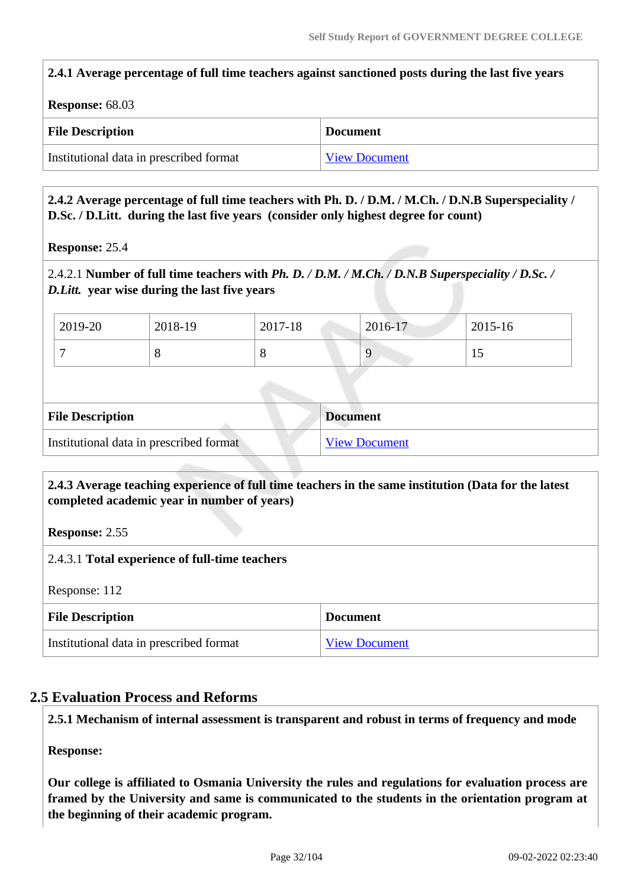**2.4.1 Average percentage of full time teachers against sanctioned posts during the last five years**

**Response:** 68.03

| File Description | Document |
|---|---|
| Institutional data in prescribed format | View Document |

**2.4.2 Average percentage of full time teachers with Ph. D. / D.M. / M.Ch. / D.N.B Superspeciality / D.Sc. / D.Litt. during the last five years (consider only highest degree for count)**

**Response:** 25.4

2.4.2.1 **Number of full time teachers with *Ph. D. / D.M. / M.Ch. / D.N.B Superspeciality / D.Sc. / D.Litt.* year wise during the last five years**

| 2019-20 | 2018-19 | 2017-18 | 2016-17 | 2015-16 |
|---|---|---|---|---|
| 7 | 8 | 8 | 9 | 15 |

| File Description | Document |
|---|---|
| Institutional data in prescribed format | View Document |

**2.4.3 Average teaching experience of full time teachers in the same institution (Data for the latest completed academic year in number of years)**

**Response:** 2.55

2.4.3.1 **Total experience of full-time teachers**

Response: 112

| File Description | Document |
|---|---|
| Institutional data in prescribed format | View Document |

## 2.5 Evaluation Process and Reforms

**2.5.1 Mechanism of internal assessment is transparent and robust in terms of frequency and mode**

**Response:**

**Our college is affiliated to Osmania University the rules and regulations for evaluation process are framed by the University and same is communicated to the students in the orientation program at the beginning of their academic program.**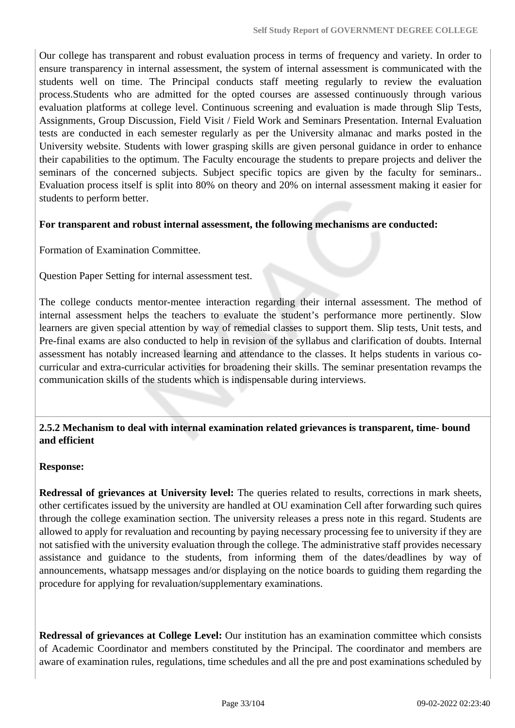Our college has transparent and robust evaluation process in terms of frequency and variety. In order to ensure transparency in internal assessment, the system of internal assessment is communicated with the students well on time. The Principal conducts staff meeting regularly to review the evaluation process.Students who are admitted for the opted courses are assessed continuously through various evaluation platforms at college level. Continuous screening and evaluation is made through Slip Tests, Assignments, Group Discussion, Field Visit / Field Work and Seminars Presentation. Internal Evaluation tests are conducted in each semester regularly as per the University almanac and marks posted in the University website. Students with lower grasping skills are given personal guidance in order to enhance their capabilities to the optimum. The Faculty encourage the students to prepare projects and deliver the seminars of the concerned subjects. Subject specific topics are given by the faculty for seminars.. Evaluation process itself is split into 80% on theory and 20% on internal assessment making it easier for students to perform better.

**For transparent and robust internal assessment, the following mechanisms are conducted:**

Formation of Examination Committee.

Question Paper Setting for internal assessment test.

The college conducts mentor-mentee interaction regarding their internal assessment. The method of internal assessment helps the teachers to evaluate the student's performance more pertinently. Slow learners are given special attention by way of remedial classes to support them. Slip tests, Unit tests, and Pre-final exams are also conducted to help in revision of the syllabus and clarification of doubts. Internal assessment has notably increased learning and attendance to the classes. It helps students in various co-curricular and extra-curricular activities for broadening their skills. The seminar presentation revamps the communication skills of the students which is indispensable during interviews.

**2.5.2 Mechanism to deal with internal examination related grievances is transparent, time- bound and efficient**

**Response:**

**Redressal of grievances at University level:** The queries related to results, corrections in mark sheets, other certificates issued by the university are handled at OU examination Cell after forwarding such quires through the college examination section. The university releases a press note in this regard. Students are allowed to apply for revaluation and recounting by paying necessary processing fee to university if they are not satisfied with the university evaluation through the college. The administrative staff provides necessary assistance and guidance to the students, from informing them of the dates/deadlines by way of announcements, whatsapp messages and/or displaying on the notice boards to guiding them regarding the procedure for applying for revaluation/supplementary examinations.

**Redressal of grievances at College Level:** Our institution has an examination committee which consists of Academic Coordinator and members constituted by the Principal. The coordinator and members are aware of examination rules, regulations, time schedules and all the pre and post examinations scheduled by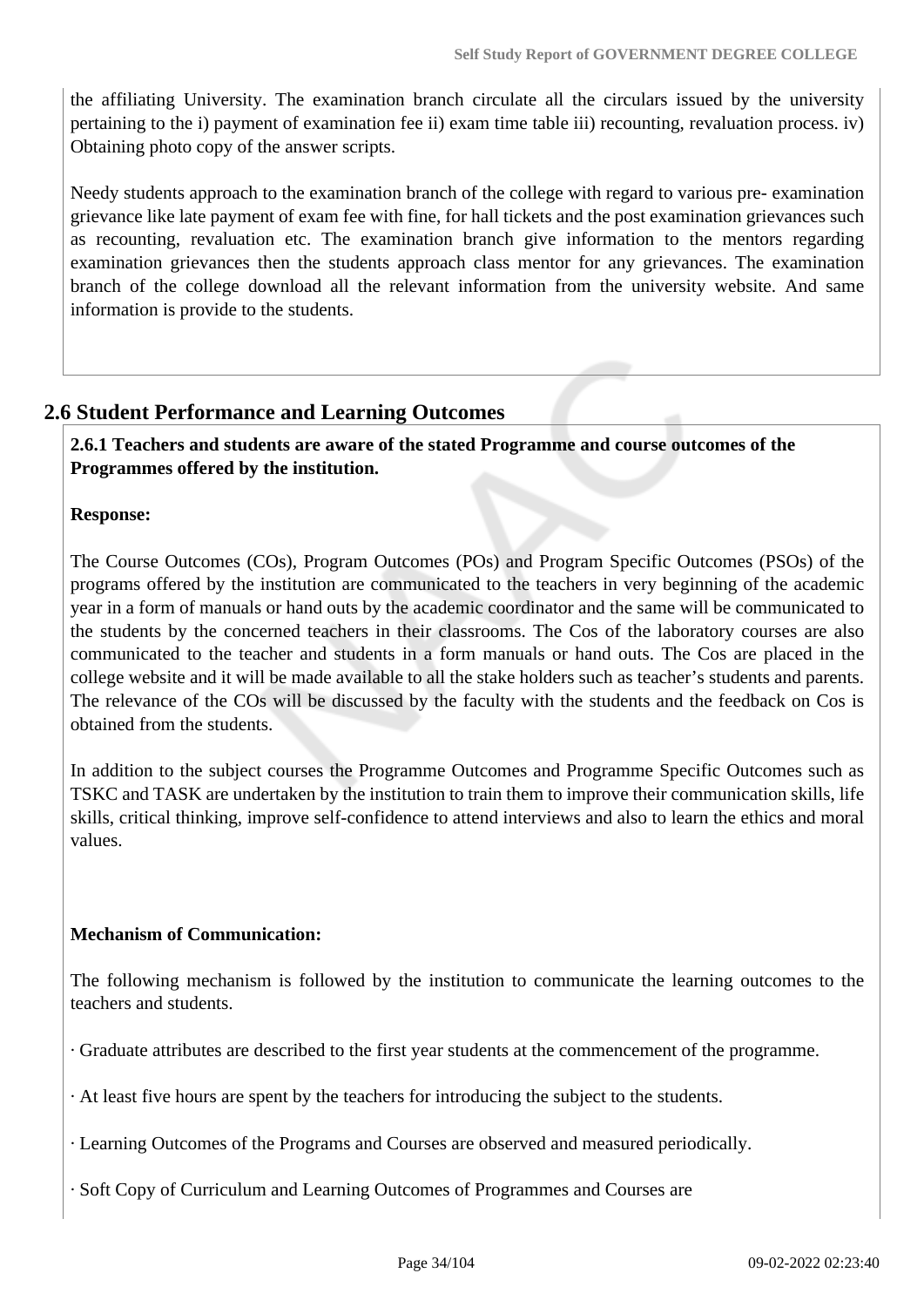the affiliating University. The examination branch circulate all the circulars issued by the university pertaining to the i) payment of examination fee ii) exam time table iii) recounting, revaluation process. iv) Obtaining photo copy of the answer scripts.

Needy students approach to the examination branch of the college with regard to various pre- examination grievance like late payment of exam fee with fine, for hall tickets and the post examination grievances such as recounting, revaluation etc. The examination branch give information to the mentors regarding examination grievances then the students approach class mentor for any grievances. The examination branch of the college download all the relevant information from the university website. And same information is provide to the students.

## 2.6 Student Performance and Learning Outcomes

**2.6.1 Teachers and students are aware of the stated Programme and course outcomes of the Programmes offered by the institution.**

**Response:**

The Course Outcomes (COs), Program Outcomes (POs) and Program Specific Outcomes (PSOs) of the programs offered by the institution are communicated to the teachers in very beginning of the academic year in a form of manuals or hand outs by the academic coordinator and the same will be communicated to the students by the concerned teachers in their classrooms. The Cos of the laboratory courses are also communicated to the teacher and students in a form manuals or hand outs. The Cos are placed in the college website and it will be made available to all the stake holders such as teacher's students and parents. The relevance of the COs will be discussed by the faculty with the students and the feedback on Cos is obtained from the students.

In addition to the subject courses the Programme Outcomes and Programme Specific Outcomes such as TSKC and TASK are undertaken by the institution to train them to improve their communication skills, life skills, critical thinking, improve self-confidence to attend interviews and also to learn the ethics and moral values.

**Mechanism of Communication:**

The following mechanism is followed by the institution to communicate the learning outcomes to the teachers and students.

· Graduate attributes are described to the first year students at the commencement of the programme.

· At least five hours are spent by the teachers for introducing the subject to the students.

· Learning Outcomes of the Programs and Courses are observed and measured periodically.

· Soft Copy of Curriculum and Learning Outcomes of Programmes and Courses are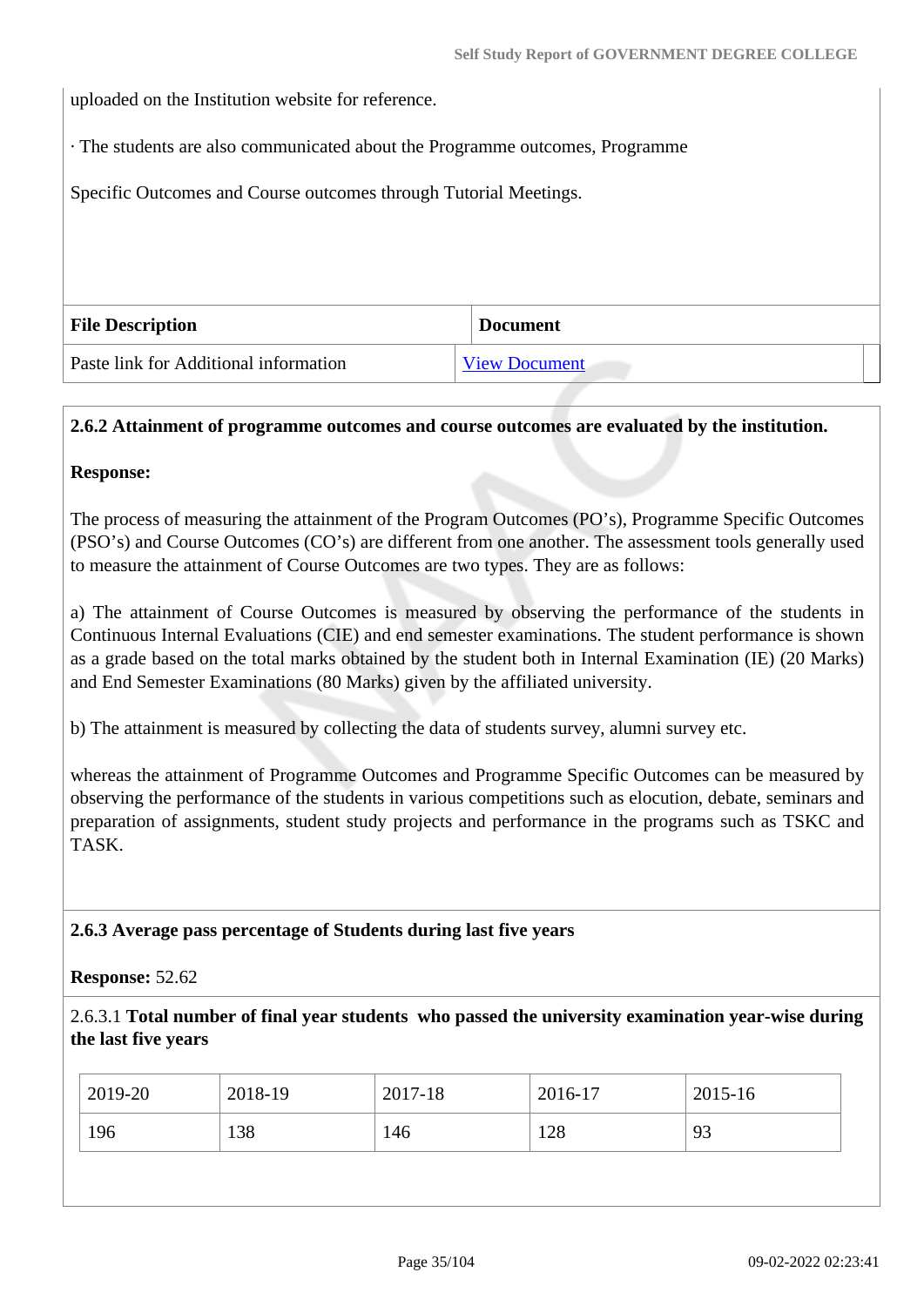uploaded on the Institution website for reference.

· The students are also communicated about the Programme outcomes, Programme

Specific Outcomes and Course outcomes through Tutorial Meetings.

| File Description | Document |
|---|---|
| Paste link for Additional information | View Document |

**2.6.2 Attainment of programme outcomes and course outcomes are evaluated by the institution.**

**Response:**

The process of measuring the attainment of the Program Outcomes (PO's), Programme Specific Outcomes (PSO's) and Course Outcomes (CO's) are different from one another. The assessment tools generally used to measure the attainment of Course Outcomes are two types. They are as follows:

a) The attainment of Course Outcomes is measured by observing the performance of the students in Continuous Internal Evaluations (CIE) and end semester examinations. The student performance is shown as a grade based on the total marks obtained by the student both in Internal Examination (IE) (20 Marks) and End Semester Examinations (80 Marks) given by the affiliated university.

b) The attainment is measured by collecting the data of students survey, alumni survey etc.

whereas the attainment of Programme Outcomes and Programme Specific Outcomes can be measured by observing the performance of the students in various competitions such as elocution, debate, seminars and preparation of assignments, student study projects and performance in the programs such as TSKC and TASK.

**2.6.3 Average pass percentage of Students during last five years**

**Response:** 52.62

2.6.3.1 **Total number of final year students who passed the university examination year-wise during the last five years**

| 2019-20 | 2018-19 | 2017-18 | 2016-17 | 2015-16 |
|---|---|---|---|---|
| 196 | 138 | 146 | 128 | 93 |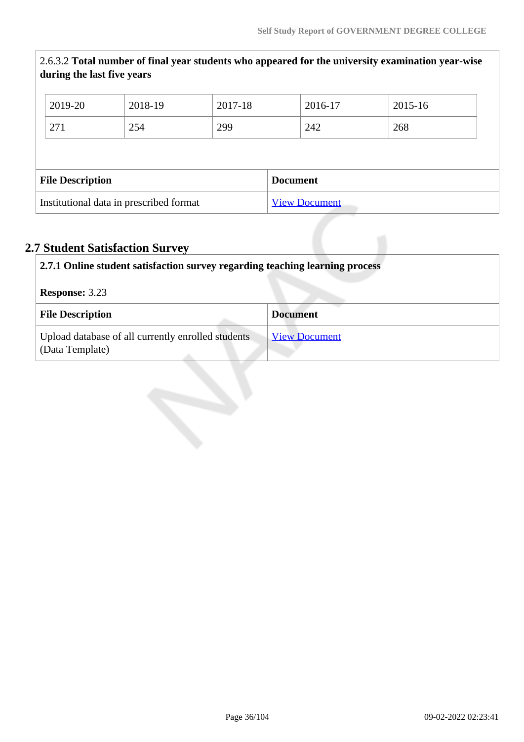2.6.3.2 **Total number of final year students who appeared for the university examination year-wise during the last five years**

| 2019-20 | 2018-19 | 2017-18 | 2016-17 | 2015-16 |
|---|---|---|---|---|
| 271 | 254 | 299 | 242 | 268 |

| File Description | Document |
|---|---|
| Institutional data in prescribed format | View Document |

## 2.7 Student Satisfaction Survey

**2.7.1 Online student satisfaction survey regarding teaching learning process**

**Response:** 3.23

| File Description | Document |
|---|---|
| Upload database of all currently enrolled students (Data Template) | View Document |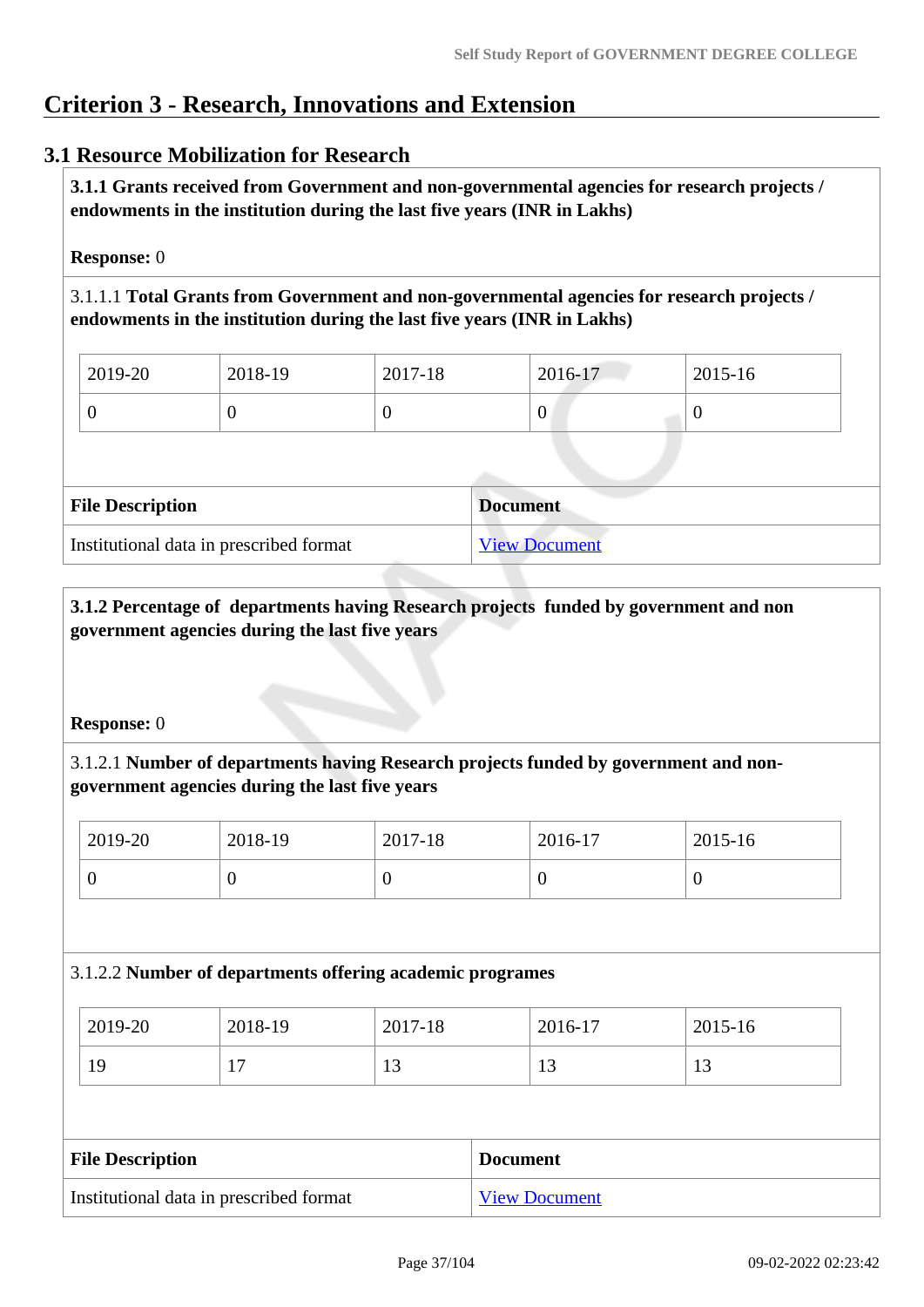# Criterion 3 - Research, Innovations and Extension

## 3.1 Resource Mobilization for Research

**3.1.1 Grants received from Government and non-governmental agencies for research projects / endowments in the institution during the last five years (INR in Lakhs)**

**Response:** 0

3.1.1.1 **Total Grants from Government and non-governmental agencies for research projects / endowments in the institution during the last five years (INR in Lakhs)**

| 2019-20 | 2018-19 | 2017-18 | 2016-17 | 2015-16 |
|---|---|---|---|---|
| 0 | 0 | 0 | 0 | 0 |

| File Description | Document |
|---|---|
| Institutional data in prescribed format | View Document |

**3.1.2 Percentage of departments having Research projects funded by government and non government agencies during the last five years**

**Response:** 0

3.1.2.1 **Number of departments having Research projects funded by government and non-government agencies during the last five years**

| 2019-20 | 2018-19 | 2017-18 | 2016-17 | 2015-16 |
|---|---|---|---|---|
| 0 | 0 | 0 | 0 | 0 |

3.1.2.2 **Number of departments offering academic programes**

| 2019-20 | 2018-19 | 2017-18 | 2016-17 | 2015-16 |
|---|---|---|---|---|
| 19 | 17 | 13 | 13 | 13 |

| File Description | Document |
|---|---|
| Institutional data in prescribed format | View Document |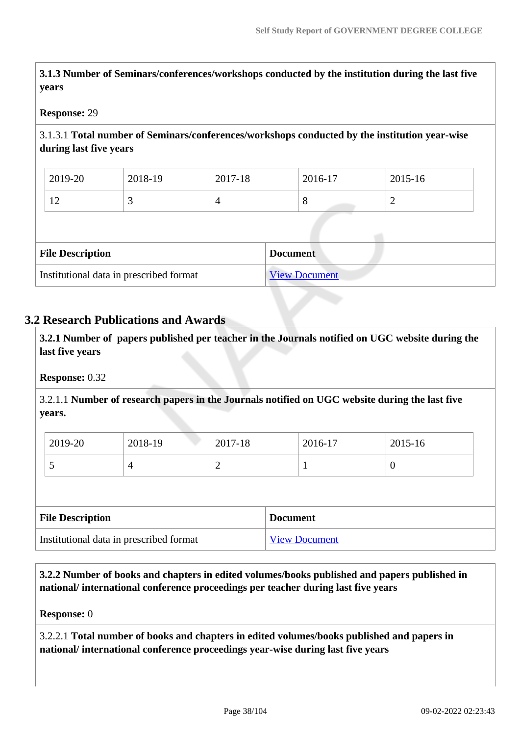**3.1.3 Number of Seminars/conferences/workshops conducted by the institution during the last five years**

**Response:** 29

3.1.3.1 **Total number of Seminars/conferences/workshops conducted by the institution year-wise during last five years**

| 2019-20 | 2018-19 | 2017-18 | 2016-17 | 2015-16 |
|---|---|---|---|---|
| 12 | 3 | 4 | 8 | 2 |

| File Description | Document |
|---|---|
| Institutional data in prescribed format | View Document |

## 3.2 Research Publications and Awards

**3.2.1 Number of papers published per teacher in the Journals notified on UGC website during the last five years**

**Response:** 0.32

3.2.1.1 **Number of research papers in the Journals notified on UGC website during the last five years.**

| 2019-20 | 2018-19 | 2017-18 | 2016-17 | 2015-16 |
|---|---|---|---|---|
| 5 | 4 | 2 | 1 | 0 |

| File Description | Document |
|---|---|
| Institutional data in prescribed format | View Document |

**3.2.2 Number of books and chapters in edited volumes/books published and papers published in national/ international conference proceedings per teacher during last five years**

**Response:** 0

3.2.2.1 **Total number of books and chapters in edited volumes/books published and papers in national/ international conference proceedings year-wise during last five years**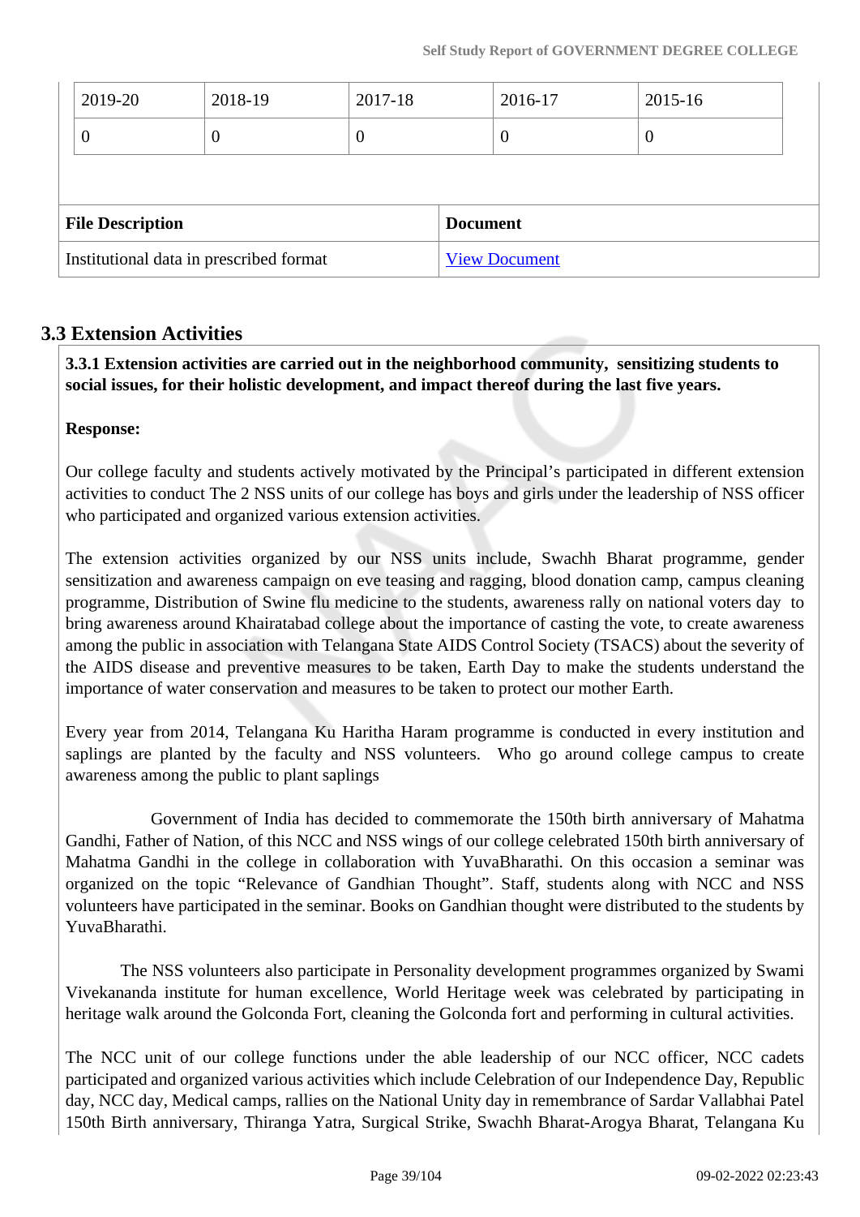| 2019-20 | 2018-19 | 2017-18 | 2016-17 | 2015-16 |
| --- | --- | --- | --- | --- |
| 0 | 0 | 0 | 0 | 0 |

| File Description | Document |
| --- | --- |
| Institutional data in prescribed format | View Document |

## 3.3 Extension Activities

**3.3.1 Extension activities are carried out in the neighborhood community, sensitizing students to social issues, for their holistic development, and impact thereof during the last five years.**

**Response:**

Our college faculty and students actively motivated by the Principal's participated in different extension activities to conduct The 2 NSS units of our college has boys and girls under the leadership of NSS officer who participated and organized various extension activities.

The extension activities organized by our NSS units include, Swachh Bharat programme, gender sensitization and awareness campaign on eve teasing and ragging, blood donation camp, campus cleaning programme, Distribution of Swine flu medicine to the students, awareness rally on national voters day to bring awareness around Khairatabad college about the importance of casting the vote, to create awareness among the public in association with Telangana State AIDS Control Society (TSACS) about the severity of the AIDS disease and preventive measures to be taken, Earth Day to make the students understand the importance of water conservation and measures to be taken to protect our mother Earth.

Every year from 2014, Telangana Ku Haritha Haram programme is conducted in every institution and saplings are planted by the faculty and NSS volunteers. Who go around college campus to create awareness among the public to plant saplings

Government of India has decided to commemorate the 150th birth anniversary of Mahatma Gandhi, Father of Nation, of this NCC and NSS wings of our college celebrated 150th birth anniversary of Mahatma Gandhi in the college in collaboration with YuvaBharathi. On this occasion a seminar was organized on the topic "Relevance of Gandhian Thought". Staff, students along with NCC and NSS volunteers have participated in the seminar. Books on Gandhian thought were distributed to the students by YuvaBharathi.

The NSS volunteers also participate in Personality development programmes organized by Swami Vivekananda institute for human excellence, World Heritage week was celebrated by participating in heritage walk around the Golconda Fort, cleaning the Golconda fort and performing in cultural activities.

The NCC unit of our college functions under the able leadership of our NCC officer, NCC cadets participated and organized various activities which include Celebration of our Independence Day, Republic day, NCC day, Medical camps, rallies on the National Unity day in remembrance of Sardar Vallabhai Patel 150th Birth anniversary, Thiranga Yatra, Surgical Strike, Swachh Bharat-Arogya Bharat, Telangana Ku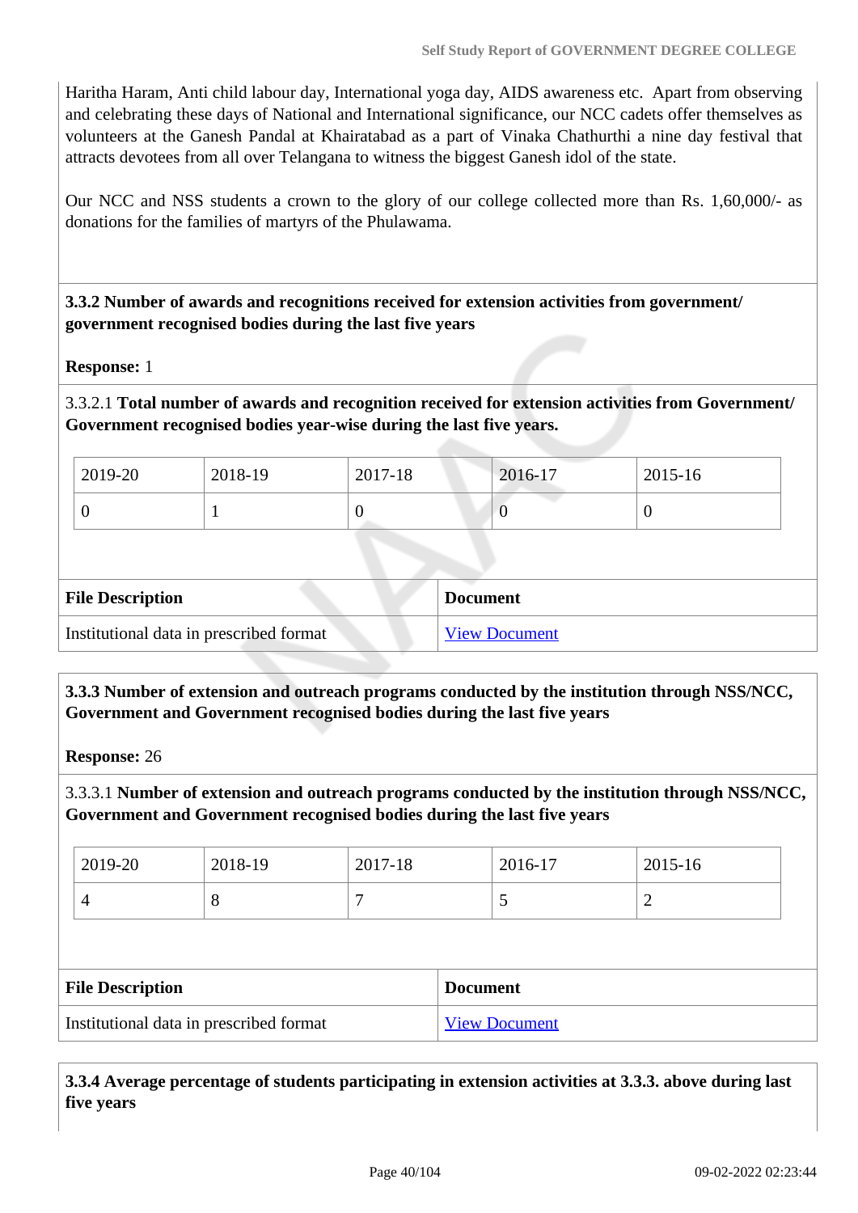Haritha Haram, Anti child labour day, International yoga day, AIDS awareness etc. Apart from observing and celebrating these days of National and International significance, our NCC cadets offer themselves as volunteers at the Ganesh Pandal at Khairatabad as a part of Vinaka Chathurthi a nine day festival that attracts devotees from all over Telangana to witness the biggest Ganesh idol of the state.

Our NCC and NSS students a crown to the glory of our college collected more than Rs. 1,60,000/- as donations for the families of martyrs of the Phulawama.

**3.3.2 Number of awards and recognitions received for extension activities from government/ government recognised bodies during the last five years**

**Response:** 1

3.3.2.1 **Total number of awards and recognition received for extension activities from Government/ Government recognised bodies year-wise during the last five years.**

| 2019-20 | 2018-19 | 2017-18 | 2016-17 | 2015-16 |
|---|---|---|---|---|
| 0 | 1 | 0 | 0 | 0 |

| File Description | Document |
|---|---|
| Institutional data in prescribed format | View Document |

**3.3.3 Number of extension and outreach programs conducted by the institution through NSS/NCC, Government and Government recognised bodies during the last five years**

**Response:** 26

3.3.3.1 **Number of extension and outreach programs conducted by the institution through NSS/NCC, Government and Government recognised bodies during the last five years**

| 2019-20 | 2018-19 | 2017-18 | 2016-17 | 2015-16 |
|---|---|---|---|---|
| 4 | 8 | 7 | 5 | 2 |

| File Description | Document |
|---|---|
| Institutional data in prescribed format | View Document |

**3.3.4 Average percentage of students participating in extension activities at 3.3.3. above during last five years**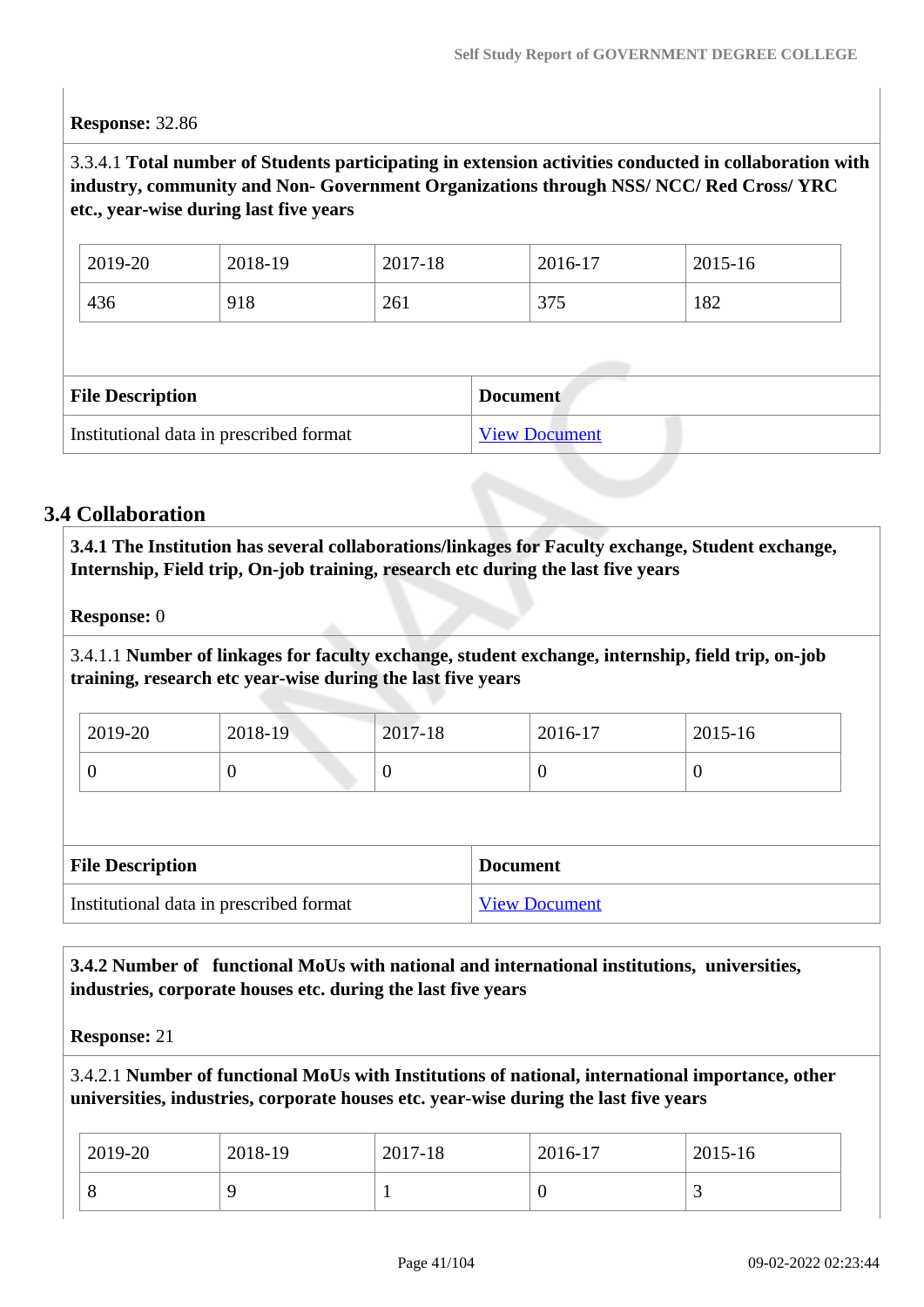**Response:** 32.86

3.3.4.1 **Total number of Students participating in extension activities conducted in collaboration with industry, community and Non- Government Organizations through NSS/ NCC/ Red Cross/ YRC etc., year-wise during last five years**

| 2019-20 | 2018-19 | 2017-18 | 2016-17 | 2015-16 |
|---|---|---|---|---|
| 436 | 918 | 261 | 375 | 182 |

| File Description | Document |
|---|---|
| Institutional data in prescribed format | View Document |

## 3.4 Collaboration

**3.4.1 The Institution has several collaborations/linkages for Faculty exchange, Student exchange, Internship, Field trip, On-job training, research etc during the last five years**

**Response:** 0

3.4.1.1 **Number of linkages for faculty exchange, student exchange, internship, field trip, on-job training, research etc year-wise during the last five years**

| 2019-20 | 2018-19 | 2017-18 | 2016-17 | 2015-16 |
|---|---|---|---|---|
| 0 | 0 | 0 | 0 | 0 |

| File Description | Document |
|---|---|
| Institutional data in prescribed format | View Document |

**3.4.2 Number of functional MoUs with national and international institutions, universities, industries, corporate houses etc. during the last five years**

**Response:** 21

3.4.2.1 **Number of functional MoUs with Institutions of national, international importance, other universities, industries, corporate houses etc. year-wise during the last five years**

| 2019-20 | 2018-19 | 2017-18 | 2016-17 | 2015-16 |
|---|---|---|---|---|
| 8 | 9 | 1 | 0 | 3 |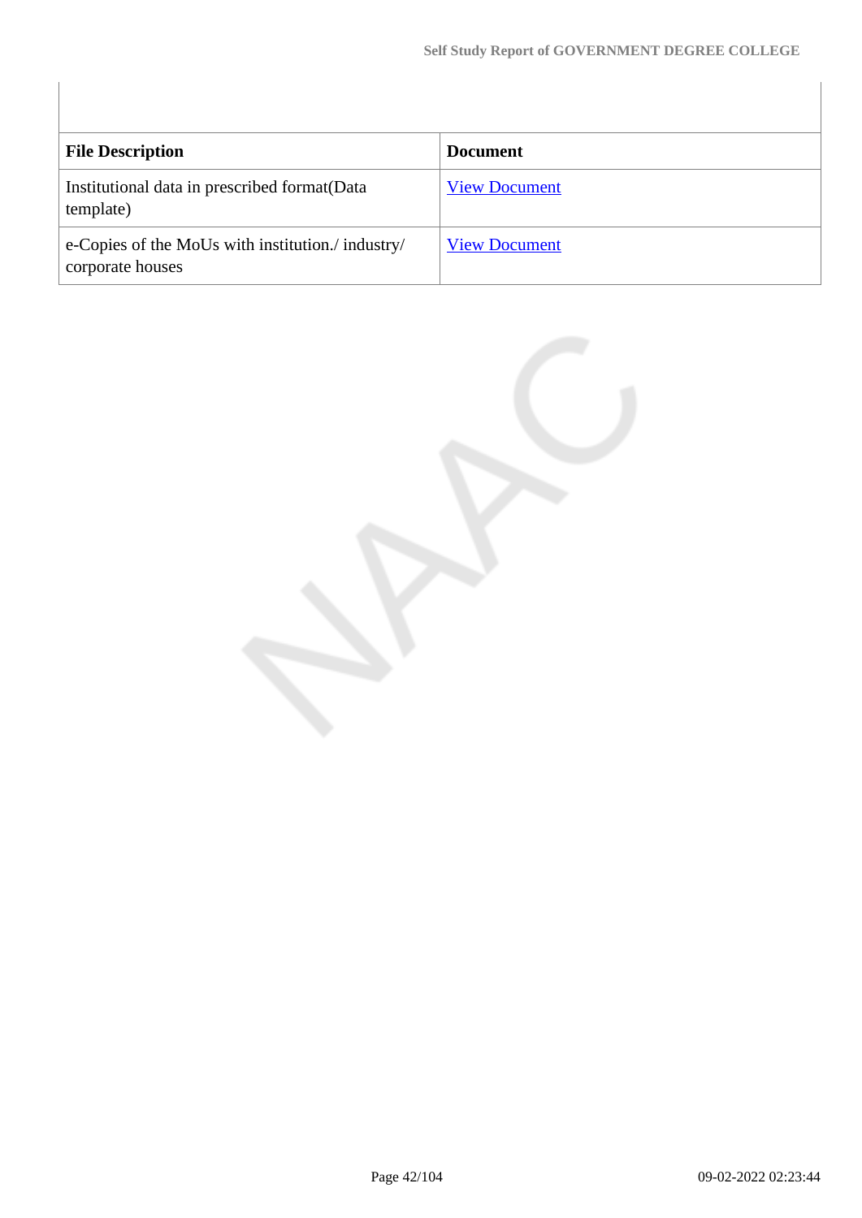| File Description | Document |
|---|---|
| Institutional data in prescribed format(Data template) | View Document |
| e-Copies of the MoUs with institution./ industry/ corporate houses | View Document |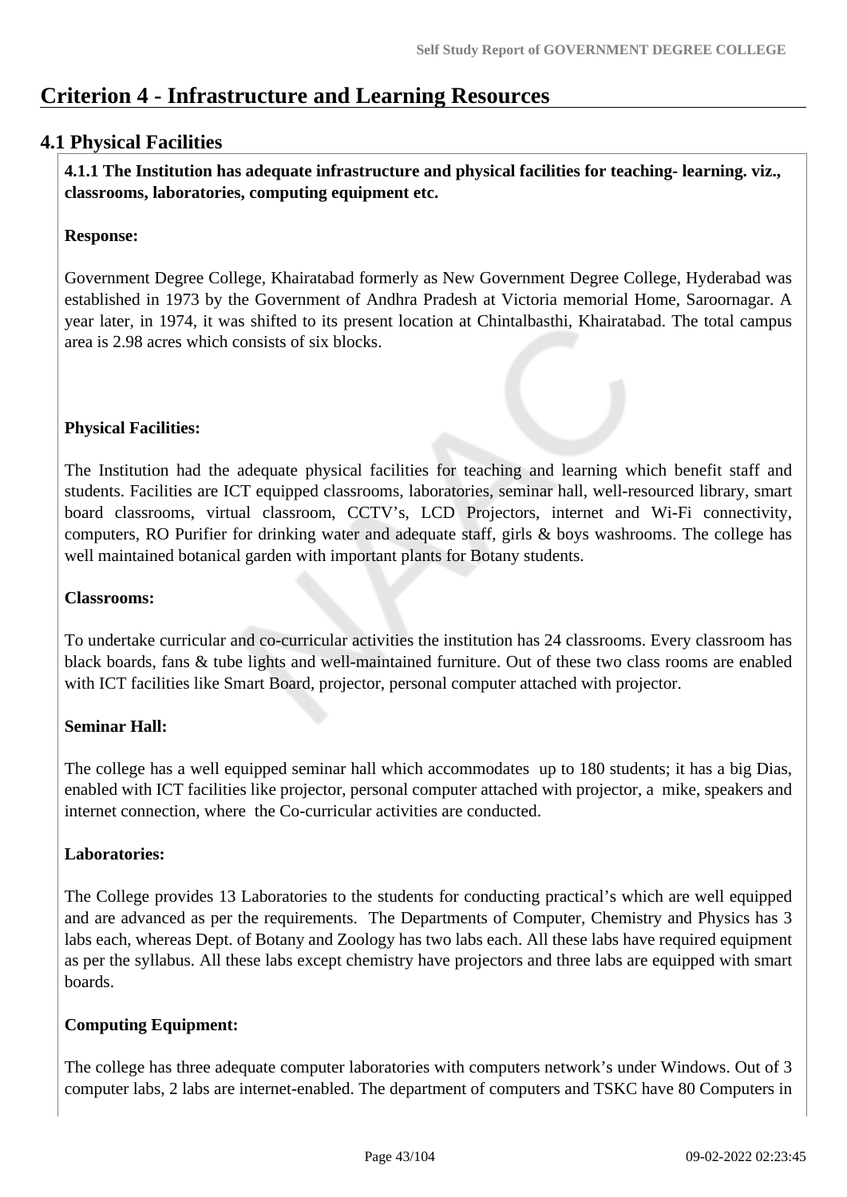# Criterion 4 - Infrastructure and Learning Resources

## 4.1 Physical Facilities

**4.1.1 The Institution has adequate infrastructure and physical facilities for teaching- learning. viz., classrooms, laboratories, computing equipment etc.**

**Response:**

Government Degree College, Khairatabad formerly as New Government Degree College, Hyderabad was established in 1973 by the Government of Andhra Pradesh at Victoria memorial Home, Saroornagar. A year later, in 1974, it was shifted to its present location at Chintalbasthi, Khairatabad. The total campus area is 2.98 acres which consists of six blocks.

**Physical Facilities:**

The Institution had the adequate physical facilities for teaching and learning which benefit staff and students. Facilities are ICT equipped classrooms, laboratories, seminar hall, well-resourced library, smart board classrooms, virtual classroom, CCTV's, LCD Projectors, internet and Wi-Fi connectivity, computers, RO Purifier for drinking water and adequate staff, girls & boys washrooms. The college has well maintained botanical garden with important plants for Botany students.

**Classrooms:**

To undertake curricular and co-curricular activities the institution has 24 classrooms. Every classroom has black boards, fans & tube lights and well-maintained furniture. Out of these two class rooms are enabled with ICT facilities like Smart Board, projector, personal computer attached with projector.

**Seminar Hall:**

The college has a well equipped seminar hall which accommodates up to 180 students; it has a big Dias, enabled with ICT facilities like projector, personal computer attached with projector, a mike, speakers and internet connection, where the Co-curricular activities are conducted.

**Laboratories:**

The College provides 13 Laboratories to the students for conducting practical's which are well equipped and are advanced as per the requirements. The Departments of Computer, Chemistry and Physics has 3 labs each, whereas Dept. of Botany and Zoology has two labs each. All these labs have required equipment as per the syllabus. All these labs except chemistry have projectors and three labs are equipped with smart boards.

**Computing Equipment:**

The college has three adequate computer laboratories with computers network's under Windows. Out of 3 computer labs, 2 labs are internet-enabled. The department of computers and TSKC have 80 Computers in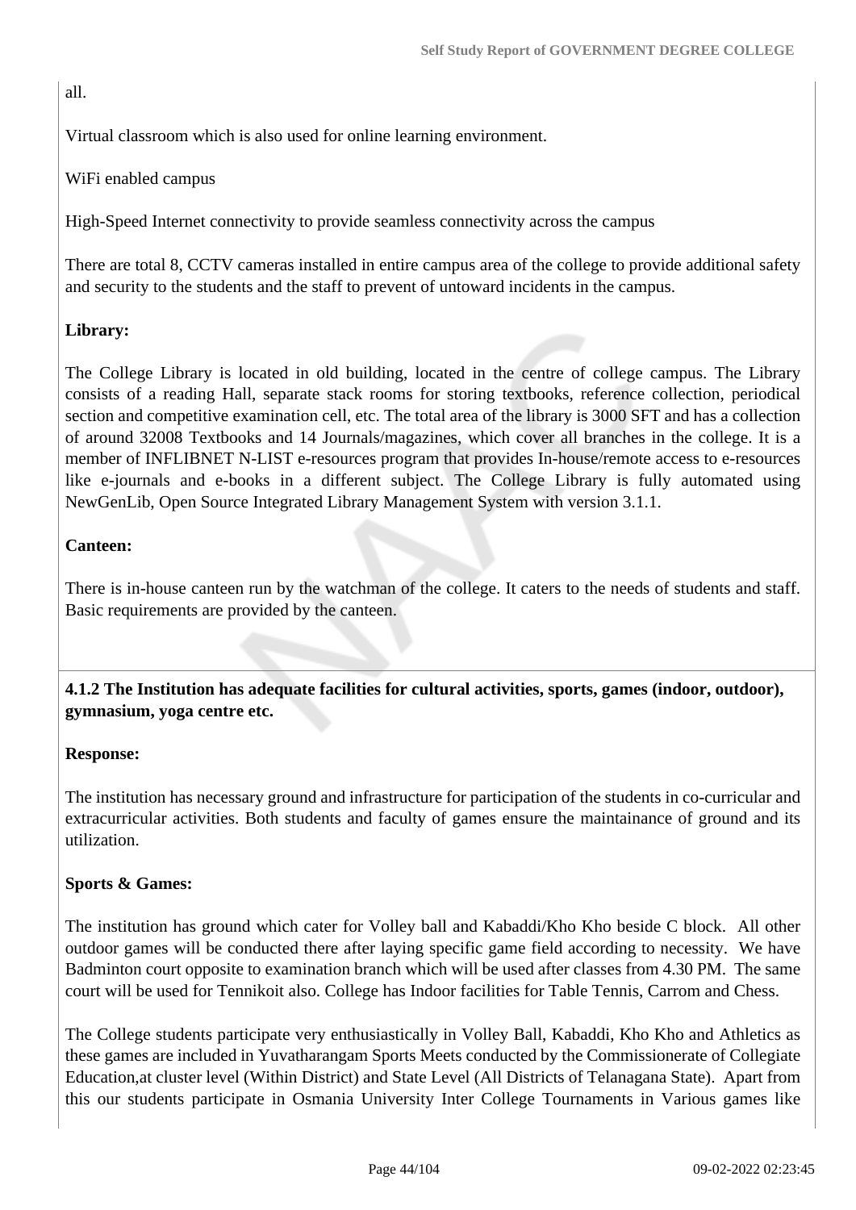all.

Virtual classroom which is also used for online learning environment.

WiFi enabled campus

High-Speed Internet connectivity to provide seamless connectivity across the campus

There are total 8, CCTV cameras installed in entire campus area of the college to provide additional safety and security to the students and the staff to prevent of untoward incidents in the campus.

**Library:**

The College Library is located in old building, located in the centre of college campus. The Library consists of a reading Hall, separate stack rooms for storing textbooks, reference collection, periodical section and competitive examination cell, etc. The total area of the library is 3000 SFT and has a collection of around 32008 Textbooks and 14 Journals/magazines, which cover all branches in the college. It is a member of INFLIBNET N-LIST e-resources program that provides In-house/remote access to e-resources like e-journals and e-books in a different subject. The College Library is fully automated using NewGenLib, Open Source Integrated Library Management System with version 3.1.1.

**Canteen:**

There is in-house canteen run by the watchman of the college. It caters to the needs of students and staff. Basic requirements are provided by the canteen.

**4.1.2 The Institution has adequate facilities for cultural activities, sports, games (indoor, outdoor), gymnasium, yoga centre etc.**

**Response:**

The institution has necessary ground and infrastructure for participation of the students in co-curricular and extracurricular activities. Both students and faculty of games ensure the maintainance of ground and its utilization.

**Sports & Games:**

The institution has ground which cater for Volley ball and Kabaddi/Kho Kho beside C block. All other outdoor games will be conducted there after laying specific game field according to necessity. We have Badminton court opposite to examination branch which will be used after classes from 4.30 PM. The same court will be used for Tennikoit also. College has Indoor facilities for Table Tennis, Carrom and Chess.

The College students participate very enthusiastically in Volley Ball, Kabaddi, Kho Kho and Athletics as these games are included in Yuvatharangam Sports Meets conducted by the Commissionerate of Collegiate Education,at cluster level (Within District) and State Level (All Districts of Telanagana State). Apart from this our students participate in Osmania University Inter College Tournaments in Various games like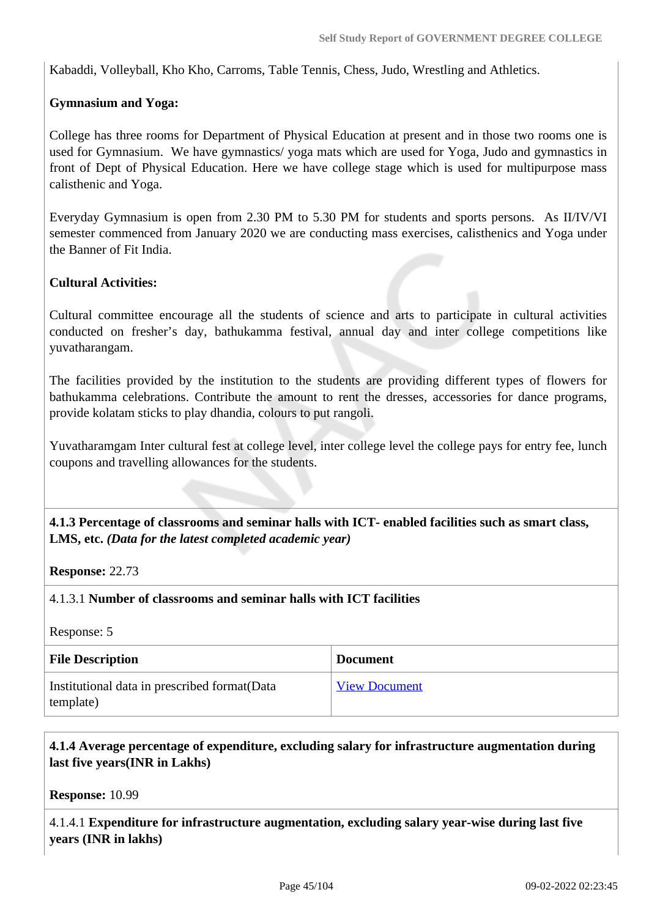Kabaddi, Volleyball, Kho Kho, Carroms, Table Tennis, Chess, Judo, Wrestling and Athletics.

**Gymnasium and Yoga:**

College has three rooms for Department of Physical Education at present and in those two rooms one is used for Gymnasium. We have gymnastics/ yoga mats which are used for Yoga, Judo and gymnastics in front of Dept of Physical Education. Here we have college stage which is used for multipurpose mass calisthenic and Yoga.

Everyday Gymnasium is open from 2.30 PM to 5.30 PM for students and sports persons. As II/IV/VI semester commenced from January 2020 we are conducting mass exercises, calisthenics and Yoga under the Banner of Fit India.

**Cultural Activities:**

Cultural committee encourage all the students of science and arts to participate in cultural activities conducted on fresher's day, bathukamma festival, annual day and inter college competitions like yuvatharangam.

The facilities provided by the institution to the students are providing different types of flowers for bathukamma celebrations. Contribute the amount to rent the dresses, accessories for dance programs, provide kolatam sticks to play dhandia, colours to put rangoli.

Yuvatharamgam Inter cultural fest at college level, inter college level the college pays for entry fee, lunch coupons and travelling allowances for the students.

**4.1.3 Percentage of classrooms and seminar halls with ICT- enabled facilities such as smart class, LMS, etc.** ***(Data for the latest completed academic year)***

**Response:** 22.73

4.1.3.1 **Number of classrooms and seminar halls with ICT facilities**

Response: 5

| File Description | Document |
|---|---|
| Institutional data in prescribed format(Data template) | View Document |

**4.1.4 Average percentage of expenditure, excluding salary for infrastructure augmentation during last five years(INR in Lakhs)**

**Response:** 10.99

4.1.4.1 **Expenditure for infrastructure augmentation, excluding salary year-wise during last five years (INR in lakhs)**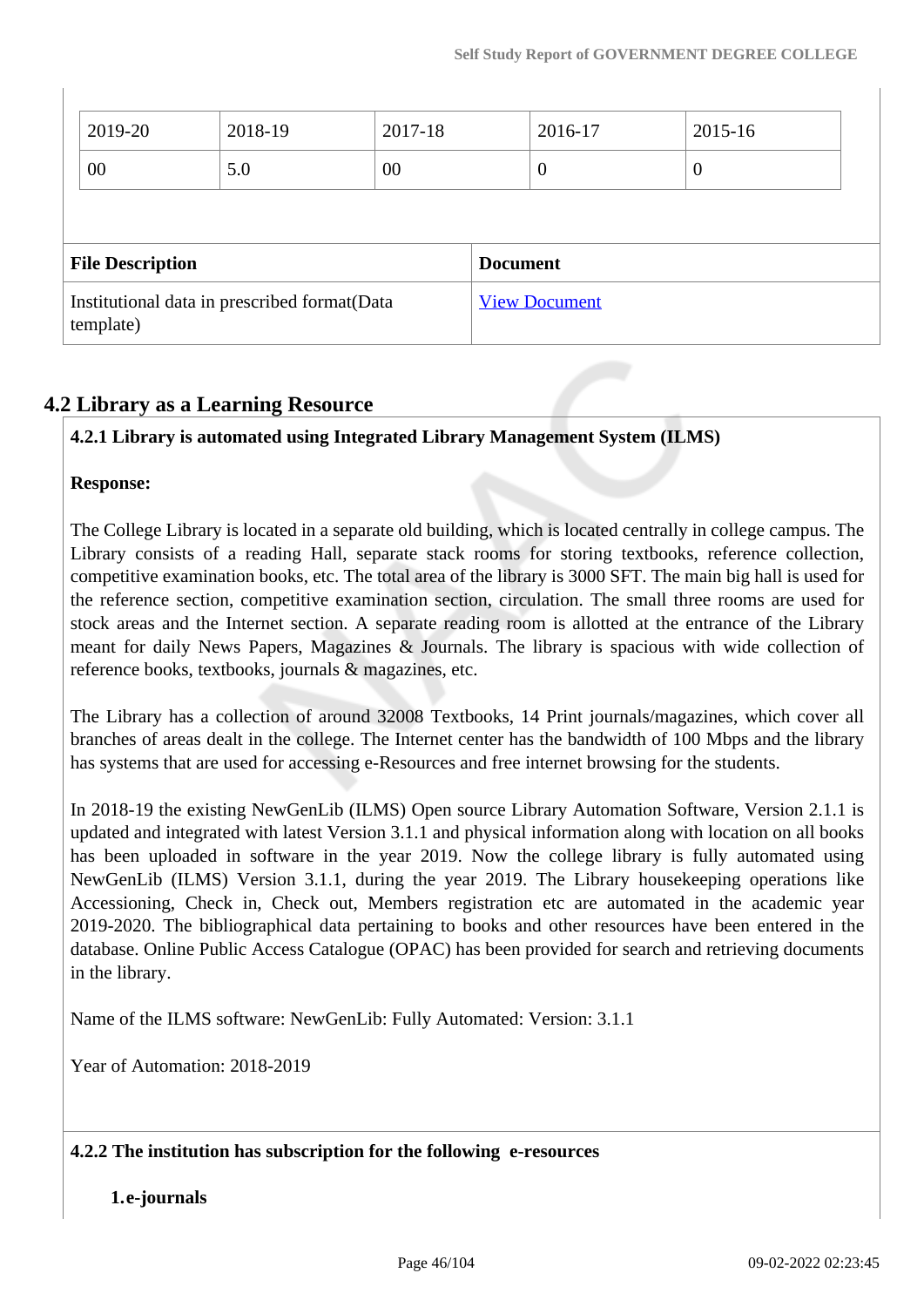| 2019-20 | 2018-19 | 2017-18 | 2016-17 | 2015-16 |
|---|---|---|---|---|
| 00 | 5.0 | 00 | 0 | 0 |

| File Description | Document |
|---|---|
| Institutional data in prescribed format(Data template) | View Document |

## 4.2 Library as a Learning Resource

**4.2.1 Library is automated using Integrated Library Management System (ILMS)**

**Response:**

The College Library is located in a separate old building, which is located centrally in college campus. The Library consists of a reading Hall, separate stack rooms for storing textbooks, reference collection, competitive examination books, etc. The total area of the library is 3000 SFT. The main big hall is used for the reference section, competitive examination section, circulation. The small three rooms are used for stock areas and the Internet section. A separate reading room is allotted at the entrance of the Library meant for daily News Papers, Magazines & Journals. The library is spacious with wide collection of reference books, textbooks, journals & magazines, etc.

The Library has a collection of around 32008 Textbooks, 14 Print journals/magazines, which cover all branches of areas dealt in the college. The Internet center has the bandwidth of 100 Mbps and the library has systems that are used for accessing e-Resources and free internet browsing for the students.

In 2018-19 the existing NewGenLib (ILMS) Open source Library Automation Software, Version 2.1.1 is updated and integrated with latest Version 3.1.1 and physical information along with location on all books has been uploaded in software in the year 2019. Now the college library is fully automated using NewGenLib (ILMS) Version 3.1.1, during the year 2019. The Library housekeeping operations like Accessioning, Check in, Check out, Members registration etc are automated in the academic year 2019-2020. The bibliographical data pertaining to books and other resources have been entered in the database. Online Public Access Catalogue (OPAC) has been provided for search and retrieving documents in the library.

Name of the ILMS software: NewGenLib: Fully Automated: Version: 3.1.1

Year of Automation: 2018-2019

**4.2.2 The institution has subscription for the following e-resources**

1. **e-journals**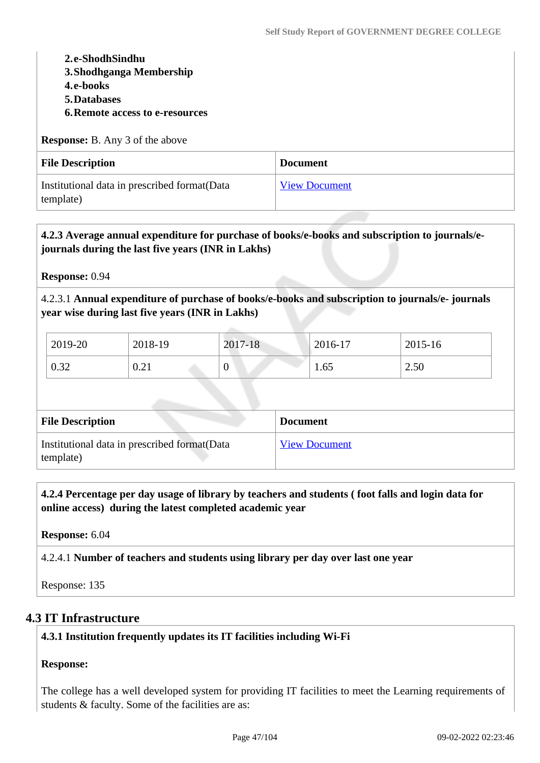2. **e-ShodhSindhu**
3. **Shodhganga Membership**
4. **e-books**
5. **Databases**
6. **Remote access to e-resources**

**Response:** B. Any 3 of the above

| File Description | Document |
|---|---|
| Institutional data in prescribed format(Data template) | View Document |

**4.2.3 Average annual expenditure for purchase of books/e-books and subscription to journals/e-journals during the last five years (INR in Lakhs)**

**Response:** 0.94

4.2.3.1 **Annual expenditure of purchase of books/e-books and subscription to journals/e- journals year wise during last five years (INR in Lakhs)**

| 2019-20 | 2018-19 | 2017-18 | 2016-17 | 2015-16 |
|---|---|---|---|---|
| 0.32 | 0.21 | 0 | 1.65 | 2.50 |

| File Description | Document |
|---|---|
| Institutional data in prescribed format(Data template) | View Document |

**4.2.4 Percentage per day usage of library by teachers and students ( foot falls and login data for online access) during the latest completed academic year**

**Response:** 6.04

4.2.4.1 **Number of teachers and students using library per day over last one year**

Response: 135

## 4.3 IT Infrastructure

**4.3.1 Institution frequently updates its IT facilities including Wi-Fi**

**Response:**

The college has a well developed system for providing IT facilities to meet the Learning requirements of students & faculty. Some of the facilities are as: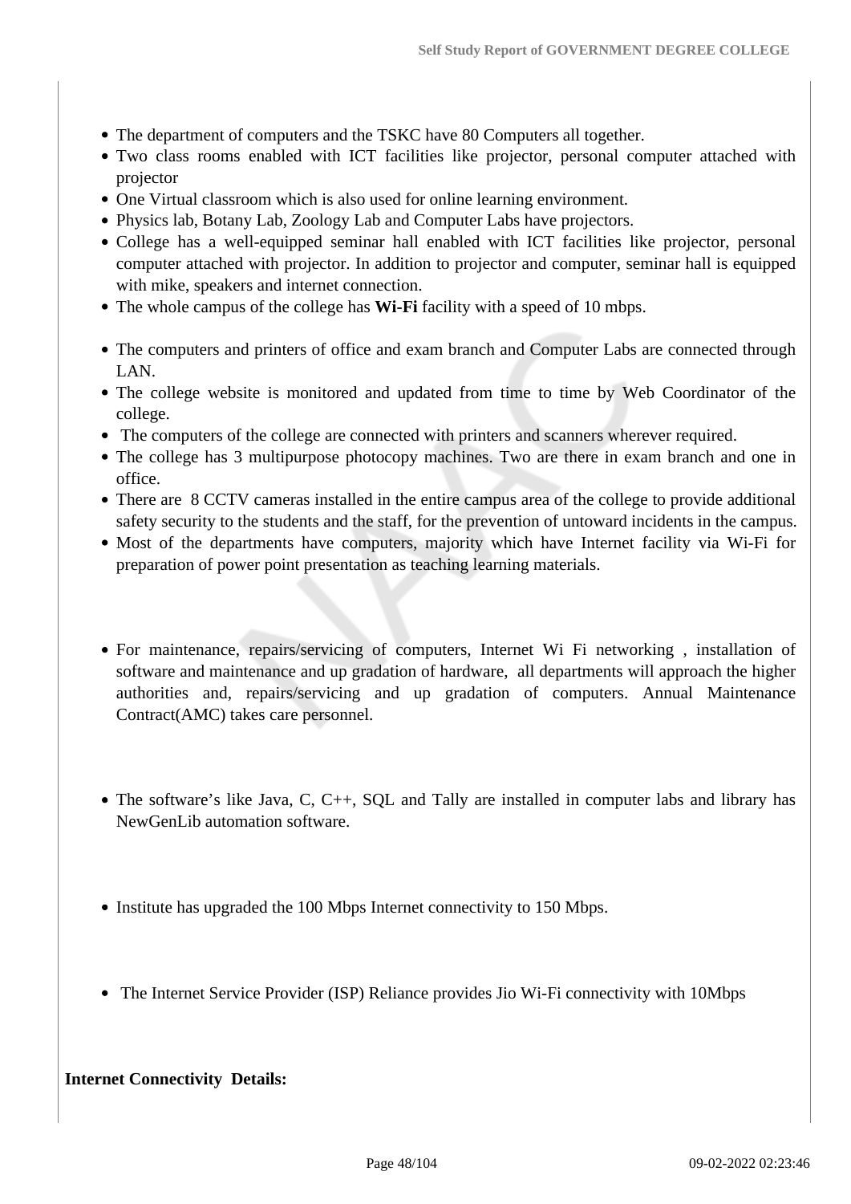- The department of computers and the TSKC have 80 Computers all together.
- Two class rooms enabled with ICT facilities like projector, personal computer attached with projector
- One Virtual classroom which is also used for online learning environment.
- Physics lab, Botany Lab, Zoology Lab and Computer Labs have projectors.
- College has a well-equipped seminar hall enabled with ICT facilities like projector, personal computer attached with projector. In addition to projector and computer, seminar hall is equipped with mike, speakers and internet connection.
- The whole campus of the college has **Wi-Fi** facility with a speed of 10 mbps.
- The computers and printers of office and exam branch and Computer Labs are connected through LAN.
- The college website is monitored and updated from time to time by Web Coordinator of the college.
- The computers of the college are connected with printers and scanners wherever required.
- The college has 3 multipurpose photocopy machines. Two are there in exam branch and one in office.
- There are 8 CCTV cameras installed in the entire campus area of the college to provide additional safety security to the students and the staff, for the prevention of untoward incidents in the campus.
- Most of the departments have computers, majority which have Internet facility via Wi-Fi for preparation of power point presentation as teaching learning materials.
- For maintenance, repairs/servicing of computers, Internet Wi Fi networking , installation of software and maintenance and up gradation of hardware, all departments will approach the higher authorities and, repairs/servicing and up gradation of computers. Annual Maintenance Contract(AMC) takes care personnel.
- The software's like Java, C, C++, SQL and Tally are installed in computer labs and library has NewGenLib automation software.
- Institute has upgraded the 100 Mbps Internet connectivity to 150 Mbps.
- The Internet Service Provider (ISP) Reliance provides Jio Wi-Fi connectivity with 10Mbps

**Internet Connectivity Details:**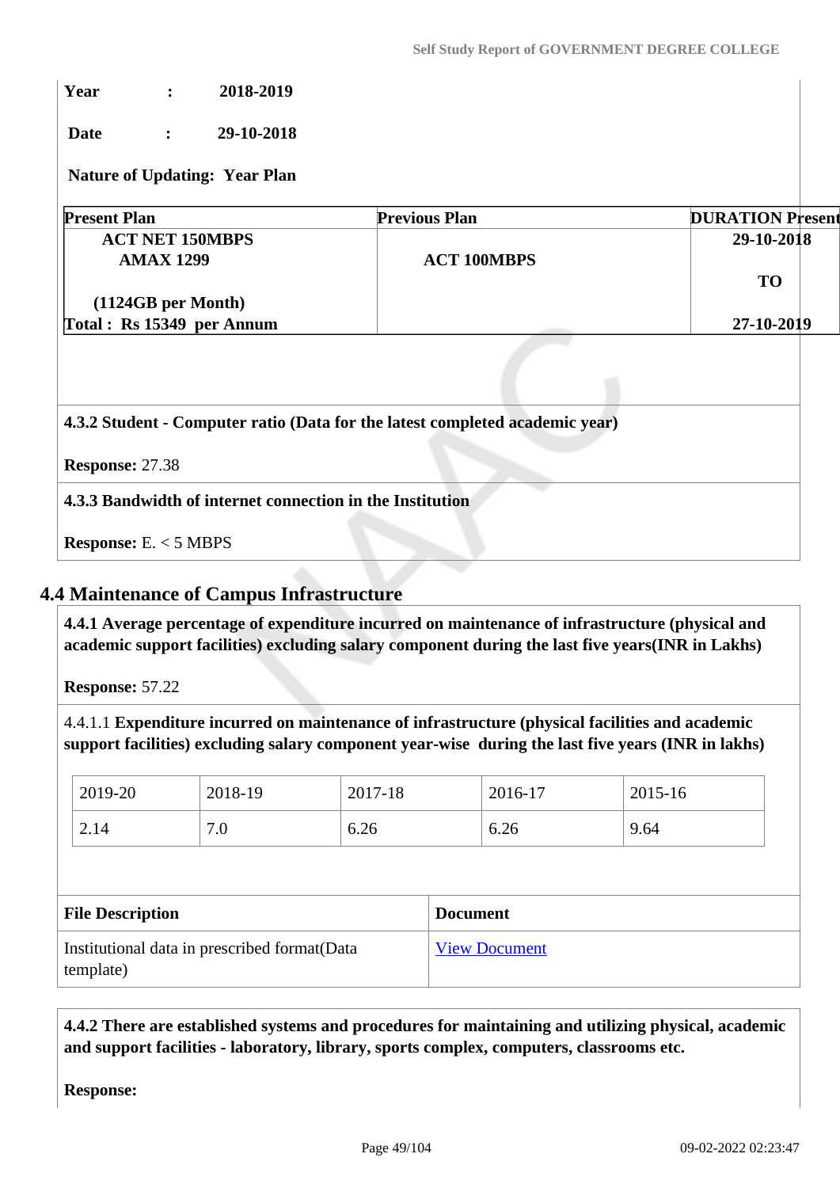**Year : 2018-2019**

**Date : 29-10-2018**

**Nature of Updating: Year Plan**

| Present Plan | Previous Plan | DURATION Present |
|---|---|---|
| **ACT NET 150MBPS**<br>**AMAX 1299**<br><br>**(1124GB per Month)**<br>**Total : Rs 15349 per Annum** | **ACT 100MBPS** | **29-10-2018**<br><br>**TO**<br><br>**27-10-2019** |

**4.3.2 Student - Computer ratio (Data for the latest completed academic year)**

**Response:** 27.38

**4.3.3 Bandwidth of internet connection in the Institution**

**Response:** E. < 5 MBPS

## 4.4 Maintenance of Campus Infrastructure

**4.4.1 Average percentage of expenditure incurred on maintenance of infrastructure (physical and academic support facilities) excluding salary component during the last five years(INR in Lakhs)**

**Response:** 57.22

4.4.1.1 **Expenditure incurred on maintenance of infrastructure (physical facilities and academic support facilities) excluding salary component year-wise during the last five years (INR in lakhs)**

| 2019-20 | 2018-19 | 2017-18 | 2016-17 | 2015-16 |
|---|---|---|---|---|
| 2.14 | 7.0 | 6.26 | 6.26 | 9.64 |

| File Description | Document |
|---|---|
| Institutional data in prescribed format(Data template) | View Document |

**4.4.2 There are established systems and procedures for maintaining and utilizing physical, academic and support facilities - laboratory, library, sports complex, computers, classrooms etc.**

**Response:**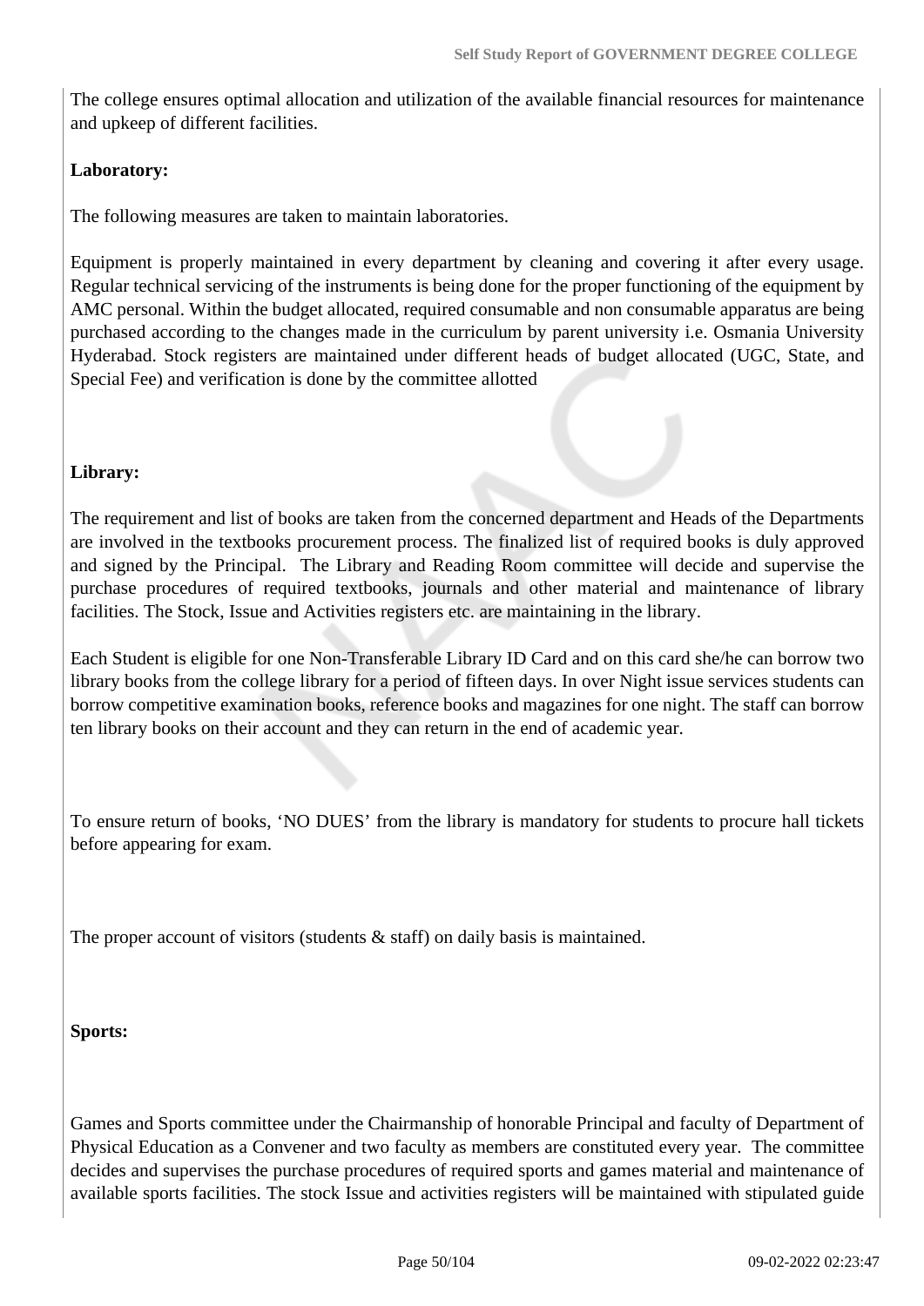The college ensures optimal allocation and utilization of the available financial resources for maintenance and upkeep of different facilities.

**Laboratory:**

The following measures are taken to maintain laboratories.

Equipment is properly maintained in every department by cleaning and covering it after every usage. Regular technical servicing of the instruments is being done for the proper functioning of the equipment by AMC personal. Within the budget allocated, required consumable and non consumable apparatus are being purchased according to the changes made in the curriculum by parent university i.e. Osmania University Hyderabad. Stock registers are maintained under different heads of budget allocated (UGC, State, and Special Fee) and verification is done by the committee allotted

**Library:**

The requirement and list of books are taken from the concerned department and Heads of the Departments are involved in the textbooks procurement process. The finalized list of required books is duly approved and signed by the Principal. The Library and Reading Room committee will decide and supervise the purchase procedures of required textbooks, journals and other material and maintenance of library facilities. The Stock, Issue and Activities registers etc. are maintaining in the library.

Each Student is eligible for one Non-Transferable Library ID Card and on this card she/he can borrow two library books from the college library for a period of fifteen days. In over Night issue services students can borrow competitive examination books, reference books and magazines for one night. The staff can borrow ten library books on their account and they can return in the end of academic year.

To ensure return of books, 'NO DUES' from the library is mandatory for students to procure hall tickets before appearing for exam.

The proper account of visitors (students & staff) on daily basis is maintained.

**Sports:**

Games and Sports committee under the Chairmanship of honorable Principal and faculty of Department of Physical Education as a Convener and two faculty as members are constituted every year. The committee decides and supervises the purchase procedures of required sports and games material and maintenance of available sports facilities. The stock Issue and activities registers will be maintained with stipulated guide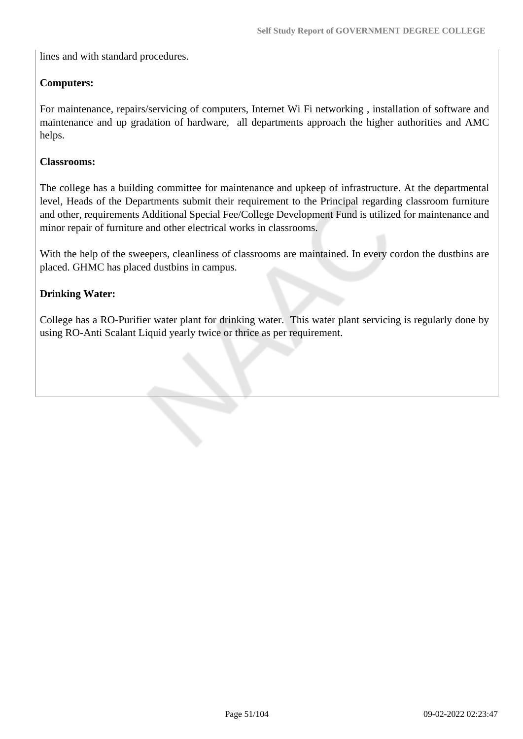lines and with standard procedures.

**Computers:**

For maintenance, repairs/servicing of computers, Internet Wi Fi networking , installation of software and maintenance and up gradation of hardware, all departments approach the higher authorities and AMC helps.

**Classrooms:**

The college has a building committee for maintenance and upkeep of infrastructure. At the departmental level, Heads of the Departments submit their requirement to the Principal regarding classroom furniture and other, requirements Additional Special Fee/College Development Fund is utilized for maintenance and minor repair of furniture and other electrical works in classrooms.

With the help of the sweepers, cleanliness of classrooms are maintained. In every cordon the dustbins are placed. GHMC has placed dustbins in campus.

**Drinking Water:**

College has a RO-Purifier water plant for drinking water. This water plant servicing is regularly done by using RO-Anti Scalant Liquid yearly twice or thrice as per requirement.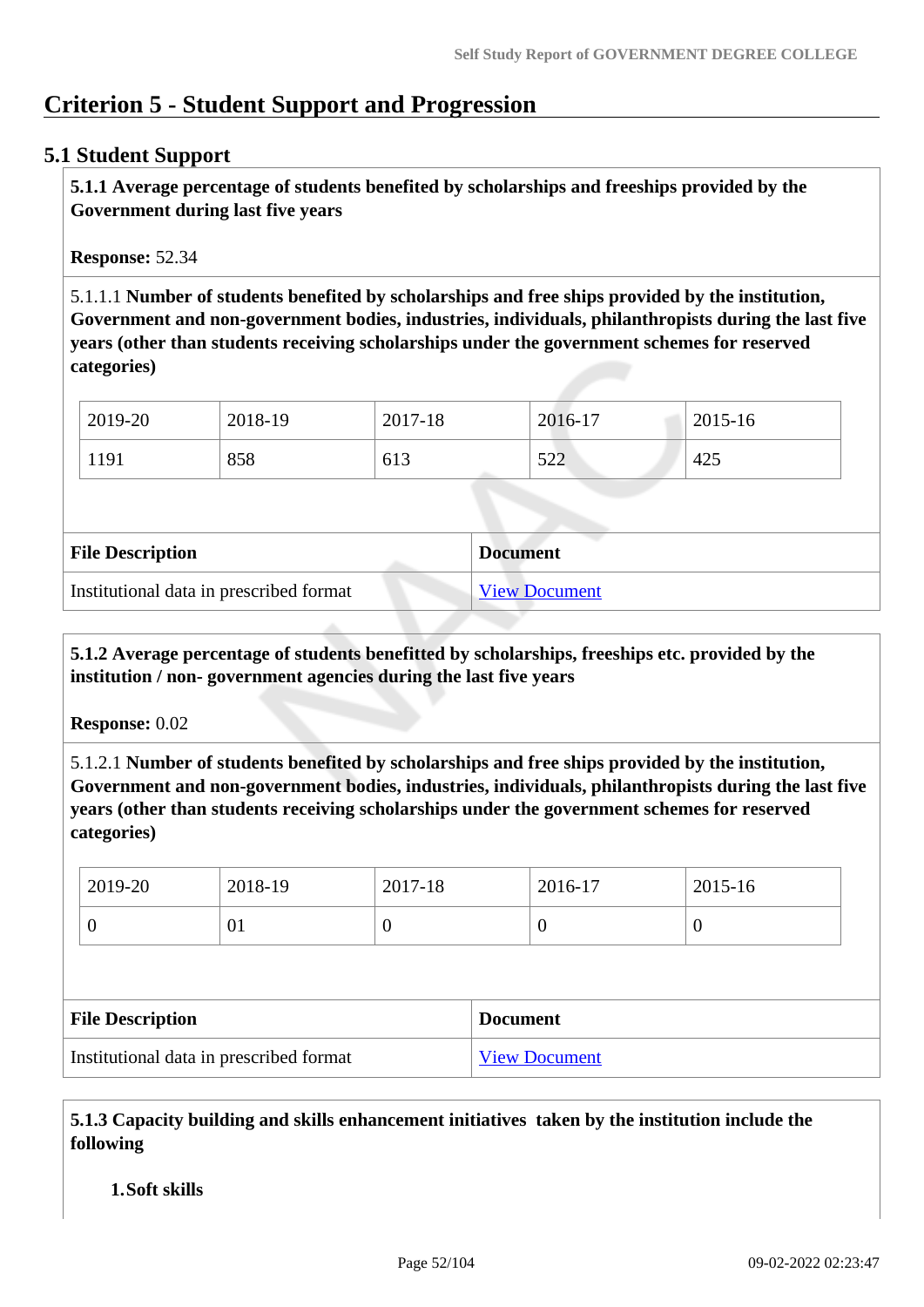# Criterion 5 - Student Support and Progression

## 5.1 Student Support

**5.1.1 Average percentage of students benefited by scholarships and freeships provided by the Government during last five years**

**Response:** 52.34

5.1.1.1 **Number of students benefited by scholarships and free ships provided by the institution, Government and non-government bodies, industries, individuals, philanthropists during the last five years (other than students receiving scholarships under the government schemes for reserved categories)**

| 2019-20 | 2018-19 | 2017-18 | 2016-17 | 2015-16 |
|---|---|---|---|---|
| 1191 | 858 | 613 | 522 | 425 |

| File Description | Document |
|---|---|
| Institutional data in prescribed format | View Document |

**5.1.2 Average percentage of students benefitted by scholarships, freeships etc. provided by the institution / non- government agencies during the last five years**

**Response:** 0.02

5.1.2.1 **Number of students benefited by scholarships and free ships provided by the institution, Government and non-government bodies, industries, individuals, philanthropists during the last five years (other than students receiving scholarships under the government schemes for reserved categories)**

| 2019-20 | 2018-19 | 2017-18 | 2016-17 | 2015-16 |
|---|---|---|---|---|
| 0 | 01 | 0 | 0 | 0 |

| File Description | Document |
|---|---|
| Institutional data in prescribed format | View Document |

**5.1.3 Capacity building and skills enhancement initiatives taken by the institution include the following**

1. **Soft skills**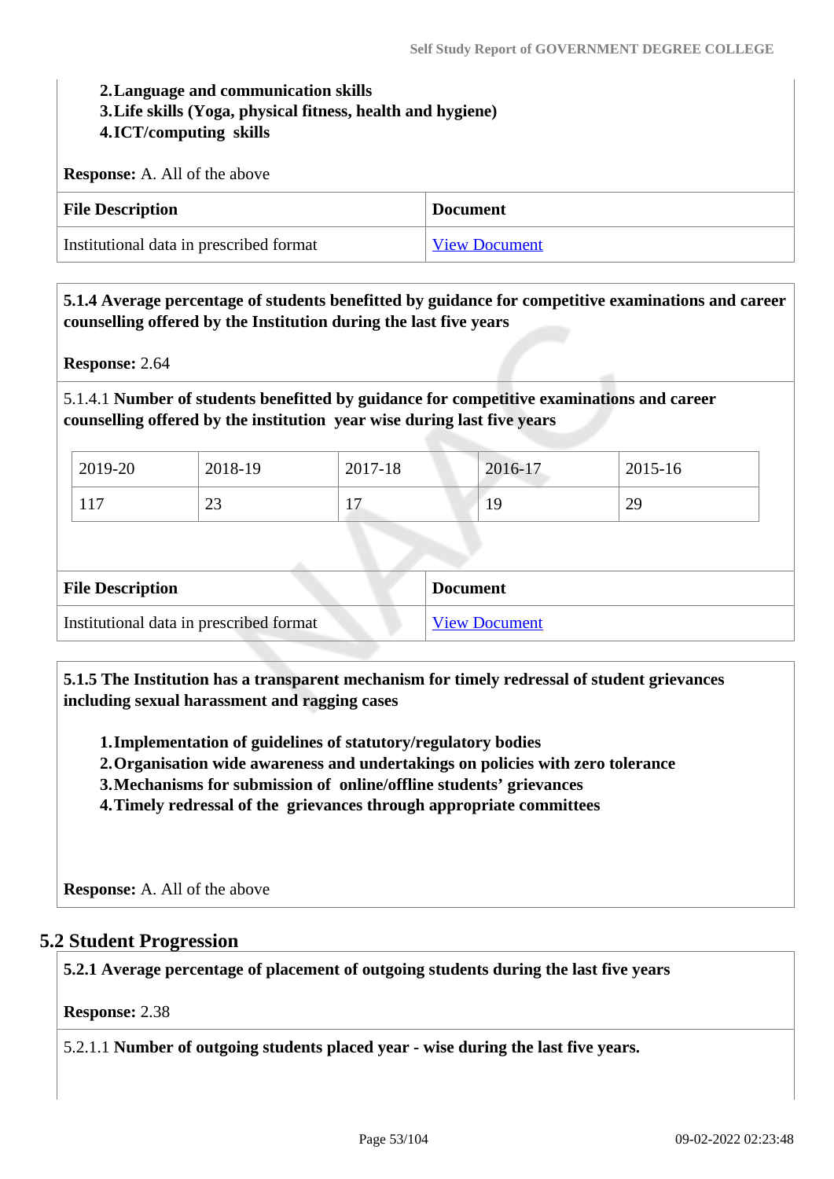2. **Language and communication skills**
3. **Life skills (Yoga, physical fitness, health and hygiene)**
4. **ICT/computing skills**

**Response:** A. All of the above

| File Description | Document |
| --- | --- |
| Institutional data in prescribed format | View Document |

**5.1.4 Average percentage of students benefitted by guidance for competitive examinations and career counselling offered by the Institution during the last five years**

**Response:** 2.64

5.1.4.1 **Number of students benefitted by guidance for competitive examinations and career counselling offered by the institution year wise during last five years**

| 2019-20 | 2018-19 | 2017-18 | 2016-17 | 2015-16 |
| --- | --- | --- | --- | --- |
| 117 | 23 | 17 | 19 | 29 |

| File Description | Document |
| --- | --- |
| Institutional data in prescribed format | View Document |

**5.1.5 The Institution has a transparent mechanism for timely redressal of student grievances including sexual harassment and ragging cases**

1. **Implementation of guidelines of statutory/regulatory bodies**
2. **Organisation wide awareness and undertakings on policies with zero tolerance**
3. **Mechanisms for submission of online/offline students' grievances**
4. **Timely redressal of the grievances through appropriate committees**

**Response:** A. All of the above

## 5.2 Student Progression

**5.2.1 Average percentage of placement of outgoing students during the last five years**

**Response:** 2.38

5.2.1.1 **Number of outgoing students placed year - wise during the last five years.**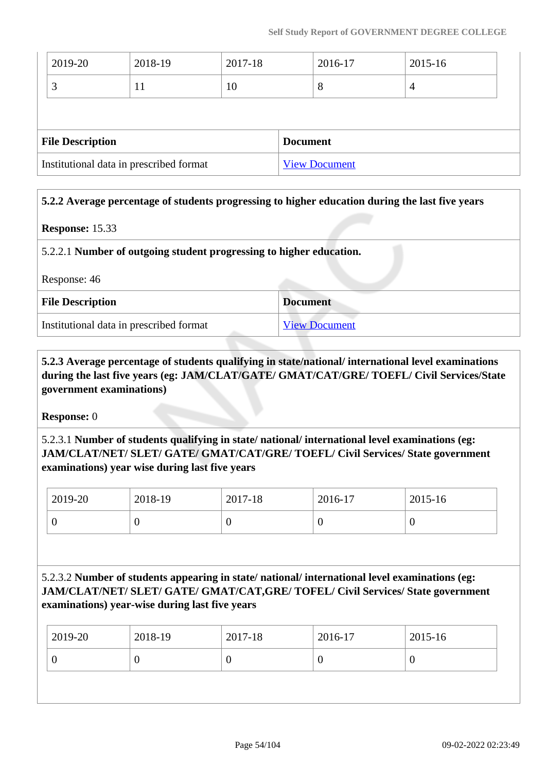| 2019-20 | 2018-19 | 2017-18 | 2016-17 | 2015-16 |
|---|---|---|---|---|
| 3 | 11 | 10 | 8 | 4 |

| File Description | Document |
|---|---|
| Institutional data in prescribed format | View Document |

**5.2.2 Average percentage of students progressing to higher education during the last five years**

**Response:** 15.33

5.2.2.1 **Number of outgoing student progressing to higher education.**

Response: 46

| File Description | Document |
|---|---|
| Institutional data in prescribed format | View Document |

**5.2.3 Average percentage of students qualifying in state/national/ international level examinations during the last five years (eg: JAM/CLAT/GATE/ GMAT/CAT/GRE/ TOEFL/ Civil Services/State government examinations)**

**Response:** 0

5.2.3.1 **Number of students qualifying in state/ national/ international level examinations (eg: JAM/CLAT/NET/ SLET/ GATE/ GMAT/CAT/GRE/ TOEFL/ Civil Services/ State government examinations) year wise during last five years**

| 2019-20 | 2018-19 | 2017-18 | 2016-17 | 2015-16 |
|---|---|---|---|---|
| 0 | 0 | 0 | 0 | 0 |

5.2.3.2 **Number of students appearing in state/ national/ international level examinations (eg: JAM/CLAT/NET/ SLET/ GATE/ GMAT/CAT,GRE/ TOFEL/ Civil Services/ State government examinations) year-wise during last five years**

| 2019-20 | 2018-19 | 2017-18 | 2016-17 | 2015-16 |
|---|---|---|---|---|
| 0 | 0 | 0 | 0 | 0 |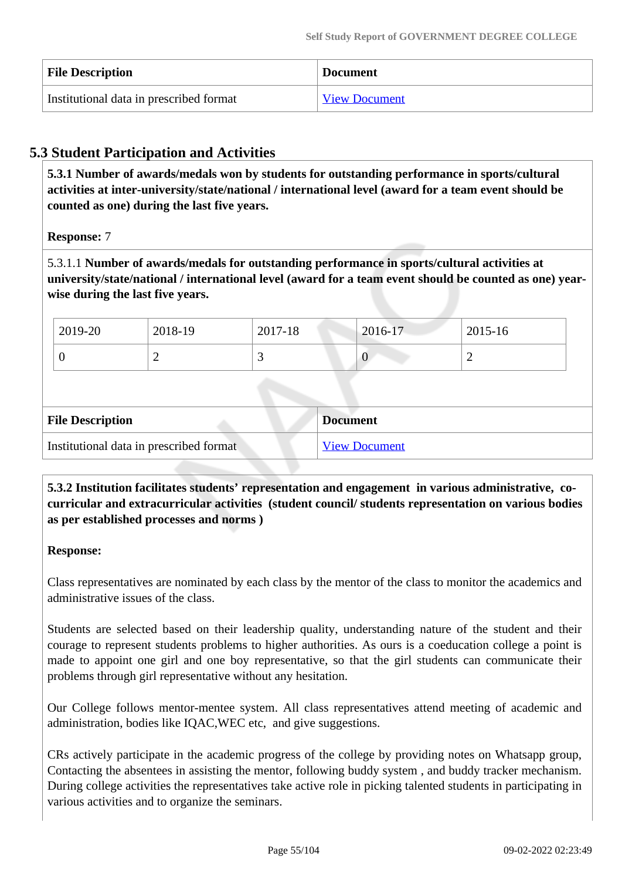| File Description | Document |
| --- | --- |
| Institutional data in prescribed format | View Document |

## 5.3 Student Participation and Activities

**5.3.1 Number of awards/medals won by students for outstanding performance in sports/cultural activities at inter-university/state/national / international level (award for a team event should be counted as one) during the last five years.**

**Response:** 7

5.3.1.1 **Number of awards/medals for outstanding performance in sports/cultural activities at university/state/national / international level (award for a team event should be counted as one) year-wise during the last five years.**

| 2019-20 | 2018-19 | 2017-18 | 2016-17 | 2015-16 |
| --- | --- | --- | --- | --- |
| 0 | 2 | 3 | 0 | 2 |

| File Description | Document |
| --- | --- |
| Institutional data in prescribed format | View Document |

**5.3.2 Institution facilitates students' representation and engagement in various administrative, co-curricular and extracurricular activities (student council/ students representation on various bodies as per established processes and norms )**

**Response:**

Class representatives are nominated by each class by the mentor of the class to monitor the academics and administrative issues of the class.

Students are selected based on their leadership quality, understanding nature of the student and their courage to represent students problems to higher authorities. As ours is a coeducation college a point is made to appoint one girl and one boy representative, so that the girl students can communicate their problems through girl representative without any hesitation.

Our College follows mentor-mentee system. All class representatives attend meeting of academic and administration, bodies like IQAC,WEC etc, and give suggestions.

CRs actively participate in the academic progress of the college by providing notes on Whatsapp group, Contacting the absentees in assisting the mentor, following buddy system , and buddy tracker mechanism. During college activities the representatives take active role in picking talented students in participating in various activities and to organize the seminars.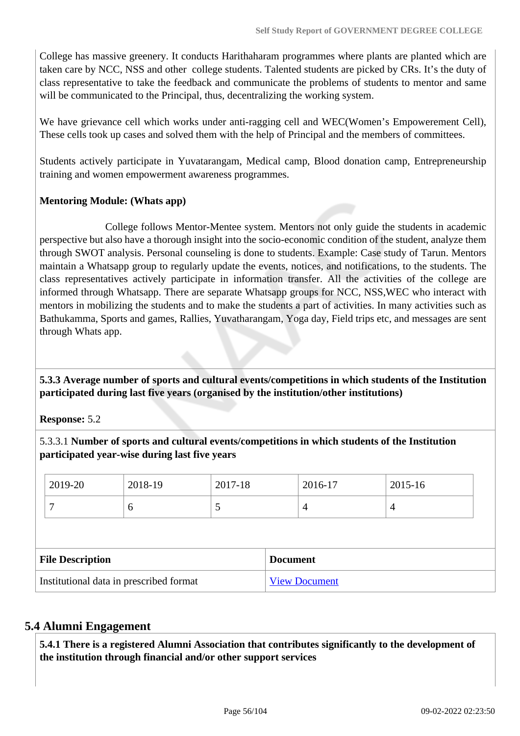College has massive greenery. It conducts Harithaharam programmes where plants are planted which are taken care by NCC, NSS and other college students. Talented students are picked by CRs. It's the duty of class representative to take the feedback and communicate the problems of students to mentor and same will be communicated to the Principal, thus, decentralizing the working system.

We have grievance cell which works under anti-ragging cell and WEC(Women's Empowerement Cell), These cells took up cases and solved them with the help of Principal and the members of committees.

Students actively participate in Yuvatarangam, Medical camp, Blood donation camp, Entrepreneurship training and women empowerment awareness programmes.

**Mentoring Module: (Whats app)**

College follows Mentor-Mentee system. Mentors not only guide the students in academic perspective but also have a thorough insight into the socio-economic condition of the student, analyze them through SWOT analysis. Personal counseling is done to students. Example: Case study of Tarun. Mentors maintain a Whatsapp group to regularly update the events, notices, and notifications, to the students. The class representatives actively participate in information transfer. All the activities of the college are informed through Whatsapp. There are separate Whatsapp groups for NCC, NSS,WEC who interact with mentors in mobilizing the students and to make the students a part of activities. In many activities such as Bathukamma, Sports and games, Rallies, Yuvatharangam, Yoga day, Field trips etc, and messages are sent through Whats app.

**5.3.3 Average number of sports and cultural events/competitions in which students of the Institution participated during last five years (organised by the institution/other institutions)**

**Response:** 5.2

5.3.3.1 **Number of sports and cultural events/competitions in which students of the Institution participated year-wise during last five years**

| 2019-20 | 2018-19 | 2017-18 | 2016-17 | 2015-16 |
|---|---|---|---|---|
| 7 | 6 | 5 | 4 | 4 |

| File Description | Document |
|---|---|
| Institutional data in prescribed format | View Document |

## 5.4 Alumni Engagement

**5.4.1 There is a registered Alumni Association that contributes significantly to the development of the institution through financial and/or other support services**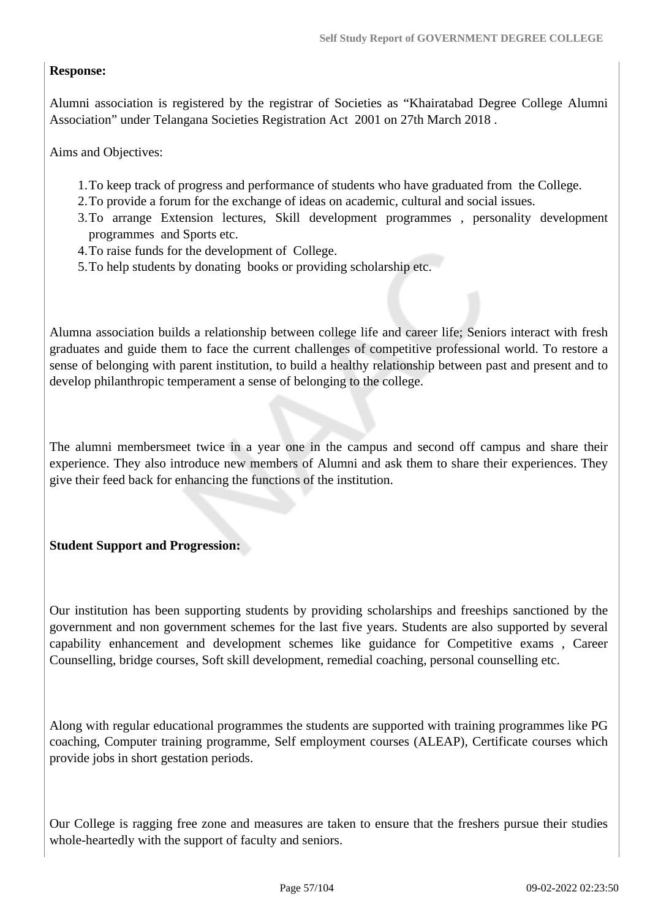**Response:**

Alumni association is registered by the registrar of Societies as "Khairatabad Degree College Alumni Association" under Telangana Societies Registration Act 2001 on 27th March 2018 .

Aims and Objectives:

1. To keep track of progress and performance of students who have graduated from the College.
2. To provide a forum for the exchange of ideas on academic, cultural and social issues.
3. To arrange Extension lectures, Skill development programmes , personality development programmes and Sports etc.
4. To raise funds for the development of College.
5. To help students by donating books or providing scholarship etc.

Alumna association builds a relationship between college life and career life; Seniors interact with fresh graduates and guide them to face the current challenges of competitive professional world. To restore a sense of belonging with parent institution, to build a healthy relationship between past and present and to develop philanthropic temperament a sense of belonging to the college.

The alumni membersmeet twice in a year one in the campus and second off campus and share their experience. They also introduce new members of Alumni and ask them to share their experiences. They give their feed back for enhancing the functions of the institution.

**Student Support and Progression:**

Our institution has been supporting students by providing scholarships and freeships sanctioned by the government and non government schemes for the last five years. Students are also supported by several capability enhancement and development schemes like guidance for Competitive exams , Career Counselling, bridge courses, Soft skill development, remedial coaching, personal counselling etc.

Along with regular educational programmes the students are supported with training programmes like PG coaching, Computer training programme, Self employment courses (ALEAP), Certificate courses which provide jobs in short gestation periods.

Our College is ragging free zone and measures are taken to ensure that the freshers pursue their studies whole-heartedly with the support of faculty and seniors.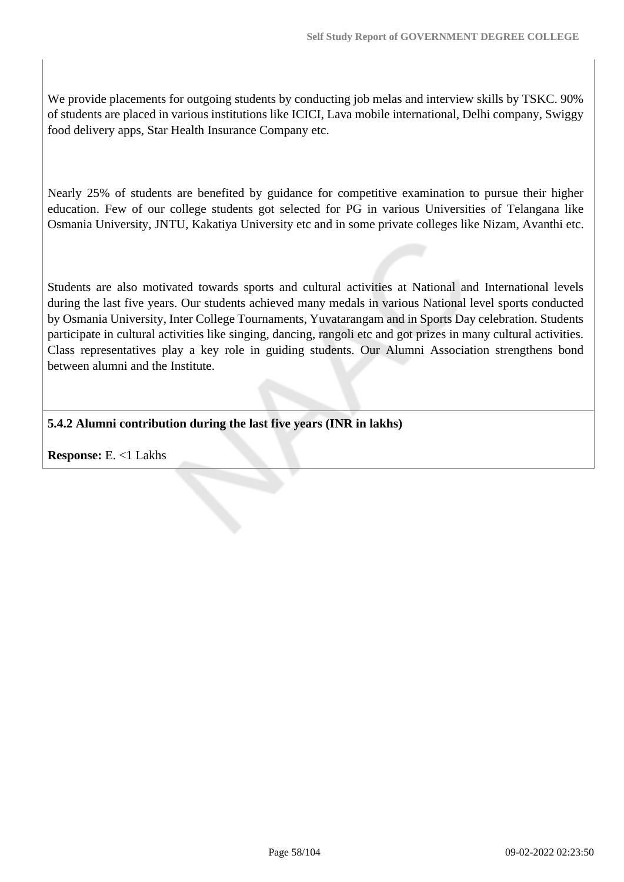We provide placements for outgoing students by conducting job melas and interview skills by TSKC. 90% of students are placed in various institutions like ICICI, Lava mobile international, Delhi company, Swiggy food delivery apps, Star Health Insurance Company etc.

Nearly 25% of students are benefited by guidance for competitive examination to pursue their higher education. Few of our college students got selected for PG in various Universities of Telangana like Osmania University, JNTU, Kakatiya University etc and in some private colleges like Nizam, Avanthi etc.

Students are also motivated towards sports and cultural activities at National and International levels during the last five years. Our students achieved many medals in various National level sports conducted by Osmania University, Inter College Tournaments, Yuvatarangam and in Sports Day celebration. Students participate in cultural activities like singing, dancing, rangoli etc and got prizes in many cultural activities. Class representatives play a key role in guiding students. Our Alumni Association strengthens bond between alumni and the Institute.

**5.4.2 Alumni contribution during the last five years (INR in lakhs)**

**Response:** E. <1 Lakhs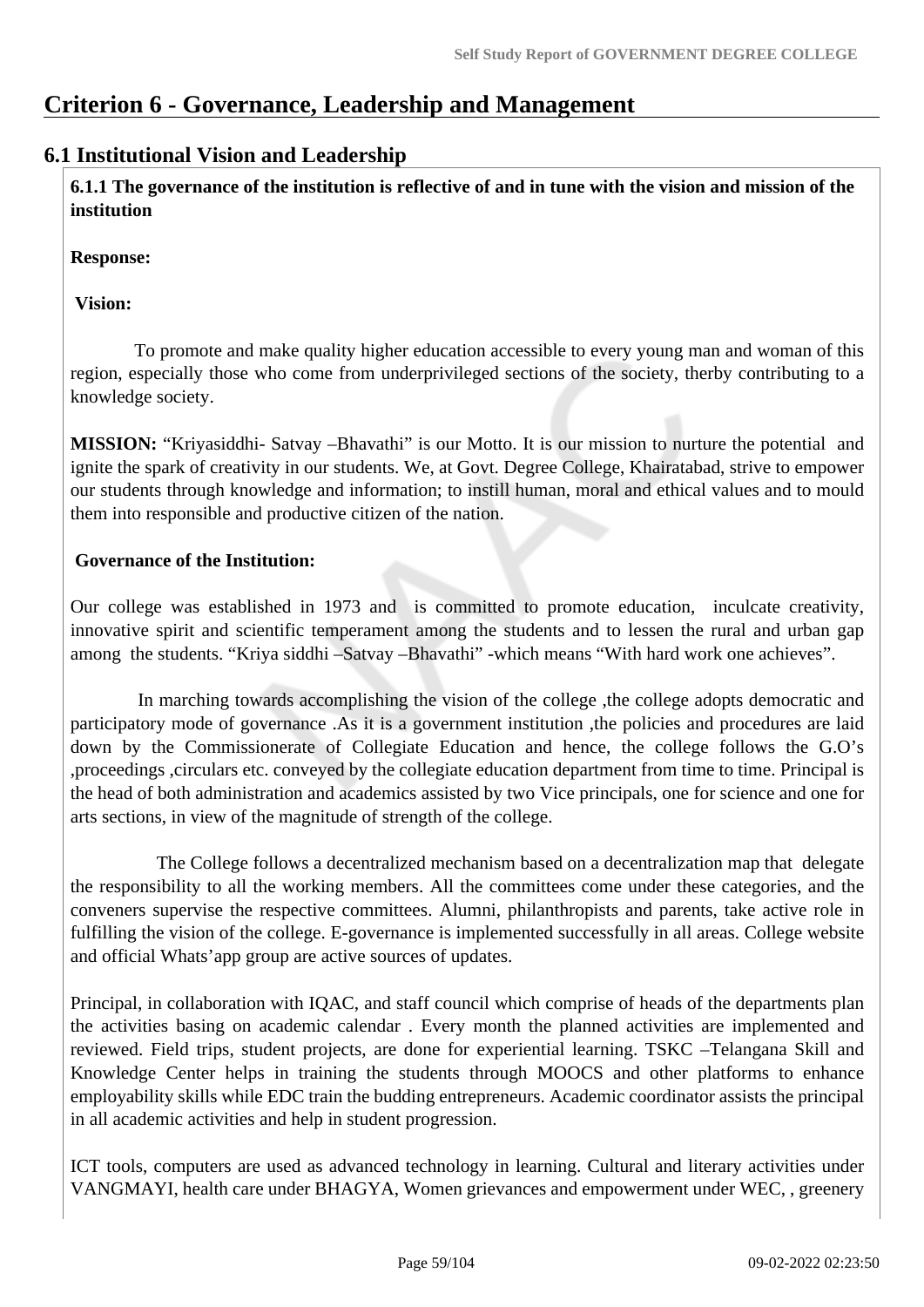# Criterion 6 - Governance, Leadership and Management

## 6.1 Institutional Vision and Leadership

**6.1.1 The governance of the institution is reflective of and in tune with the vision and mission of the institution**

**Response:**

**Vision:**

To promote and make quality higher education accessible to every young man and woman of this region, especially those who come from underprivileged sections of the society, therby contributing to a knowledge society.

**MISSION:** “Kriyasiddhi- Satvay –Bhavathi” is our Motto. It is our mission to nurture the potential and ignite the spark of creativity in our students. We, at Govt. Degree College, Khairatabad, strive to empower our students through knowledge and information; to instill human, moral and ethical values and to mould them into responsible and productive citizen of the nation.

**Governance of the Institution:**

Our college was established in 1973 and is committed to promote education, inculcate creativity, innovative spirit and scientific temperament among the students and to lessen the rural and urban gap among the students. “Kriya siddhi –Satvay –Bhavathi” -which means “With hard work one achieves”.

In marching towards accomplishing the vision of the college ,the college adopts democratic and participatory mode of governance .As it is a government institution ,the policies and procedures are laid down by the Commissionerate of Collegiate Education and hence, the college follows the G.O’s ,proceedings ,circulars etc. conveyed by the collegiate education department from time to time. Principal is the head of both administration and academics assisted by two Vice principals, one for science and one for arts sections, in view of the magnitude of strength of the college.

The College follows a decentralized mechanism based on a decentralization map that delegate the responsibility to all the working members. All the committees come under these categories, and the conveners supervise the respective committees. Alumni, philanthropists and parents, take active role in fulfilling the vision of the college. E-governance is implemented successfully in all areas. College website and official Whats’app group are active sources of updates.

Principal, in collaboration with IQAC, and staff council which comprise of heads of the departments plan the activities basing on academic calendar . Every month the planned activities are implemented and reviewed. Field trips, student projects, are done for experiential learning. TSKC –Telangana Skill and Knowledge Center helps in training the students through MOOCS and other platforms to enhance employability skills while EDC train the budding entrepreneurs. Academic coordinator assists the principal in all academic activities and help in student progression.

ICT tools, computers are used as advanced technology in learning. Cultural and literary activities under VANGMAYI, health care under BHAGYA, Women grievances and empowerment under WEC, , greenery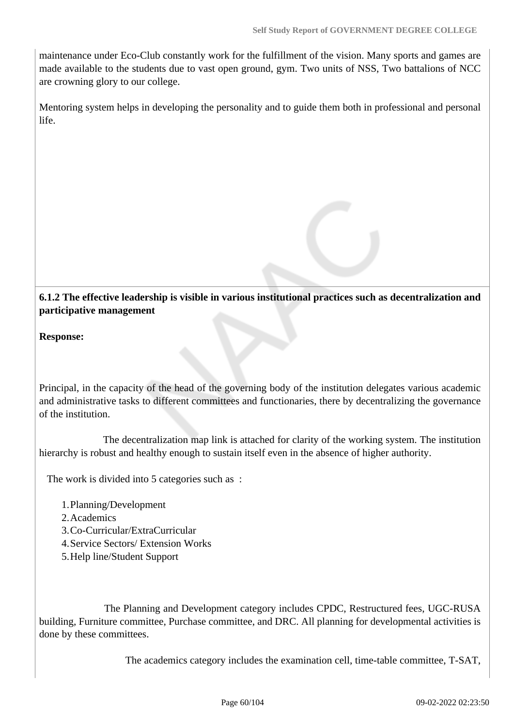maintenance under Eco-Club constantly work for the fulfillment of the vision. Many sports and games are made available to the students due to vast open ground, gym. Two units of NSS, Two battalions of NCC are crowning glory to our college.

Mentoring system helps in developing the personality and to guide them both in professional and personal life.

**6.1.2 The effective leadership is visible in various institutional practices such as decentralization and participative management**

**Response:**

Principal, in the capacity of the head of the governing body of the institution delegates various academic and administrative tasks to different committees and functionaries, there by decentralizing the governance of the institution.

The decentralization map link is attached for clarity of the working system. The institution hierarchy is robust and healthy enough to sustain itself even in the absence of higher authority.

The work is divided into 5 categories such as :

1. Planning/Development
2. Academics
3. Co-Curricular/ExtraCurricular
4. Service Sectors/ Extension Works
5. Help line/Student Support

The Planning and Development category includes CPDC, Restructured fees, UGC-RUSA building, Furniture committee, Purchase committee, and DRC. All planning for developmental activities is done by these committees.

The academics category includes the examination cell, time-table committee, T-SAT,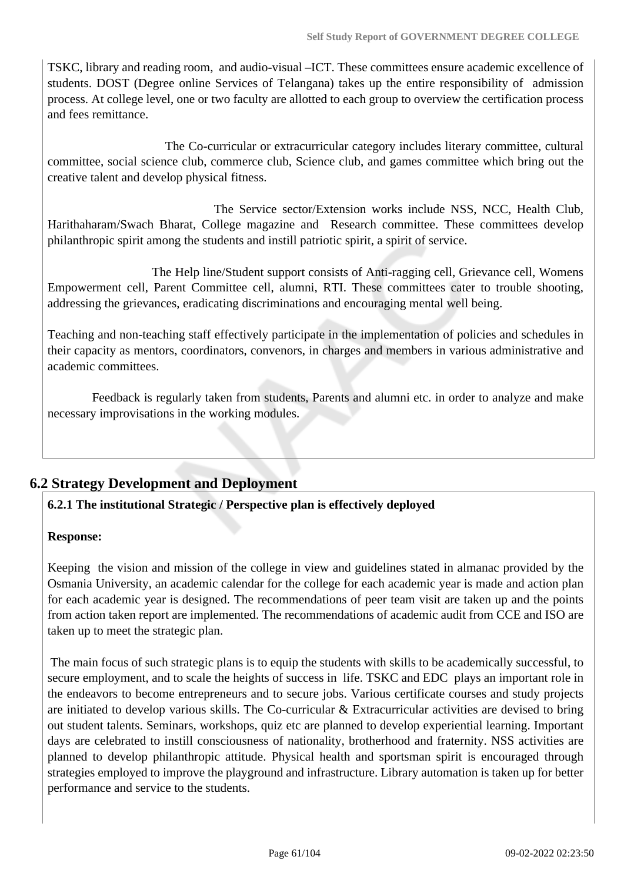TSKC, library and reading room, and audio-visual –ICT. These committees ensure academic excellence of students. DOST (Degree online Services of Telangana) takes up the entire responsibility of admission process. At college level, one or two faculty are allotted to each group to overview the certification process and fees remittance.

The Co-curricular or extracurricular category includes literary committee, cultural committee, social science club, commerce club, Science club, and games committee which bring out the creative talent and develop physical fitness.

The Service sector/Extension works include NSS, NCC, Health Club, Harithaharam/Swach Bharat, College magazine and Research committee. These committees develop philanthropic spirit among the students and instill patriotic spirit, a spirit of service.

The Help line/Student support consists of Anti-ragging cell, Grievance cell, Womens Empowerment cell, Parent Committee cell, alumni, RTI. These committees cater to trouble shooting, addressing the grievances, eradicating discriminations and encouraging mental well being.

Teaching and non-teaching staff effectively participate in the implementation of policies and schedules in their capacity as mentors, coordinators, convenors, in charges and members in various administrative and academic committees.

Feedback is regularly taken from students, Parents and alumni etc. in order to analyze and make necessary improvisations in the working modules.

## 6.2 Strategy Development and Deployment

**6.2.1 The institutional Strategic / Perspective plan is effectively deployed**

**Response:**

Keeping the vision and mission of the college in view and guidelines stated in almanac provided by the Osmania University, an academic calendar for the college for each academic year is made and action plan for each academic year is designed. The recommendations of peer team visit are taken up and the points from action taken report are implemented. The recommendations of academic audit from CCE and ISO are taken up to meet the strategic plan.

The main focus of such strategic plans is to equip the students with skills to be academically successful, to secure employment, and to scale the heights of success in life. TSKC and EDC plays an important role in the endeavors to become entrepreneurs and to secure jobs. Various certificate courses and study projects are initiated to develop various skills. The Co-curricular & Extracurricular activities are devised to bring out student talents. Seminars, workshops, quiz etc are planned to develop experiential learning. Important days are celebrated to instill consciousness of nationality, brotherhood and fraternity. NSS activities are planned to develop philanthropic attitude. Physical health and sportsman spirit is encouraged through strategies employed to improve the playground and infrastructure. Library automation is taken up for better performance and service to the students.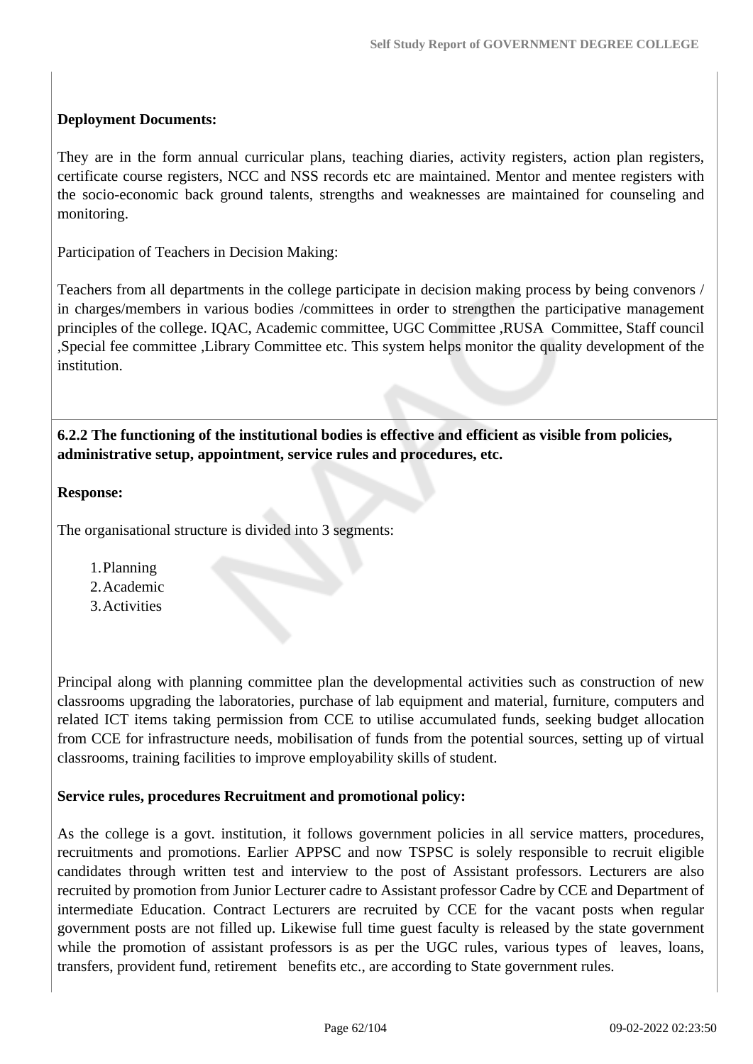**Deployment Documents:**

They are in the form annual curricular plans, teaching diaries, activity registers, action plan registers, certificate course registers, NCC and NSS records etc are maintained. Mentor and mentee registers with the socio-economic back ground talents, strengths and weaknesses are maintained for counseling and monitoring.

Participation of Teachers in Decision Making:

Teachers from all departments in the college participate in decision making process by being convenors / in charges/members in various bodies /committees in order to strengthen the participative management principles of the college. IQAC, Academic committee, UGC Committee ,RUSA  Committee, Staff council ,Special fee committee ,Library Committee etc. This system helps monitor the quality development of the institution.

**6.2.2 The functioning of the institutional bodies is effective and efficient as visible from policies, administrative setup, appointment, service rules and procedures, etc.**

**Response:**

The organisational structure is divided into 3 segments:

1. Planning
2. Academic
3. Activities

Principal along with planning committee plan the developmental activities such as construction of new classrooms upgrading the laboratories, purchase of lab equipment and material, furniture, computers and related ICT items taking permission from CCE to utilise accumulated funds, seeking budget allocation from CCE for infrastructure needs, mobilisation of funds from the potential sources, setting up of virtual classrooms, training facilities to improve employability skills of student.

**Service rules, procedures Recruitment and promotional policy:**

As the college is a govt. institution, it follows government policies in all service matters, procedures, recruitments and promotions. Earlier APPSC and now TSPSC is solely responsible to recruit eligible candidates through written test and interview to the post of Assistant professors. Lecturers are also recruited by promotion from Junior Lecturer cadre to Assistant professor Cadre by CCE and Department of intermediate Education. Contract Lecturers are recruited by CCE for the vacant posts when regular government posts are not filled up. Likewise full time guest faculty is released by the state government while the promotion of assistant professors is as per the UGC rules, various types of  leaves, loans, transfers, provident fund, retirement  benefits etc., are according to State government rules.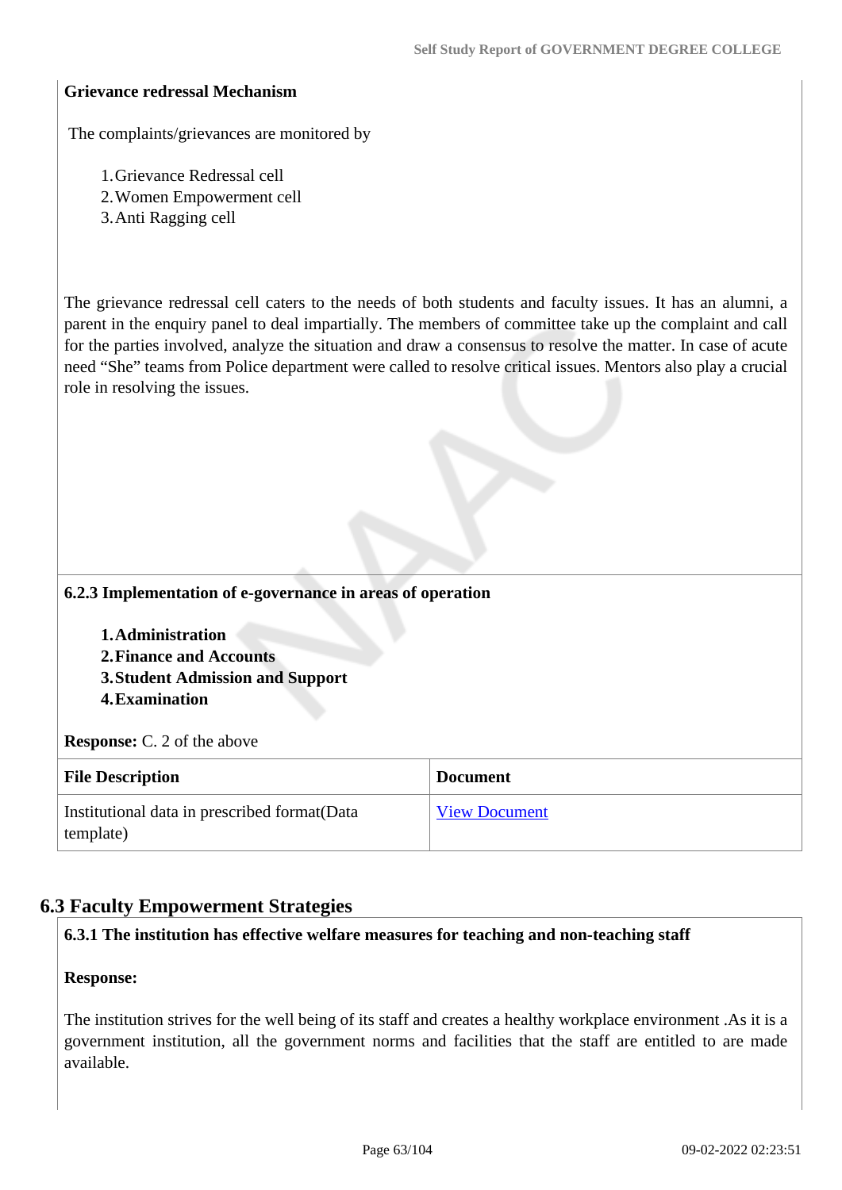**Grievance redressal Mechanism**

The complaints/grievances are monitored by

1. Grievance Redressal cell
2. Women Empowerment cell
3. Anti Ragging cell

The grievance redressal cell caters to the needs of both students and faculty issues. It has an alumni, a parent in the enquiry panel to deal impartially. The members of committee take up the complaint and call for the parties involved, analyze the situation and draw a consensus to resolve the matter. In case of acute need "She" teams from Police department were called to resolve critical issues. Mentors also play a crucial role in resolving the issues.

**6.2.3 Implementation of e-governance in areas of operation**

1. **Administration**
2. **Finance and Accounts**
3. **Student Admission and Support**
4. **Examination**

**Response:** C. 2 of the above

| File Description | Document |
| --- | --- |
| Institutional data in prescribed format(Data template) | View Document |

## 6.3 Faculty Empowerment Strategies

**6.3.1 The institution has effective welfare measures for teaching and non-teaching staff**

**Response:**

The institution strives for the well being of its staff and creates a healthy workplace environment .As it is a government institution, all the government norms and facilities that the staff are entitled to are made available.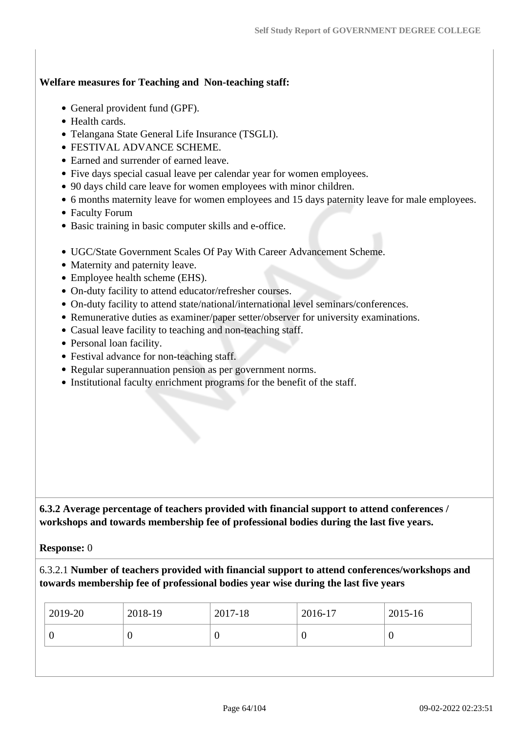**Welfare measures for Teaching and  Non-teaching staff:**

- General provident fund (GPF).
- Health cards.
- Telangana State General Life Insurance (TSGLI).
- FESTIVAL ADVANCE SCHEME.
- Earned and surrender of earned leave.
- Five days special casual leave per calendar year for women employees.
- 90 days child care leave for women employees with minor children.
- 6 months maternity leave for women employees and 15 days paternity leave for male employees.
- Faculty Forum
- Basic training in basic computer skills and e-office.

- UGC/State Government Scales Of Pay With Career Advancement Scheme.
- Maternity and paternity leave.
- Employee health scheme (EHS).
- On-duty facility to attend educator/refresher courses.
- On-duty facility to attend state/national/international level seminars/conferences.
- Remunerative duties as examiner/paper setter/observer for university examinations.
- Casual leave facility to teaching and non-teaching staff.
- Personal loan facility.
- Festival advance for non-teaching staff.
- Regular superannuation pension as per government norms.
- Institutional faculty enrichment programs for the benefit of the staff.

**6.3.2 Average percentage of teachers provided with financial support to attend conferences / workshops and towards membership fee of professional bodies during the last five years.**

**Response:** 0

6.3.2.1 **Number of teachers provided with financial support to attend conferences/workshops and towards membership fee of professional bodies year wise during the last five years**

| 2019-20 | 2018-19 | 2017-18 | 2016-17 | 2015-16 |
|---|---|---|---|---|
| 0 | 0 | 0 | 0 | 0 |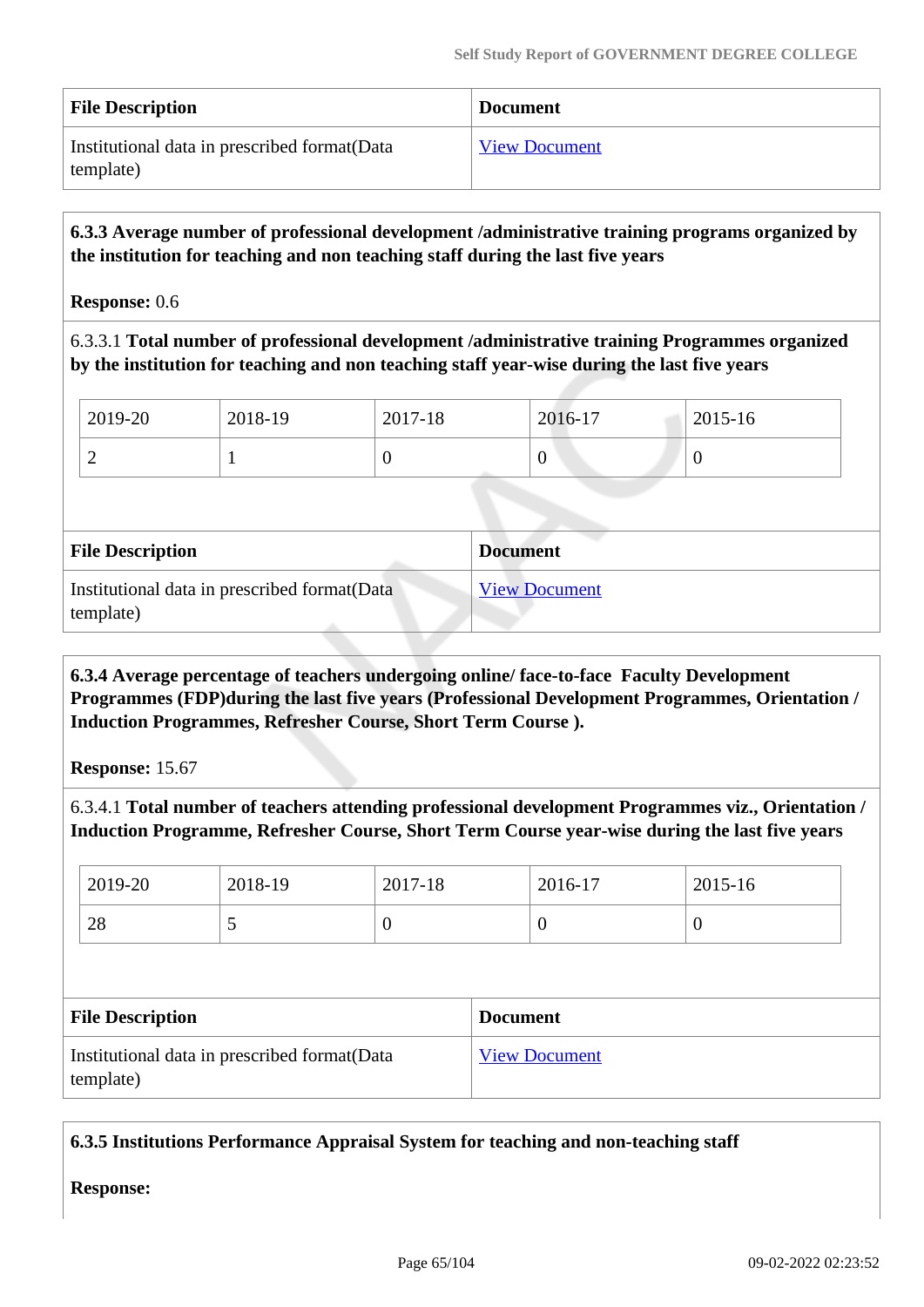| File Description | Document |
| --- | --- |
| Institutional data in prescribed format(Data template) | View Document |

**6.3.3 Average number of professional development /administrative training programs organized by the institution for teaching and non teaching staff during the last five years**

**Response:** 0.6

6.3.3.1 **Total number of professional development /administrative training Programmes organized by the institution for teaching and non teaching staff year-wise during the last five years**

| 2019-20 | 2018-19 | 2017-18 | 2016-17 | 2015-16 |
| --- | --- | --- | --- | --- |
| 2 | 1 | 0 | 0 | 0 |

| File Description | Document |
| --- | --- |
| Institutional data in prescribed format(Data template) | View Document |

**6.3.4 Average percentage of teachers undergoing online/ face-to-face Faculty Development Programmes (FDP)during the last five years (Professional Development Programmes, Orientation / Induction Programmes, Refresher Course, Short Term Course ).**

**Response:** 15.67

6.3.4.1 **Total number of teachers attending professional development Programmes viz., Orientation / Induction Programme, Refresher Course, Short Term Course year-wise during the last five years**

| 2019-20 | 2018-19 | 2017-18 | 2016-17 | 2015-16 |
| --- | --- | --- | --- | --- |
| 28 | 5 | 0 | 0 | 0 |

| File Description | Document |
| --- | --- |
| Institutional data in prescribed format(Data template) | View Document |

**6.3.5 Institutions Performance Appraisal System for teaching and non-teaching staff**

**Response:**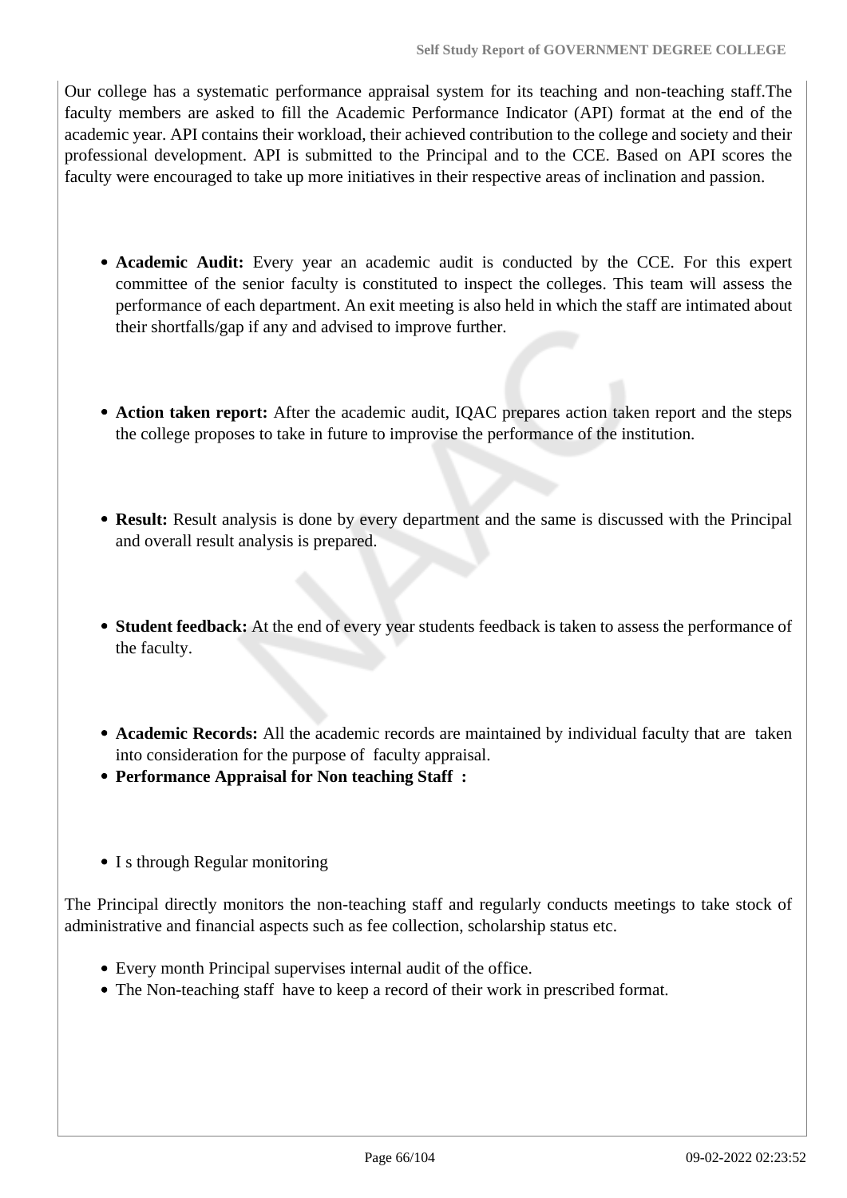Our college has a systematic performance appraisal system for its teaching and non-teaching staff.The faculty members are asked to fill the Academic Performance Indicator (API) format at the end of the academic year. API contains their workload, their achieved contribution to the college and society and their professional development. API is submitted to the Principal and to the CCE. Based on API scores the faculty were encouraged to take up more initiatives in their respective areas of inclination and passion.

- **Academic Audit:** Every year an academic audit is conducted by the CCE. For this expert committee of the senior faculty is constituted to inspect the colleges. This team will assess the performance of each department. An exit meeting is also held in which the staff are intimated about their shortfalls/gap if any and advised to improve further.

- **Action taken report:** After the academic audit, IQAC prepares action taken report and the steps the college proposes to take in future to improvise the performance of the institution.

- **Result:** Result analysis is done by every department and the same is discussed with the Principal and overall result analysis is prepared.

- **Student feedback:** At the end of every year students feedback is taken to assess the performance of the faculty.

- **Academic Records:** All the academic records are maintained by individual faculty that are taken into consideration for the purpose of faculty appraisal.
- **Performance Appraisal for Non teaching Staff :**

- I s through Regular monitoring

The Principal directly monitors the non-teaching staff and regularly conducts meetings to take stock of administrative and financial aspects such as fee collection, scholarship status etc.

- Every month Principal supervises internal audit of the office.
- The Non-teaching staff have to keep a record of their work in prescribed format.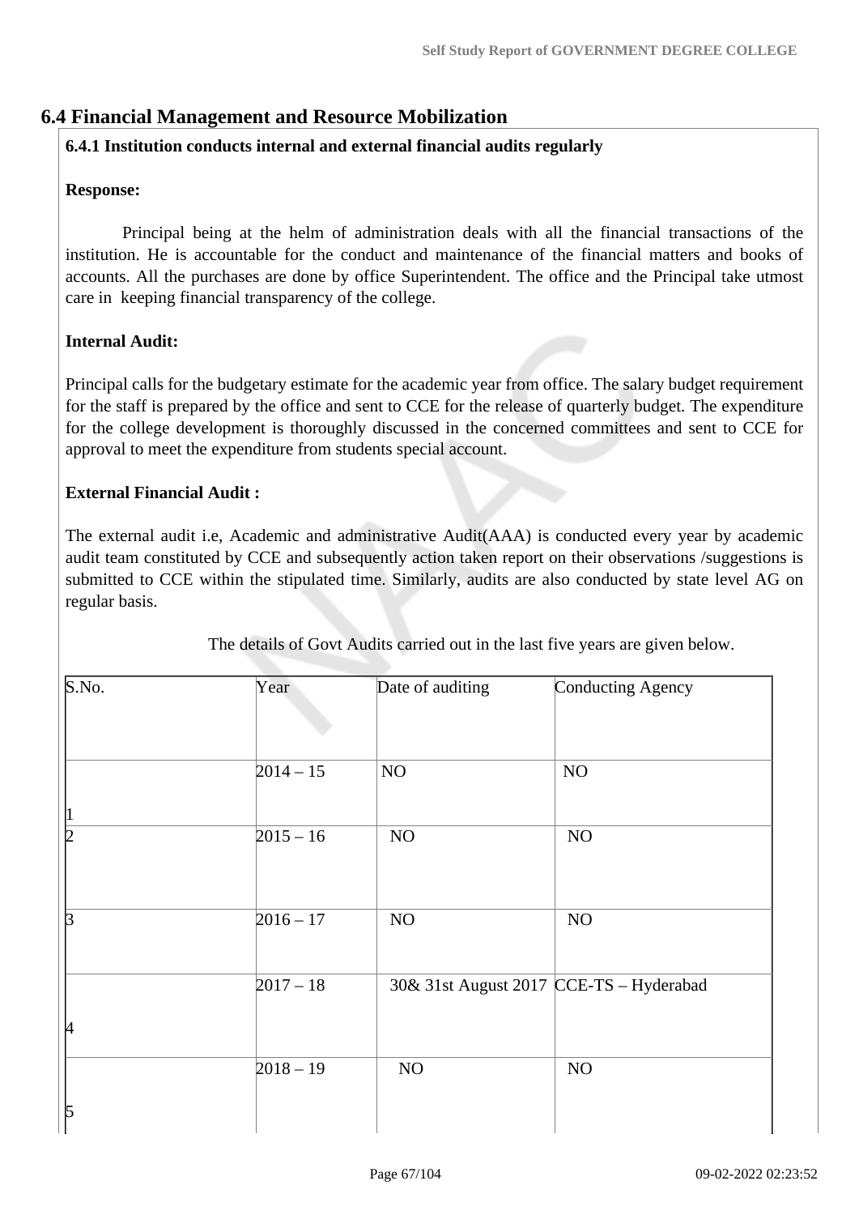## 6.4 Financial Management and Resource Mobilization

**6.4.1 Institution conducts internal and external financial audits regularly**

**Response:**

Principal being at the helm of administration deals with all the financial transactions of the institution. He is accountable for the conduct and maintenance of the financial matters and books of accounts. All the purchases are done by office Superintendent. The office and the Principal take utmost care in keeping financial transparency of the college.

**Internal Audit:**

Principal calls for the budgetary estimate for the academic year from office. The salary budget requirement for the staff is prepared by the office and sent to CCE for the release of quarterly budget. The expenditure for the college development is thoroughly discussed in the concerned committees and sent to CCE for approval to meet the expenditure from students special account.

**External Financial Audit :**

The external audit i.e, Academic and administrative Audit(AAA) is conducted every year by academic audit team constituted by CCE and subsequently action taken report on their observations /suggestions is submitted to CCE within the stipulated time. Similarly, audits are also conducted by state level AG on regular basis.

The details of Govt Audits carried out in the last five years are given below.

| S.No. | Year | Date of auditing | Conducting Agency |
|---|---|---|---|
| 1 | 2014 – 15 | NO | NO |
| 2 | 2015 – 16 | NO | NO |
| 3 | 2016 – 17 | NO | NO |
| 4 | 2017 – 18 | 30& 31st August 2017 | CCE-TS – Hyderabad |
| 5 | 2018 – 19 | NO | NO |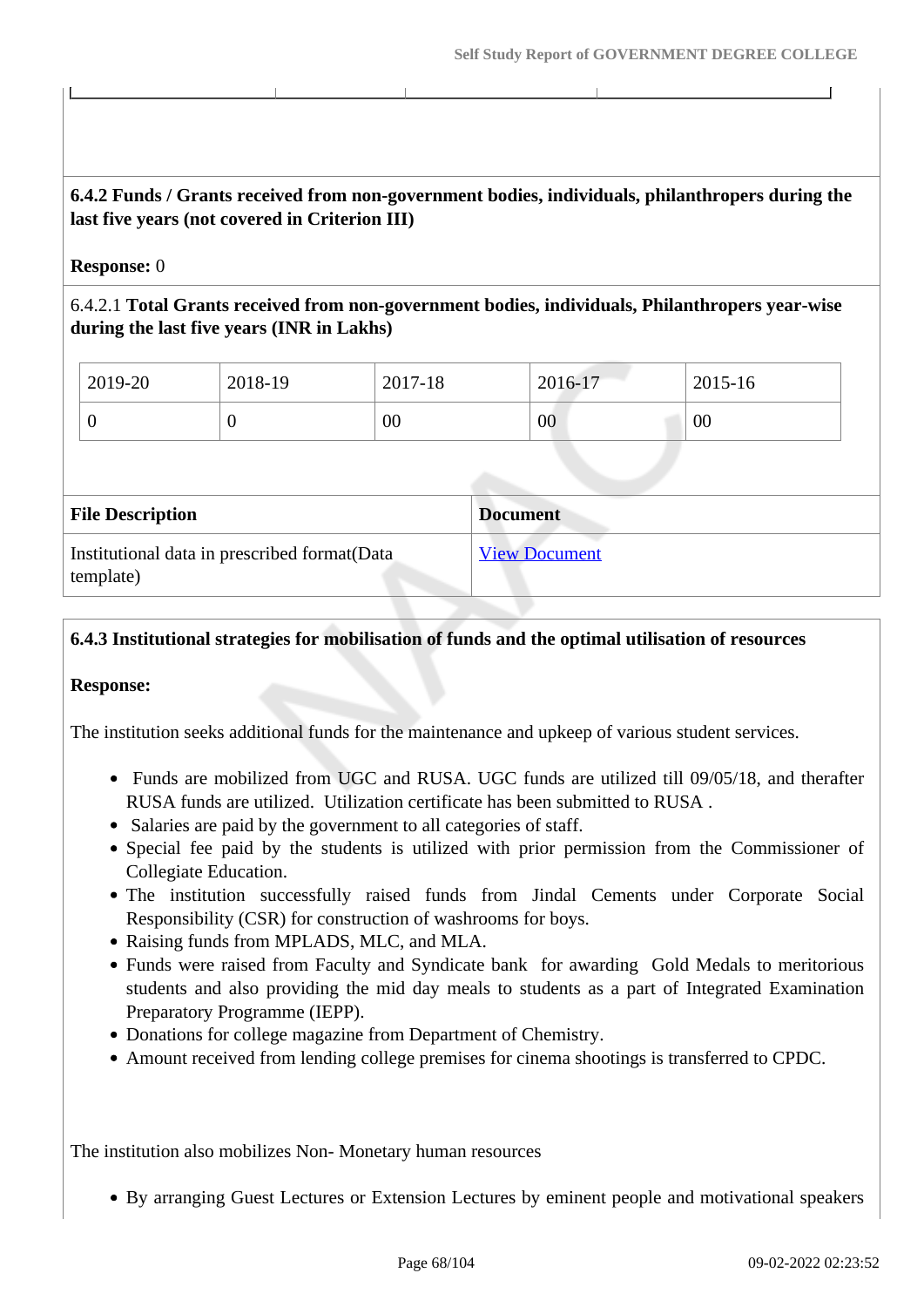**6.4.2 Funds / Grants received from non-government bodies, individuals, philanthropers during the last five years (not covered in Criterion III)**

**Response:** 0

6.4.2.1 **Total Grants received from non-government bodies, individuals, Philanthropers year-wise during the last five years (INR in Lakhs)**

| 2019-20 | 2018-19 | 2017-18 | 2016-17 | 2015-16 |
|---|---|---|---|---|
| 0 | 0 | 00 | 00 | 00 |

| File Description | Document |
|---|---|
| Institutional data in prescribed format(Data template) | View Document |

**6.4.3 Institutional strategies for mobilisation of funds and the optimal utilisation of resources**

**Response:**

The institution seeks additional funds for the maintenance and upkeep of various student services.

- Funds are mobilized from UGC and RUSA. UGC funds are utilized till 09/05/18, and therafter RUSA funds are utilized. Utilization certificate has been submitted to RUSA .
- Salaries are paid by the government to all categories of staff.
- Special fee paid by the students is utilized with prior permission from the Commissioner of Collegiate Education.
- The institution successfully raised funds from Jindal Cements under Corporate Social Responsibility (CSR) for construction of washrooms for boys.
- Raising funds from MPLADS, MLC, and MLA.
- Funds were raised from Faculty and Syndicate bank for awarding Gold Medals to meritorious students and also providing the mid day meals to students as a part of Integrated Examination Preparatory Programme (IEPP).
- Donations for college magazine from Department of Chemistry.
- Amount received from lending college premises for cinema shootings is transferred to CPDC.

The institution also mobilizes Non- Monetary human resources

- By arranging Guest Lectures or Extension Lectures by eminent people and motivational speakers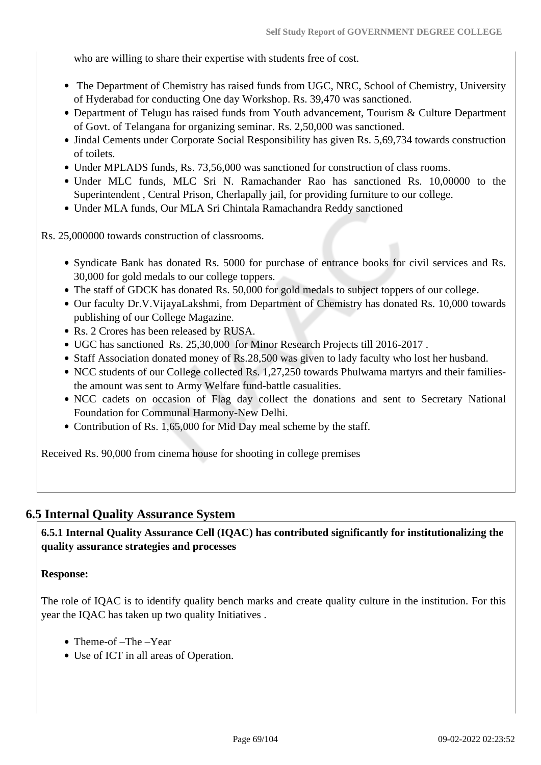who are willing to share their expertise with students free of cost.

- The Department of Chemistry has raised funds from UGC, NRC, School of Chemistry, University of Hyderabad for conducting One day Workshop. Rs. 39,470 was sanctioned.
- Department of Telugu has raised funds from Youth advancement, Tourism & Culture Department of Govt. of Telangana for organizing seminar. Rs. 2,50,000 was sanctioned.
- Jindal Cements under Corporate Social Responsibility has given Rs. 5,69,734 towards construction of toilets.
- Under MPLADS funds, Rs. 73,56,000 was sanctioned for construction of class rooms.
- Under MLC funds, MLC Sri N. Ramachander Rao has sanctioned Rs. 10,00000 to the Superintendent , Central Prison, Cherlapally jail, for providing furniture to our college.
- Under MLA funds, Our MLA Sri Chintala Ramachandra Reddy sanctioned

Rs. 25,000000 towards construction of classrooms.

- Syndicate Bank has donated Rs. 5000 for purchase of entrance books for civil services and Rs. 30,000 for gold medals to our college toppers.
- The staff of GDCK has donated Rs. 50,000 for gold medals to subject toppers of our college.
- Our faculty Dr.V.VijayaLakshmi, from Department of Chemistry has donated Rs. 10,000 towards publishing of our College Magazine.
- Rs. 2 Crores has been released by RUSA.
- UGC has sanctioned Rs. 25,30,000 for Minor Research Projects till 2016-2017 .
- Staff Association donated money of Rs.28,500 was given to lady faculty who lost her husband.
- NCC students of our College collected Rs. 1,27,250 towards Phulwama martyrs and their families- the amount was sent to Army Welfare fund-battle casualities.
- NCC cadets on occasion of Flag day collect the donations and sent to Secretary National Foundation for Communal Harmony-New Delhi.
- Contribution of Rs. 1,65,000 for Mid Day meal scheme by the staff.

Received Rs. 90,000 from cinema house for shooting in college premises

## 6.5 Internal Quality Assurance System

**6.5.1 Internal Quality Assurance Cell (IQAC) has contributed significantly for institutionalizing the quality assurance strategies and processes**

**Response:**

The role of IQAC is to identify quality bench marks and create quality culture in the institution. For this year the IQAC has taken up two quality Initiatives .

- Theme-of –The –Year
- Use of ICT in all areas of Operation.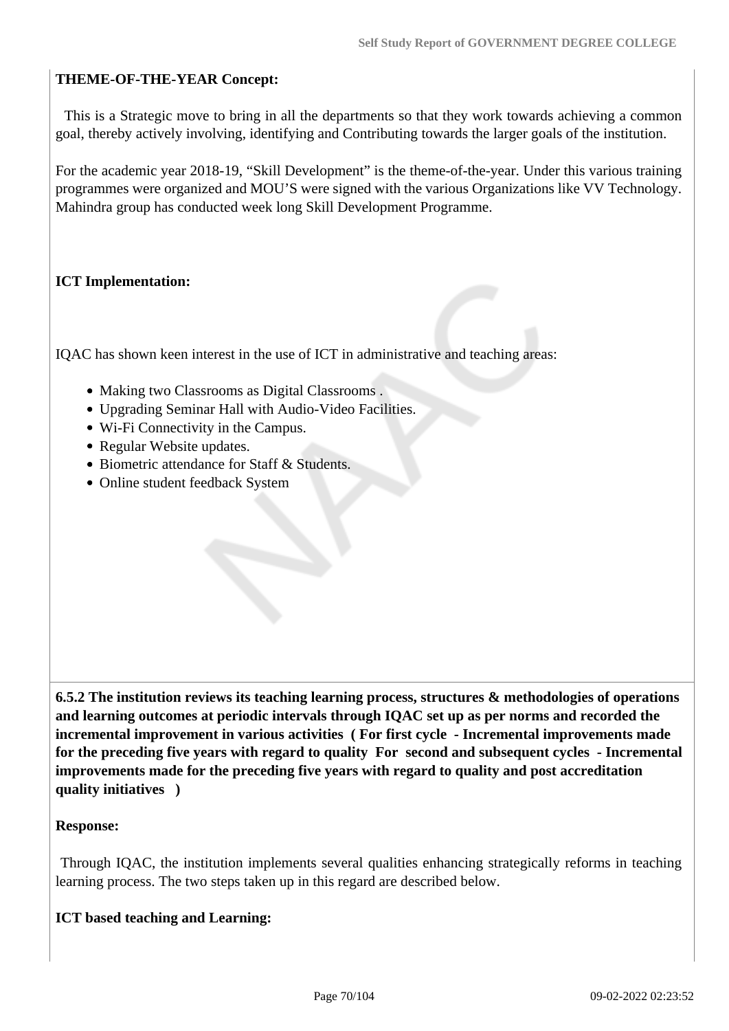**THEME-OF-THE-YEAR Concept:**

This is a Strategic move to bring in all the departments so that they work towards achieving a common goal, thereby actively involving, identifying and Contributing towards the larger goals of the institution.

For the academic year 2018-19, "Skill Development" is the theme-of-the-year. Under this various training programmes were organized and MOU'S were signed with the various Organizations like VV Technology. Mahindra group has conducted week long Skill Development Programme.

**ICT Implementation:**

IQAC has shown keen interest in the use of ICT in administrative and teaching areas:

- Making two Classrooms as Digital Classrooms .
- Upgrading Seminar Hall with Audio-Video Facilities.
- Wi-Fi Connectivity in the Campus.
- Regular Website updates.
- Biometric attendance for Staff & Students.
- Online student feedback System

**6.5.2 The institution reviews its teaching learning process, structures & methodologies of operations and learning outcomes at periodic intervals through IQAC set up as per norms and recorded the incremental improvement in various activities ( For first cycle - Incremental improvements made for the preceding five years with regard to quality For second and subsequent cycles - Incremental improvements made for the preceding five years with regard to quality and post accreditation quality initiatives )**

**Response:**

Through IQAC, the institution implements several qualities enhancing strategically reforms in teaching learning process. The two steps taken up in this regard are described below.

**ICT based teaching and Learning:**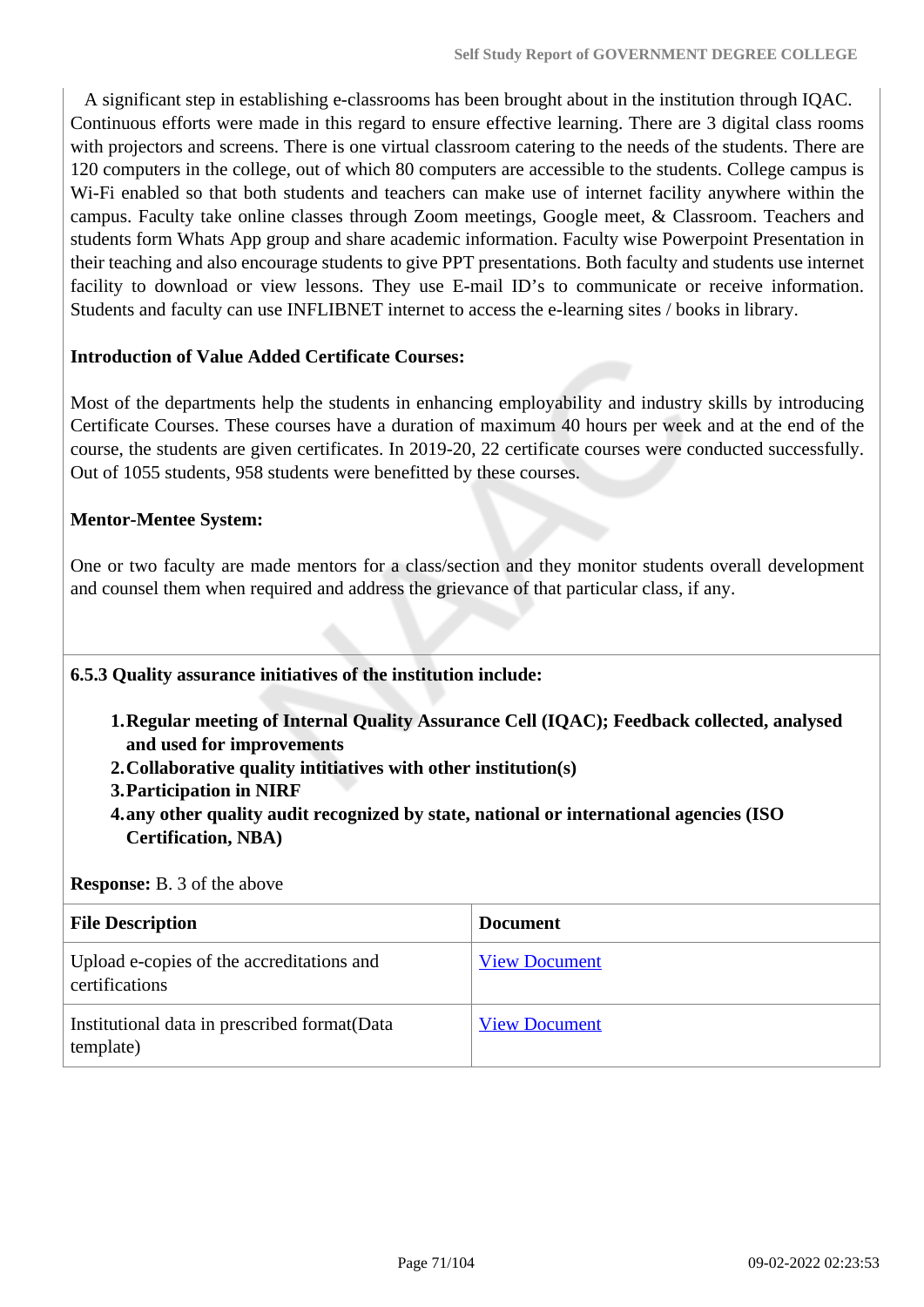A significant step in establishing e-classrooms has been brought about in the institution through IQAC. Continuous efforts were made in this regard to ensure effective learning. There are 3 digital class rooms with projectors and screens. There is one virtual classroom catering to the needs of the students. There are 120 computers in the college, out of which 80 computers are accessible to the students. College campus is Wi-Fi enabled so that both students and teachers can make use of internet facility anywhere within the campus. Faculty take online classes through Zoom meetings, Google meet, & Classroom. Teachers and students form Whats App group and share academic information. Faculty wise Powerpoint Presentation in their teaching and also encourage students to give PPT presentations. Both faculty and students use internet facility to download or view lessons. They use E-mail ID's to communicate or receive information. Students and faculty can use INFLIBNET internet to access the e-learning sites / books in library.

**Introduction of Value Added Certificate Courses:**

Most of the departments help the students in enhancing employability and industry skills by introducing Certificate Courses. These courses have a duration of maximum 40 hours per week and at the end of the course, the students are given certificates. In 2019-20, 22 certificate courses were conducted successfully. Out of 1055 students, 958 students were benefitted by these courses.

**Mentor-Mentee System:**

One or two faculty are made mentors for a class/section and they monitor students overall development and counsel them when required and address the grievance of that particular class, if any.

**6.5.3 Quality assurance initiatives of the institution include:**

1. **Regular meeting of Internal Quality Assurance Cell (IQAC); Feedback collected, analysed and used for improvements**
2. **Collaborative quality intitiatives with other institution(s)**
3. **Participation in NIRF**
4. **any other quality audit recognized by state, national or international agencies (ISO Certification, NBA)**

**Response:** B. 3 of the above

| File Description | Document |
|---|---|
| Upload e-copies of the accreditations and certifications | View Document |
| Institutional data in prescribed format(Data template) | View Document |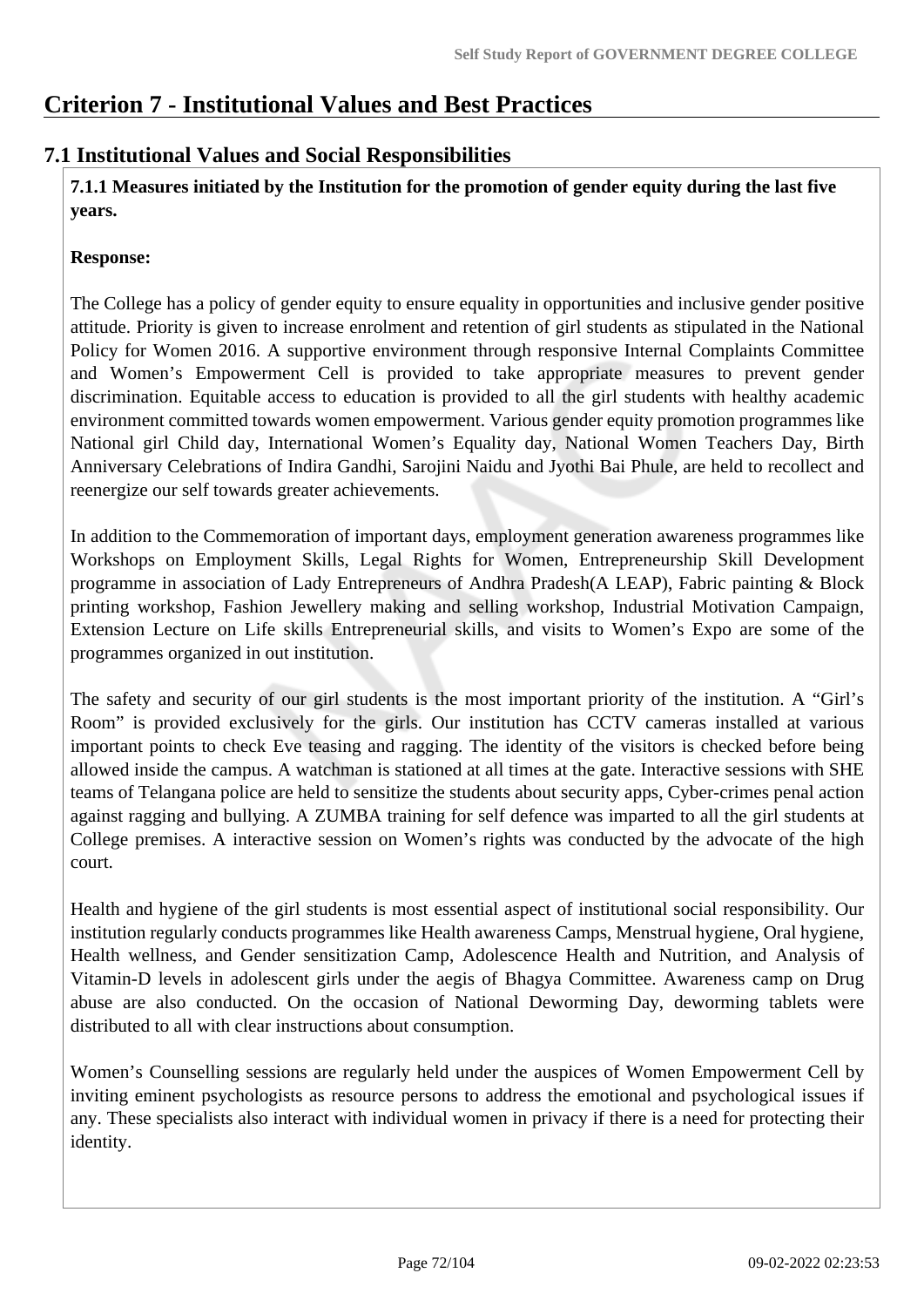# Criterion 7 - Institutional Values and Best Practices

## 7.1 Institutional Values and Social Responsibilities

**7.1.1 Measures initiated by the Institution for the promotion of gender equity during the last five years.**

**Response:**

The College has a policy of gender equity to ensure equality in opportunities and inclusive gender positive attitude. Priority is given to increase enrolment and retention of girl students as stipulated in the National Policy for Women 2016. A supportive environment through responsive Internal Complaints Committee and Women's Empowerment Cell is provided to take appropriate measures to prevent gender discrimination. Equitable access to education is provided to all the girl students with healthy academic environment committed towards women empowerment. Various gender equity promotion programmes like National girl Child day, International Women's Equality day, National Women Teachers Day, Birth Anniversary Celebrations of Indira Gandhi, Sarojini Naidu and Jyothi Bai Phule, are held to recollect and reenergize our self towards greater achievements.

In addition to the Commemoration of important days, employment generation awareness programmes like Workshops on Employment Skills, Legal Rights for Women, Entrepreneurship Skill Development programme in association of Lady Entrepreneurs of Andhra Pradesh(A LEAP), Fabric painting & Block printing workshop, Fashion Jewellery making and selling workshop, Industrial Motivation Campaign, Extension Lecture on Life skills Entrepreneurial skills, and visits to Women's Expo are some of the programmes organized in out institution.

The safety and security of our girl students is the most important priority of the institution. A "Girl's Room" is provided exclusively for the girls. Our institution has CCTV cameras installed at various important points to check Eve teasing and ragging. The identity of the visitors is checked before being allowed inside the campus. A watchman is stationed at all times at the gate. Interactive sessions with SHE teams of Telangana police are held to sensitize the students about security apps, Cyber-crimes penal action against ragging and bullying. A ZUMBA training for self defence was imparted to all the girl students at College premises. A interactive session on Women's rights was conducted by the advocate of the high court.

Health and hygiene of the girl students is most essential aspect of institutional social responsibility. Our institution regularly conducts programmes like Health awareness Camps, Menstrual hygiene, Oral hygiene, Health wellness, and Gender sensitization Camp, Adolescence Health and Nutrition, and Analysis of Vitamin-D levels in adolescent girls under the aegis of Bhagya Committee. Awareness camp on Drug abuse are also conducted. On the occasion of National Deworming Day, deworming tablets were distributed to all with clear instructions about consumption.

Women's Counselling sessions are regularly held under the auspices of Women Empowerment Cell by inviting eminent psychologists as resource persons to address the emotional and psychological issues if any. These specialists also interact with individual women in privacy if there is a need for protecting their identity.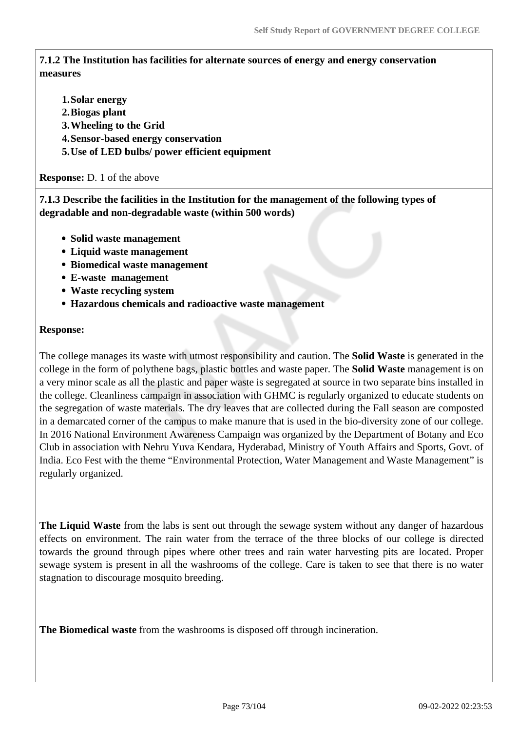**7.1.2 The Institution has facilities for alternate sources of energy and energy conservation measures**

1. **Solar energy**
2. **Biogas plant**
3. **Wheeling to the Grid**
4. **Sensor-based energy conservation**
5. **Use of LED bulbs/ power efficient equipment**

**Response:** D. 1 of the above

**7.1.3 Describe the facilities in the Institution for the management of the following types of degradable and non-degradable waste (within 500 words)**

- **Solid waste management**
- **Liquid waste management**
- **Biomedical waste management**
- **E-waste management**
- **Waste recycling system**
- **Hazardous chemicals and radioactive waste management**

**Response:**

The college manages its waste with utmost responsibility and caution. The **Solid Waste** is generated in the college in the form of polythene bags, plastic bottles and waste paper. The **Solid Waste** management is on a very minor scale as all the plastic and paper waste is segregated at source in two separate bins installed in the college. Cleanliness campaign in association with GHMC is regularly organized to educate students on the segregation of waste materials. The dry leaves that are collected during the Fall season are composted in a demarcated corner of the campus to make manure that is used in the bio-diversity zone of our college. In 2016 National Environment Awareness Campaign was organized by the Department of Botany and Eco Club in association with Nehru Yuva Kendara, Hyderabad, Ministry of Youth Affairs and Sports, Govt. of India. Eco Fest with the theme "Environmental Protection, Water Management and Waste Management" is regularly organized.

**The Liquid Waste** from the labs is sent out through the sewage system without any danger of hazardous effects on environment. The rain water from the terrace of the three blocks of our college is directed towards the ground through pipes where other trees and rain water harvesting pits are located. Proper sewage system is present in all the washrooms of the college. Care is taken to see that there is no water stagnation to discourage mosquito breeding.

**The Biomedical waste** from the washrooms is disposed off through incineration.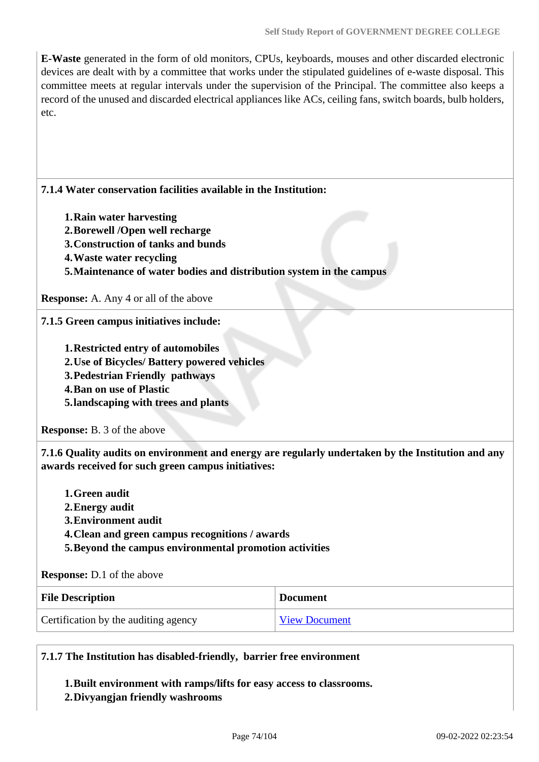**E-Waste** generated in the form of old monitors, CPUs, keyboards, mouses and other discarded electronic devices are dealt with by a committee that works under the stipulated guidelines of e-waste disposal. This committee meets at regular intervals under the supervision of the Principal. The committee also keeps a record of the unused and discarded electrical appliances like ACs, ceiling fans, switch boards, bulb holders, etc.

**7.1.4 Water conservation facilities available in the Institution:**

1. **Rain water harvesting**
2. **Borewell /Open well recharge**
3. **Construction of tanks and bunds**
4. **Waste water recycling**
5. **Maintenance of water bodies and distribution system in the campus**

**Response:** A. Any 4 or all of the above

**7.1.5 Green campus initiatives include:**

1. **Restricted entry of automobiles**
2. **Use of Bicycles/ Battery powered vehicles**
3. **Pedestrian Friendly pathways**
4. **Ban on use of Plastic**
5. **landscaping with trees and plants**

**Response:** B. 3 of the above

**7.1.6 Quality audits on environment and energy are regularly undertaken by the Institution and any awards received for such green campus initiatives:**

1. **Green audit**
2. **Energy audit**
3. **Environment audit**
4. **Clean and green campus recognitions / awards**
5. **Beyond the campus environmental promotion activities**

**Response:** D.1 of the above

| File Description | Document |
|---|---|
| Certification by the auditing agency | View Document |

**7.1.7 The Institution has disabled-friendly, barrier free environment**

1. **Built environment with ramps/lifts for easy access to classrooms.**
2. **Divyangjan friendly washrooms**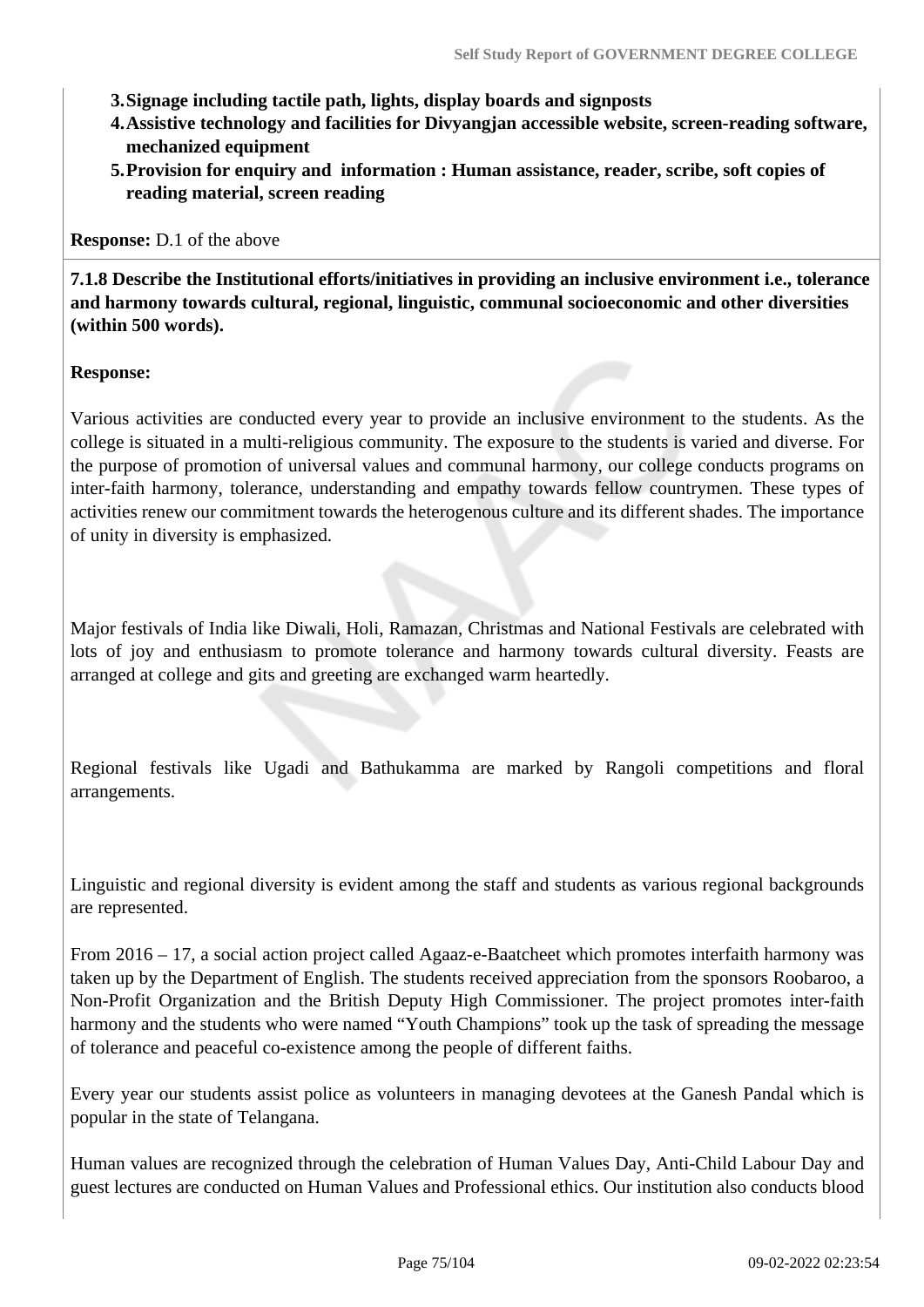3. **Signage including tactile path, lights, display boards and signposts**
4. **Assistive technology and facilities for Divyangjan accessible website, screen-reading software, mechanized equipment**
5. **Provision for enquiry and information : Human assistance, reader, scribe, soft copies of reading material, screen reading**

**Response:** D.1 of the above

**7.1.8 Describe the Institutional efforts/initiatives in providing an inclusive environment i.e., tolerance and harmony towards cultural, regional, linguistic, communal socioeconomic and other diversities (within 500 words).**

**Response:**

Various activities are conducted every year to provide an inclusive environment to the students. As the college is situated in a multi-religious community. The exposure to the students is varied and diverse. For the purpose of promotion of universal values and communal harmony, our college conducts programs on inter-faith harmony, tolerance, understanding and empathy towards fellow countrymen. These types of activities renew our commitment towards the heterogenous culture and its different shades. The importance of unity in diversity is emphasized.

Major festivals of India like Diwali, Holi, Ramazan, Christmas and National Festivals are celebrated with lots of joy and enthusiasm to promote tolerance and harmony towards cultural diversity. Feasts are arranged at college and gits and greeting are exchanged warm heartedly.

Regional festivals like Ugadi and Bathukamma are marked by Rangoli competitions and floral arrangements.

Linguistic and regional diversity is evident among the staff and students as various regional backgrounds are represented.

From 2016 – 17, a social action project called Agaaz-e-Baatcheet which promotes interfaith harmony was taken up by the Department of English. The students received appreciation from the sponsors Roobaroo, a Non-Profit Organization and the British Deputy High Commissioner. The project promotes inter-faith harmony and the students who were named “Youth Champions” took up the task of spreading the message of tolerance and peaceful co-existence among the people of different faiths.

Every year our students assist police as volunteers in managing devotees at the Ganesh Pandal which is popular in the state of Telangana.

Human values are recognized through the celebration of Human Values Day, Anti-Child Labour Day and guest lectures are conducted on Human Values and Professional ethics. Our institution also conducts blood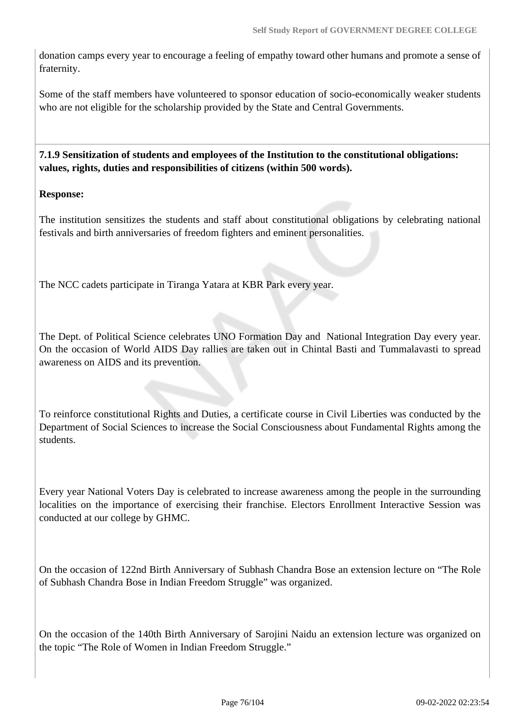donation camps every year to encourage a feeling of empathy toward other humans and promote a sense of fraternity.

Some of the staff members have volunteered to sponsor education of socio-economically weaker students who are not eligible for the scholarship provided by the State and Central Governments.

**7.1.9 Sensitization of students and employees of the Institution to the constitutional obligations: values, rights, duties and responsibilities of citizens (within 500 words).**

**Response:**

The institution sensitizes the students and staff about constitutional obligations by celebrating national festivals and birth anniversaries of freedom fighters and eminent personalities.

The NCC cadets participate in Tiranga Yatara at KBR Park every year.

The Dept. of Political Science celebrates UNO Formation Day and National Integration Day every year. On the occasion of World AIDS Day rallies are taken out in Chintal Basti and Tummalavasti to spread awareness on AIDS and its prevention.

To reinforce constitutional Rights and Duties, a certificate course in Civil Liberties was conducted by the Department of Social Sciences to increase the Social Consciousness about Fundamental Rights among the students.

Every year National Voters Day is celebrated to increase awareness among the people in the surrounding localities on the importance of exercising their franchise. Electors Enrollment Interactive Session was conducted at our college by GHMC.

On the occasion of 122nd Birth Anniversary of Subhash Chandra Bose an extension lecture on "The Role of Subhash Chandra Bose in Indian Freedom Struggle" was organized.

On the occasion of the 140th Birth Anniversary of Sarojini Naidu an extension lecture was organized on the topic "The Role of Women in Indian Freedom Struggle."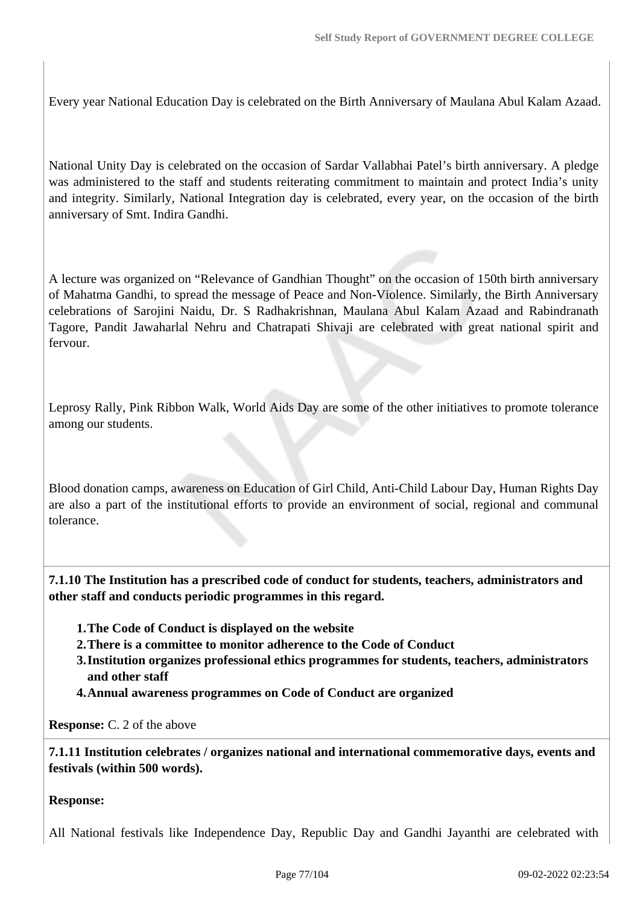Every year National Education Day is celebrated on the Birth Anniversary of Maulana Abul Kalam Azaad.

National Unity Day is celebrated on the occasion of Sardar Vallabhai Patel's birth anniversary. A pledge was administered to the staff and students reiterating commitment to maintain and protect India's unity and integrity. Similarly, National Integration day is celebrated, every year, on the occasion of the birth anniversary of Smt. Indira Gandhi.

A lecture was organized on "Relevance of Gandhian Thought" on the occasion of 150th birth anniversary of Mahatma Gandhi, to spread the message of Peace and Non-Violence. Similarly, the Birth Anniversary celebrations of Sarojini Naidu, Dr. S Radhakrishnan, Maulana Abul Kalam Azaad and Rabindranath Tagore, Pandit Jawaharlal Nehru and Chatrapati Shivaji are celebrated with great national spirit and fervour.

Leprosy Rally, Pink Ribbon Walk, World Aids Day are some of the other initiatives to promote tolerance among our students.

Blood donation camps, awareness on Education of Girl Child, Anti-Child Labour Day, Human Rights Day are also a part of the institutional efforts to provide an environment of social, regional and communal tolerance.

**7.1.10 The Institution has a prescribed code of conduct for students, teachers, administrators and other staff and conducts periodic programmes in this regard.**

1. **The Code of Conduct is displayed on the website**
2. **There is a committee to monitor adherence to the Code of Conduct**
3. **Institution organizes professional ethics programmes for students, teachers, administrators and other staff**
4. **Annual awareness programmes on Code of Conduct are organized**

**Response:** C. 2 of the above

**7.1.11 Institution celebrates / organizes national and international commemorative days, events and festivals (within 500 words).**

**Response:**

All National festivals like Independence Day, Republic Day and Gandhi Jayanthi are celebrated with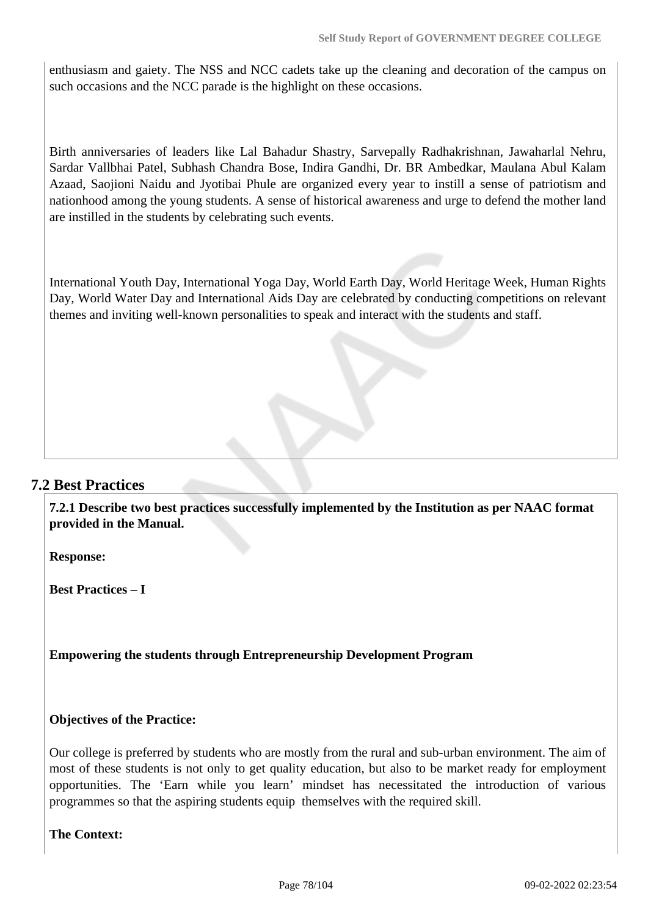enthusiasm and gaiety. The NSS and NCC cadets take up the cleaning and decoration of the campus on such occasions and the NCC parade is the highlight on these occasions.

Birth anniversaries of leaders like Lal Bahadur Shastry, Sarvepally Radhakrishnan, Jawaharlal Nehru, Sardar Vallbhai Patel, Subhash Chandra Bose, Indira Gandhi, Dr. BR Ambedkar, Maulana Abul Kalam Azaad, Saojioni Naidu and Jyotibai Phule are organized every year to instill a sense of patriotism and nationhood among the young students. A sense of historical awareness and urge to defend the mother land are instilled in the students by celebrating such events.

International Youth Day, International Yoga Day, World Earth Day, World Heritage Week, Human Rights Day, World Water Day and International Aids Day are celebrated by conducting competitions on relevant themes and inviting well-known personalities to speak and interact with the students and staff.

## 7.2 Best Practices

**7.2.1 Describe two best practices successfully implemented by the Institution as per NAAC format provided in the Manual.**

**Response:**

**Best Practices – I**

**Empowering the students through Entrepreneurship Development Program**

**Objectives of the Practice:**

Our college is preferred by students who are mostly from the rural and sub-urban environment. The aim of most of these students is not only to get quality education, but also to be market ready for employment opportunities. The 'Earn while you learn' mindset has necessitated the introduction of various programmes so that the aspiring students equip themselves with the required skill.

**The Context:**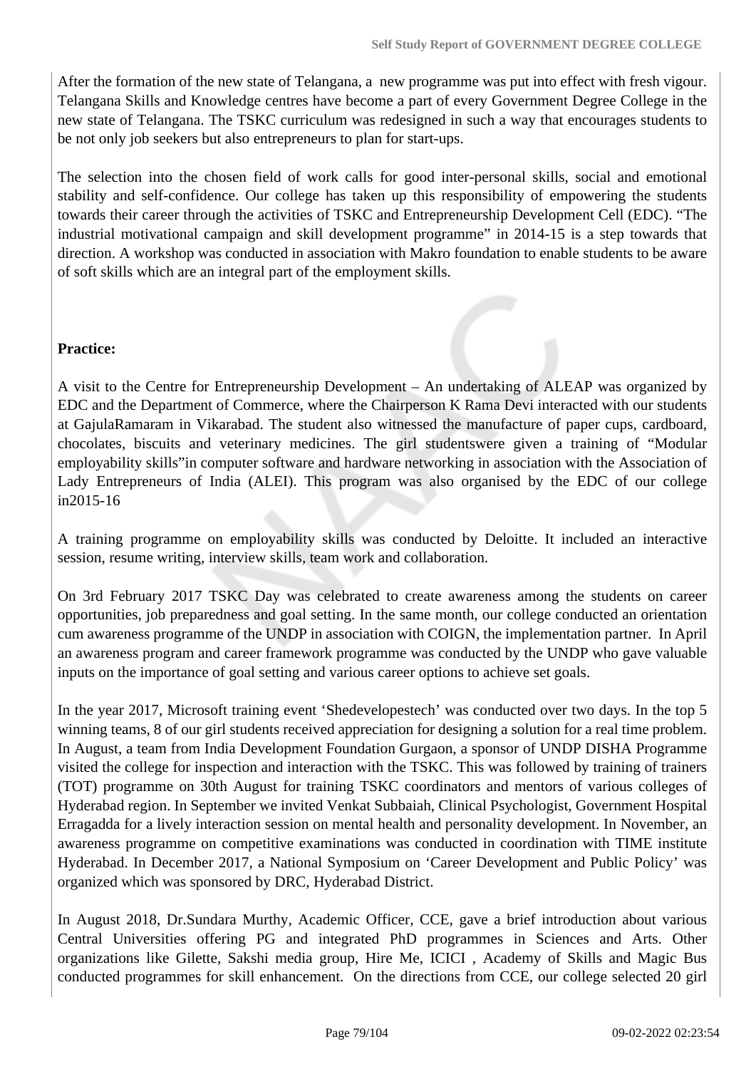After the formation of the new state of Telangana, a new programme was put into effect with fresh vigour. Telangana Skills and Knowledge centres have become a part of every Government Degree College in the new state of Telangana. The TSKC curriculum was redesigned in such a way that encourages students to be not only job seekers but also entrepreneurs to plan for start-ups.

The selection into the chosen field of work calls for good inter-personal skills, social and emotional stability and self-confidence. Our college has taken up this responsibility of empowering the students towards their career through the activities of TSKC and Entrepreneurship Development Cell (EDC). "The industrial motivational campaign and skill development programme" in 2014-15 is a step towards that direction. A workshop was conducted in association with Makro foundation to enable students to be aware of soft skills which are an integral part of the employment skills.

**Practice:**

A visit to the Centre for Entrepreneurship Development – An undertaking of ALEAP was organized by EDC and the Department of Commerce, where the Chairperson K Rama Devi interacted with our students at GajulaRamaram in Vikarabad. The student also witnessed the manufacture of paper cups, cardboard, chocolates, biscuits and veterinary medicines. The girl studentswere given a training of "Modular employability skills"in computer software and hardware networking in association with the Association of Lady Entrepreneurs of India (ALEI). This program was also organised by the EDC of our college in2015-16

A training programme on employability skills was conducted by Deloitte. It included an interactive session, resume writing, interview skills, team work and collaboration.

On 3rd February 2017 TSKC Day was celebrated to create awareness among the students on career opportunities, job preparedness and goal setting. In the same month, our college conducted an orientation cum awareness programme of the UNDP in association with COIGN, the implementation partner. In April an awareness program and career framework programme was conducted by the UNDP who gave valuable inputs on the importance of goal setting and various career options to achieve set goals.

In the year 2017, Microsoft training event 'Shedevelopestech' was conducted over two days. In the top 5 winning teams, 8 of our girl students received appreciation for designing a solution for a real time problem. In August, a team from India Development Foundation Gurgaon, a sponsor of UNDP DISHA Programme visited the college for inspection and interaction with the TSKC. This was followed by training of trainers (TOT) programme on 30th August for training TSKC coordinators and mentors of various colleges of Hyderabad region. In September we invited Venkat Subbaiah, Clinical Psychologist, Government Hospital Erragadda for a lively interaction session on mental health and personality development. In November, an awareness programme on competitive examinations was conducted in coordination with TIME institute Hyderabad. In December 2017, a National Symposium on 'Career Development and Public Policy' was organized which was sponsored by DRC, Hyderabad District.

In August 2018, Dr.Sundara Murthy, Academic Officer, CCE, gave a brief introduction about various Central Universities offering PG and integrated PhD programmes in Sciences and Arts. Other organizations like Gilette, Sakshi media group, Hire Me, ICICI , Academy of Skills and Magic Bus conducted programmes for skill enhancement. On the directions from CCE, our college selected 20 girl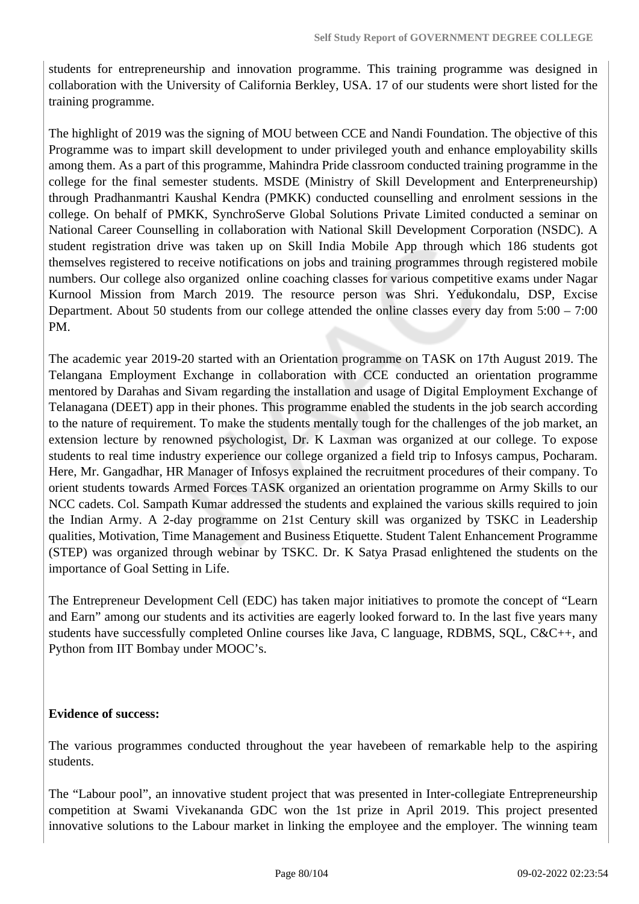students for entrepreneurship and innovation programme. This training programme was designed in collaboration with the University of California Berkley, USA. 17 of our students were short listed for the training programme.

The highlight of 2019 was the signing of MOU between CCE and Nandi Foundation. The objective of this Programme was to impart skill development to under privileged youth and enhance employability skills among them. As a part of this programme, Mahindra Pride classroom conducted training programme in the college for the final semester students. MSDE (Ministry of Skill Development and Enterpreneurship) through Pradhanmantri Kaushal Kendra (PMKK) conducted counselling and enrolment sessions in the college. On behalf of PMKK, SynchroServe Global Solutions Private Limited conducted a seminar on National Career Counselling in collaboration with National Skill Development Corporation (NSDC). A student registration drive was taken up on Skill India Mobile App through which 186 students got themselves registered to receive notifications on jobs and training programmes through registered mobile numbers. Our college also organized online coaching classes for various competitive exams under Nagar Kurnool Mission from March 2019. The resource person was Shri. Yedukondalu, DSP, Excise Department. About 50 students from our college attended the online classes every day from 5:00 – 7:00 PM.

The academic year 2019-20 started with an Orientation programme on TASK on 17th August 2019. The Telangana Employment Exchange in collaboration with CCE conducted an orientation programme mentored by Darahas and Sivam regarding the installation and usage of Digital Employment Exchange of Telanagana (DEET) app in their phones. This programme enabled the students in the job search according to the nature of requirement. To make the students mentally tough for the challenges of the job market, an extension lecture by renowned psychologist, Dr. K Laxman was organized at our college. To expose students to real time industry experience our college organized a field trip to Infosys campus, Pocharam. Here, Mr. Gangadhar, HR Manager of Infosys explained the recruitment procedures of their company. To orient students towards Armed Forces TASK organized an orientation programme on Army Skills to our NCC cadets. Col. Sampath Kumar addressed the students and explained the various skills required to join the Indian Army. A 2-day programme on 21st Century skill was organized by TSKC in Leadership qualities, Motivation, Time Management and Business Etiquette. Student Talent Enhancement Programme (STEP) was organized through webinar by TSKC. Dr. K Satya Prasad enlightened the students on the importance of Goal Setting in Life.

The Entrepreneur Development Cell (EDC) has taken major initiatives to promote the concept of "Learn and Earn" among our students and its activities are eagerly looked forward to. In the last five years many students have successfully completed Online courses like Java, C language, RDBMS, SQL, C&C++, and Python from IIT Bombay under MOOC's.

**Evidence of success:**

The various programmes conducted throughout the year havebeen of remarkable help to the aspiring students.

The "Labour pool", an innovative student project that was presented in Inter-collegiate Entrepreneurship competition at Swami Vivekananda GDC won the 1st prize in April 2019. This project presented innovative solutions to the Labour market in linking the employee and the employer. The winning team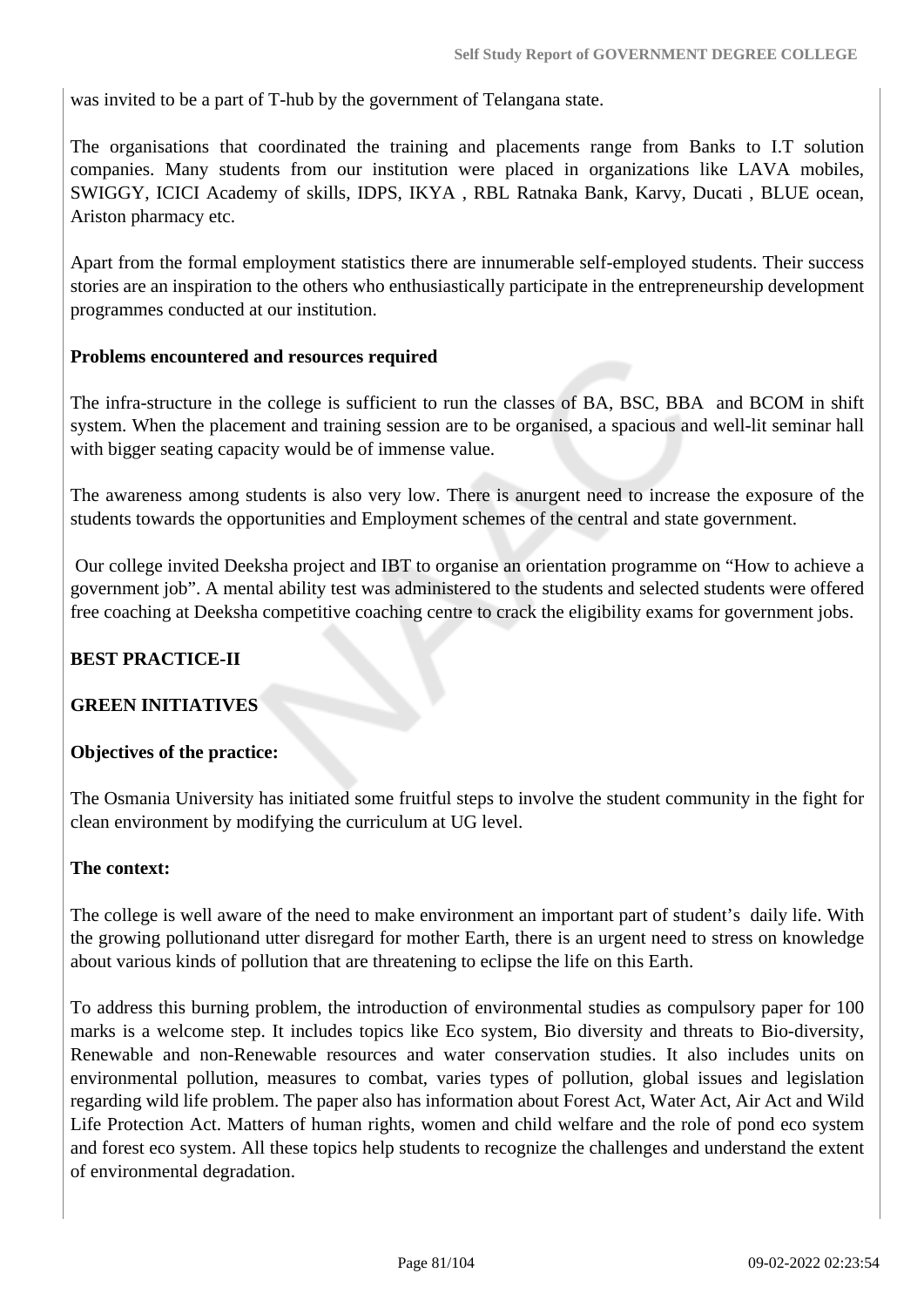was invited to be a part of T-hub by the government of Telangana state.

The organisations that coordinated the training and placements range from Banks to I.T solution companies. Many students from our institution were placed in organizations like LAVA mobiles, SWIGGY, ICICI Academy of skills, IDPS, IKYA , RBL Ratnaka Bank, Karvy, Ducati , BLUE ocean, Ariston pharmacy etc.

Apart from the formal employment statistics there are innumerable self-employed students. Their success stories are an inspiration to the others who enthusiastically participate in the entrepreneurship development programmes conducted at our institution.

**Problems encountered and resources required**

The infra-structure in the college is sufficient to run the classes of BA, BSC, BBA and BCOM in shift system. When the placement and training session are to be organised, a spacious and well-lit seminar hall with bigger seating capacity would be of immense value.

The awareness among students is also very low. There is anurgent need to increase the exposure of the students towards the opportunities and Employment schemes of the central and state government.

Our college invited Deeksha project and IBT to organise an orientation programme on "How to achieve a government job". A mental ability test was administered to the students and selected students were offered free coaching at Deeksha competitive coaching centre to crack the eligibility exams for government jobs.

**BEST PRACTICE-II**

**GREEN INITIATIVES**

**Objectives of the practice:**

The Osmania University has initiated some fruitful steps to involve the student community in the fight for clean environment by modifying the curriculum at UG level.

**The context:**

The college is well aware of the need to make environment an important part of student's daily life. With the growing pollutionand utter disregard for mother Earth, there is an urgent need to stress on knowledge about various kinds of pollution that are threatening to eclipse the life on this Earth.

To address this burning problem, the introduction of environmental studies as compulsory paper for 100 marks is a welcome step. It includes topics like Eco system, Bio diversity and threats to Bio-diversity, Renewable and non-Renewable resources and water conservation studies. It also includes units on environmental pollution, measures to combat, varies types of pollution, global issues and legislation regarding wild life problem. The paper also has information about Forest Act, Water Act, Air Act and Wild Life Protection Act. Matters of human rights, women and child welfare and the role of pond eco system and forest eco system. All these topics help students to recognize the challenges and understand the extent of environmental degradation.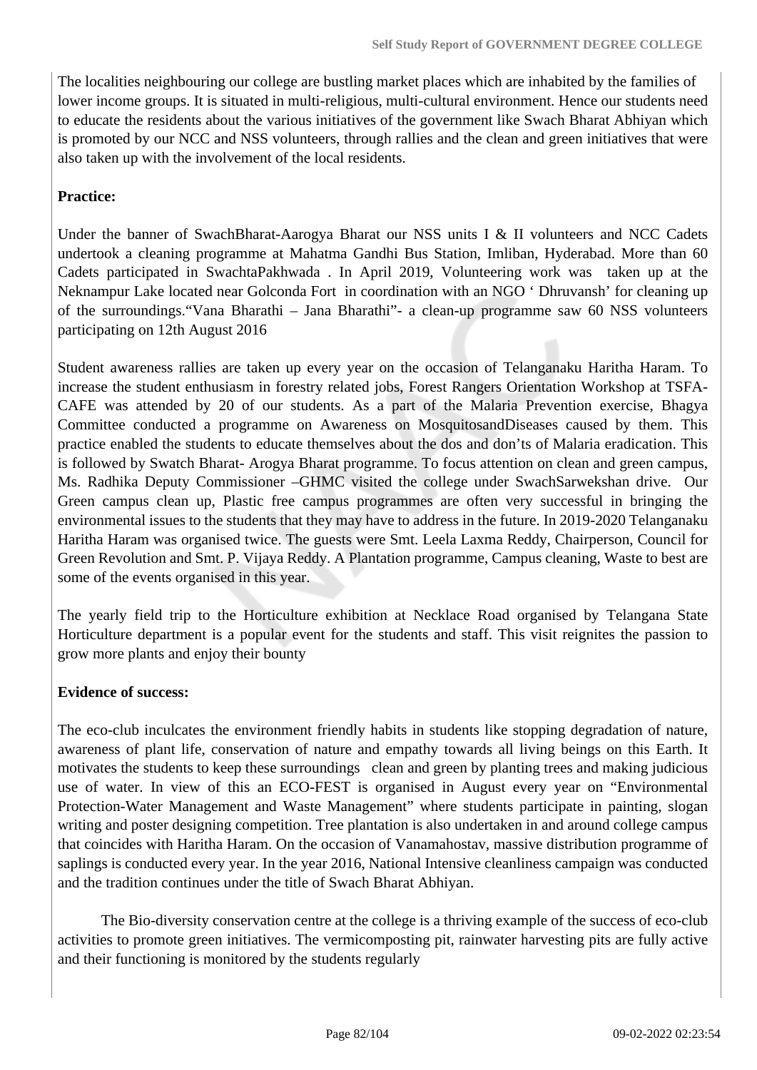The localities neighbouring our college are bustling market places which are inhabited by the families of lower income groups. It is situated in multi-religious, multi-cultural environment. Hence our students need to educate the residents about the various initiatives of the government like Swach Bharat Abhiyan which is promoted by our NCC and NSS volunteers, through rallies and the clean and green initiatives that were also taken up with the involvement of the local residents.

**Practice:**

Under the banner of SwachBharat-Aarogya Bharat our NSS units I & II volunteers and NCC Cadets undertook a cleaning programme at Mahatma Gandhi Bus Station, Imliban, Hyderabad. More than 60 Cadets participated in SwachtaPakhwada . In April 2019, Volunteering work was taken up at the Neknampur Lake located near Golconda Fort in coordination with an NGO ' Dhruvansh' for cleaning up of the surroundings."Vana Bharathi – Jana Bharathi"- a clean-up programme saw 60 NSS volunteers participating on 12th August 2016

Student awareness rallies are taken up every year on the occasion of Telanganaku Haritha Haram. To increase the student enthusiasm in forestry related jobs, Forest Rangers Orientation Workshop at TSFA-CAFE was attended by 20 of our students. As a part of the Malaria Prevention exercise, Bhagya Committee conducted a programme on Awareness on MosquitosandDiseases caused by them. This practice enabled the students to educate themselves about the dos and don'ts of Malaria eradication. This is followed by Swatch Bharat- Arogya Bharat programme. To focus attention on clean and green campus, Ms. Radhika Deputy Commissioner –GHMC visited the college under SwachSarwekshan drive. Our Green campus clean up, Plastic free campus programmes are often very successful in bringing the environmental issues to the students that they may have to address in the future. In 2019-2020 Telanganaku Haritha Haram was organised twice. The guests were Smt. Leela Laxma Reddy, Chairperson, Council for Green Revolution and Smt. P. Vijaya Reddy. A Plantation programme, Campus cleaning, Waste to best are some of the events organised in this year.

The yearly field trip to the Horticulture exhibition at Necklace Road organised by Telangana State Horticulture department is a popular event for the students and staff. This visit reignites the passion to grow more plants and enjoy their bounty

**Evidence of success:**

The eco-club inculcates the environment friendly habits in students like stopping degradation of nature, awareness of plant life, conservation of nature and empathy towards all living beings on this Earth. It motivates the students to keep these surroundings clean and green by planting trees and making judicious use of water. In view of this an ECO-FEST is organised in August every year on "Environmental Protection-Water Management and Waste Management" where students participate in painting, slogan writing and poster designing competition. Tree plantation is also undertaken in and around college campus that coincides with Haritha Haram. On the occasion of Vanamahostav, massive distribution programme of saplings is conducted every year. In the year 2016, National Intensive cleanliness campaign was conducted and the tradition continues under the title of Swach Bharat Abhiyan.

The Bio-diversity conservation centre at the college is a thriving example of the success of eco-club activities to promote green initiatives. The vermicomposting pit, rainwater harvesting pits are fully active and their functioning is monitored by the students regularly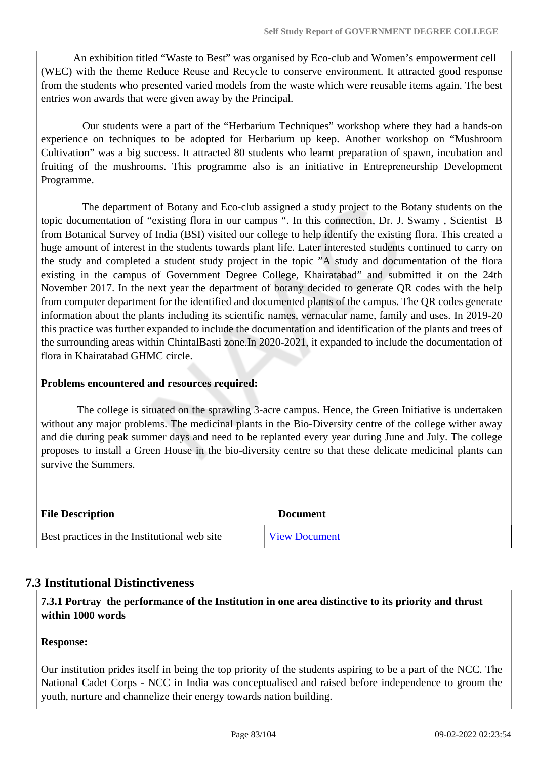An exhibition titled "Waste to Best" was organised by Eco-club and Women's empowerment cell (WEC) with the theme Reduce Reuse and Recycle to conserve environment. It attracted good response from the students who presented varied models from the waste which were reusable items again. The best entries won awards that were given away by the Principal.

Our students were a part of the "Herbarium Techniques" workshop where they had a hands-on experience on techniques to be adopted for Herbarium up keep. Another workshop on "Mushroom Cultivation" was a big success. It attracted 80 students who learnt preparation of spawn, incubation and fruiting of the mushrooms. This programme also is an initiative in Entrepreneurship Development Programme.

The department of Botany and Eco-club assigned a study project to the Botany students on the topic documentation of "existing flora in our campus ". In this connection, Dr. J. Swamy , Scientist B from Botanical Survey of India (BSI) visited our college to help identify the existing flora. This created a huge amount of interest in the students towards plant life. Later interested students continued to carry on the study and completed a student study project in the topic "A study and documentation of the flora existing in the campus of Government Degree College, Khairatabad" and submitted it on the 24th November 2017. In the next year the department of botany decided to generate QR codes with the help from computer department for the identified and documented plants of the campus. The QR codes generate information about the plants including its scientific names, vernacular name, family and uses. In 2019-20 this practice was further expanded to include the documentation and identification of the plants and trees of the surrounding areas within ChintalBasti zone.In 2020-2021, it expanded to include the documentation of flora in Khairatabad GHMC circle.

**Problems encountered and resources required:**

The college is situated on the sprawling 3-acre campus. Hence, the Green Initiative is undertaken without any major problems. The medicinal plants in the Bio-Diversity centre of the college wither away and die during peak summer days and need to be replanted every year during June and July. The college proposes to install a Green House in the bio-diversity centre so that these delicate medicinal plants can survive the Summers.

| File Description | Document |
|---|---|
| Best practices in the Institutional web site | View Document |

## 7.3 Institutional Distinctiveness

**7.3.1 Portray the performance of the Institution in one area distinctive to its priority and thrust within 1000 words**

**Response:**

Our institution prides itself in being the top priority of the students aspiring to be a part of the NCC. The National Cadet Corps - NCC in India was conceptualised and raised before independence to groom the youth, nurture and channelize their energy towards nation building.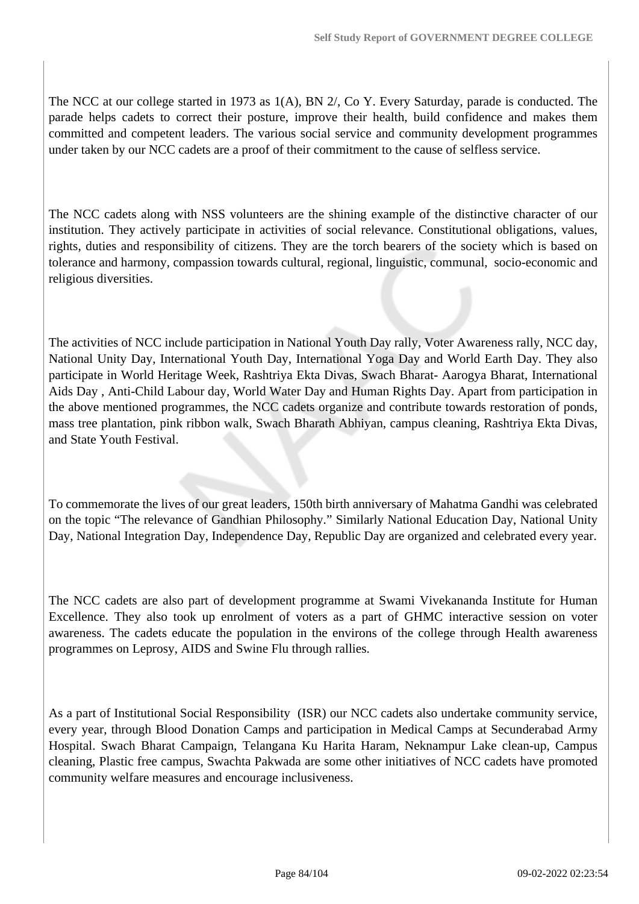The NCC at our college started in 1973 as 1(A), BN 2/, Co Y. Every Saturday, parade is conducted. The parade helps cadets to correct their posture, improve their health, build confidence and makes them committed and competent leaders. The various social service and community development programmes under taken by our NCC cadets are a proof of their commitment to the cause of selfless service.

The NCC cadets along with NSS volunteers are the shining example of the distinctive character of our institution. They actively participate in activities of social relevance. Constitutional obligations, values, rights, duties and responsibility of citizens. They are the torch bearers of the society which is based on tolerance and harmony, compassion towards cultural, regional, linguistic, communal, socio-economic and religious diversities.

The activities of NCC include participation in National Youth Day rally, Voter Awareness rally, NCC day, National Unity Day, International Youth Day, International Yoga Day and World Earth Day. They also participate in World Heritage Week, Rashtriya Ekta Divas, Swach Bharat- Aarogya Bharat, International Aids Day , Anti-Child Labour day, World Water Day and Human Rights Day. Apart from participation in the above mentioned programmes, the NCC cadets organize and contribute towards restoration of ponds, mass tree plantation, pink ribbon walk, Swach Bharath Abhiyan, campus cleaning, Rashtriya Ekta Divas, and State Youth Festival.

To commemorate the lives of our great leaders, 150th birth anniversary of Mahatma Gandhi was celebrated on the topic “The relevance of Gandhian Philosophy.” Similarly National Education Day, National Unity Day, National Integration Day, Independence Day, Republic Day are organized and celebrated every year.

The NCC cadets are also part of development programme at Swami Vivekananda Institute for Human Excellence. They also took up enrolment of voters as a part of GHMC interactive session on voter awareness. The cadets educate the population in the environs of the college through Health awareness programmes on Leprosy, AIDS and Swine Flu through rallies.

As a part of Institutional Social Responsibility (ISR) our NCC cadets also undertake community service, every year, through Blood Donation Camps and participation in Medical Camps at Secunderabad Army Hospital. Swach Bharat Campaign, Telangana Ku Harita Haram, Neknampur Lake clean-up, Campus cleaning, Plastic free campus, Swachta Pakwada are some other initiatives of NCC cadets have promoted community welfare measures and encourage inclusiveness.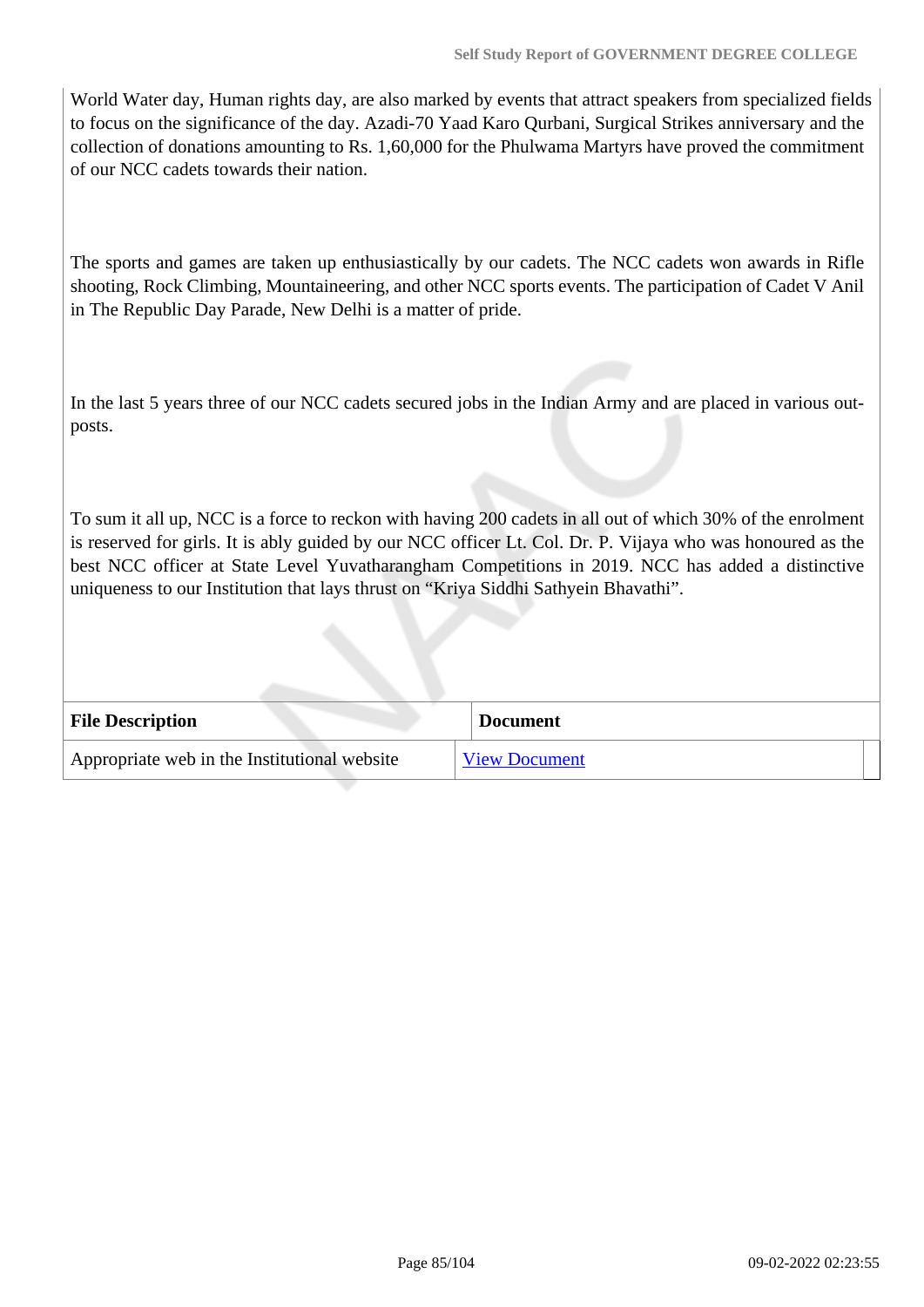World Water day, Human rights day, are also marked by events that attract speakers from specialized fields to focus on the significance of the day. Azadi-70 Yaad Karo Qurbani, Surgical Strikes anniversary and the collection of donations amounting to Rs. 1,60,000 for the Phulwama Martyrs have proved the commitment of our NCC cadets towards their nation.

The sports and games are taken up enthusiastically by our cadets. The NCC cadets won awards in Rifle shooting, Rock Climbing, Mountaineering, and other NCC sports events. The participation of Cadet V Anil in The Republic Day Parade, New Delhi is a matter of pride.

In the last 5 years three of our NCC cadets secured jobs in the Indian Army and are placed in various out-posts.

To sum it all up, NCC is a force to reckon with having 200 cadets in all out of which 30% of the enrolment is reserved for girls. It is ably guided by our NCC officer Lt. Col. Dr. P. Vijaya who was honoured as the best NCC officer at State Level Yuvatharangham Competitions in 2019. NCC has added a distinctive uniqueness to our Institution that lays thrust on “Kriya Siddhi Sathyein Bhavathi”.

| File Description | Document |
|---|---|
| Appropriate web in the Institutional website | View Document |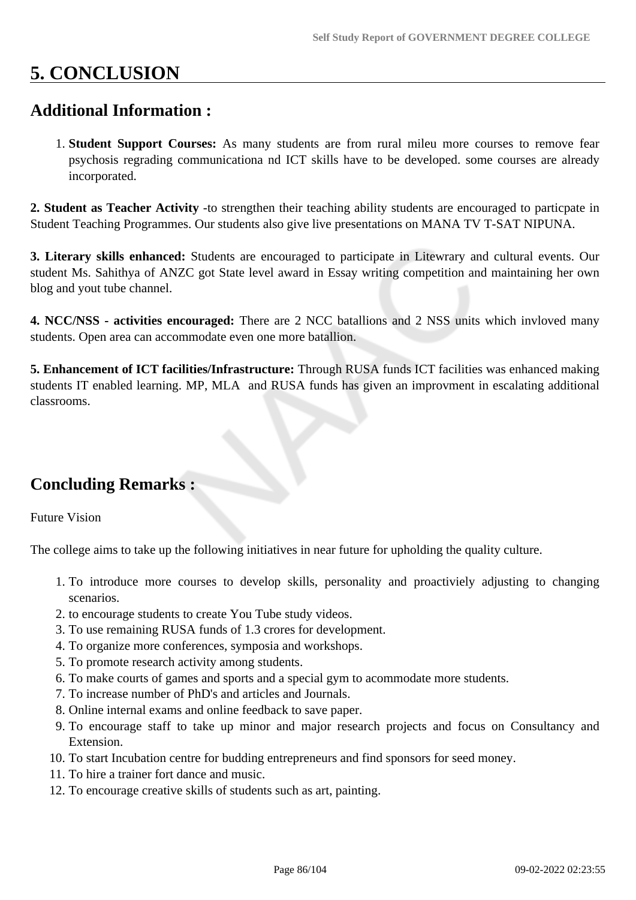# 5. CONCLUSION

## Additional Information :

1. **Student Support Courses:** As many students are from rural mileu more courses to remove fear psychosis regrading communicationa nd ICT skills have to be developed. some courses are already incorporated.

**2. Student as Teacher Activity** -to strengthen their teaching ability students are encouraged to particpate in Student Teaching Programmes. Our students also give live presentations on MANA TV T-SAT NIPUNA.

**3. Literary skills enhanced:** Students are encouraged to participate in Litewrary and cultural events. Our student Ms. Sahithya of ANZC got State level award in Essay writing competition and maintaining her own blog and yout tube channel.

**4. NCC/NSS - activities encouraged:** There are 2 NCC batallions and 2 NSS units which invloved many students. Open area can accommodate even one more batallion.

**5. Enhancement of ICT facilities/Infrastructure:** Through RUSA funds ICT facilities was enhanced making students IT enabled learning. MP, MLA and RUSA funds has given an improvment in escalating additional classrooms.

## Concluding Remarks :

Future Vision

The college aims to take up the following initiatives in near future for upholding the quality culture.

1. To introduce more courses to develop skills, personality and proactiviely adjusting to changing scenarios.
2. to encourage students to create You Tube study videos.
3. To use remaining RUSA funds of 1.3 crores for development.
4. To organize more conferences, symposia and workshops.
5. To promote research activity among students.
6. To make courts of games and sports and a special gym to acommodate more students.
7. To increase number of PhD's and articles and Journals.
8. Online internal exams and online feedback to save paper.
9. To encourage staff to take up minor and major research projects and focus on Consultancy and Extension.
10. To start Incubation centre for budding entrepreneurs and find sponsors for seed money.
11. To hire a trainer fort dance and music.
12. To encourage creative skills of students such as art, painting.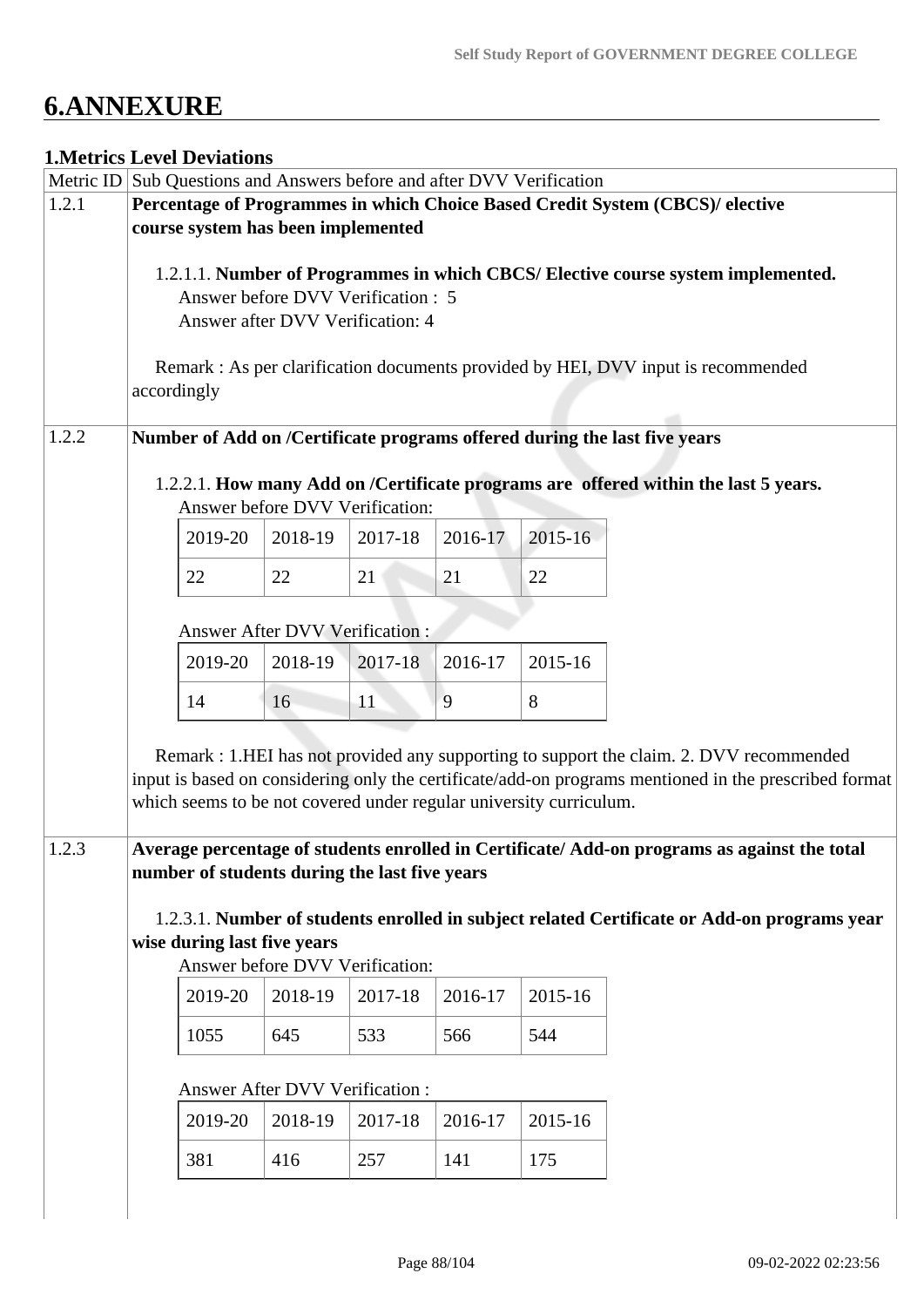# 6.ANNEXURE

## 1.Metrics Level Deviations

| Metric ID | Sub Questions and Answers before and after DVV Verification |
|---|---|
| 1.2.1 | **Percentage of Programmes in which Choice Based Credit System (CBCS)/ elective course system has been implemented**<br><br>1.2.1.1. **Number of Programmes in which CBCS/ Elective course system implemented.**<br>Answer before DVV Verification : 5<br>Answer after DVV Verification: 4<br><br>Remark : As per clarification documents provided by HEI, DVV input is recommended accordingly |
| 1.2.2 | **Number of Add on /Certificate programs offered during the last five years**<br><br>1.2.2.1. **How many Add on /Certificate programs are offered within the last 5 years.**<br>Answer before DVV Verification:<br>2019-20: 22, 2018-19: 22, 2017-18: 21, 2016-17: 21, 2015-16: 22<br><br>Answer After DVV Verification :<br>2019-20: 14, 2018-19: 16, 2017-18: 11, 2016-17: 9, 2015-16: 8<br><br>Remark : 1.HEI has not provided any supporting to support the claim. 2. DVV recommended input is based on considering only the certificate/add-on programs mentioned in the prescribed format which seems to be not covered under regular university curriculum. |
| 1.2.3 | **Average percentage of students enrolled in Certificate/ Add-on programs as against the total number of students during the last five years**<br><br>1.2.3.1. **Number of students enrolled in subject related Certificate or Add-on programs year wise during last five years**<br>Answer before DVV Verification:<br>2019-20: 1055, 2018-19: 645, 2017-18: 533, 2016-17: 566, 2015-16: 544<br><br>Answer After DVV Verification :<br>2019-20: 381, 2018-19: 416, 2017-18: 257, 2016-17: 141, 2015-16: 175 |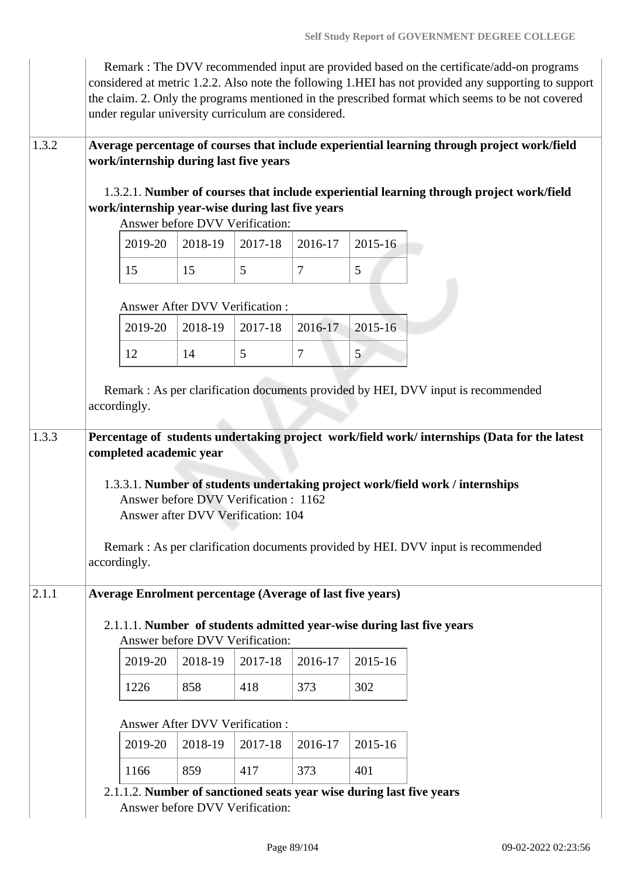Remark : The DVV recommended input are provided based on the certificate/add-on programs considered at metric 1.2.2. Also note the following 1.HEI has not provided any supporting to support the claim. 2. Only the programs mentioned in the prescribed format which seems to be not covered under regular university curriculum are considered.

**1.3.2** **Average percentage of courses that include experiential learning through project work/field work/internship during last five years**

1.3.2.1. **Number of courses that include experiential learning through project work/field work/internship year-wise during last five years**

Answer before DVV Verification:

| 2019-20 | 2018-19 | 2017-18 | 2016-17 | 2015-16 |
|---|---|---|---|---|
| 15 | 15 | 5 | 7 | 5 |

Answer After DVV Verification :

| 2019-20 | 2018-19 | 2017-18 | 2016-17 | 2015-16 |
|---|---|---|---|---|
| 12 | 14 | 5 | 7 | 5 |

Remark : As per clarification documents provided by HEI, DVV input is recommended accordingly.

**1.3.3** **Percentage of students undertaking project work/field work/ internships (Data for the latest completed academic year**

1.3.3.1. **Number of students undertaking project work/field work / internships**

Answer before DVV Verification : 1162
Answer after DVV Verification: 104

Remark : As per clarification documents provided by HEI. DVV input is recommended accordingly.

**2.1.1** **Average Enrolment percentage (Average of last five years)**

2.1.1.1. **Number of students admitted year-wise during last five years**

Answer before DVV Verification:

| 2019-20 | 2018-19 | 2017-18 | 2016-17 | 2015-16 |
|---|---|---|---|---|
| 1226 | 858 | 418 | 373 | 302 |

Answer After DVV Verification :

| 2019-20 | 2018-19 | 2017-18 | 2016-17 | 2015-16 |
|---|---|---|---|---|
| 1166 | 859 | 417 | 373 | 401 |

2.1.1.2. **Number of sanctioned seats year wise during last five years**

Answer before DVV Verification: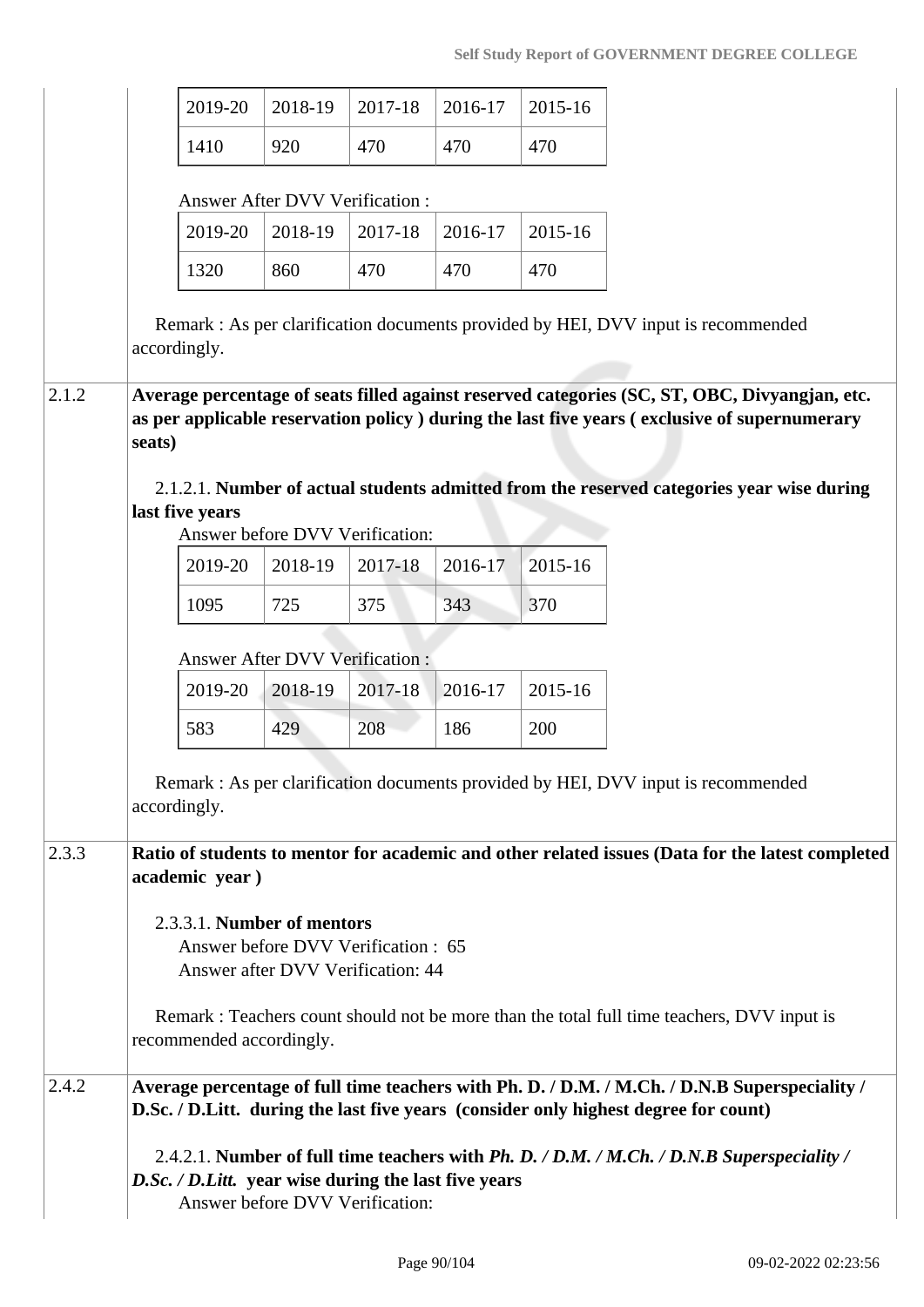| 2019-20 | 2018-19 | 2017-18 | 2016-17 | 2015-16 |
|---|---|---|---|---|
| 1410 | 920 | 470 | 470 | 470 |

Answer After DVV Verification :

| 2019-20 | 2018-19 | 2017-18 | 2016-17 | 2015-16 |
|---|---|---|---|---|
| 1320 | 860 | 470 | 470 | 470 |

Remark : As per clarification documents provided by HEI, DVV input is recommended accordingly.

**2.1.2 Average percentage of seats filled against reserved categories (SC, ST, OBC, Divyangjan, etc. as per applicable reservation policy ) during the last five years ( exclusive of supernumerary seats)**

2.1.2.1. **Number of actual students admitted from the reserved categories year wise during last five years**

Answer before DVV Verification:

| 2019-20 | 2018-19 | 2017-18 | 2016-17 | 2015-16 |
|---|---|---|---|---|
| 1095 | 725 | 375 | 343 | 370 |

Answer After DVV Verification :

| 2019-20 | 2018-19 | 2017-18 | 2016-17 | 2015-16 |
|---|---|---|---|---|
| 583 | 429 | 208 | 186 | 200 |

Remark : As per clarification documents provided by HEI, DVV input is recommended accordingly.

**2.3.3 Ratio of students to mentor for academic and other related issues (Data for the latest completed academic year )**

2.3.3.1. **Number of mentors**

Answer before DVV Verification : 65

Answer after DVV Verification: 44

Remark : Teachers count should not be more than the total full time teachers, DVV input is recommended accordingly.

**2.4.2 Average percentage of full time teachers with Ph. D. / D.M. / M.Ch. / D.N.B Superspeciality / D.Sc. / D.Litt. during the last five years (consider only highest degree for count)**

2.4.2.1. **Number of full time teachers with *Ph. D. / D.M. / M.Ch. / D.N.B Superspeciality / D.Sc. / D.Litt.* year wise during the last five years**

Answer before DVV Verification: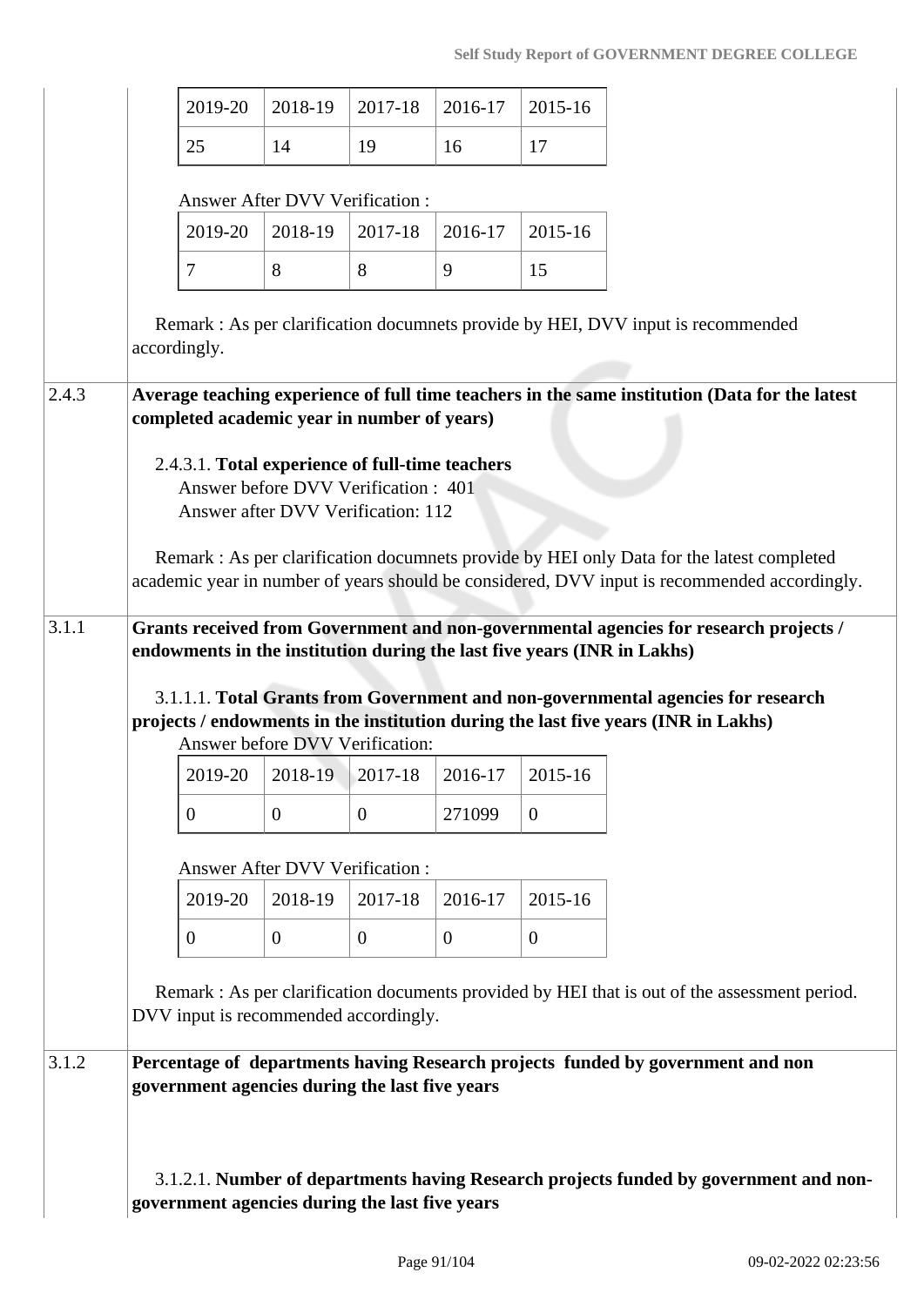| 2019-20 | 2018-19 | 2017-18 | 2016-17 | 2015-16 |
|---|---|---|---|---|
| 25 | 14 | 19 | 16 | 17 |

Answer After DVV Verification :

| 2019-20 | 2018-19 | 2017-18 | 2016-17 | 2015-16 |
|---|---|---|---|---|
| 7 | 8 | 8 | 9 | 15 |

Remark : As per clarification documnets provide by HEI, DVV input is recommended accordingly.

**2.4.3 Average teaching experience of full time teachers in the same institution (Data for the latest completed academic year in number of years)**

2.4.3.1. **Total experience of full-time teachers**
Answer before DVV Verification : 401
Answer after DVV Verification: 112

Remark : As per clarification documnets provide by HEI only Data for the latest completed academic year in number of years should be considered, DVV input is recommended accordingly.

**3.1.1 Grants received from Government and non-governmental agencies for research projects / endowments in the institution during the last five years (INR in Lakhs)**

3.1.1.1. **Total Grants from Government and non-governmental agencies for research projects / endowments in the institution during the last five years (INR in Lakhs)**
Answer before DVV Verification:

| 2019-20 | 2018-19 | 2017-18 | 2016-17 | 2015-16 |
|---|---|---|---|---|
| 0 | 0 | 0 | 271099 | 0 |

Answer After DVV Verification :

| 2019-20 | 2018-19 | 2017-18 | 2016-17 | 2015-16 |
|---|---|---|---|---|
| 0 | 0 | 0 | 0 | 0 |

Remark : As per clarification documents provided by HEI that is out of the assessment period. DVV input is recommended accordingly.

**3.1.2 Percentage of departments having Research projects funded by government and non government agencies during the last five years**

3.1.2.1. **Number of departments having Research projects funded by government and non-government agencies during the last five years**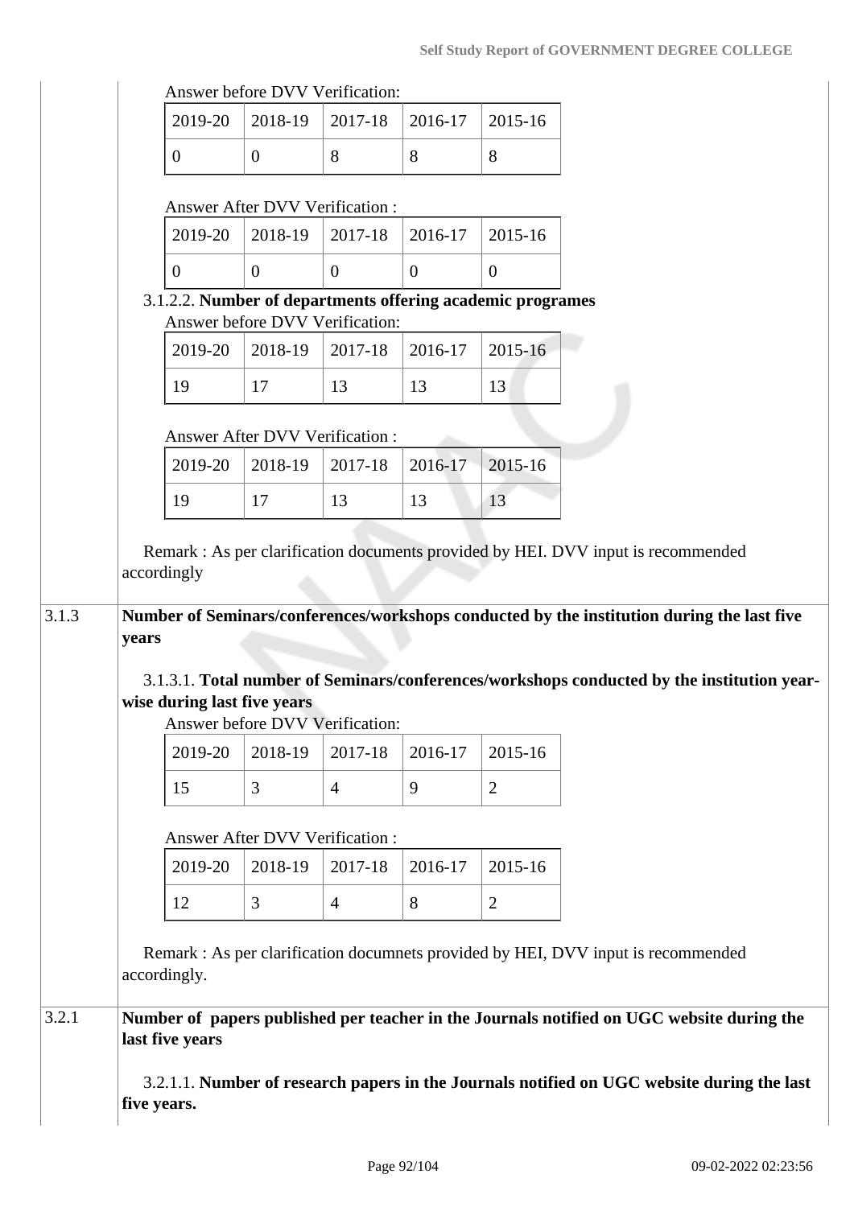Answer before DVV Verification:

| 2019-20 | 2018-19 | 2017-18 | 2016-17 | 2015-16 |
|---|---|---|---|---|
| 0 | 0 | 8 | 8 | 8 |

Answer After DVV Verification :

| 2019-20 | 2018-19 | 2017-18 | 2016-17 | 2015-16 |
|---|---|---|---|---|
| 0 | 0 | 0 | 0 | 0 |

3.1.2.2. **Number of departments offering academic programes**

Answer before DVV Verification:

| 2019-20 | 2018-19 | 2017-18 | 2016-17 | 2015-16 |
|---|---|---|---|---|
| 19 | 17 | 13 | 13 | 13 |

Answer After DVV Verification :

| 2019-20 | 2018-19 | 2017-18 | 2016-17 | 2015-16 |
|---|---|---|---|---|
| 19 | 17 | 13 | 13 | 13 |

Remark : As per clarification documents provided by HEI. DVV input is recommended accordingly

**3.1.3 Number of Seminars/conferences/workshops conducted by the institution during the last five years**

3.1.3.1. **Total number of Seminars/conferences/workshops conducted by the institution year-wise during last five years**

Answer before DVV Verification:

| 2019-20 | 2018-19 | 2017-18 | 2016-17 | 2015-16 |
|---|---|---|---|---|
| 15 | 3 | 4 | 9 | 2 |

Answer After DVV Verification :

| 2019-20 | 2018-19 | 2017-18 | 2016-17 | 2015-16 |
|---|---|---|---|---|
| 12 | 3 | 4 | 8 | 2 |

Remark : As per clarification documnets provided by HEI, DVV input is recommended accordingly.

**3.2.1 Number of papers published per teacher in the Journals notified on UGC website during the last five years**

3.2.1.1. **Number of research papers in the Journals notified on UGC website during the last five years.**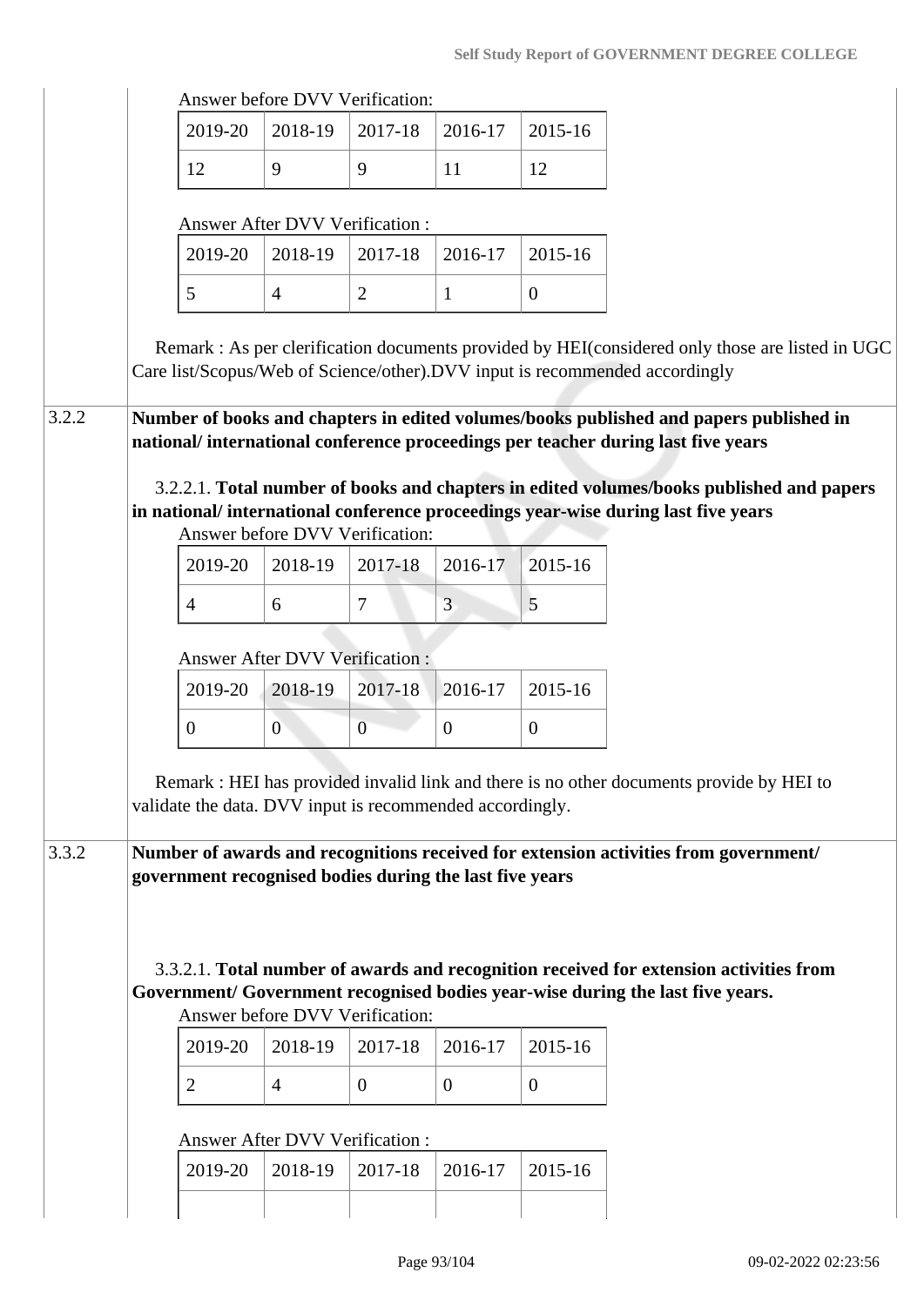Answer before DVV Verification:

| 2019-20 | 2018-19 | 2017-18 | 2016-17 | 2015-16 |
|---|---|---|---|---|
| 12 | 9 | 9 | 11 | 12 |

Answer After DVV Verification :

| 2019-20 | 2018-19 | 2017-18 | 2016-17 | 2015-16 |
|---|---|---|---|---|
| 5 | 4 | 2 | 1 | 0 |

Remark : As per clerification documents provided by HEI(considered only those are listed in UGC Care list/Scopus/Web of Science/other).DVV input is recommended accordingly

**3.2.2 Number of books and chapters in edited volumes/books published and papers published in national/ international conference proceedings per teacher during last five years**

3.2.2.1. **Total number of books and chapters in edited volumes/books published and papers in national/ international conference proceedings year-wise during last five years**

Answer before DVV Verification:

| 2019-20 | 2018-19 | 2017-18 | 2016-17 | 2015-16 |
|---|---|---|---|---|
| 4 | 6 | 7 | 3 | 5 |

Answer After DVV Verification :

| 2019-20 | 2018-19 | 2017-18 | 2016-17 | 2015-16 |
|---|---|---|---|---|
| 0 | 0 | 0 | 0 | 0 |

Remark : HEI has provided invalid link and there is no other documents provide by HEI to validate the data. DVV input is recommended accordingly.

**3.3.2 Number of awards and recognitions received for extension activities from government/ government recognised bodies during the last five years**

3.3.2.1. **Total number of awards and recognition received for extension activities from Government/ Government recognised bodies year-wise during the last five years.**

Answer before DVV Verification:

| 2019-20 | 2018-19 | 2017-18 | 2016-17 | 2015-16 |
|---|---|---|---|---|
| 2 | 4 | 0 | 0 | 0 |

Answer After DVV Verification :

| 2019-20 | 2018-19 | 2017-18 | 2016-17 | 2015-16 |
|---|---|---|---|---|
| | | | | |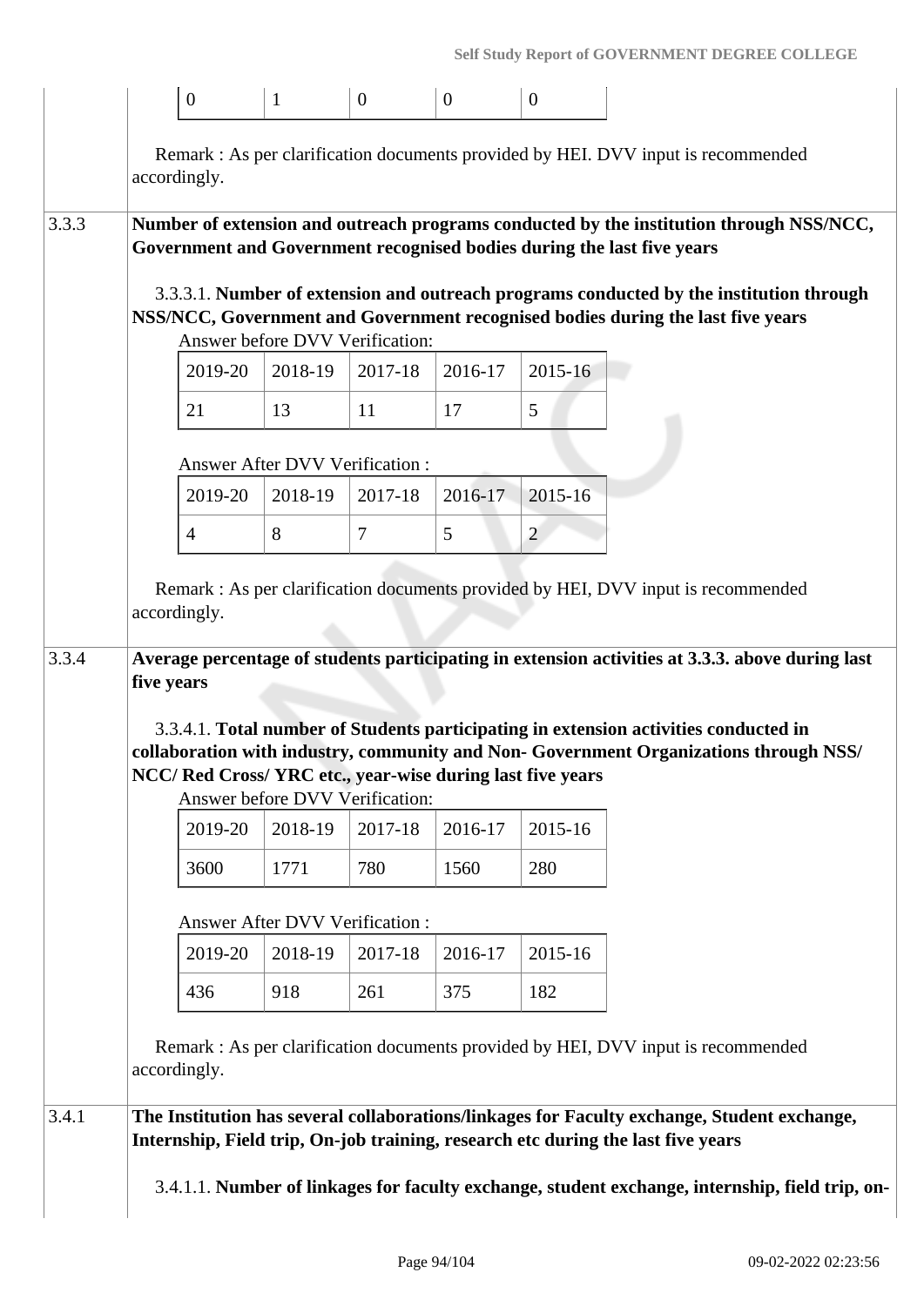| 0 | 1 | 0 | 0 | 0 |
|---|---|---|---|---|

Remark : As per clarification documents provided by HEI. DVV input is recommended accordingly.

**3.3.3** **Number of extension and outreach programs conducted by the institution through NSS/NCC, Government and Government recognised bodies during the last five years**

3.3.3.1. **Number of extension and outreach programs conducted by the institution through NSS/NCC, Government and Government recognised bodies during the last five years**

Answer before DVV Verification:

| 2019-20 | 2018-19 | 2017-18 | 2016-17 | 2015-16 |
|---|---|---|---|---|
| 21 | 13 | 11 | 17 | 5 |

Answer After DVV Verification :

| 2019-20 | 2018-19 | 2017-18 | 2016-17 | 2015-16 |
|---|---|---|---|---|
| 4 | 8 | 7 | 5 | 2 |

Remark : As per clarification documents provided by HEI, DVV input is recommended accordingly.

**3.3.4** **Average percentage of students participating in extension activities at 3.3.3. above during last five years**

3.3.4.1. **Total number of Students participating in extension activities conducted in collaboration with industry, community and Non- Government Organizations through NSS/ NCC/ Red Cross/ YRC etc., year-wise during last five years**

Answer before DVV Verification:

| 2019-20 | 2018-19 | 2017-18 | 2016-17 | 2015-16 |
|---|---|---|---|---|
| 3600 | 1771 | 780 | 1560 | 280 |

Answer After DVV Verification :

| 2019-20 | 2018-19 | 2017-18 | 2016-17 | 2015-16 |
|---|---|---|---|---|
| 436 | 918 | 261 | 375 | 182 |

Remark : As per clarification documents provided by HEI, DVV input is recommended accordingly.

**3.4.1** **The Institution has several collaborations/linkages for Faculty exchange, Student exchange, Internship, Field trip, On-job training, research etc during the last five years**

3.4.1.1. **Number of linkages for faculty exchange, student exchange, internship, field trip, on-**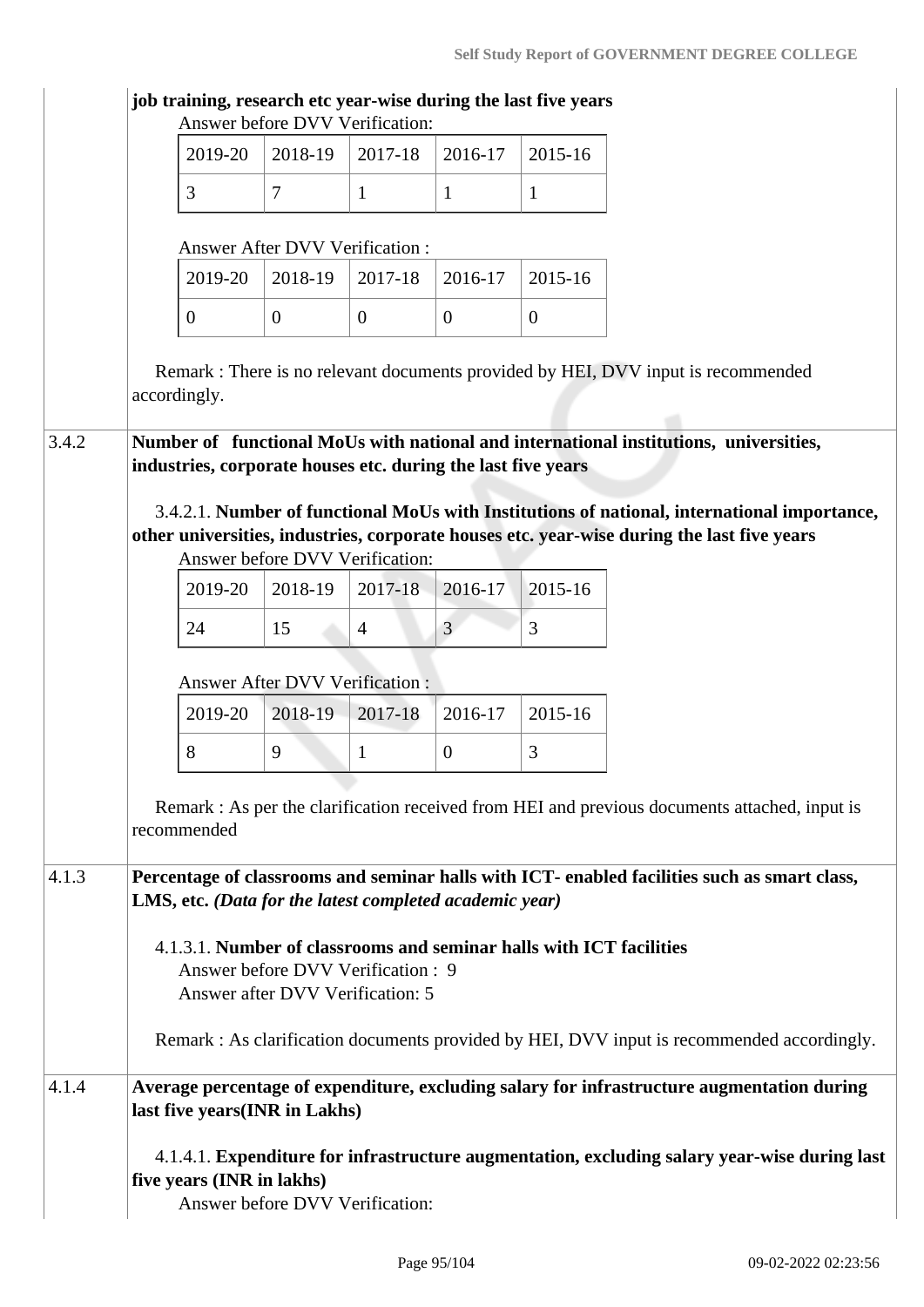**job training, research etc year-wise during the last five years**

Answer before DVV Verification:

| 2019-20 | 2018-19 | 2017-18 | 2016-17 | 2015-16 |
|---|---|---|---|---|
| 3 | 7 | 1 | 1 | 1 |

Answer After DVV Verification :

| 2019-20 | 2018-19 | 2017-18 | 2016-17 | 2015-16 |
|---|---|---|---|---|
| 0 | 0 | 0 | 0 | 0 |

Remark : There is no relevant documents provided by HEI, DVV input is recommended accordingly.

3.4.2 **Number of functional MoUs with national and international institutions, universities, industries, corporate houses etc. during the last five years**

3.4.2.1. **Number of functional MoUs with Institutions of national, international importance, other universities, industries, corporate houses etc. year-wise during the last five years**

Answer before DVV Verification:

| 2019-20 | 2018-19 | 2017-18 | 2016-17 | 2015-16 |
|---|---|---|---|---|
| 24 | 15 | 4 | 3 | 3 |

Answer After DVV Verification :

| 2019-20 | 2018-19 | 2017-18 | 2016-17 | 2015-16 |
|---|---|---|---|---|
| 8 | 9 | 1 | 0 | 3 |

Remark : As per the clarification received from HEI and previous documents attached, input is recommended

4.1.3 **Percentage of classrooms and seminar halls with ICT- enabled facilities such as smart class, LMS, etc. *(Data for the latest completed academic year)***

4.1.3.1. **Number of classrooms and seminar halls with ICT facilities**

Answer before DVV Verification : 9

Answer after DVV Verification: 5

Remark : As clarification documents provided by HEI, DVV input is recommended accordingly.

4.1.4 **Average percentage of expenditure, excluding salary for infrastructure augmentation during last five years(INR in Lakhs)**

4.1.4.1. **Expenditure for infrastructure augmentation, excluding salary year-wise during last five years (INR in lakhs)**

Answer before DVV Verification: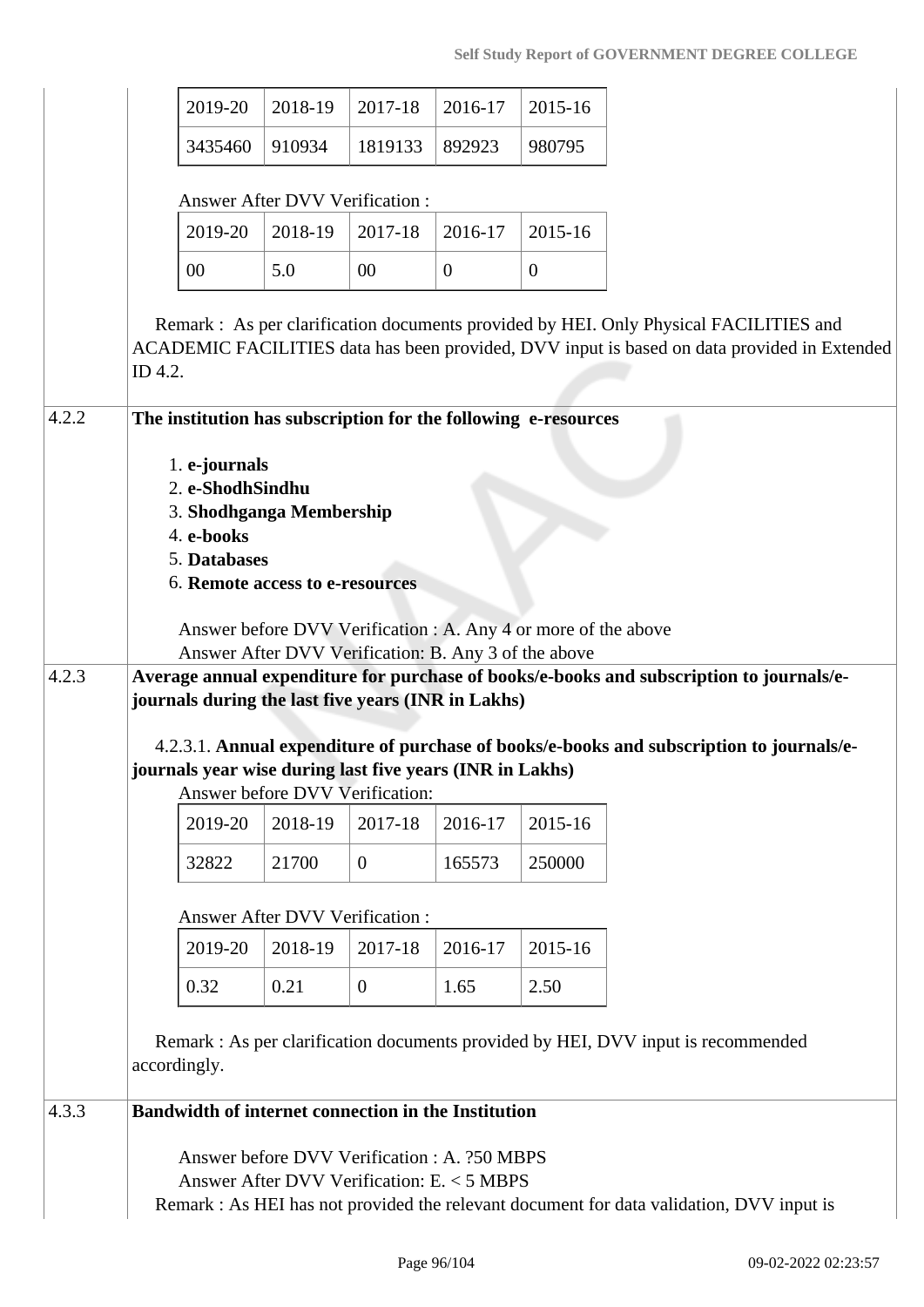| 2019-20 | 2018-19 | 2017-18 | 2016-17 | 2015-16 |
|---|---|---|---|---|
| 3435460 | 910934 | 1819133 | 892923 | 980795 |

Answer After DVV Verification :

| 2019-20 | 2018-19 | 2017-18 | 2016-17 | 2015-16 |
|---|---|---|---|---|
| 00 | 5.0 | 00 | 0 | 0 |

Remark : As per clarification documents provided by HEI. Only Physical FACILITIES and ACADEMIC FACILITIES data has been provided, DVV input is based on data provided in Extended ID 4.2.

**4.2.2 The institution has subscription for the following e-resources**

1. **e-journals**
2. **e-ShodhSindhu**
3. **Shodhganga Membership**
4. **e-books**
5. **Databases**
6. **Remote access to e-resources**

Answer before DVV Verification : A. Any 4 or more of the above
Answer After DVV Verification: B. Any 3 of the above

**4.2.3 Average annual expenditure for purchase of books/e-books and subscription to journals/e-journals during the last five years (INR in Lakhs)**

4.2.3.1. **Annual expenditure of purchase of books/e-books and subscription to journals/e-journals year wise during last five years (INR in Lakhs)**

Answer before DVV Verification:

| 2019-20 | 2018-19 | 2017-18 | 2016-17 | 2015-16 |
|---|---|---|---|---|
| 32822 | 21700 | 0 | 165573 | 250000 |

Answer After DVV Verification :

| 2019-20 | 2018-19 | 2017-18 | 2016-17 | 2015-16 |
|---|---|---|---|---|
| 0.32 | 0.21 | 0 | 1.65 | 2.50 |

Remark : As per clarification documents provided by HEI, DVV input is recommended accordingly.

**4.3.3 Bandwidth of internet connection in the Institution**

Answer before DVV Verification : A. ?50 MBPS
Answer After DVV Verification: E. < 5 MBPS
Remark : As HEI has not provided the relevant document for data validation, DVV input is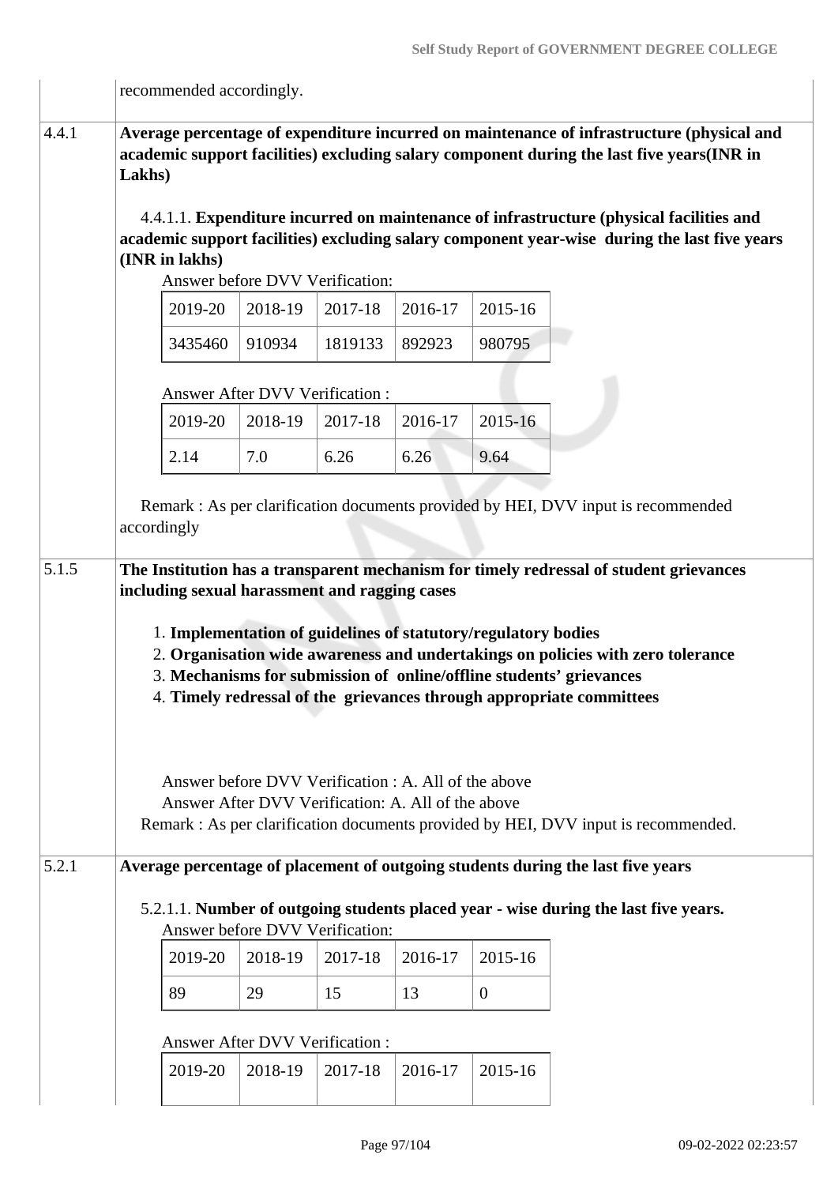recommended accordingly.

**4.1.1** **Average percentage of expenditure incurred on maintenance of infrastructure (physical and academic support facilities) excluding salary component during the last five years(INR in Lakhs)**

4.4.1.1. **Expenditure incurred on maintenance of infrastructure (physical facilities and academic support facilities) excluding salary component year-wise during the last five years (INR in lakhs)**

Answer before DVV Verification:

| 2019-20 | 2018-19 | 2017-18 | 2016-17 | 2015-16 |
|---|---|---|---|---|
| 3435460 | 910934 | 1819133 | 892923 | 980795 |

Answer After DVV Verification :

| 2019-20 | 2018-19 | 2017-18 | 2016-17 | 2015-16 |
|---|---|---|---|---|
| 2.14 | 7.0 | 6.26 | 6.26 | 9.64 |

Remark : As per clarification documents provided by HEI, DVV input is recommended accordingly

**5.1.5** **The Institution has a transparent mechanism for timely redressal of student grievances including sexual harassment and ragging cases**

1. **Implementation of guidelines of statutory/regulatory bodies**
2. **Organisation wide awareness and undertakings on policies with zero tolerance**
3. **Mechanisms for submission of online/offline students' grievances**
4. **Timely redressal of the grievances through appropriate committees**

Answer before DVV Verification : A. All of the above
Answer After DVV Verification: A. All of the above
Remark : As per clarification documents provided by HEI, DVV input is recommended.

**5.2.1** **Average percentage of placement of outgoing students during the last five years**

5.2.1.1. **Number of outgoing students placed year - wise during the last five years.**

Answer before DVV Verification:

| 2019-20 | 2018-19 | 2017-18 | 2016-17 | 2015-16 |
|---|---|---|---|---|
| 89 | 29 | 15 | 13 | 0 |

Answer After DVV Verification :

| 2019-20 | 2018-19 | 2017-18 | 2016-17 | 2015-16 |
|---|---|---|---|---|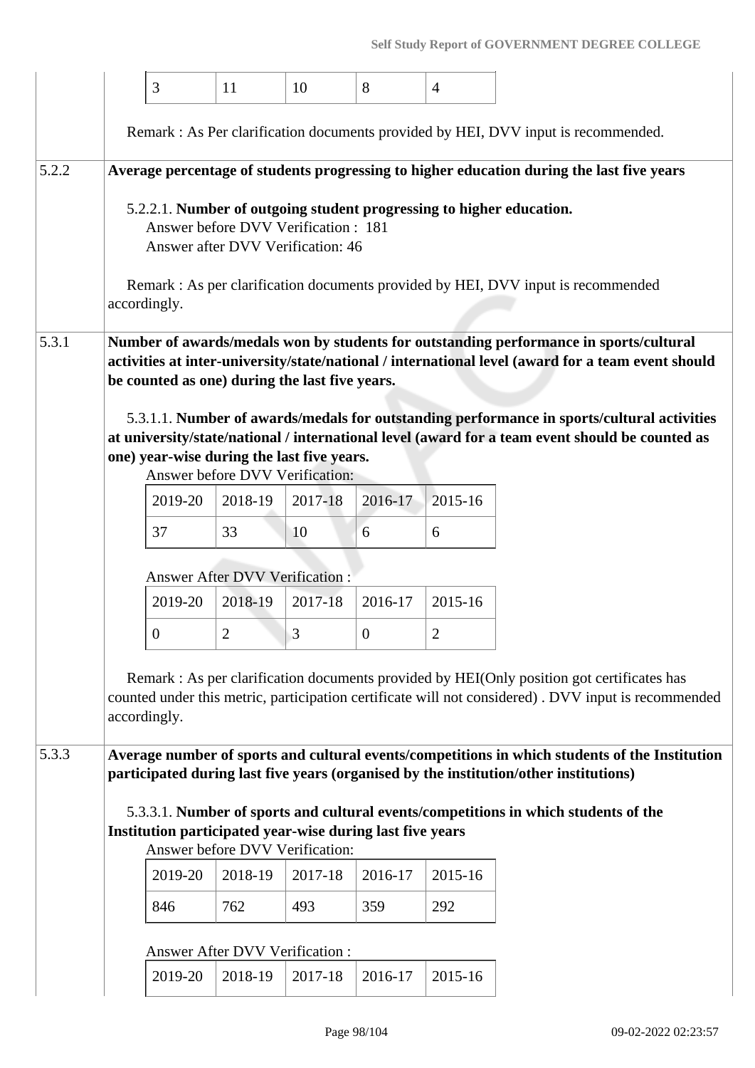| 3 | 11 | 10 | 8 | 4 |
|---|---|---|---|---|

Remark : As Per clarification documents provided by HEI, DVV input is recommended.

**5.2.2 Average percentage of students progressing to higher education during the last five years**

5.2.2.1. **Number of outgoing student progressing to higher education.**

Answer before DVV Verification : 181

Answer after DVV Verification: 46

Remark : As per clarification documents provided by HEI, DVV input is recommended accordingly.

**5.3.1 Number of awards/medals won by students for outstanding performance in sports/cultural activities at inter-university/state/national / international level (award for a team event should be counted as one) during the last five years.**

5.3.1.1. **Number of awards/medals for outstanding performance in sports/cultural activities at university/state/national / international level (award for a team event should be counted as one) year-wise during the last five years.**

Answer before DVV Verification:

| 2019-20 | 2018-19 | 2017-18 | 2016-17 | 2015-16 |
|---|---|---|---|---|
| 37 | 33 | 10 | 6 | 6 |

Answer After DVV Verification :

| 2019-20 | 2018-19 | 2017-18 | 2016-17 | 2015-16 |
|---|---|---|---|---|
| 0 | 2 | 3 | 0 | 2 |

Remark : As per clarification documents provided by HEI(Only position got certificates has counted under this metric, participation certificate will not considered) . DVV input is recommended accordingly.

**5.3.3 Average number of sports and cultural events/competitions in which students of the Institution participated during last five years (organised by the institution/other institutions)**

5.3.3.1. **Number of sports and cultural events/competitions in which students of the Institution participated year-wise during last five years**

Answer before DVV Verification:

| 2019-20 | 2018-19 | 2017-18 | 2016-17 | 2015-16 |
|---|---|---|---|---|
| 846 | 762 | 493 | 359 | 292 |

Answer After DVV Verification :

| 2019-20 | 2018-19 | 2017-18 | 2016-17 | 2015-16 |
|---|---|---|---|---|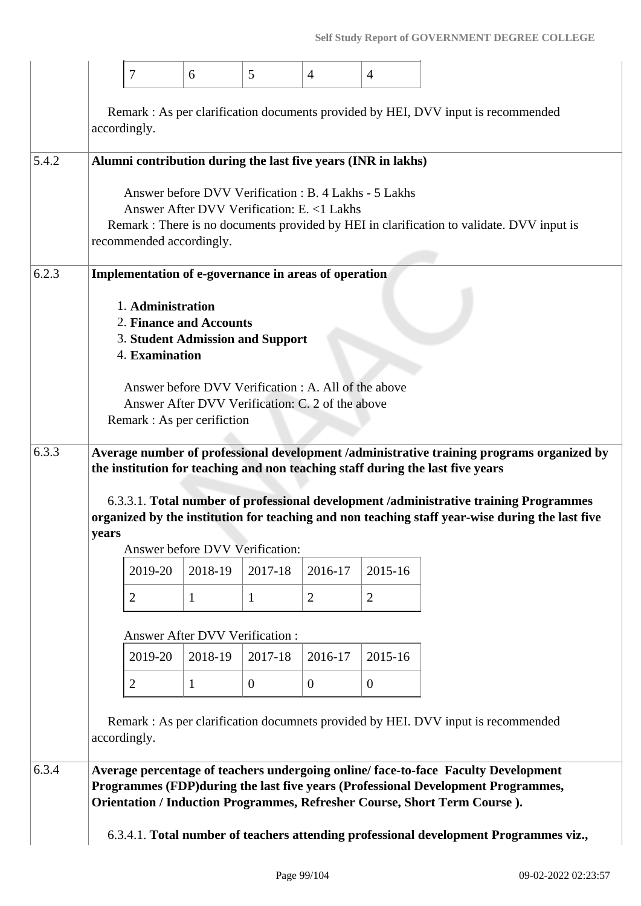| 7 | 6 | 5 | 4 | 4 |
|---|---|---|---|---|

Remark : As per clarification documents provided by HEI, DVV input is recommended accordingly.

**5.4.2 Alumni contribution during the last five years (INR in lakhs)**

Answer before DVV Verification : B. 4 Lakhs - 5 Lakhs
Answer After DVV Verification: E. <1 Lakhs
Remark : There is no documents provided by HEI in clarification to validate. DVV input is recommended accordingly.

**6.2.3 Implementation of e-governance in areas of operation**

1. **Administration**
2. **Finance and Accounts**
3. **Student Admission and Support**
4. **Examination**

Answer before DVV Verification : A. All of the above
Answer After DVV Verification: C. 2 of the above
Remark : As per cerifiction

**6.3.3 Average number of professional development /administrative training programs organized by the institution for teaching and non teaching staff during the last five years**

6.3.3.1. **Total number of professional development /administrative training Programmes organized by the institution for teaching and non teaching staff year-wise during the last five years**

Answer before DVV Verification:

| 2019-20 | 2018-19 | 2017-18 | 2016-17 | 2015-16 |
|---|---|---|---|---|
| 2 | 1 | 1 | 2 | 2 |

Answer After DVV Verification :

| 2019-20 | 2018-19 | 2017-18 | 2016-17 | 2015-16 |
|---|---|---|---|---|
| 2 | 1 | 0 | 0 | 0 |

Remark : As per clarification documnets provided by HEI. DVV input is recommended accordingly.

**6.3.4 Average percentage of teachers undergoing online/ face-to-face Faculty Development Programmes (FDP)during the last five years (Professional Development Programmes, Orientation / Induction Programmes, Refresher Course, Short Term Course ).**

6.3.4.1. **Total number of teachers attending professional development Programmes viz.,**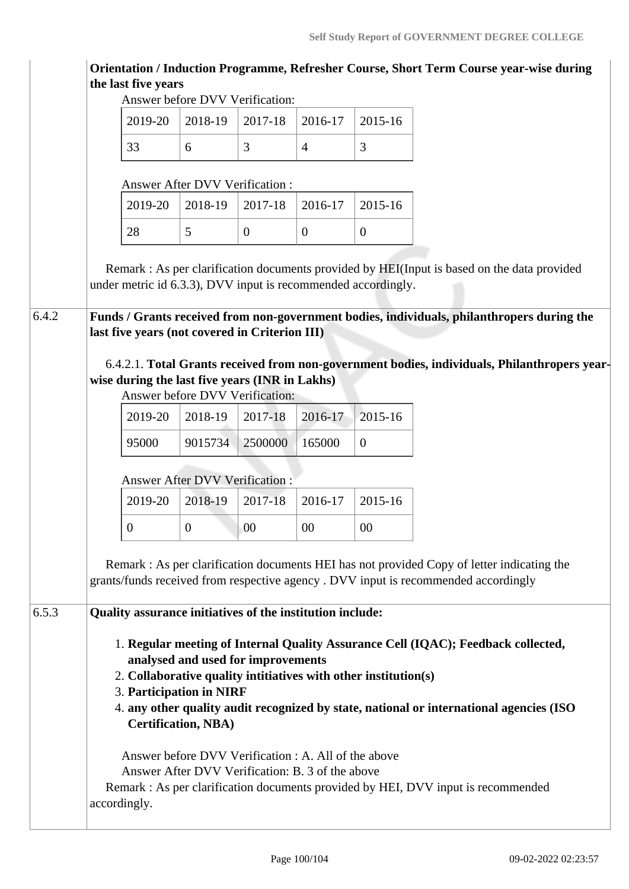**Orientation / Induction Programme, Refresher Course, Short Term Course year-wise during the last five years**

Answer before DVV Verification:

| 2019-20 | 2018-19 | 2017-18 | 2016-17 | 2015-16 |
|---|---|---|---|---|
| 33 | 6 | 3 | 4 | 3 |

Answer After DVV Verification :

| 2019-20 | 2018-19 | 2017-18 | 2016-17 | 2015-16 |
|---|---|---|---|---|
| 28 | 5 | 0 | 0 | 0 |

Remark : As per clarification documents provided by HEI(Input is based on the data provided under metric id 6.3.3), DVV input is recommended accordingly.

**6.4.2** **Funds / Grants received from non-government bodies, individuals, philanthropers during the last five years (not covered in Criterion III)**

6.4.2.1. **Total Grants received from non-government bodies, individuals, Philanthropers year-wise during the last five years (INR in Lakhs)**

Answer before DVV Verification:

| 2019-20 | 2018-19 | 2017-18 | 2016-17 | 2015-16 |
|---|---|---|---|---|
| 95000 | 9015734 | 2500000 | 165000 | 0 |

Answer After DVV Verification :

| 2019-20 | 2018-19 | 2017-18 | 2016-17 | 2015-16 |
|---|---|---|---|---|
| 0 | 0 | 00 | 00 | 00 |

Remark : As per clarification documents HEI has not provided Copy of letter indicating the grants/funds received from respective agency . DVV input is recommended accordingly

**6.5.3** **Quality assurance initiatives of the institution include:**

1. **Regular meeting of Internal Quality Assurance Cell (IQAC); Feedback collected, analysed and used for improvements**
2. **Collaborative quality intitiatives with other institution(s)**
3. **Participation in NIRF**
4. **any other quality audit recognized by state, national or international agencies (ISO Certification, NBA)**

Answer before DVV Verification : A. All of the above
Answer After DVV Verification: B. 3 of the above

Remark : As per clarification documents provided by HEI, DVV input is recommended accordingly.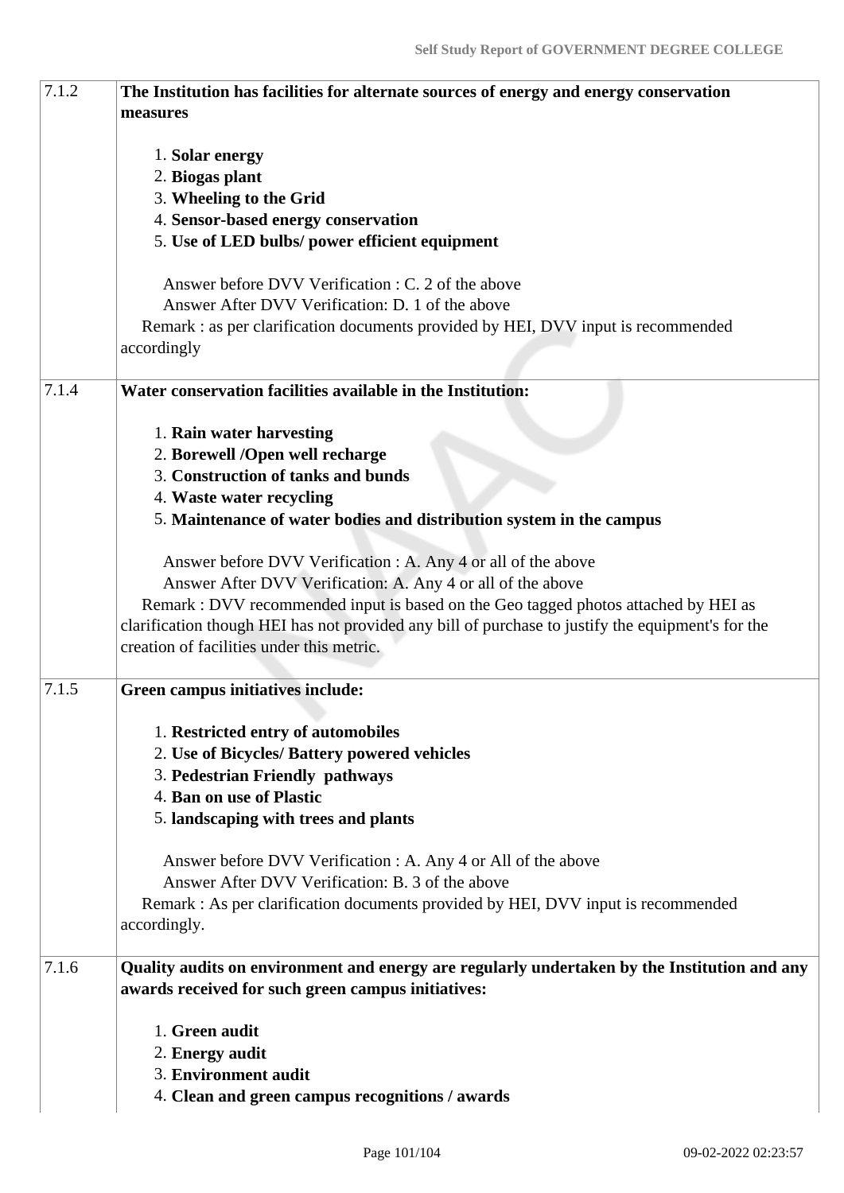| | |
|---|---|
| 7.1.2 | **The Institution has facilities for alternate sources of energy and energy conservation measures**<br><br>1. **Solar energy**<br>2. **Biogas plant**<br>3. **Wheeling to the Grid**<br>4. **Sensor-based energy conservation**<br>5. **Use of LED bulbs/ power efficient equipment**<br><br>Answer before DVV Verification : C. 2 of the above<br>Answer After DVV Verification: D. 1 of the above<br>Remark : as per clarification documents provided by HEI, DVV input is recommended accordingly |
| 7.1.4 | **Water conservation facilities available in the Institution:**<br><br>1. **Rain water harvesting**<br>2. **Borewell /Open well recharge**<br>3. **Construction of tanks and bunds**<br>4. **Waste water recycling**<br>5. **Maintenance of water bodies and distribution system in the campus**<br><br>Answer before DVV Verification : A. Any 4 or all of the above<br>Answer After DVV Verification: A. Any 4 or all of the above<br>Remark : DVV recommended input is based on the Geo tagged photos attached by HEI as clarification though HEI has not provided any bill of purchase to justify the equipment's for the creation of facilities under this metric. |
| 7.1.5 | **Green campus initiatives include:**<br><br>1. **Restricted entry of automobiles**<br>2. **Use of Bicycles/ Battery powered vehicles**<br>3. **Pedestrian Friendly pathways**<br>4. **Ban on use of Plastic**<br>5. **landscaping with trees and plants**<br><br>Answer before DVV Verification : A. Any 4 or All of the above<br>Answer After DVV Verification: B. 3 of the above<br>Remark : As per clarification documents provided by HEI, DVV input is recommended accordingly. |
| 7.1.6 | **Quality audits on environment and energy are regularly undertaken by the Institution and any awards received for such green campus initiatives:**<br><br>1. **Green audit**<br>2. **Energy audit**<br>3. **Environment audit**<br>4. **Clean and green campus recognitions / awards** |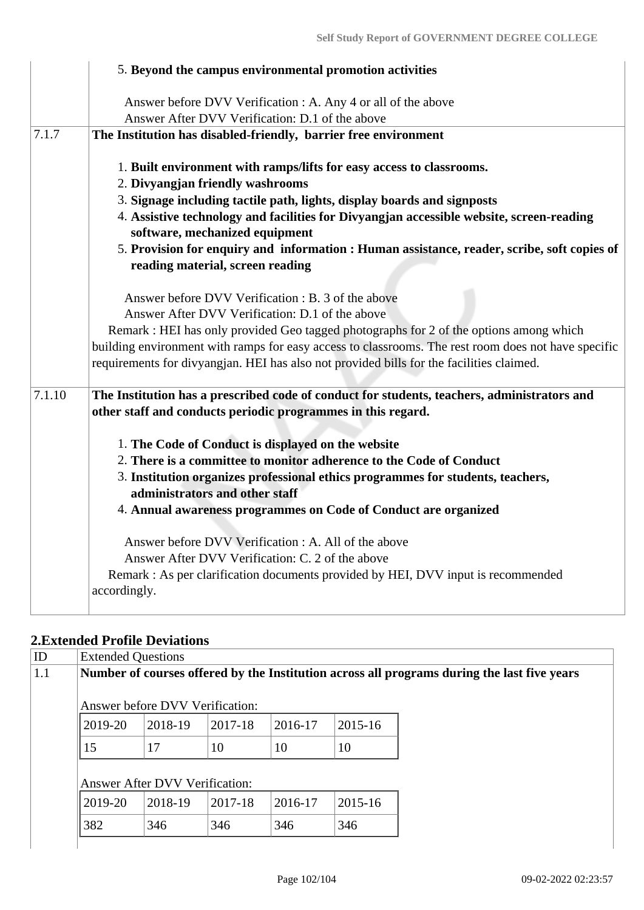| | 5. **Beyond the campus environmental promotion activities**<br><br>Answer before DVV Verification : A. Any 4 or all of the above<br>Answer After DVV Verification: D.1 of the above |
|---|---|
| 7.1.7 | **The Institution has disabled-friendly, barrier free environment**<br><br>1. **Built environment with ramps/lifts for easy access to classrooms.**<br>2. **Divyangjan friendly washrooms**<br>3. **Signage including tactile path, lights, display boards and signposts**<br>4. **Assistive technology and facilities for Divyangjan accessible website, screen-reading software, mechanized equipment**<br>5. **Provision for enquiry and information : Human assistance, reader, scribe, soft copies of reading material, screen reading**<br><br>Answer before DVV Verification : B. 3 of the above<br>Answer After DVV Verification: D.1 of the above<br>Remark : HEI has only provided Geo tagged photographs for 2 of the options among which building environment with ramps for easy access to classrooms. The rest room does not have specific requirements for divyangjan. HEI has also not provided bills for the facilities claimed. |
| 7.1.10 | **The Institution has a prescribed code of conduct for students, teachers, administrators and other staff and conducts periodic programmes in this regard.**<br><br>1. **The Code of Conduct is displayed on the website**<br>2. **There is a committee to monitor adherence to the Code of Conduct**<br>3. **Institution organizes professional ethics programmes for students, teachers, administrators and other staff**<br>4. **Annual awareness programmes on Code of Conduct are organized**<br><br>Answer before DVV Verification : A. All of the above<br>Answer After DVV Verification: C. 2 of the above<br>Remark : As per clarification documents provided by HEI, DVV input is recommended accordingly. |

## 2.Extended Profile Deviations

| ID | Extended Questions |
|---|---|
| 1.1 | **Number of courses offered by the Institution across all programs during the last five years** |

Answer before DVV Verification:

| 2019-20 | 2018-19 | 2017-18 | 2016-17 | 2015-16 |
|---|---|---|---|---|
| 15 | 17 | 10 | 10 | 10 |

Answer After DVV Verification:

| 2019-20 | 2018-19 | 2017-18 | 2016-17 | 2015-16 |
|---|---|---|---|---|
| 382 | 346 | 346 | 346 | 346 |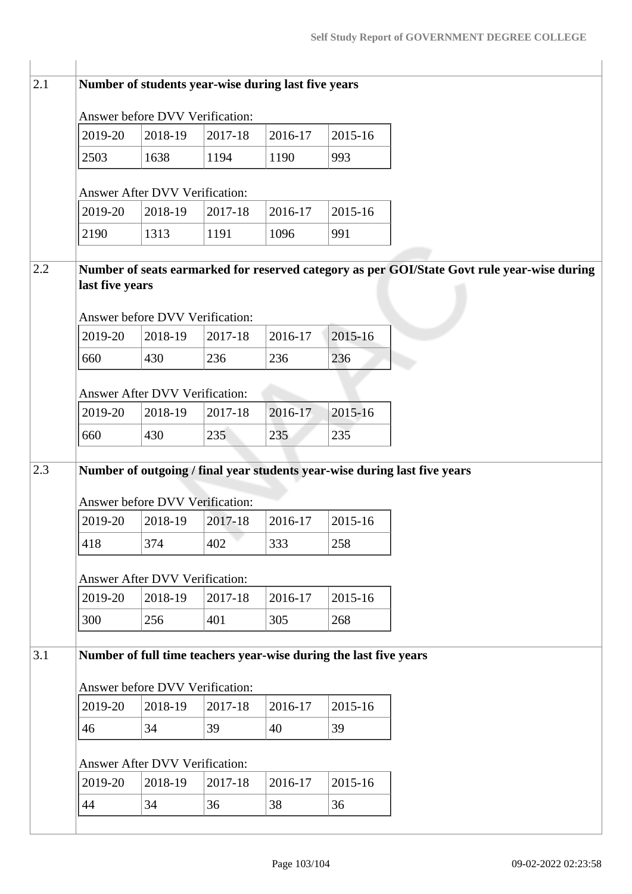| | |
|---|---|
| 2.1 | **Number of students year-wise during last five years** |

Answer before DVV Verification:

| 2019-20 | 2018-19 | 2017-18 | 2016-17 | 2015-16 |
|---|---|---|---|---|
| 2503 | 1638 | 1194 | 1190 | 993 |

Answer After DVV Verification:

| 2019-20 | 2018-19 | 2017-18 | 2016-17 | 2015-16 |
|---|---|---|---|---|
| 2190 | 1313 | 1191 | 1096 | 991 |

| | |
|---|---|
| 2.2 | **Number of seats earmarked for reserved category as per GOI/State Govt rule year-wise during last five years** |

Answer before DVV Verification:

| 2019-20 | 2018-19 | 2017-18 | 2016-17 | 2015-16 |
|---|---|---|---|---|
| 660 | 430 | 236 | 236 | 236 |

Answer After DVV Verification:

| 2019-20 | 2018-19 | 2017-18 | 2016-17 | 2015-16 |
|---|---|---|---|---|
| 660 | 430 | 235 | 235 | 235 |

| | |
|---|---|
| 2.3 | **Number of outgoing / final year students year-wise during last five years** |

Answer before DVV Verification:

| 2019-20 | 2018-19 | 2017-18 | 2016-17 | 2015-16 |
|---|---|---|---|---|
| 418 | 374 | 402 | 333 | 258 |

Answer After DVV Verification:

| 2019-20 | 2018-19 | 2017-18 | 2016-17 | 2015-16 |
|---|---|---|---|---|
| 300 | 256 | 401 | 305 | 268 |

| | |
|---|---|
| 3.1 | **Number of full time teachers year-wise during the last five years** |

Answer before DVV Verification:

| 2019-20 | 2018-19 | 2017-18 | 2016-17 | 2015-16 |
|---|---|---|---|---|
| 46 | 34 | 39 | 40 | 39 |

Answer After DVV Verification:

| 2019-20 | 2018-19 | 2017-18 | 2016-17 | 2015-16 |
|---|---|---|---|---|
| 44 | 34 | 36 | 38 | 36 |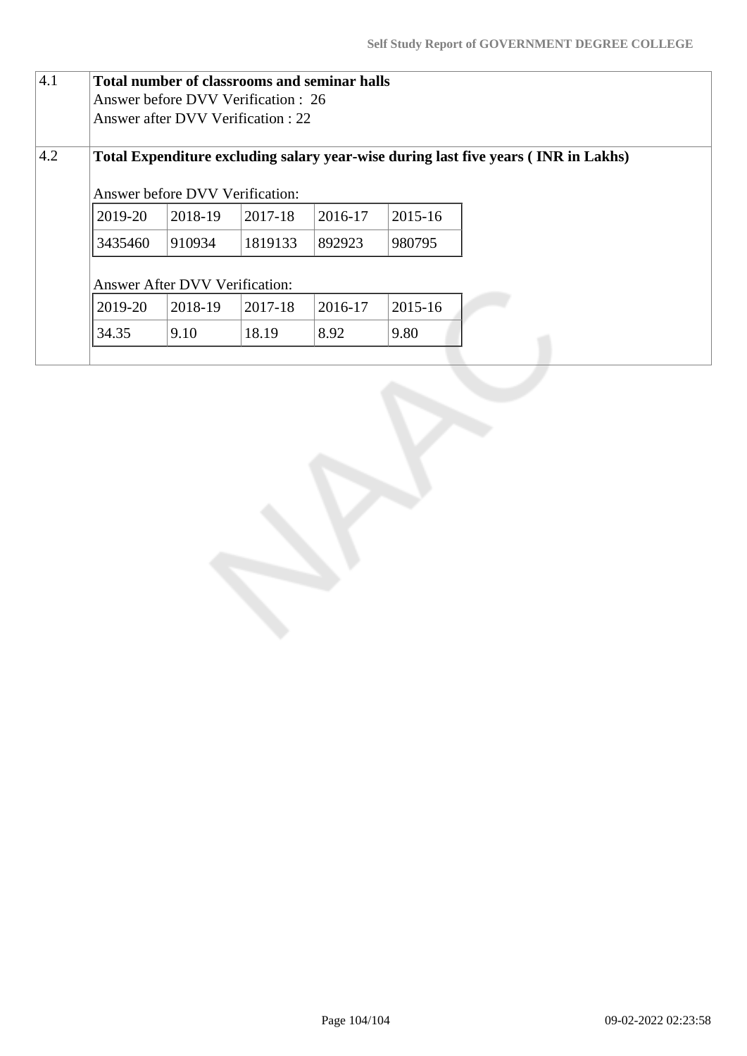| | |
|---|---|
| 4.1 | **Total number of classrooms and seminar halls**<br>Answer before DVV Verification : 26<br>Answer after DVV Verification : 22 |
| 4.2 | **Total Expenditure excluding salary year-wise during last five years ( INR in Lakhs)** |

Answer before DVV Verification:

| 2019-20 | 2018-19 | 2017-18 | 2016-17 | 2015-16 |
|---|---|---|---|---|
| 3435460 | 910934 | 1819133 | 892923 | 980795 |

Answer After DVV Verification:

| 2019-20 | 2018-19 | 2017-18 | 2016-17 | 2015-16 |
|---|---|---|---|---|
| 34.35 | 9.10 | 18.19 | 8.92 | 9.80 |